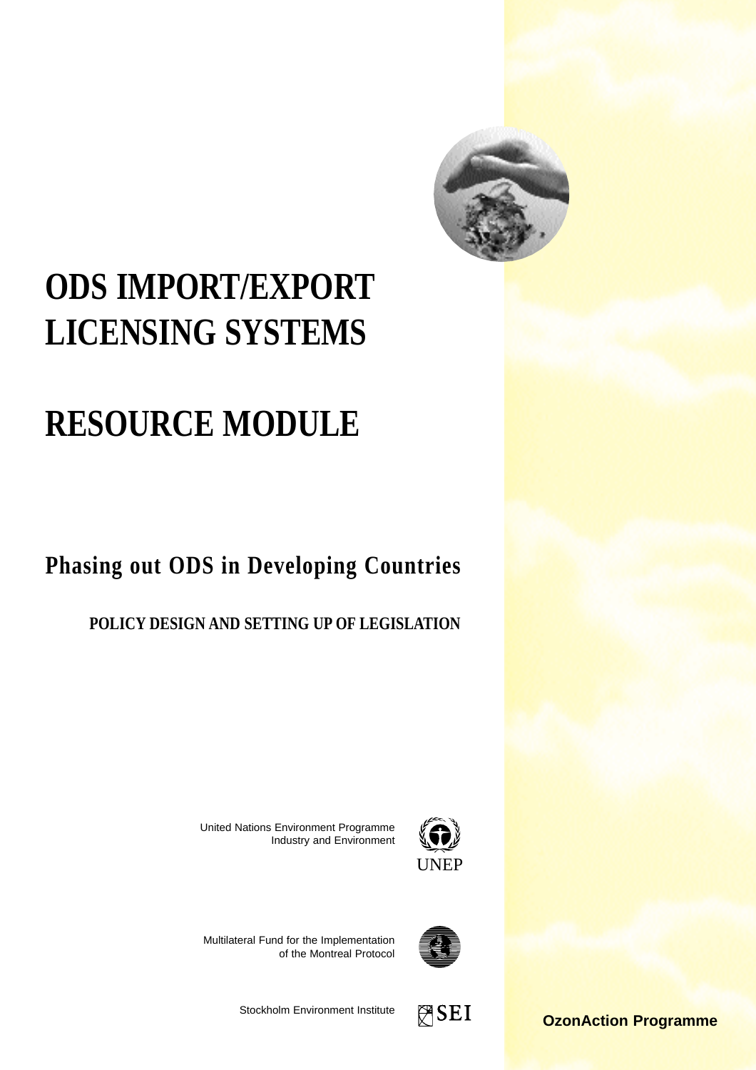# ODS IMPORT/EXPORT LICENSING SYSTEMS

# RESOURCE MODULE

## Phasing out ODS in Developing Countries

### POLICY DESIGN AND SETTING UP OF LEGISLATION

United Nations Environment Programme
Industry and Environment

UNEP

Multilateral Fund for the Implementation
of the Montreal Protocol

Stockholm Environment Institute

SEI

**OzonAction Programme**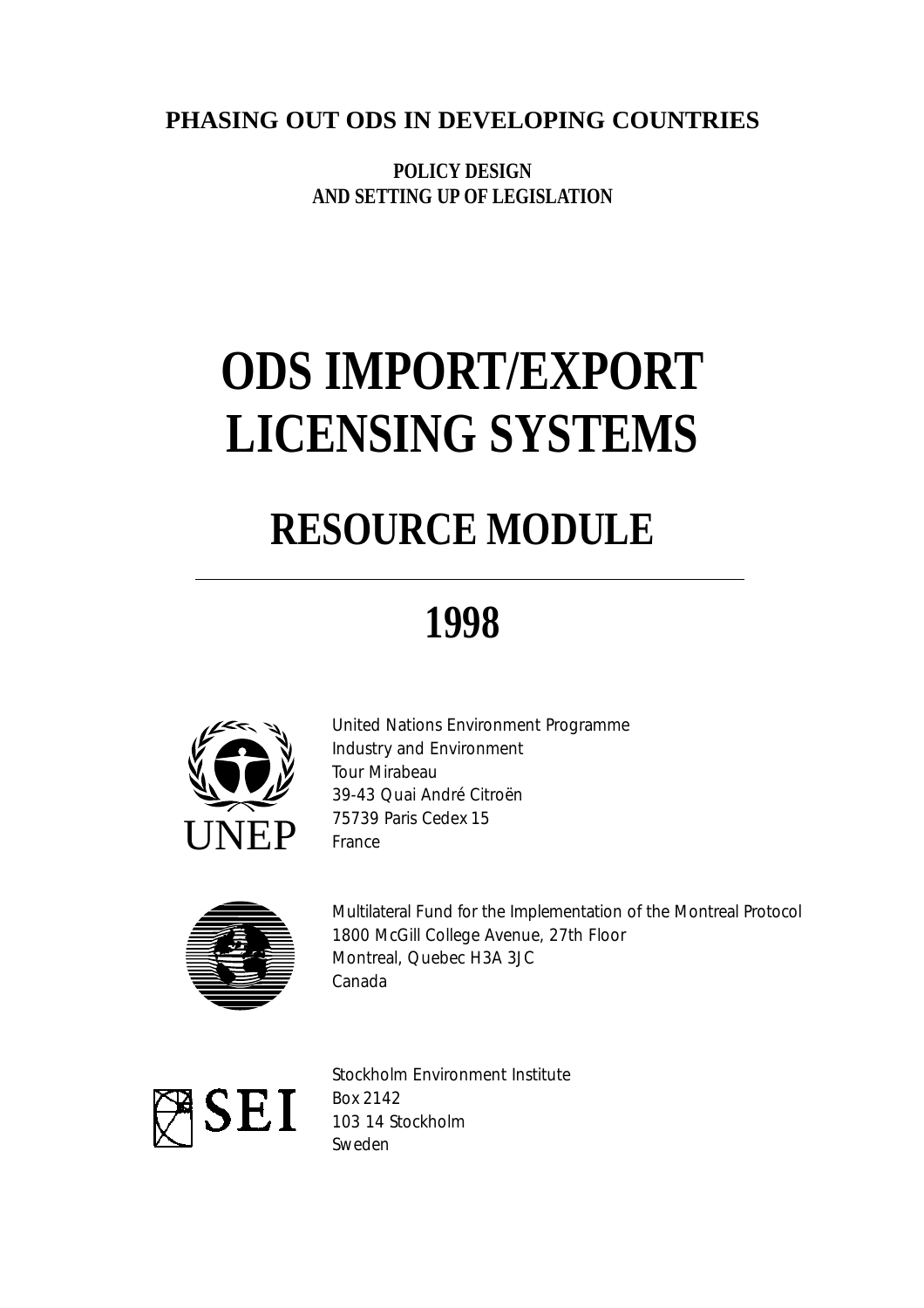**PHASING OUT ODS IN DEVELOPING COUNTRIES**

**POLICY DESIGN AND SETTING UP OF LEGISLATION**

# ODS IMPORT/EXPORT LICENSING SYSTEMS

## RESOURCE MODULE

---

## 1998

UNEP

United Nations Environment Programme
Industry and Environment
Tour Mirabeau
39-43 Quai André Citroën
75739 Paris Cedex 15
France

Multilateral Fund for the Implementation of the Montreal Protocol
1800 McGill College Avenue, 27th Floor
Montreal, Quebec H3A 3JC
Canada

SEI

Stockholm Environment Institute
Box 2142
103 14 Stockholm
Sweden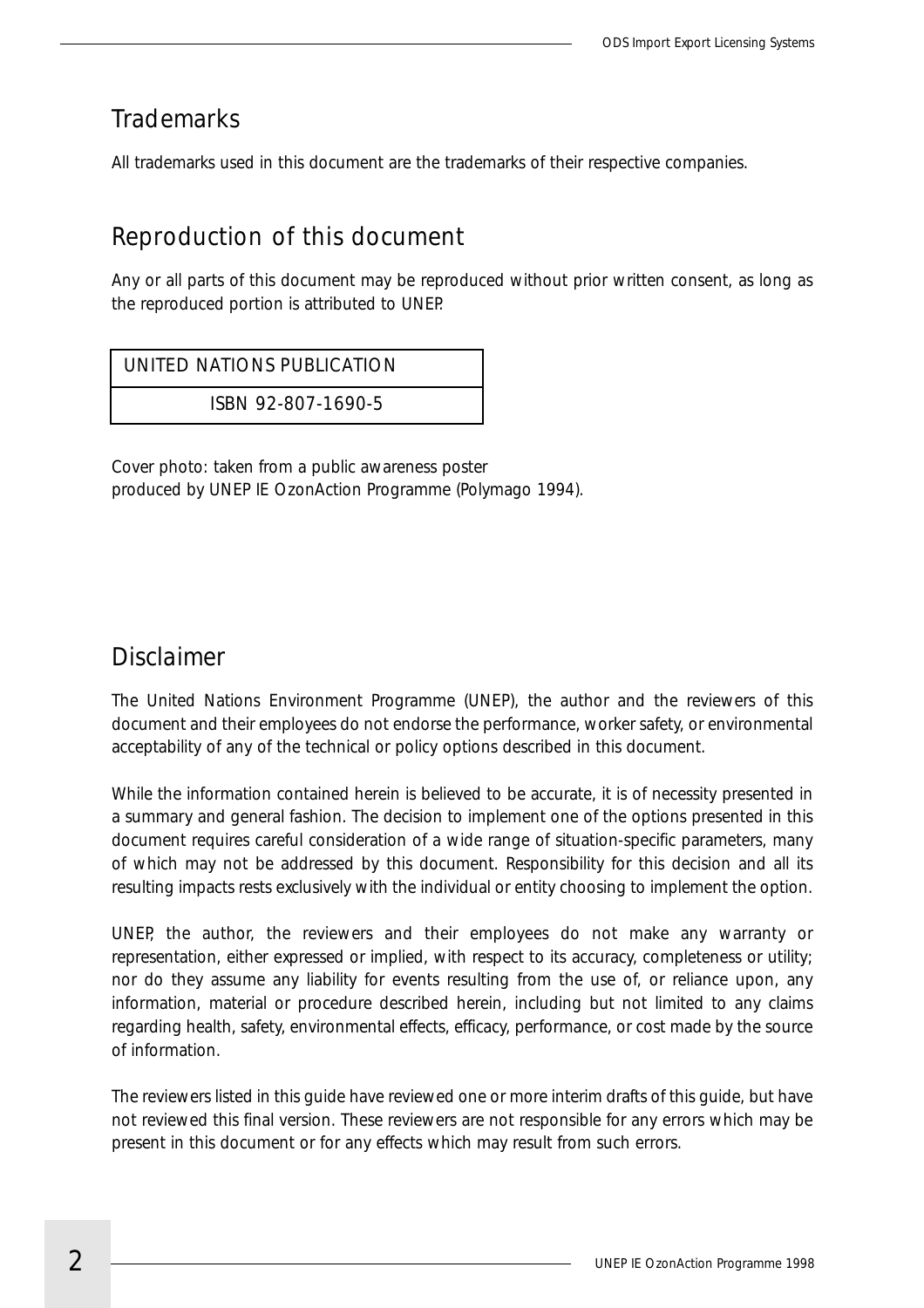## Trademarks

All trademarks used in this document are the trademarks of their respective companies.

## Reproduction of this document

Any or all parts of this document may be reproduced without prior written consent, as long as the reproduced portion is attributed to UNEP.

| UNITED NATIONS PUBLICATION |
|---|
| ISBN 92-807-1690-5 |

Cover photo: taken from a public awareness poster
produced by UNEP IE OzonAction Programme (Polymago 1994).

## Disclaimer

The United Nations Environment Programme (UNEP), the author and the reviewers of this document and their employees do not endorse the performance, worker safety, or environmental acceptability of any of the technical or policy options described in this document.

While the information contained herein is believed to be accurate, it is of necessity presented in a summary and general fashion. The decision to implement one of the options presented in this document requires careful consideration of a wide range of situation-specific parameters, many of which may not be addressed by this document. Responsibility for this decision and all its resulting impacts rests exclusively with the individual or entity choosing to implement the option.

UNEP, the author, the reviewers and their employees do not make any warranty or representation, either expressed or implied, with respect to its accuracy, completeness or utility; nor do they assume any liability for events resulting from the use of, or reliance upon, any information, material or procedure described herein, including but not limited to any claims regarding health, safety, environmental effects, efficacy, performance, or cost made by the source of information.

The reviewers listed in this guide have reviewed one or more interim drafts of this guide, but have not reviewed this final version. These reviewers are not responsible for any errors which may be present in this document or for any effects which may result from such errors.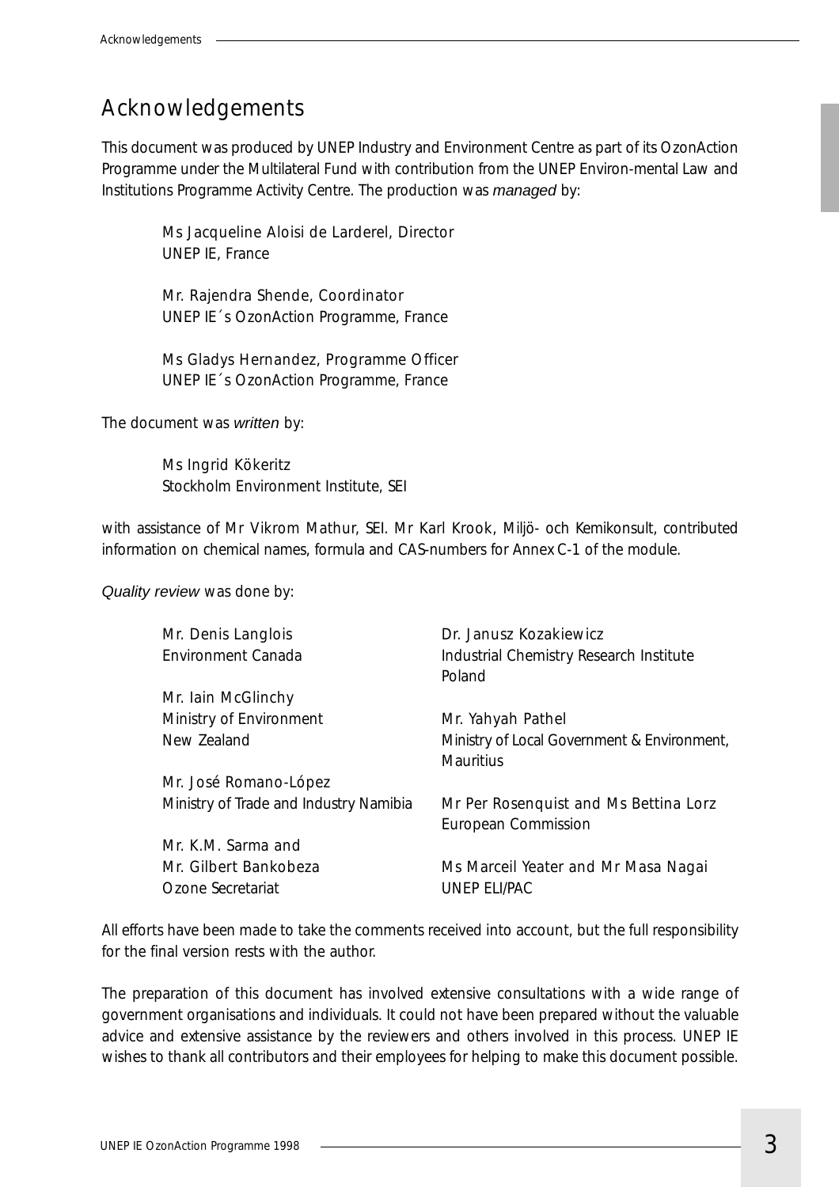# Acknowledgements

This document was produced by UNEP Industry and Environment Centre as part of its OzonAction Programme under the Multilateral Fund with contribution from the UNEP Environ-mental Law and Institutions Programme Activity Centre. The production was *managed* by:

> Ms Jacqueline Aloisi de Larderel, Director
> UNEP IE, France
>
> Mr. Rajendra Shende, Coordinator
> UNEP IE´s OzonAction Programme, France
>
> Ms Gladys Hernandez, Programme Officer
> UNEP IE´s OzonAction Programme, France

The document was *written* by:

> Ms Ingrid Kökeritz
> Stockholm Environment Institute, SEI

with assistance of Mr Vikrom Mathur, SEI. Mr Karl Krook, Miljö- och Kemikonsult, contributed information on chemical names, formula and CAS-numbers for Annex C-1 of the module.

*Quality review* was done by:

> Mr. Denis Langlois
> Environment Canada
>
> Mr. Iain McGlinchy
> Ministry of Environment
> New Zealand
>
> Mr. José Romano-López
> Ministry of Trade and Industry Namibia
>
> Mr. K.M. Sarma and
> Mr. Gilbert Bankobeza
> Ozone Secretariat
>
> Dr. Janusz Kozakiewicz
> Industrial Chemistry Research Institute
> Poland
>
> Mr. Yahyah Pathel
> Ministry of Local Government & Environment,
> Mauritius
>
> Mr Per Rosenquist and Ms Bettina Lorz
> European Commission
>
> Ms Marceil Yeater and Mr Masa Nagai
> UNEP ELI/PAC

All efforts have been made to take the comments received into account, but the full responsibility for the final version rests with the author.

The preparation of this document has involved extensive consultations with a wide range of government organisations and individuals. It could not have been prepared without the valuable advice and extensive assistance by the reviewers and others involved in this process. UNEP IE wishes to thank all contributors and their employees for helping to make this document possible.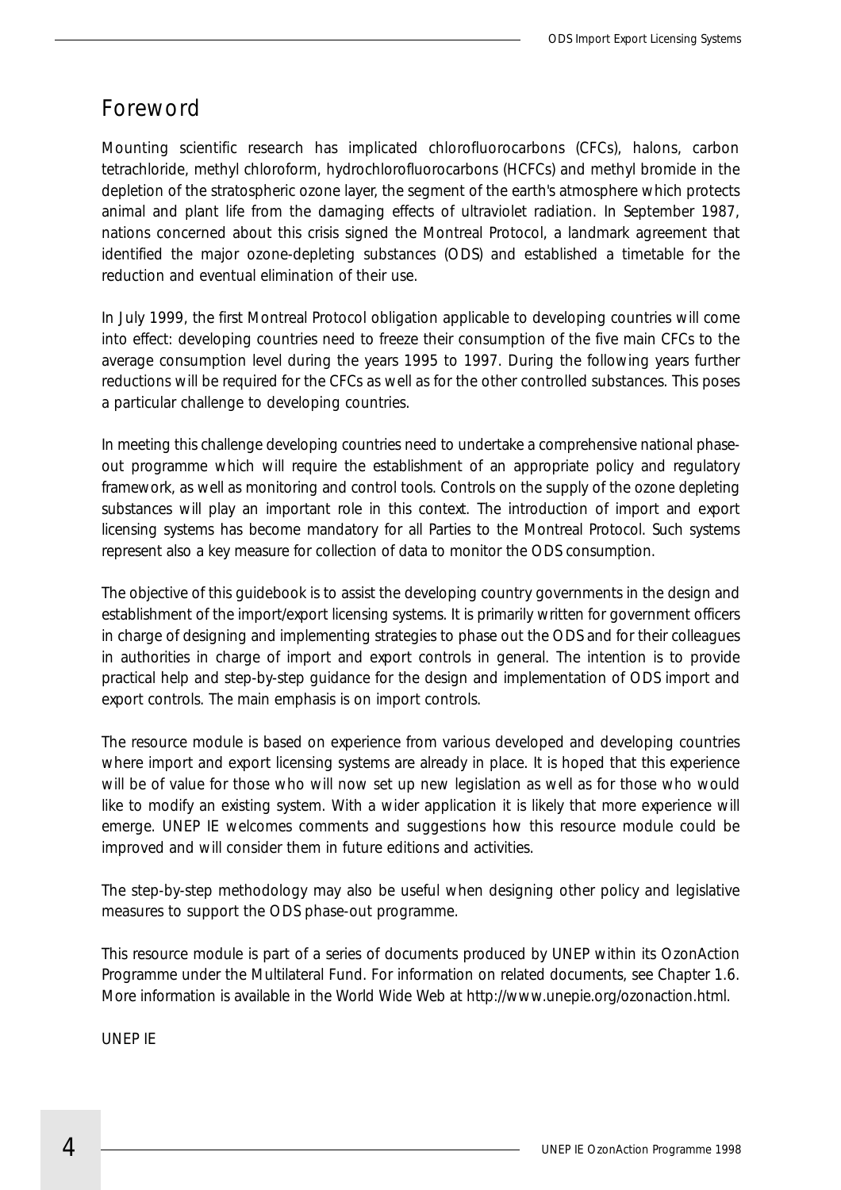# Foreword

Mounting scientific research has implicated chlorofluorocarbons (CFCs), halons, carbon tetrachloride, methyl chloroform, hydrochlorofluorocarbons (HCFCs) and methyl bromide in the depletion of the stratospheric ozone layer, the segment of the earth's atmosphere which protects animal and plant life from the damaging effects of ultraviolet radiation. In September 1987, nations concerned about this crisis signed the Montreal Protocol, a landmark agreement that identified the major ozone-depleting substances (ODS) and established a timetable for the reduction and eventual elimination of their use.

In July 1999, the first Montreal Protocol obligation applicable to developing countries will come into effect: developing countries need to freeze their consumption of the five main CFCs to the average consumption level during the years 1995 to 1997. During the following years further reductions will be required for the CFCs as well as for the other controlled substances. This poses a particular challenge to developing countries.

In meeting this challenge developing countries need to undertake a comprehensive national phase-out programme which will require the establishment of an appropriate policy and regulatory framework, as well as monitoring and control tools. Controls on the supply of the ozone depleting substances will play an important role in this context. The introduction of import and export licensing systems has become mandatory for all Parties to the Montreal Protocol. Such systems represent also a key measure for collection of data to monitor the ODS consumption.

The objective of this guidebook is to assist the developing country governments in the design and establishment of the import/export licensing systems. It is primarily written for government officers in charge of designing and implementing strategies to phase out the ODS and for their colleagues in authorities in charge of import and export controls in general. The intention is to provide practical help and step-by-step guidance for the design and implementation of ODS import and export controls. The main emphasis is on import controls.

The resource module is based on experience from various developed and developing countries where import and export licensing systems are already in place. It is hoped that this experience will be of value for those who will now set up new legislation as well as for those who would like to modify an existing system. With a wider application it is likely that more experience will emerge. UNEP IE welcomes comments and suggestions how this resource module could be improved and will consider them in future editions and activities.

The step-by-step methodology may also be useful when designing other policy and legislative measures to support the ODS phase-out programme.

This resource module is part of a series of documents produced by UNEP within its OzonAction Programme under the Multilateral Fund. For information on related documents, see Chapter 1.6. More information is available in the World Wide Web at http://www.unepie.org/ozonaction.html.

UNEP IE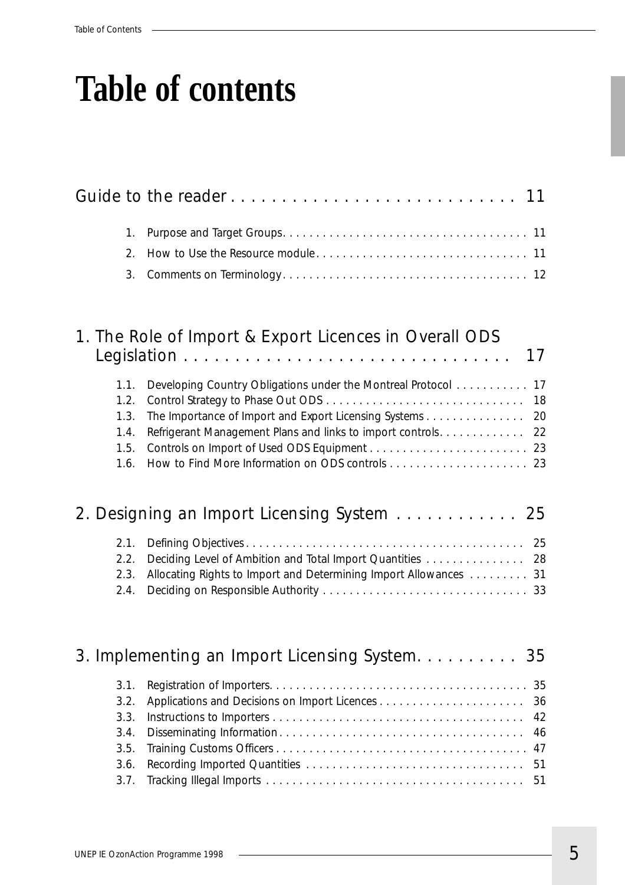# Table of contents

Guide to the reader . . . . . . . . . . . . . . . . . . . . . . . . . . . . 11

1. Purpose and Target Groups. . . . . . . . . . . . . . . . . . . . . . . . . . . . . . . . . . . . . 11
2. How to Use the Resource module. . . . . . . . . . . . . . . . . . . . . . . . . . . . . . . . 11
3. Comments on Terminology. . . . . . . . . . . . . . . . . . . . . . . . . . . . . . . . . . . . . 12

1. The Role of Import & Export Licences in Overall ODS Legislation . . . . . . . . . . . . . . . . . . . . . . . . . . . . . . . . 17

1.1. Developing Country Obligations under the Montreal Protocol . . . . . . . . . . . 17
1.2. Control Strategy to Phase Out ODS . . . . . . . . . . . . . . . . . . . . . . . . . . . . . . 18
1.3. The Importance of Import and Export Licensing Systems . . . . . . . . . . . . . . . 20
1.4. Refrigerant Management Plans and links to import controls. . . . . . . . . . . . . 22
1.5. Controls on Import of Used ODS Equipment . . . . . . . . . . . . . . . . . . . . . . . . 23
1.6. How to Find More Information on ODS controls . . . . . . . . . . . . . . . . . . . . . 23

2. Designing an Import Licensing System . . . . . . . . . . . . 25

2.1. Defining Objectives . . . . . . . . . . . . . . . . . . . . . . . . . . . . . . . . . . . . . . . . . . 25
2.2. Deciding Level of Ambition and Total Import Quantities . . . . . . . . . . . . . . . 28
2.3. Allocating Rights to Import and Determining Import Allowances . . . . . . . . . 31
2.4. Deciding on Responsible Authority . . . . . . . . . . . . . . . . . . . . . . . . . . . . . . . 33

3. Implementing an Import Licensing System. . . . . . . . . . 35

3.1. Registration of Importers. . . . . . . . . . . . . . . . . . . . . . . . . . . . . . . . . . . . . . . 35
3.2. Applications and Decisions on Import Licences . . . . . . . . . . . . . . . . . . . . . . 36
3.3. Instructions to Importers . . . . . . . . . . . . . . . . . . . . . . . . . . . . . . . . . . . . . . . 42
3.4. Disseminating Information . . . . . . . . . . . . . . . . . . . . . . . . . . . . . . . . . . . . . . 46
3.5. Training Customs Officers . . . . . . . . . . . . . . . . . . . . . . . . . . . . . . . . . . . . . . 47
3.6. Recording Imported Quantities . . . . . . . . . . . . . . . . . . . . . . . . . . . . . . . . . 51
3.7. Tracking Illegal Imports . . . . . . . . . . . . . . . . . . . . . . . . . . . . . . . . . . . . . . . 51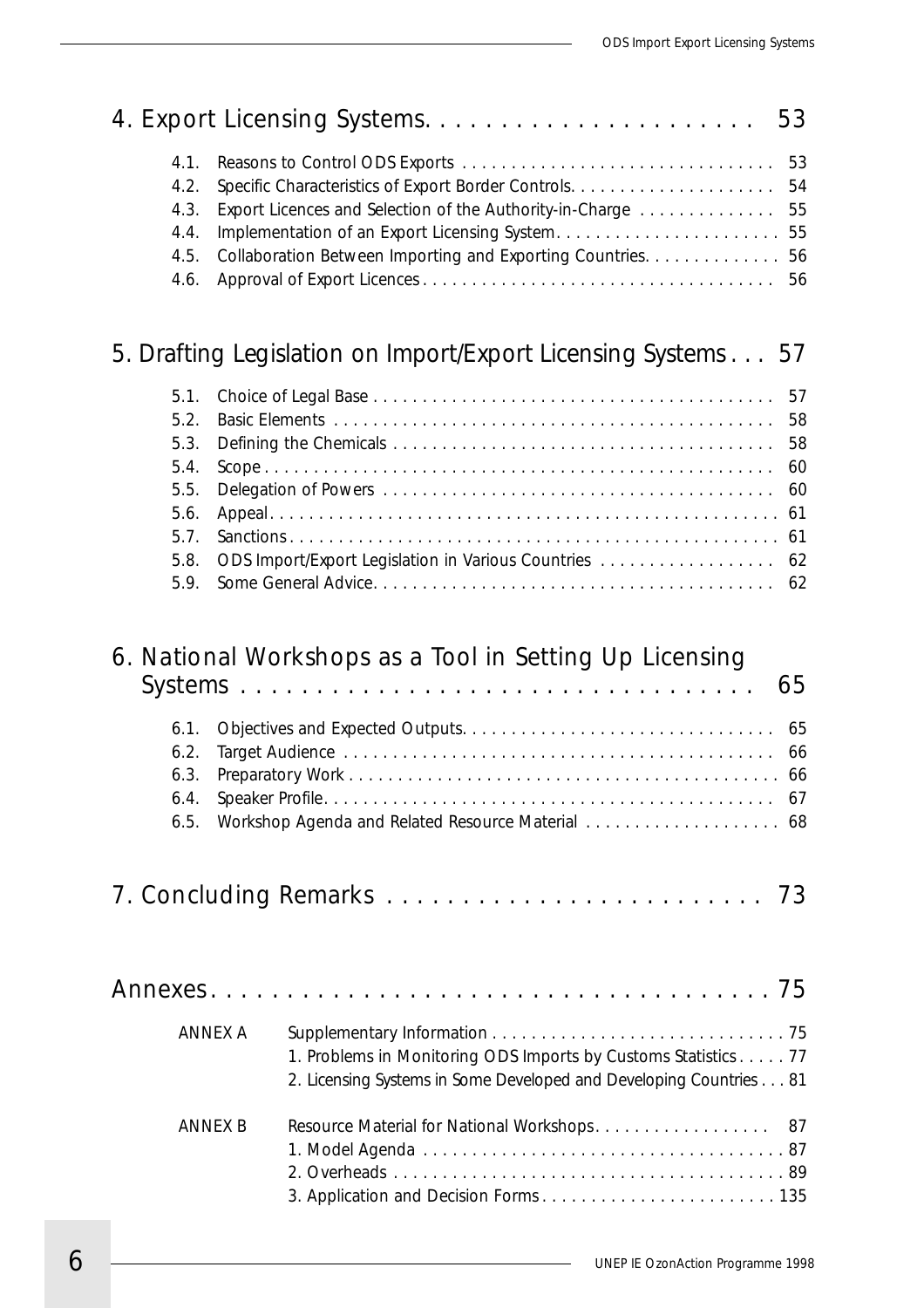# 4. Export Licensing Systems. . . . . . . . . . . . . . . . . . . . . . 53

4.1. Reasons to Control ODS Exports . . . . . . . . . . . . . . . . . . . . . . . . . . . . . . . . 53
4.2. Specific Characteristics of Export Border Controls. . . . . . . . . . . . . . . . . . . . . 54
4.3. Export Licences and Selection of the Authority-in-Charge . . . . . . . . . . . . . . 55
4.4. Implementation of an Export Licensing System. . . . . . . . . . . . . . . . . . . . . . . 55
4.5. Collaboration Between Importing and Exporting Countries. . . . . . . . . . . . . . 56
4.6. Approval of Export Licences . . . . . . . . . . . . . . . . . . . . . . . . . . . . . . . . . . . . 56

# 5. Drafting Legislation on Import/Export Licensing Systems . . . 57

5.1. Choice of Legal Base . . . . . . . . . . . . . . . . . . . . . . . . . . . . . . . . . . . . . . . . . 57
5.2. Basic Elements . . . . . . . . . . . . . . . . . . . . . . . . . . . . . . . . . . . . . . . . . . . . . 58
5.3. Defining the Chemicals . . . . . . . . . . . . . . . . . . . . . . . . . . . . . . . . . . . . . . . 58
5.4. Scope . . . . . . . . . . . . . . . . . . . . . . . . . . . . . . . . . . . . . . . . . . . . . . . . . . . . 60
5.5. Delegation of Powers . . . . . . . . . . . . . . . . . . . . . . . . . . . . . . . . . . . . . . . . . 60
5.6. Appeal. . . . . . . . . . . . . . . . . . . . . . . . . . . . . . . . . . . . . . . . . . . . . . . . . . . . 61
5.7. Sanctions . . . . . . . . . . . . . . . . . . . . . . . . . . . . . . . . . . . . . . . . . . . . . . . . . . 61
5.8. ODS Import/Export Legislation in Various Countries . . . . . . . . . . . . . . . . . . 62
5.9. Some General Advice. . . . . . . . . . . . . . . . . . . . . . . . . . . . . . . . . . . . . . . . . 62

# 6. National Workshops as a Tool in Setting Up Licensing Systems . . . . . . . . . . . . . . . . . . . . . . . . . . . . . . . . . 65

6.1. Objectives and Expected Outputs. . . . . . . . . . . . . . . . . . . . . . . . . . . . . . . . 65
6.2. Target Audience . . . . . . . . . . . . . . . . . . . . . . . . . . . . . . . . . . . . . . . . . . . . 66
6.3. Preparatory Work . . . . . . . . . . . . . . . . . . . . . . . . . . . . . . . . . . . . . . . . . . . . 66
6.4. Speaker Profile. . . . . . . . . . . . . . . . . . . . . . . . . . . . . . . . . . . . . . . . . . . . . . 67
6.5. Workshop Agenda and Related Resource Material . . . . . . . . . . . . . . . . . . . . 68

# 7. Concluding Remarks . . . . . . . . . . . . . . . . . . . . . . . . . 73

# Annexes. . . . . . . . . . . . . . . . . . . . . . . . . . . . . . . . . . . . . 75

ANNEX A — Supplementary Information . . . . . . . . . . . . . . . . . . . . . . . . . . . . . . 75
1. Problems in Monitoring ODS Imports by Customs Statistics . . . . . 77
2. Licensing Systems in Some Developed and Developing Countries . . . 81

ANNEX B — Resource Material for National Workshops. . . . . . . . . . . . . . . . . . 87
1. Model Agenda . . . . . . . . . . . . . . . . . . . . . . . . . . . . . . . . . . . . . 87
2. Overheads . . . . . . . . . . . . . . . . . . . . . . . . . . . . . . . . . . . . . . . . 89
3. Application and Decision Forms . . . . . . . . . . . . . . . . . . . . . . . . 135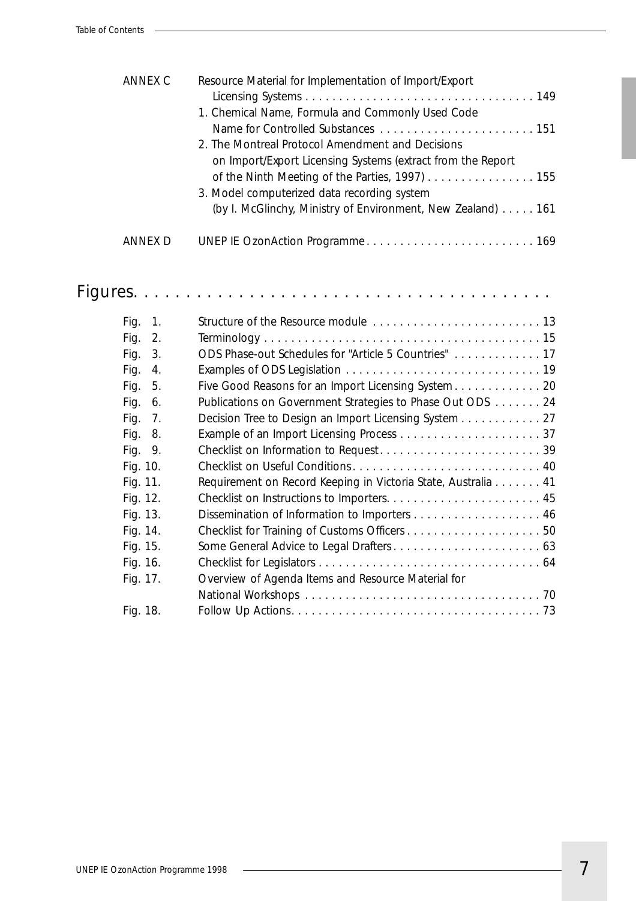| | | |
|---|---|---|
| ANNEX C | Resource Material for Implementation of Import/Export Licensing Systems | 149 |
| | 1. Chemical Name, Formula and Commonly Used Code Name for Controlled Substances | 151 |
| | 2. The Montreal Protocol Amendment and Decisions on Import/Export Licensing Systems (extract from the Report of the Ninth Meeting of the Parties, 1997) | 155 |
| | 3. Model computerized data recording system (by I. McGlinchy, Ministry of Environment, New Zealand) | 161 |
| ANNEX D | UNEP IE OzonAction Programme | 169 |

# Figures

| | | |
|---|---|---|
| Fig. 1. | Structure of the Resource module | 13 |
| Fig. 2. | Terminology | 15 |
| Fig. 3. | ODS Phase-out Schedules for "Article 5 Countries" | 17 |
| Fig. 4. | Examples of ODS Legislation | 19 |
| Fig. 5. | Five Good Reasons for an Import Licensing System | 20 |
| Fig. 6. | Publications on Government Strategies to Phase Out ODS | 24 |
| Fig. 7. | Decision Tree to Design an Import Licensing System | 27 |
| Fig. 8. | Example of an Import Licensing Process | 37 |
| Fig. 9. | Checklist on Information to Request | 39 |
| Fig. 10. | Checklist on Useful Conditions | 40 |
| Fig. 11. | Requirement on Record Keeping in Victoria State, Australia | 41 |
| Fig. 12. | Checklist on Instructions to Importers | 45 |
| Fig. 13. | Dissemination of Information to Importers | 46 |
| Fig. 14. | Checklist for Training of Customs Officers | 50 |
| Fig. 15. | Some General Advice to Legal Drafters | 63 |
| Fig. 16. | Checklist for Legislators | 64 |
| Fig. 17. | Overview of Agenda Items and Resource Material for National Workshops | 70 |
| Fig. 18. | Follow Up Actions | 73 |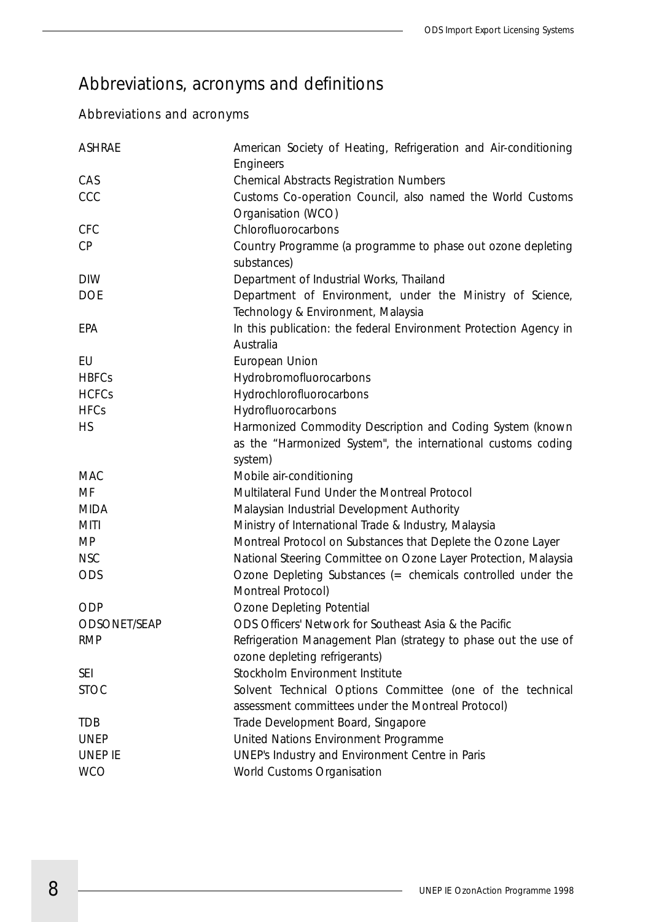# Abbreviations, acronyms and definitions

## Abbreviations and acronyms

| | |
|---|---|
| ASHRAE | American Society of Heating, Refrigeration and Air-conditioning Engineers |
| CAS | Chemical Abstracts Registration Numbers |
| CCC | Customs Co-operation Council, also named the World Customs Organisation (WCO) |
| CFC | Chlorofluorocarbons |
| CP | Country Programme (a programme to phase out ozone depleting substances) |
| DIW | Department of Industrial Works, Thailand |
| DOE | Department of Environment, under the Ministry of Science, Technology & Environment, Malaysia |
| EPA | In this publication: the federal Environment Protection Agency in Australia |
| EU | European Union |
| HBFCs | Hydrobromofluorocarbons |
| HCFCs | Hydrochlorofluorocarbons |
| HFCs | Hydrofluorocarbons |
| HS | Harmonized Commodity Description and Coding System (known as the "Harmonized System", the international customs coding system) |
| MAC | Mobile air-conditioning |
| MF | Multilateral Fund Under the Montreal Protocol |
| MIDA | Malaysian Industrial Development Authority |
| MITI | Ministry of International Trade & Industry, Malaysia |
| MP | Montreal Protocol on Substances that Deplete the Ozone Layer |
| NSC | National Steering Committee on Ozone Layer Protection, Malaysia |
| ODS | Ozone Depleting Substances (= chemicals controlled under the Montreal Protocol) |
| ODP | Ozone Depleting Potential |
| ODSONET/SEAP | ODS Officers' Network for Southeast Asia & the Pacific |
| RMP | Refrigeration Management Plan (strategy to phase out the use of ozone depleting refrigerants) |
| SEI | Stockholm Environment Institute |
| STOC | Solvent Technical Options Committee (one of the technical assessment committees under the Montreal Protocol) |
| TDB | Trade Development Board, Singapore |
| UNEP | United Nations Environment Programme |
| UNEP IE | UNEP's Industry and Environment Centre in Paris |
| WCO | World Customs Organisation |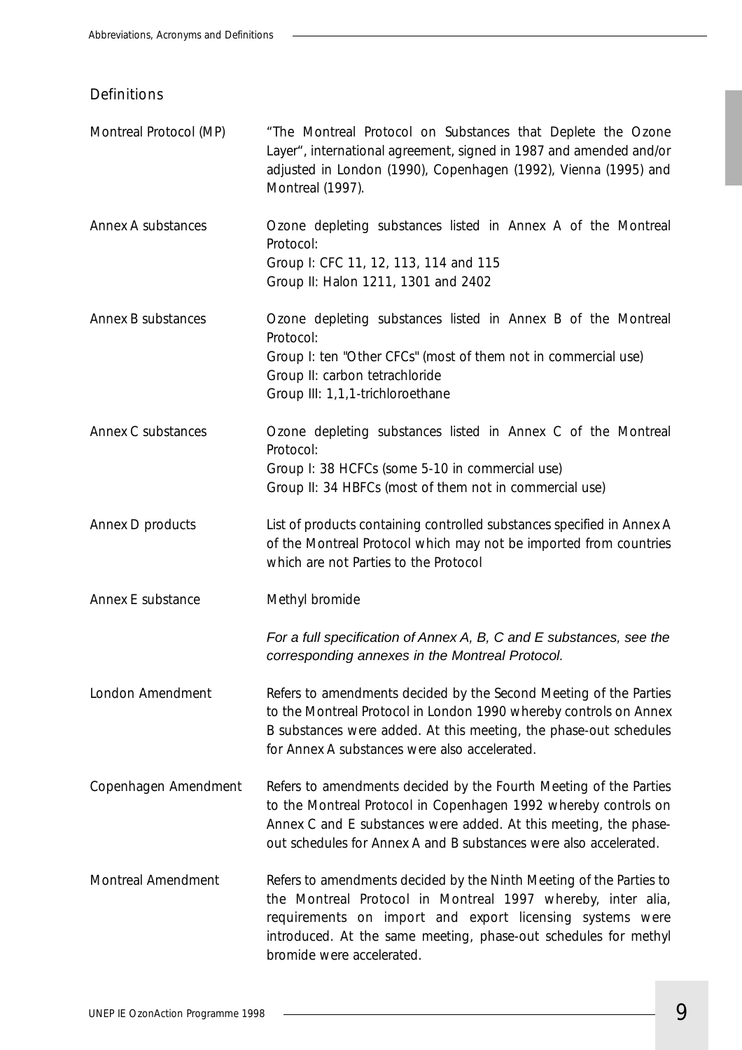## Definitions

| | |
|---|---|
| Montreal Protocol (MP) | "The Montreal Protocol on Substances that Deplete the Ozone Layer", international agreement, signed in 1987 and amended and/or adjusted in London (1990), Copenhagen (1992), Vienna (1995) and Montreal (1997). |
| Annex A substances | Ozone depleting substances listed in Annex A of the Montreal Protocol:<br>Group I: CFC 11, 12, 113, 114 and 115<br>Group II: Halon 1211, 1301 and 2402 |
| Annex B substances | Ozone depleting substances listed in Annex B of the Montreal Protocol:<br>Group I: ten "Other CFCs" (most of them not in commercial use)<br>Group II: carbon tetrachloride<br>Group III: 1,1,1-trichloroethane |
| Annex C substances | Ozone depleting substances listed in Annex C of the Montreal Protocol:<br>Group I: 38 HCFCs (some 5-10 in commercial use)<br>Group II: 34 HBFCs (most of them not in commercial use) |
| Annex D products | List of products containing controlled substances specified in Annex A of the Montreal Protocol which may not be imported from countries which are not Parties to the Protocol |
| Annex E substance | Methyl bromide |
| | *For a full specification of Annex A, B, C and E substances, see the corresponding annexes in the Montreal Protocol.* |
| London Amendment | Refers to amendments decided by the Second Meeting of the Parties to the Montreal Protocol in London 1990 whereby controls on Annex B substances were added. At this meeting, the phase-out schedules for Annex A substances were also accelerated. |
| Copenhagen Amendment | Refers to amendments decided by the Fourth Meeting of the Parties to the Montreal Protocol in Copenhagen 1992 whereby controls on Annex C and E substances were added. At this meeting, the phase-out schedules for Annex A and B substances were also accelerated. |
| Montreal Amendment | Refers to amendments decided by the Ninth Meeting of the Parties to the Montreal Protocol in Montreal 1997 whereby, inter alia, requirements on import and export licensing systems were introduced. At the same meeting, phase-out schedules for methyl bromide were accelerated. |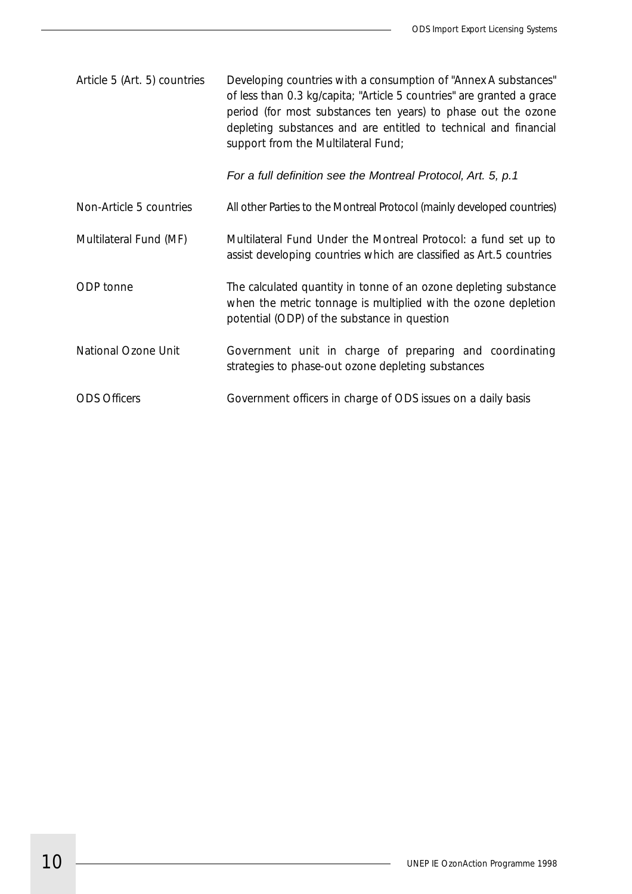| | |
|---|---|
| Article 5 (Art. 5) countries | Developing countries with a consumption of "Annex A substances" of less than 0.3 kg/capita; "Article 5 countries" are granted a grace period (for most substances ten years) to phase out the ozone depleting substances and are entitled to technical and financial support from the Multilateral Fund;<br><br>*For a full definition see the Montreal Protocol, Art. 5, p.1* |
| Non-Article 5 countries | All other Parties to the Montreal Protocol (mainly developed countries) |
| Multilateral Fund (MF) | Multilateral Fund Under the Montreal Protocol: a fund set up to assist developing countries which are classified as Art.5 countries |
| ODP tonne | The calculated quantity in tonne of an ozone depleting substance when the metric tonnage is multiplied with the ozone depletion potential (ODP) of the substance in question |
| National Ozone Unit | Government unit in charge of preparing and coordinating strategies to phase-out ozone depleting substances |
| ODS Officers | Government officers in charge of ODS issues on a daily basis |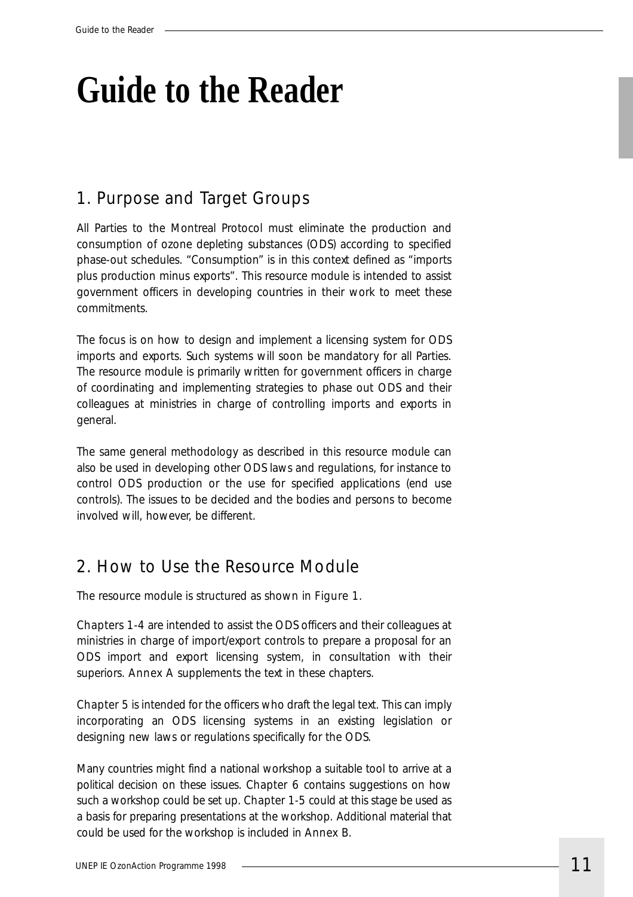# Guide to the Reader

## 1. Purpose and Target Groups

All Parties to the Montreal Protocol must eliminate the production and consumption of ozone depleting substances (ODS) according to specified phase-out schedules. "Consumption" is in this context defined as "imports plus production minus exports". This resource module is intended to assist government officers in developing countries in their work to meet these commitments.

The focus is on how to design and implement a licensing system for ODS imports and exports. Such systems will soon be mandatory for all Parties. The resource module is primarily written for government officers in charge of coordinating and implementing strategies to phase out ODS and their colleagues at ministries in charge of controlling imports and exports in general.

The same general methodology as described in this resource module can also be used in developing other ODS laws and regulations, for instance to control ODS production or the use for specified applications (end use controls). The issues to be decided and the bodies and persons to become involved will, however, be different.

## 2. How to Use the Resource Module

The resource module is structured as shown in Figure 1.

Chapters 1-4 are intended to assist the ODS officers and their colleagues at ministries in charge of import/export controls to prepare a proposal for an ODS import and export licensing system, in consultation with their superiors. Annex A supplements the text in these chapters.

Chapter 5 is intended for the officers who draft the legal text. This can imply incorporating an ODS licensing systems in an existing legislation or designing new laws or regulations specifically for the ODS.

Many countries might find a national workshop a suitable tool to arrive at a political decision on these issues. Chapter 6 contains suggestions on how such a workshop could be set up. Chapter 1-5 could at this stage be used as a basis for preparing presentations at the workshop. Additional material that could be used for the workshop is included in Annex B.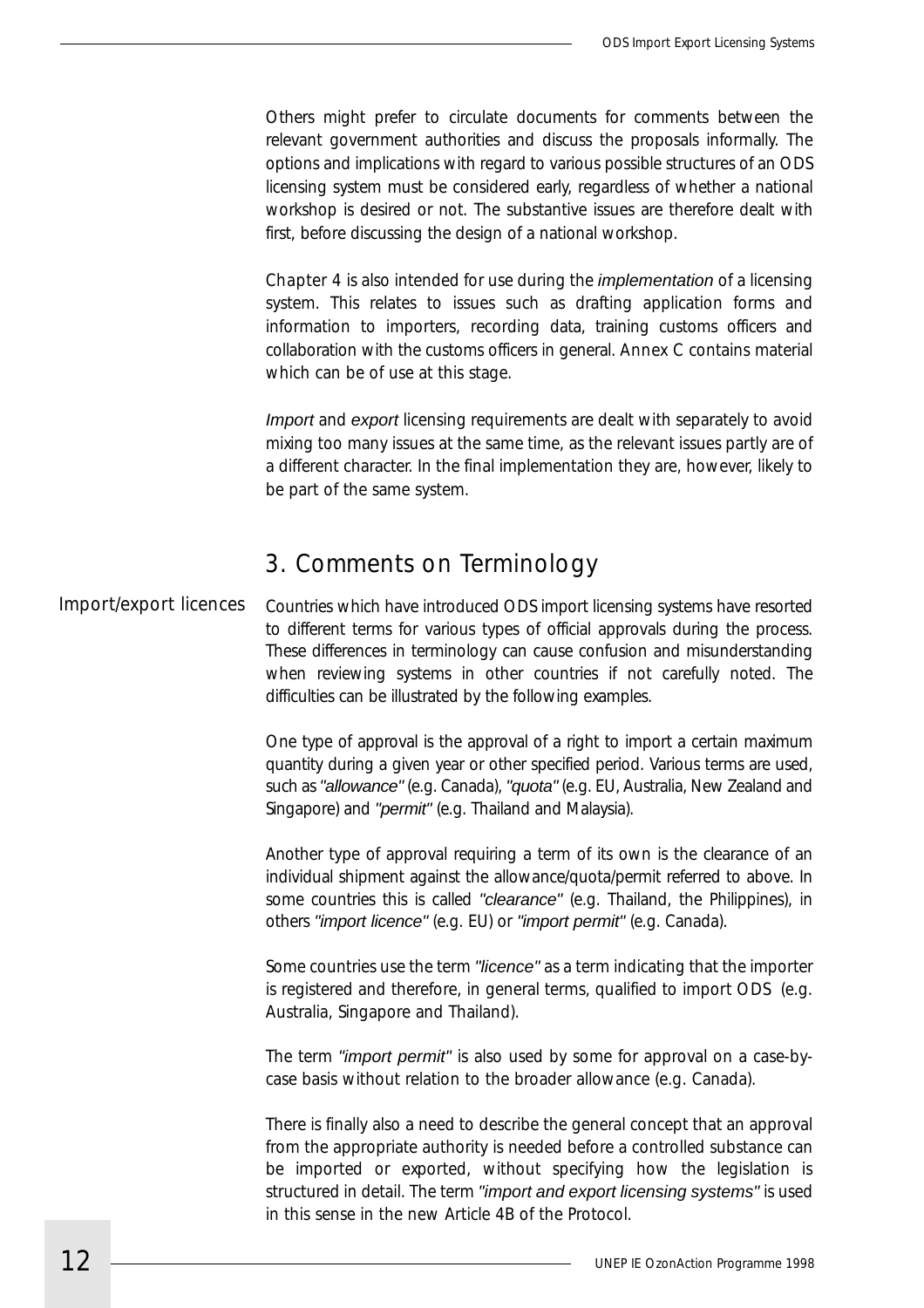Others might prefer to circulate documents for comments between the relevant government authorities and discuss the proposals informally. The options and implications with regard to various possible structures of an ODS licensing system must be considered early, regardless of whether a national workshop is desired or not. The substantive issues are therefore dealt with first, before discussing the design of a national workshop.

Chapter 4 is also intended for use during the *implementation* of a licensing system. This relates to issues such as drafting application forms and information to importers, recording data, training customs officers and collaboration with the customs officers in general. Annex C contains material which can be of use at this stage.

*Import* and *export* licensing requirements are dealt with separately to avoid mixing too many issues at the same time, as the relevant issues partly are of a different character. In the final implementation they are, however, likely to be part of the same system.

## 3. Comments on Terminology

### Import/export licences

Countries which have introduced ODS import licensing systems have resorted to different terms for various types of official approvals during the process. These differences in terminology can cause confusion and misunderstanding when reviewing systems in other countries if not carefully noted. The difficulties can be illustrated by the following examples.

One type of approval is the approval of a right to import a certain maximum quantity during a given year or other specified period. Various terms are used, such as *"allowance"* (e.g. Canada), *"quota"* (e.g. EU, Australia, New Zealand and Singapore) and *"permit"* (e.g. Thailand and Malaysia).

Another type of approval requiring a term of its own is the clearance of an individual shipment against the allowance/quota/permit referred to above. In some countries this is called *"clearance"* (e.g. Thailand, the Philippines), in others *"import licence"* (e.g. EU) or *"import permit"* (e.g. Canada).

Some countries use the term *"licence"* as a term indicating that the importer is registered and therefore, in general terms, qualified to import ODS (e.g. Australia, Singapore and Thailand).

The term *"import permit"* is also used by some for approval on a case-by-case basis without relation to the broader allowance (e.g. Canada).

There is finally also a need to describe the general concept that an approval from the appropriate authority is needed before a controlled substance can be imported or exported, without specifying how the legislation is structured in detail. The term *"import and export licensing systems"* is used in this sense in the new Article 4B of the Protocol.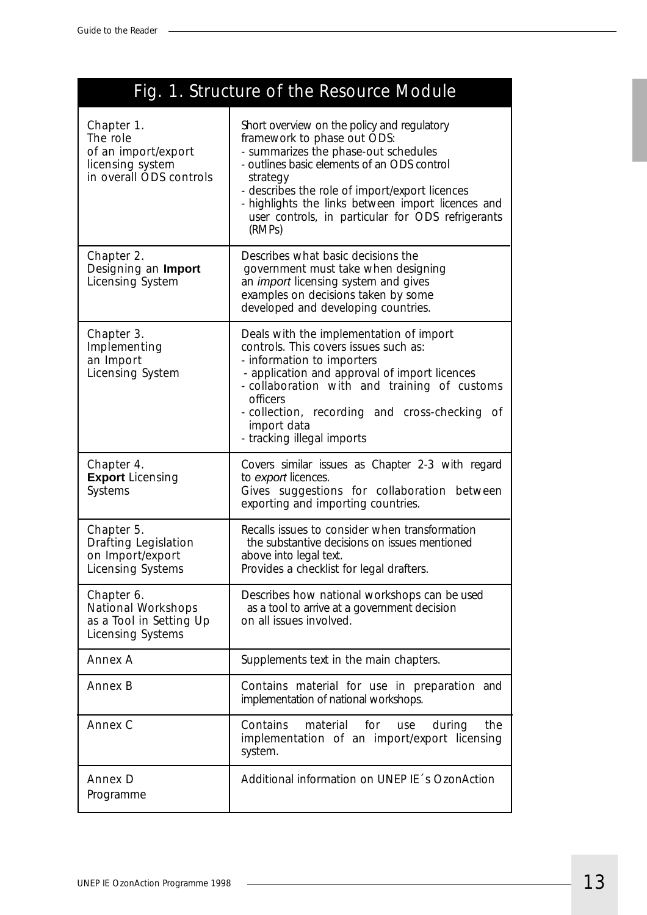| Fig. 1. Structure of the Resource Module | |
|---|---|
| Chapter 1. The role of an import/export licensing system in overall ODS controls | Short overview on the policy and regulatory framework to phase out ODS:<br>- summarizes the phase-out schedules<br>- outlines basic elements of an ODS control strategy<br>- describes the role of import/export licences<br>- highlights the links between import licences and user controls, in particular for ODS refrigerants (RMPs) |
| Chapter 2. Designing an **Import** Licensing System | Describes what basic decisions the government must take when designing an *import* licensing system and gives examples on decisions taken by some developed and developing countries. |
| Chapter 3. Implementing an Import Licensing System | Deals with the implementation of import controls. This covers issues such as:<br>- information to importers<br>- application and approval of import licences<br>- collaboration with and training of customs officers<br>- collection, recording and cross-checking of import data<br>- tracking illegal imports |
| Chapter 4. **Export** Licensing Systems | Covers similar issues as Chapter 2-3 with regard to *export* licences.<br>Gives suggestions for collaboration between exporting and importing countries. |
| Chapter 5. Drafting Legislation on Import/export Licensing Systems | Recalls issues to consider when transformation the substantive decisions on issues mentioned above into legal text.<br>Provides a checklist for legal drafters. |
| Chapter 6. National Workshops as a Tool in Setting Up Licensing Systems | Describes how national workshops can be used as a tool to arrive at a government decision on all issues involved. |
| Annex A | Supplements text in the main chapters. |
| Annex B | Contains material for use in preparation and implementation of national workshops. |
| Annex C | Contains material for use during the implementation of an import/export licensing system. |
| Annex D Programme | Additional information on UNEP IE´s OzonAction |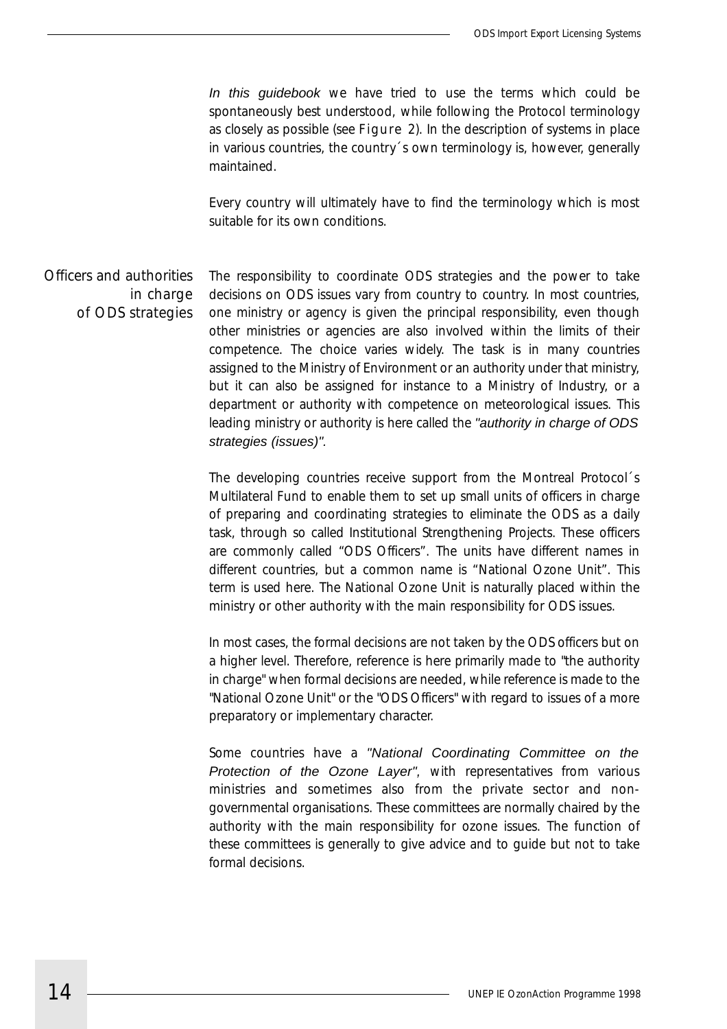*In this guidebook* we have tried to use the terms which could be spontaneously best understood, while following the Protocol terminology as closely as possible (see Figure 2). In the description of systems in place in various countries, the country´s own terminology is, however, generally maintained.

Every country will ultimately have to find the terminology which is most suitable for its own conditions.

## Officers and authorities in charge of ODS strategies

The responsibility to coordinate ODS strategies and the power to take decisions on ODS issues vary from country to country. In most countries, one ministry or agency is given the principal responsibility, even though other ministries or agencies are also involved within the limits of their competence. The choice varies widely. The task is in many countries assigned to the Ministry of Environment or an authority under that ministry, but it can also be assigned for instance to a Ministry of Industry, or a department or authority with competence on meteorological issues. This leading ministry or authority is here called the *"authority in charge of ODS strategies (issues)"*.

The developing countries receive support from the Montreal Protocol´s Multilateral Fund to enable them to set up small units of officers in charge of preparing and coordinating strategies to eliminate the ODS as a daily task, through so called Institutional Strengthening Projects. These officers are commonly called "ODS Officers". The units have different names in different countries, but a common name is "National Ozone Unit". This term is used here. The National Ozone Unit is naturally placed within the ministry or other authority with the main responsibility for ODS issues.

In most cases, the formal decisions are not taken by the ODS officers but on a higher level. Therefore, reference is here primarily made to "the authority in charge" when formal decisions are needed, while reference is made to the "National Ozone Unit" or the "ODS Officers" with regard to issues of a more preparatory or implementary character.

Some countries have a *"National Coordinating Committee on the Protection of the Ozone Layer"*, with representatives from various ministries and sometimes also from the private sector and non-governmental organisations. These committees are normally chaired by the authority with the main responsibility for ozone issues. The function of these committees is generally to give advice and to guide but not to take formal decisions.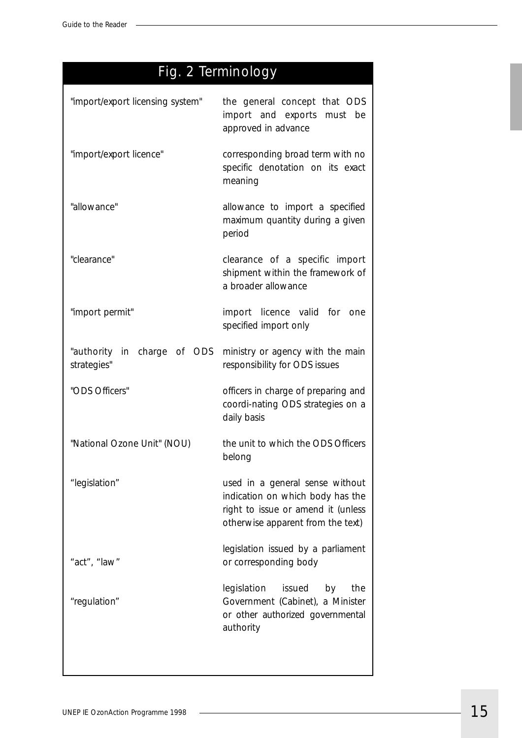# Fig. 2 Terminology

| | |
|---|---|
| "import/export licensing system" | the general concept that ODS import and exports must be approved in advance |
| "import/export licence" | corresponding broad term with no specific denotation on its exact meaning |
| "allowance" | allowance to import a specified maximum quantity during a given period |
| "clearance" | clearance of a specific import shipment within the framework of a broader allowance |
| "import permit" | import licence valid for one specified import only |
| "authority in charge of ODS strategies" | ministry or agency with the main responsibility for ODS issues |
| "ODS Officers" | officers in charge of preparing and coordi-nating ODS strategies on a daily basis |
| "National Ozone Unit" (NOU) | the unit to which the ODS Officers belong |
| "legislation" | used in a general sense without indication on which body has the right to issue or amend it (unless otherwise apparent from the text) |
| "act", "law" | legislation issued by a parliament or corresponding body |
| "regulation" | legislation issued by the Government (Cabinet), a Minister or other authorized governmental authority |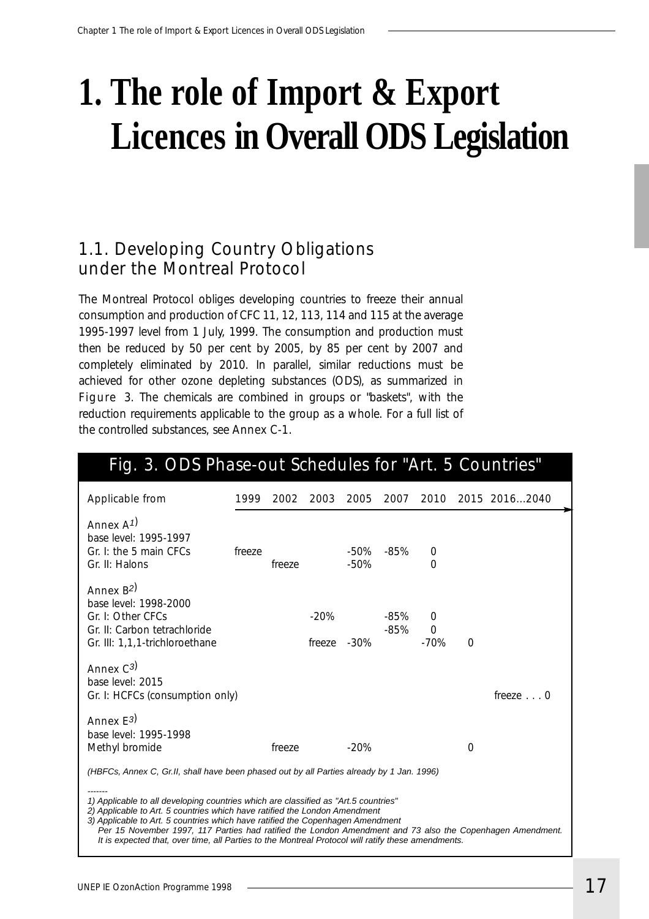# 1. The role of Import & Export Licences in Overall ODS Legislation

## 1.1. Developing Country Obligations under the Montreal Protocol

The Montreal Protocol obliges developing countries to freeze their annual consumption and production of CFC 11, 12, 113, 114 and 115 at the average 1995-1997 level from 1 July, 1999. The consumption and production must then be reduced by 50 per cent by 2005, by 85 per cent by 2007 and completely eliminated by 2010. In parallel, similar reductions must be achieved for other ozone depleting substances (ODS), as summarized in Figure 3. The chemicals are combined in groups or "baskets", with the reduction requirements applicable to the group as a whole. For a full list of the controlled substances, see Annex C-1.

### Fig. 3. ODS Phase-out Schedules for "Art. 5 Countries"

| Applicable from | 1999 | 2002 | 2003 | 2005 | 2007 | 2010 | 2015 | 2016...2040 |
|---|---|---|---|---|---|---|---|---|
| **Annex A[1)]** | | | | | | | | |
| base level: 1995-1997 | | | | | | | | |
| Gr. I: the 5 main CFCs | freeze | | | -50% | -85% | 0 | | |
| Gr. II: Halons | | freeze | | -50% | | 0 | | |
| **Annex B[2)]** | | | | | | | | |
| base level: 1998-2000 | | | | | | | | |
| Gr. I: Other CFCs | | | -20% | | -85% | 0 | | |
| Gr. II: Carbon tetrachloride | | | | | -85% | 0 | | |
| Gr. III: 1,1,1-trichloroethane | | | freeze | -30% | | -70% | 0 | |
| **Annex C[3)]** | | | | | | | | |
| base level: 2015 | | | | | | | | |
| Gr. I: HCFCs (consumption only) | | | | | | | | freeze . . . 0 |
| **Annex E[3)]** | | | | | | | | |
| base level: 1995-1998 | | | | | | | | |
| Methyl bromide | | freeze | | -20% | | | 0 | |

*(HBFCs, Annex C, Gr.II, shall have been phased out by all Parties already by 1 Jan. 1996)*

-------

*1) Applicable to all developing countries which are classified as "Art.5 countries"*
*2) Applicable to Art. 5 countries which have ratified the London Amendment*
*3) Applicable to Art. 5 countries which have ratified the Copenhagen Amendment*
*Per 15 November 1997, 117 Parties had ratified the London Amendment and 73 also the Copenhagen Amendment. It is expected that, over time, all Parties to the Montreal Protocol will ratify these amendments.*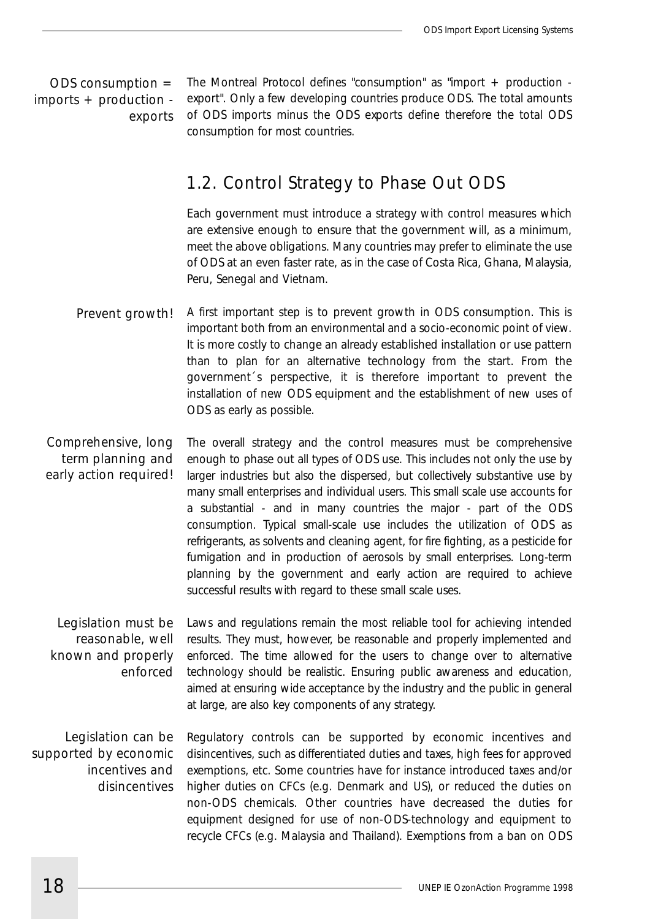ODS consumption = imports + production - exports

The Montreal Protocol defines "consumption" as "import + production - export". Only a few developing countries produce ODS. The total amounts of ODS imports minus the ODS exports define therefore the total ODS consumption for most countries.

## 1.2. Control Strategy to Phase Out ODS

Each government must introduce a strategy with control measures which are extensive enough to ensure that the government will, as a minimum, meet the above obligations. Many countries may prefer to eliminate the use of ODS at an even faster rate, as in the case of Costa Rica, Ghana, Malaysia, Peru, Senegal and Vietnam.

Prevent growth!

A first important step is to prevent growth in ODS consumption. This is important both from an environmental and a socio-economic point of view. It is more costly to change an already established installation or use pattern than to plan for an alternative technology from the start. From the government´s perspective, it is therefore important to prevent the installation of new ODS equipment and the establishment of new uses of ODS as early as possible.

Comprehensive, long term planning and early action required!

The overall strategy and the control measures must be comprehensive enough to phase out all types of ODS use. This includes not only the use by larger industries but also the dispersed, but collectively substantive use by many small enterprises and individual users. This small scale use accounts for a substantial - and in many countries the major - part of the ODS consumption. Typical small-scale use includes the utilization of ODS as refrigerants, as solvents and cleaning agent, for fire fighting, as a pesticide for fumigation and in production of aerosols by small enterprises. Long-term planning by the government and early action are required to achieve successful results with regard to these small scale uses.

Legislation must be reasonable, well known and properly enforced

Laws and regulations remain the most reliable tool for achieving intended results. They must, however, be reasonable and properly implemented and enforced. The time allowed for the users to change over to alternative technology should be realistic. Ensuring public awareness and education, aimed at ensuring wide acceptance by the industry and the public in general at large, are also key components of any strategy.

Legislation can be supported by economic incentives and disincentives

Regulatory controls can be supported by economic incentives and disincentives, such as differentiated duties and taxes, high fees for approved exemptions, etc. Some countries have for instance introduced taxes and/or higher duties on CFCs (e.g. Denmark and US), or reduced the duties on non-ODS chemicals. Other countries have decreased the duties for equipment designed for use of non-ODS-technology and equipment to recycle CFCs (e.g. Malaysia and Thailand). Exemptions from a ban on ODS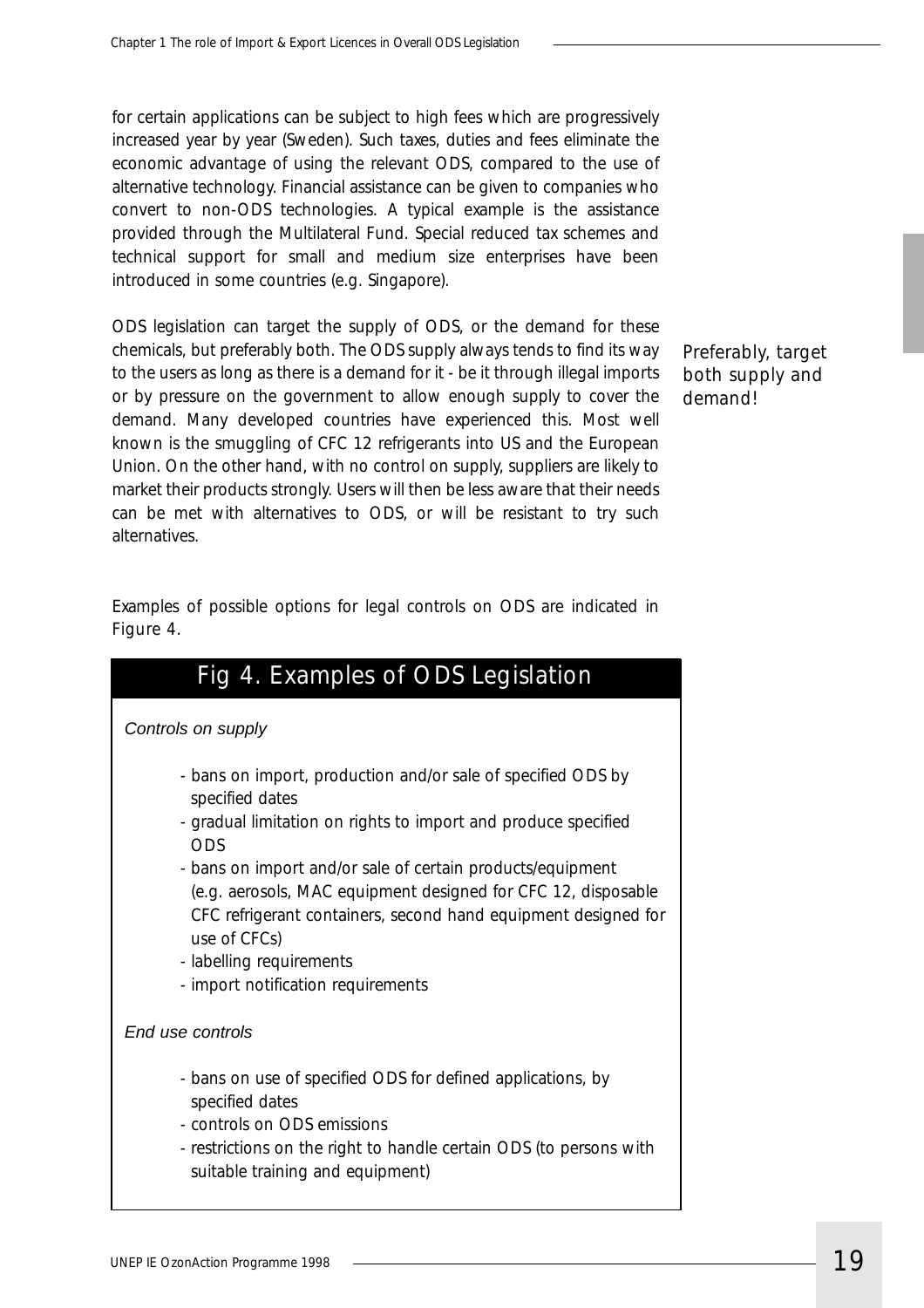for certain applications can be subject to high fees which are progressively increased year by year (Sweden). Such taxes, duties and fees eliminate the economic advantage of using the relevant ODS, compared to the use of alternative technology. Financial assistance can be given to companies who convert to non-ODS technologies. A typical example is the assistance provided through the Multilateral Fund. Special reduced tax schemes and technical support for small and medium size enterprises have been introduced in some countries (e.g. Singapore).

ODS legislation can target the supply of ODS, or the demand for these chemicals, but preferably both. The ODS supply always tends to find its way to the users as long as there is a demand for it - be it through illegal imports or by pressure on the government to allow enough supply to cover the demand. Many developed countries have experienced this. Most well known is the smuggling of CFC 12 refrigerants into US and the European Union. On the other hand, with no control on supply, suppliers are likely to market their products strongly. Users will then be less aware that their needs can be met with alternatives to ODS, or will be resistant to try such alternatives.

*Preferably, target both supply and demand!*

Examples of possible options for legal controls on ODS are indicated in Figure 4.

## Fig 4. Examples of ODS Legislation

*Controls on supply*

- bans on import, production and/or sale of specified ODS by specified dates
- gradual limitation on rights to import and produce specified ODS
- bans on import and/or sale of certain products/equipment (e.g. aerosols, MAC equipment designed for CFC 12, disposable CFC refrigerant containers, second hand equipment designed for use of CFCs)
- labelling requirements
- import notification requirements

*End use controls*

- bans on use of specified ODS for defined applications, by specified dates
- controls on ODS emissions
- restrictions on the right to handle certain ODS (to persons with suitable training and equipment)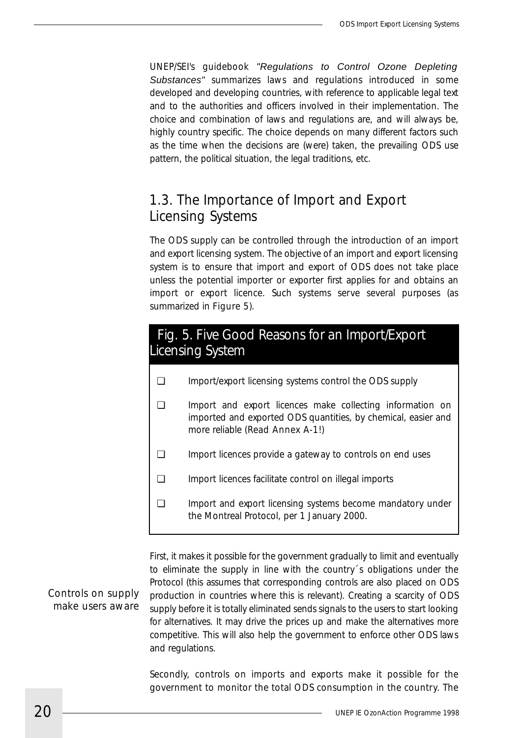UNEP/SEI's guidebook *"Regulations to Control Ozone Depleting Substances"* summarizes laws and regulations introduced in some developed and developing countries, with reference to applicable legal text and to the authorities and officers involved in their implementation. The choice and combination of laws and regulations are, and will always be, highly country specific. The choice depends on many different factors such as the time when the decisions are (were) taken, the prevailing ODS use pattern, the political situation, the legal traditions, etc.

## 1.3. The Importance of Import and Export Licensing Systems

The ODS supply can be controlled through the introduction of an import and export licensing system. The objective of an import and export licensing system is to ensure that import and export of ODS does not take place unless the potential importer or exporter first applies for and obtains an import or export licence. Such systems serve several purposes (as summarized in Figure 5).

**Fig. 5. Five Good Reasons for an Import/Export Licensing System**

- ❑ Import/export licensing systems control the ODS supply
- ❑ Import and export licences make collecting information on imported and exported ODS quantities, by chemical, easier and more reliable (Read Annex A-1!)
- ❑ Import licences provide a gateway to controls on end uses
- ❑ Import licences facilitate control on illegal imports
- ❑ Import and export licensing systems become mandatory under the Montreal Protocol, per 1 January 2000.

*Controls on supply make users aware*

First, it makes it possible for the government gradually to limit and eventually to eliminate the supply in line with the country´s obligations under the Protocol (this assumes that corresponding controls are also placed on ODS production in countries where this is relevant). Creating a scarcity of ODS supply before it is totally eliminated sends signals to the users to start looking for alternatives. It may drive the prices up and make the alternatives more competitive. This will also help the government to enforce other ODS laws and regulations.

Secondly, controls on imports and exports make it possible for the government to monitor the total ODS consumption in the country. The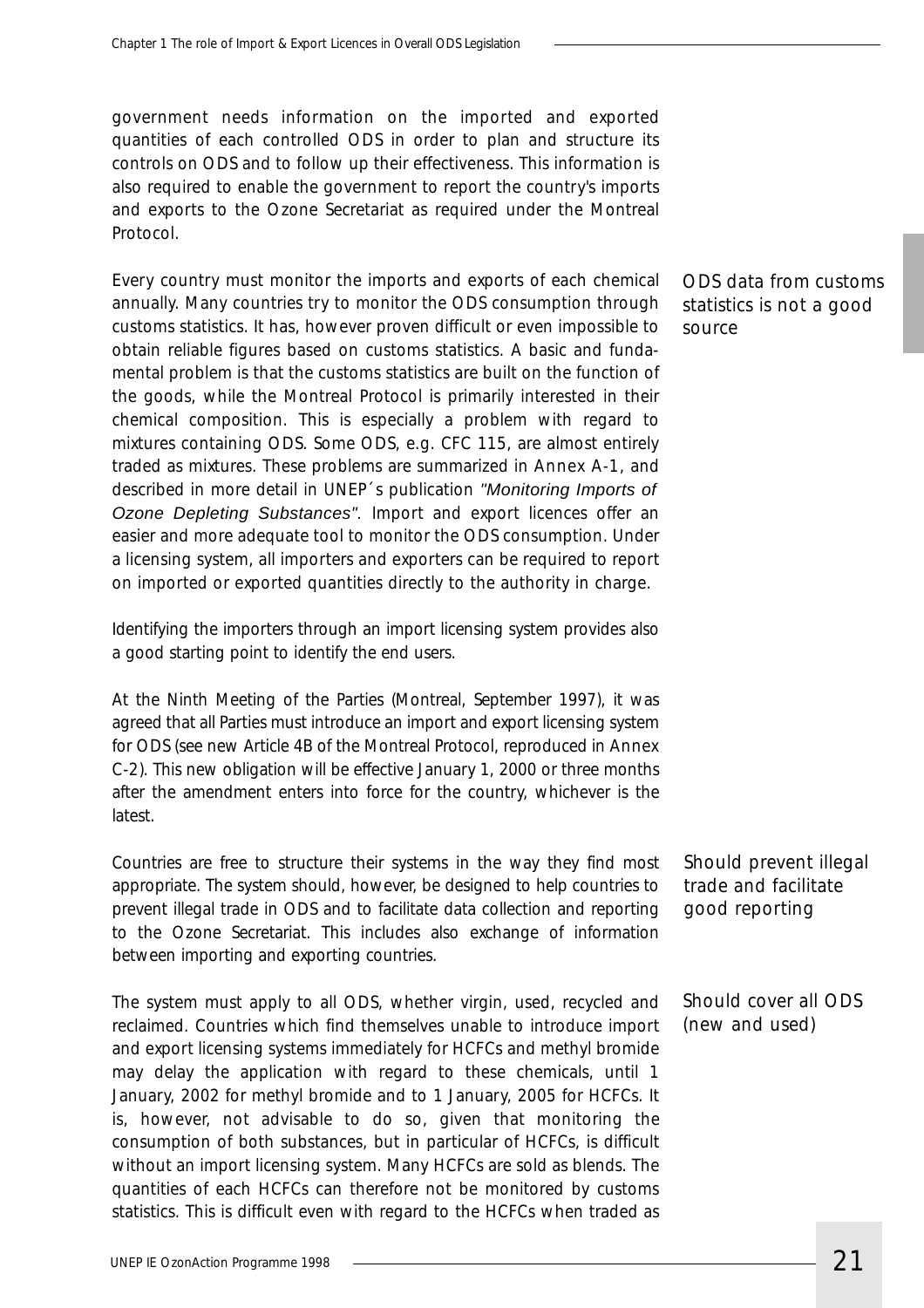government needs information on the imported and exported quantities of each controlled ODS in order to plan and structure its controls on ODS and to follow up their effectiveness. This information is also required to enable the government to report the country's imports and exports to the Ozone Secretariat as required under the Montreal Protocol.

*ODS data from customs statistics is not a good source*

Every country must monitor the imports and exports of each chemical annually. Many countries try to monitor the ODS consumption through customs statistics. It has, however proven difficult or even impossible to obtain reliable figures based on customs statistics. A basic and fundamental problem is that the customs statistics are built on the function of the goods, while the Montreal Protocol is primarily interested in their chemical composition. This is especially a problem with regard to mixtures containing ODS. Some ODS, e.g. CFC 115, are almost entirely traded as mixtures. These problems are summarized in Annex A-1, and described in more detail in UNEP´s publication *"Monitoring Imports of Ozone Depleting Substances"*. Import and export licences offer an easier and more adequate tool to monitor the ODS consumption. Under a licensing system, all importers and exporters can be required to report on imported or exported quantities directly to the authority in charge.

Identifying the importers through an import licensing system provides also a good starting point to identify the end users.

At the Ninth Meeting of the Parties (Montreal, September 1997), it was agreed that all Parties must introduce an import and export licensing system for ODS (see new Article 4B of the Montreal Protocol, reproduced in Annex C-2). This new obligation will be effective January 1, 2000 or three months after the amendment enters into force for the country, whichever is the latest.

*Should prevent illegal trade and facilitate good reporting*

Countries are free to structure their systems in the way they find most appropriate. The system should, however, be designed to help countries to prevent illegal trade in ODS and to facilitate data collection and reporting to the Ozone Secretariat. This includes also exchange of information between importing and exporting countries.

*Should cover all ODS (new and used)*

The system must apply to all ODS, whether virgin, used, recycled and reclaimed. Countries which find themselves unable to introduce import and export licensing systems immediately for HCFCs and methyl bromide may delay the application with regard to these chemicals, until 1 January, 2002 for methyl bromide and to 1 January, 2005 for HCFCs. It is, however, not advisable to do so, given that monitoring the consumption of both substances, but in particular of HCFCs, is difficult without an import licensing system. Many HCFCs are sold as blends. The quantities of each HCFCs can therefore not be monitored by customs statistics. This is difficult even with regard to the HCFCs when traded as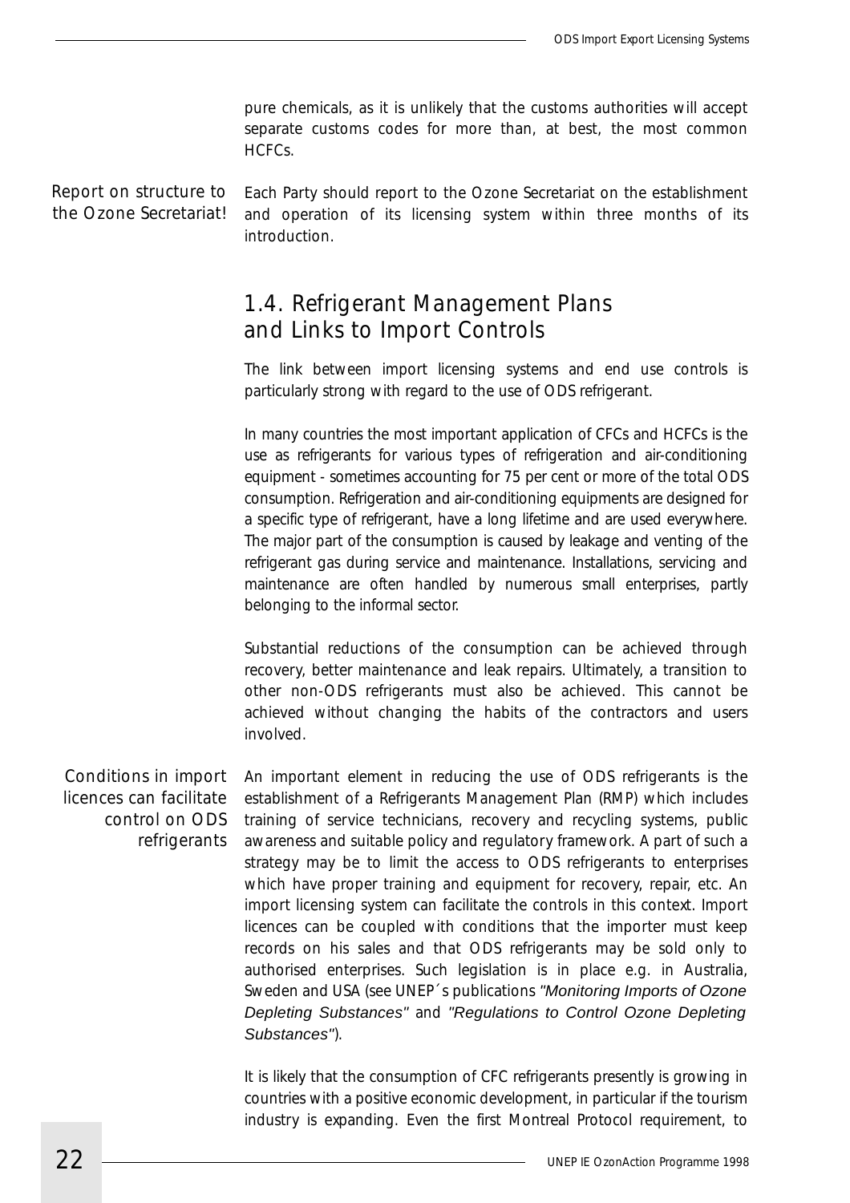pure chemicals, as it is unlikely that the customs authorities will accept separate customs codes for more than, at best, the most common HCFCs.

*Report on structure to the Ozone Secretariat!*

Each Party should report to the Ozone Secretariat on the establishment and operation of its licensing system within three months of its introduction.

## 1.4. Refrigerant Management Plans and Links to Import Controls

The link between import licensing systems and end use controls is particularly strong with regard to the use of ODS refrigerant.

In many countries the most important application of CFCs and HCFCs is the use as refrigerants for various types of refrigeration and air-conditioning equipment - sometimes accounting for 75 per cent or more of the total ODS consumption. Refrigeration and air-conditioning equipments are designed for a specific type of refrigerant, have a long lifetime and are used everywhere. The major part of the consumption is caused by leakage and venting of the refrigerant gas during service and maintenance. Installations, servicing and maintenance are often handled by numerous small enterprises, partly belonging to the informal sector.

Substantial reductions of the consumption can be achieved through recovery, better maintenance and leak repairs. Ultimately, a transition to other non-ODS refrigerants must also be achieved. This cannot be achieved without changing the habits of the contractors and users involved.

*Conditions in import licences can facilitate control on ODS refrigerants*

An important element in reducing the use of ODS refrigerants is the establishment of a Refrigerants Management Plan (RMP) which includes training of service technicians, recovery and recycling systems, public awareness and suitable policy and regulatory framework. A part of such a strategy may be to limit the access to ODS refrigerants to enterprises which have proper training and equipment for recovery, repair, etc. An import licensing system can facilitate the controls in this context. Import licences can be coupled with conditions that the importer must keep records on his sales and that ODS refrigerants may be sold only to authorised enterprises. Such legislation is in place e.g. in Australia, Sweden and USA (see UNEP´s publications *"Monitoring Imports of Ozone Depleting Substances"* and *"Regulations to Control Ozone Depleting Substances"*).

It is likely that the consumption of CFC refrigerants presently is growing in countries with a positive economic development, in particular if the tourism industry is expanding. Even the first Montreal Protocol requirement, to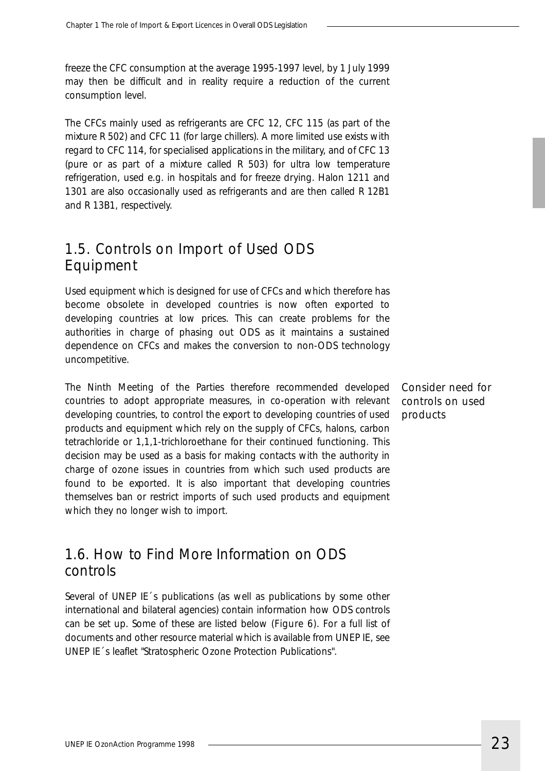freeze the CFC consumption at the average 1995-1997 level, by 1 July 1999 may then be difficult and in reality require a reduction of the current consumption level.

The CFCs mainly used as refrigerants are CFC 12, CFC 115 (as part of the mixture R 502) and CFC 11 (for large chillers). A more limited use exists with regard to CFC 114, for specialised applications in the military, and of CFC 13 (pure or as part of a mixture called R 503) for ultra low temperature refrigeration, used e.g. in hospitals and for freeze drying. Halon 1211 and 1301 are also occasionally used as refrigerants and are then called R 12B1 and R 13B1, respectively.

## 1.5. Controls on Import of Used ODS Equipment

Used equipment which is designed for use of CFCs and which therefore has become obsolete in developed countries is now often exported to developing countries at low prices. This can create problems for the authorities in charge of phasing out ODS as it maintains a sustained dependence on CFCs and makes the conversion to non-ODS technology uncompetitive.

*Consider need for controls on used products*

The Ninth Meeting of the Parties therefore recommended developed countries to adopt appropriate measures, in co-operation with relevant developing countries, to control the export to developing countries of used products and equipment which rely on the supply of CFCs, halons, carbon tetrachloride or 1,1,1-trichloroethane for their continued functioning. This decision may be used as a basis for making contacts with the authority in charge of ozone issues in countries from which such used products are found to be exported. It is also important that developing countries themselves ban or restrict imports of such used products and equipment which they no longer wish to import.

## 1.6. How to Find More Information on ODS controls

Several of UNEP IE´s publications (as well as publications by some other international and bilateral agencies) contain information how ODS controls can be set up. Some of these are listed below (Figure 6). For a full list of documents and other resource material which is available from UNEP IE, see UNEP IE´s leaflet "Stratospheric Ozone Protection Publications".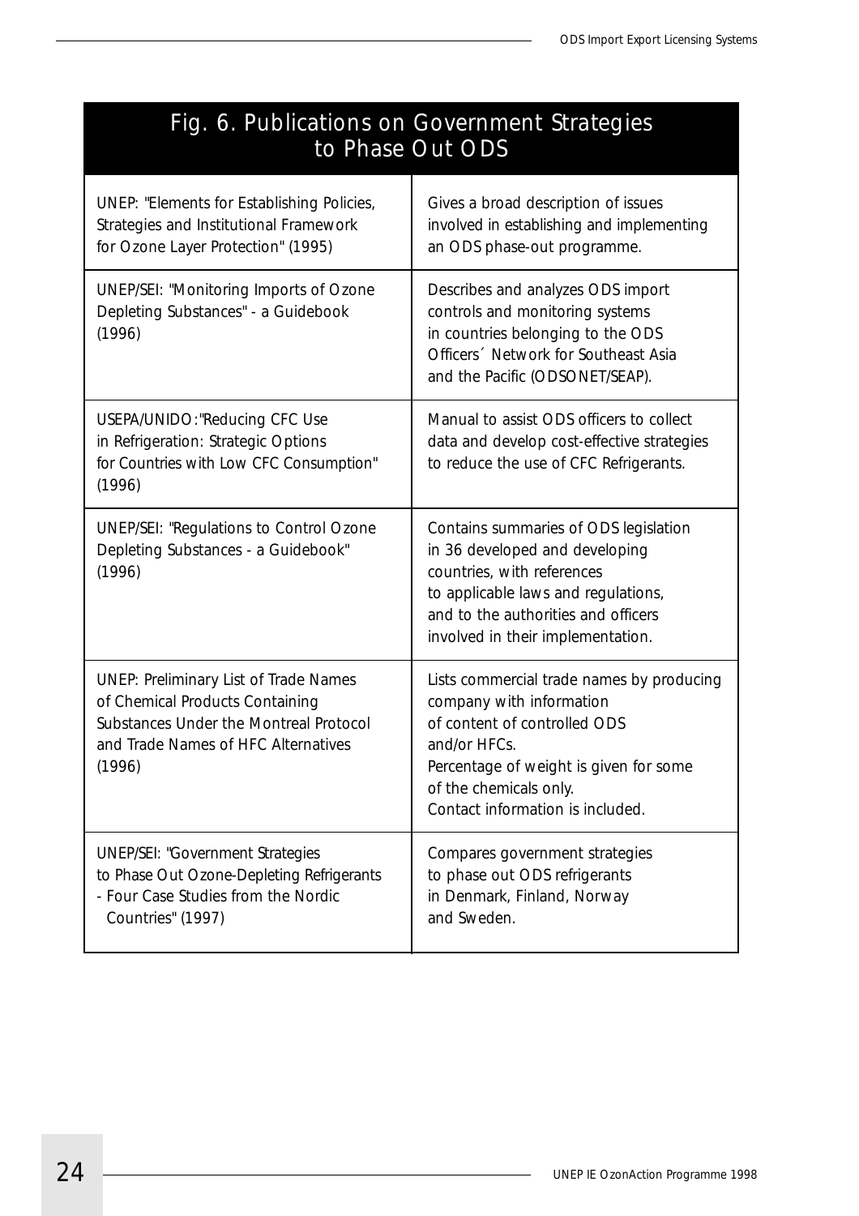## Fig. 6. Publications on Government Strategies to Phase Out ODS

| | |
|---|---|
| UNEP: "Elements for Establishing Policies, Strategies and Institutional Framework for Ozone Layer Protection" (1995) | Gives a broad description of issues involved in establishing and implementing an ODS phase-out programme. |
| UNEP/SEI: "Monitoring Imports of Ozone Depleting Substances" - a Guidebook (1996) | Describes and analyzes ODS import controls and monitoring systems in countries belonging to the ODS Officers´ Network for Southeast Asia and the Pacific (ODSONET/SEAP). |
| USEPA/UNIDO:"Reducing CFC Use in Refrigeration: Strategic Options for Countries with Low CFC Consumption" (1996) | Manual to assist ODS officers to collect data and develop cost-effective strategies to reduce the use of CFC Refrigerants. |
| UNEP/SEI: "Regulations to Control Ozone Depleting Substances - a Guidebook" (1996) | Contains summaries of ODS legislation in 36 developed and developing countries, with references to applicable laws and regulations, and to the authorities and officers involved in their implementation. |
| UNEP: Preliminary List of Trade Names of Chemical Products Containing Substances Under the Montreal Protocol and Trade Names of HFC Alternatives (1996) | Lists commercial trade names by producing company with information of content of controlled ODS and/or HFCs. Percentage of weight is given for some of the chemicals only. Contact information is included. |
| UNEP/SEI: "Government Strategies to Phase Out Ozone-Depleting Refrigerants - Four Case Studies from the Nordic Countries" (1997) | Compares government strategies to phase out ODS refrigerants in Denmark, Finland, Norway and Sweden. |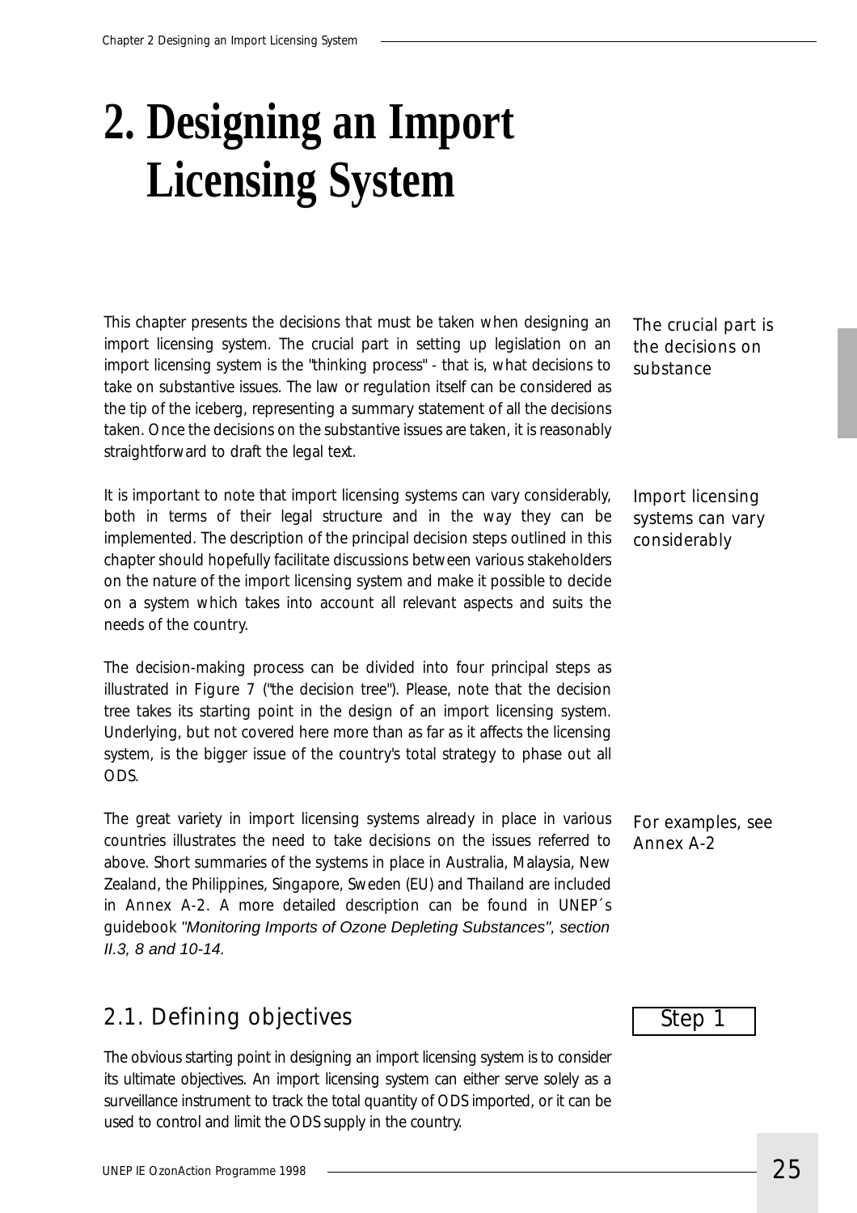# 2. Designing an Import Licensing System

This chapter presents the decisions that must be taken when designing an import licensing system. The crucial part in setting up legislation on an import licensing system is the "thinking process" - that is, what decisions to take on substantive issues. The law or regulation itself can be considered as the tip of the iceberg, representing a summary statement of all the decisions taken. Once the decisions on the substantive issues are taken, it is reasonably straightforward to draft the legal text.

*The crucial part is the decisions on substance*

It is important to note that import licensing systems can vary considerably, both in terms of their legal structure and in the way they can be implemented. The description of the principal decision steps outlined in this chapter should hopefully facilitate discussions between various stakeholders on the nature of the import licensing system and make it possible to decide on a system which takes into account all relevant aspects and suits the needs of the country.

*Import licensing systems can vary considerably*

The decision-making process can be divided into four principal steps as illustrated in Figure 7 ("the decision tree"). Please, note that the decision tree takes its starting point in the design of an import licensing system. Underlying, but not covered here more than as far as it affects the licensing system, is the bigger issue of the country's total strategy to phase out all ODS.

The great variety in import licensing systems already in place in various countries illustrates the need to take decisions on the issues referred to above. Short summaries of the systems in place in Australia, Malaysia, New Zealand, the Philippines, Singapore, Sweden (EU) and Thailand are included in Annex A-2. A more detailed description can be found in UNEP´s guidebook *"Monitoring Imports of Ozone Depleting Substances", section II.3, 8 and 10-14.*

*For examples, see Annex A-2*

## 2.1. Defining objectives

Step 1

The obvious starting point in designing an import licensing system is to consider its ultimate objectives. An import licensing system can either serve solely as a surveillance instrument to track the total quantity of ODS imported, or it can be used to control and limit the ODS supply in the country.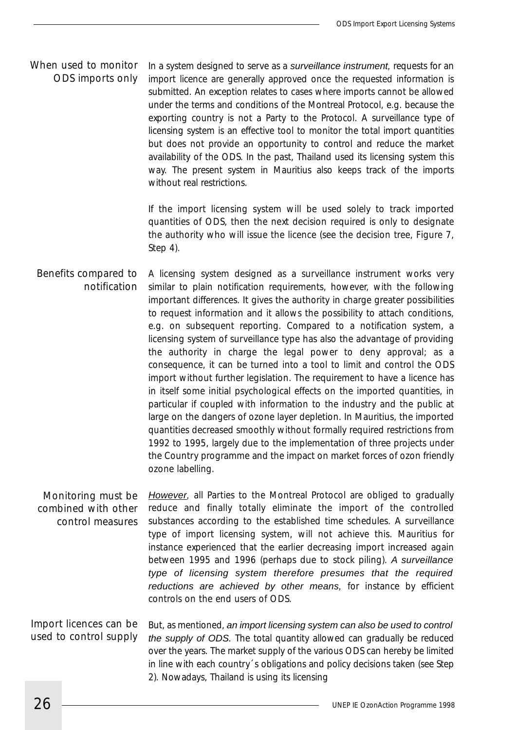### When used to monitor ODS imports only

In a system designed to serve as a *surveillance instrument*, requests for an import licence are generally approved once the requested information is submitted. An exception relates to cases where imports cannot be allowed under the terms and conditions of the Montreal Protocol, e.g. because the exporting country is not a Party to the Protocol. A surveillance type of licensing system is an effective tool to monitor the total import quantities but does not provide an opportunity to control and reduce the market availability of the ODS. In the past, Thailand used its licensing system this way. The present system in Mauritius also keeps track of the imports without real restrictions.

If the import licensing system will be used solely to track imported quantities of ODS, then the next decision required is only to designate the authority who will issue the licence (see the decision tree, Figure 7, Step 4).

### Benefits compared to notification

A licensing system designed as a surveillance instrument works very similar to plain notification requirements, however, with the following important differences. It gives the authority in charge greater possibilities to request information and it allows the possibility to attach conditions, e.g. on subsequent reporting. Compared to a notification system, a licensing system of surveillance type has also the advantage of providing the authority in charge the legal power to deny approval; as a consequence, it can be turned into a tool to limit and control the ODS import without further legislation. The requirement to have a licence has in itself some initial psychological effects on the imported quantities, in particular if coupled with information to the industry and the public at large on the dangers of ozone layer depletion. In Mauritius, the imported quantities decreased smoothly without formally required restrictions from 1992 to 1995, largely due to the implementation of three projects under the Country programme and the impact on market forces of ozon friendly ozone labelling.

### Monitoring must be combined with other control measures

*However*, all Parties to the Montreal Protocol are obliged to gradually reduce and finally totally eliminate the import of the controlled substances according to the established time schedules. A surveillance type of import licensing system, will not achieve this. Mauritius for instance experienced that the earlier decreasing import increased again between 1995 and 1996 (perhaps due to stock piling). *A surveillance type of licensing system therefore presumes that the required reductions are achieved by other means*, for instance by efficient controls on the end users of ODS.

### Import licences can be used to control supply

But, as mentioned, *an import licensing system can also be used to control the supply of ODS*. The total quantity allowed can gradually be reduced over the years. The market supply of the various ODS can hereby be limited in line with each country´s obligations and policy decisions taken (see Step 2). Nowadays, Thailand is using its licensing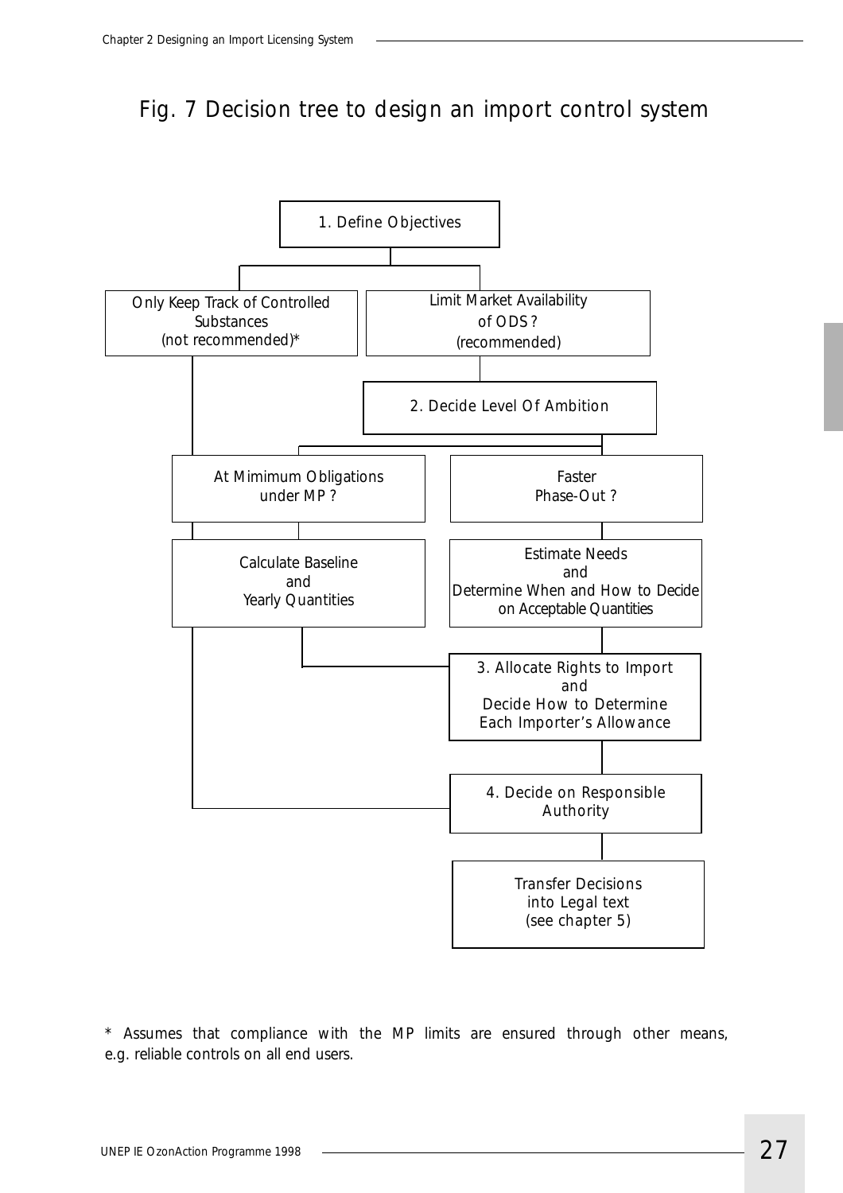## Fig. 7 Decision tree to design an import control system

1. Define Objectives

- Only Keep Track of Controlled Substances (not recommended)*
- Limit Market Availability of ODS? (recommended)

2. Decide Level Of Ambition

- At Mimimum Obligations under MP?
  - Calculate Baseline and Yearly Quantities
- Faster Phase-Out?
  - Estimate Needs and Determine When and How to Decide on Acceptable Quantities

3. Allocate Rights to Import and Decide How to Determine Each Importer's Allowance

4. Decide on Responsible Authority

Transfer Decisions into Legal text (see chapter 5)

\* Assumes that compliance with the MP limits are ensured through other means, e.g. reliable controls on all end users.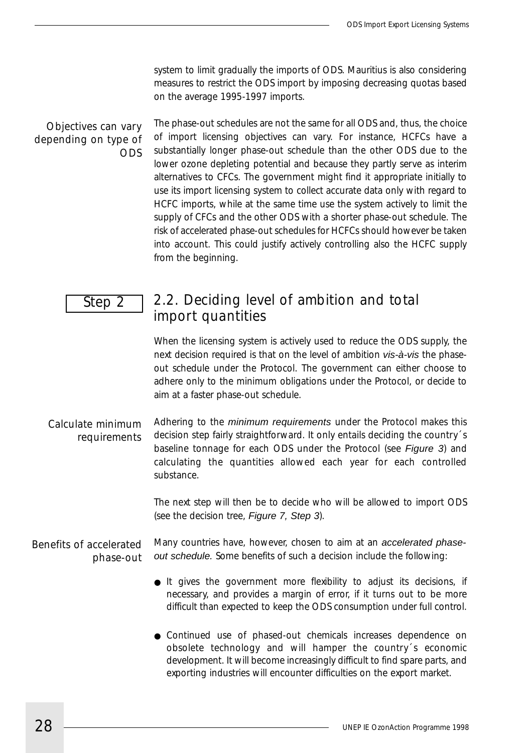system to limit gradually the imports of ODS. Mauritius is also considering measures to restrict the ODS import by imposing decreasing quotas based on the average 1995-1997 imports.

Objectives can vary depending on type of ODS

The phase-out schedules are not the same for all ODS and, thus, the choice of import licensing objectives can vary. For instance, HCFCs have a substantially longer phase-out schedule than the other ODS due to the lower ozone depleting potential and because they partly serve as interim alternatives to CFCs. The government might find it appropriate initially to use its import licensing system to collect accurate data only with regard to HCFC imports, while at the same time use the system actively to limit the supply of CFCs and the other ODS with a shorter phase-out schedule. The risk of accelerated phase-out schedules for HCFCs should however be taken into account. This could justify actively controlling also the HCFC supply from the beginning.

Step 2

## 2.2. Deciding level of ambition and total import quantities

When the licensing system is actively used to reduce the ODS supply, the next decision required is that on the level of ambition *vis-à-vis* the phase-out schedule under the Protocol. The government can either choose to adhere only to the minimum obligations under the Protocol, or decide to aim at a faster phase-out schedule.

Calculate minimum requirements

Adhering to the *minimum requirements* under the Protocol makes this decision step fairly straightforward. It only entails deciding the country´s baseline tonnage for each ODS under the Protocol (see *Figure 3*) and calculating the quantities allowed each year for each controlled substance.

The next step will then be to decide who will be allowed to import ODS (see the decision tree, *Figure 7, Step 3*).

Benefits of accelerated phase-out

Many countries have, however, chosen to aim at an *accelerated phase-out schedule.* Some benefits of such a decision include the following:

- It gives the government more flexibility to adjust its decisions, if necessary, and provides a margin of error, if it turns out to be more difficult than expected to keep the ODS consumption under full control.
- Continued use of phased-out chemicals increases dependence on obsolete technology and will hamper the country´s economic development. It will become increasingly difficult to find spare parts, and exporting industries will encounter difficulties on the export market.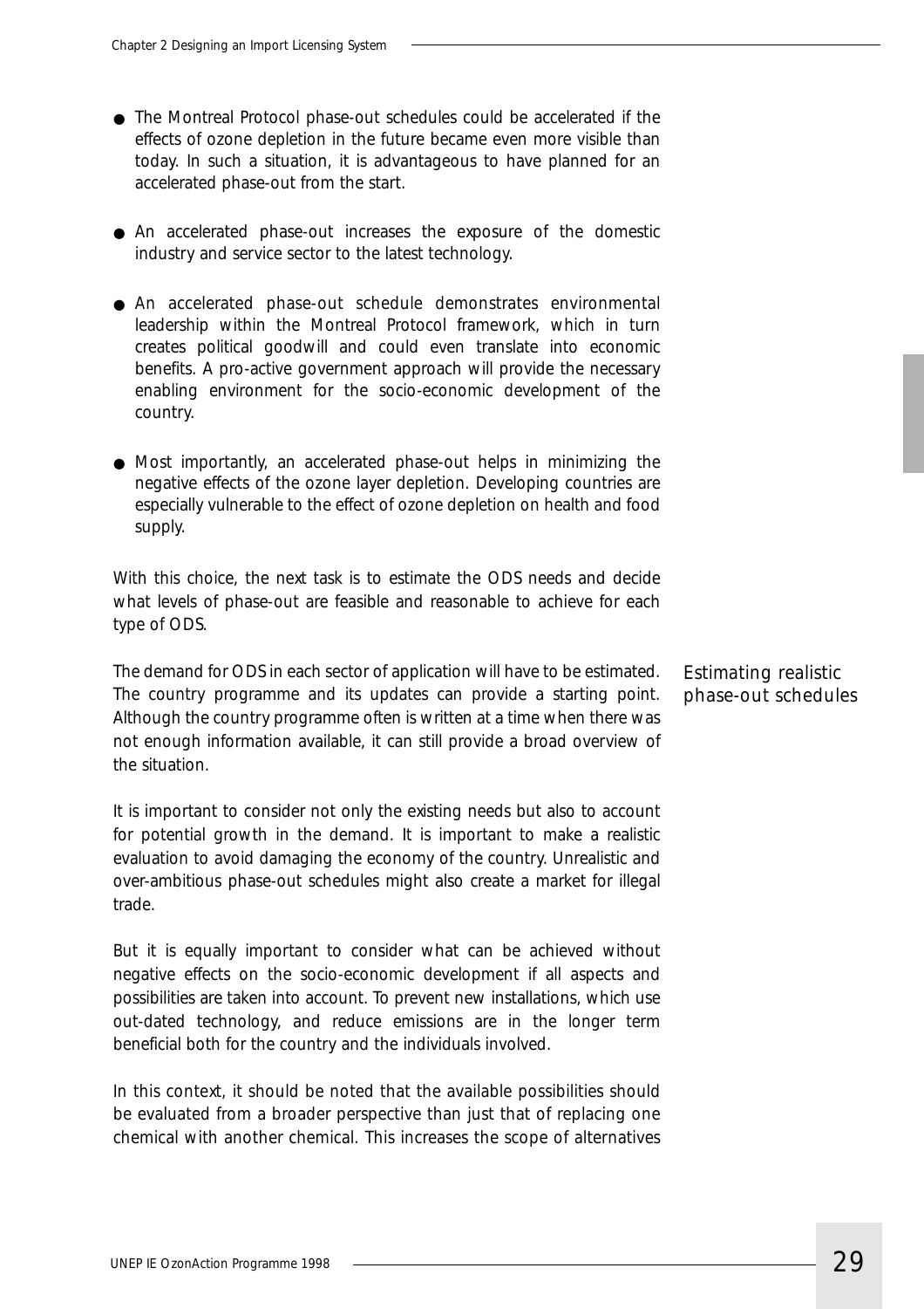- The Montreal Protocol phase-out schedules could be accelerated if the effects of ozone depletion in the future became even more visible than today. In such a situation, it is advantageous to have planned for an accelerated phase-out from the start.

- An accelerated phase-out increases the exposure of the domestic industry and service sector to the latest technology.

- An accelerated phase-out schedule demonstrates environmental leadership within the Montreal Protocol framework, which in turn creates political goodwill and could even translate into economic benefits. A pro-active government approach will provide the necessary enabling environment for the socio-economic development of the country.

- Most importantly, an accelerated phase-out helps in minimizing the negative effects of the ozone layer depletion. Developing countries are especially vulnerable to the effect of ozone depletion on health and food supply.

With this choice, the next task is to estimate the ODS needs and decide what levels of phase-out are feasible and reasonable to achieve for each type of ODS.

### *Estimating realistic phase-out schedules*

The demand for ODS in each sector of application will have to be estimated. The country programme and its updates can provide a starting point. Although the country programme often is written at a time when there was not enough information available, it can still provide a broad overview of the situation.

It is important to consider not only the existing needs but also to account for potential growth in the demand. It is important to make a realistic evaluation to avoid damaging the economy of the country. Unrealistic and over-ambitious phase-out schedules might also create a market for illegal trade.

But it is equally important to consider what can be achieved without negative effects on the socio-economic development if all aspects and possibilities are taken into account. To prevent new installations, which use out-dated technology, and reduce emissions are in the longer term beneficial both for the country and the individuals involved.

In this context, it should be noted that the available possibilities should be evaluated from a broader perspective than just that of replacing one chemical with another chemical. This increases the scope of alternatives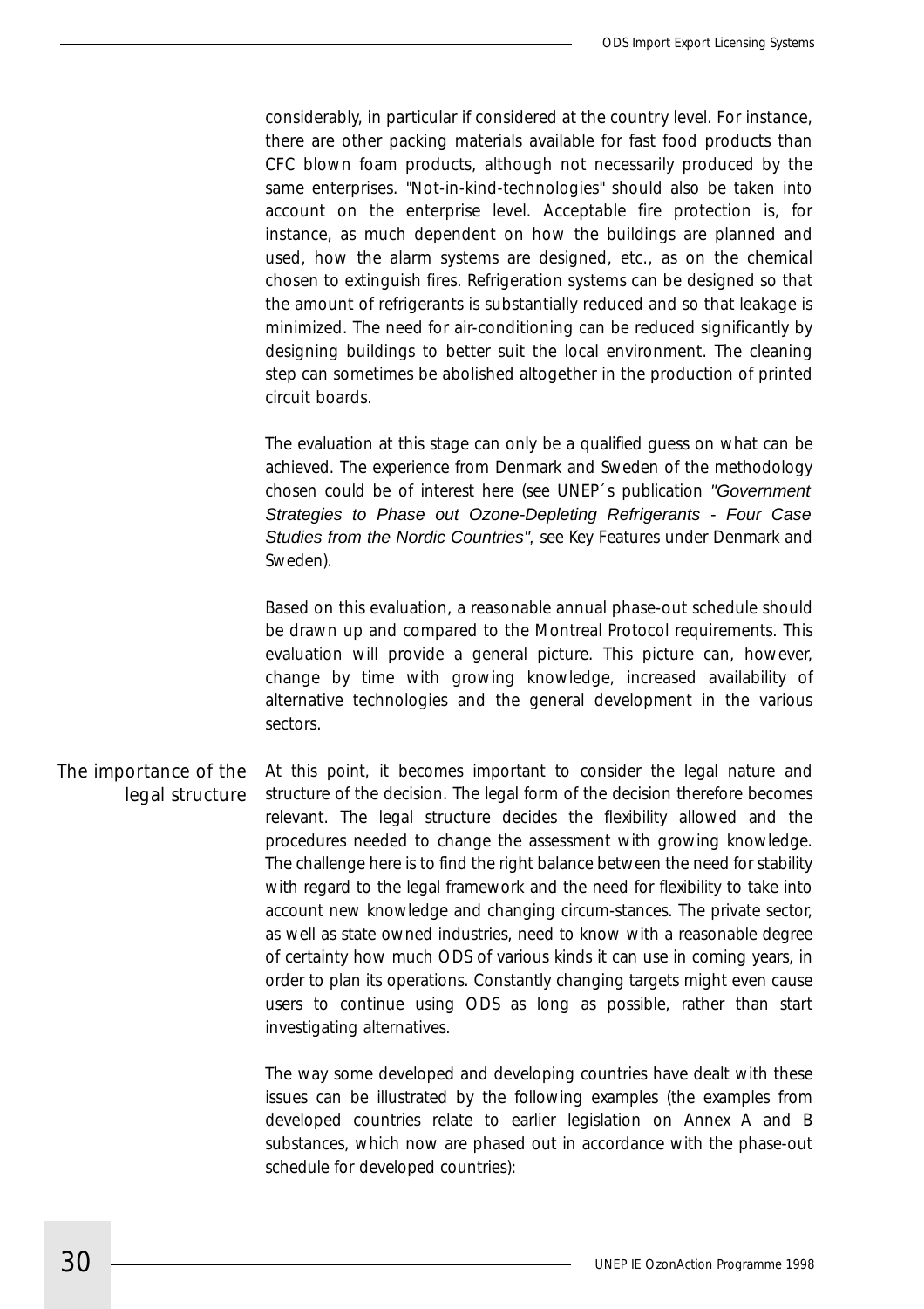considerably, in particular if considered at the country level. For instance, there are other packing materials available for fast food products than CFC blown foam products, although not necessarily produced by the same enterprises. "Not-in-kind-technologies" should also be taken into account on the enterprise level. Acceptable fire protection is, for instance, as much dependent on how the buildings are planned and used, how the alarm systems are designed, etc., as on the chemical chosen to extinguish fires. Refrigeration systems can be designed so that the amount of refrigerants is substantially reduced and so that leakage is minimized. The need for air-conditioning can be reduced significantly by designing buildings to better suit the local environment. The cleaning step can sometimes be abolished altogether in the production of printed circuit boards.

The evaluation at this stage can only be a qualified guess on what can be achieved. The experience from Denmark and Sweden of the methodology chosen could be of interest here (see UNEP´s publication *"Government Strategies to Phase out Ozone-Depleting Refrigerants - Four Case Studies from the Nordic Countries"*, see Key Features under Denmark and Sweden).

Based on this evaluation, a reasonable annual phase-out schedule should be drawn up and compared to the Montreal Protocol requirements. This evaluation will provide a general picture. This picture can, however, change by time with growing knowledge, increased availability of alternative technologies and the general development in the various sectors.

## The importance of the legal structure

At this point, it becomes important to consider the legal nature and structure of the decision. The legal form of the decision therefore becomes relevant. The legal structure decides the flexibility allowed and the procedures needed to change the assessment with growing knowledge. The challenge here is to find the right balance between the need for stability with regard to the legal framework and the need for flexibility to take into account new knowledge and changing circum-stances. The private sector, as well as state owned industries, need to know with a reasonable degree of certainty how much ODS of various kinds it can use in coming years, in order to plan its operations. Constantly changing targets might even cause users to continue using ODS as long as possible, rather than start investigating alternatives.

The way some developed and developing countries have dealt with these issues can be illustrated by the following examples (the examples from developed countries relate to earlier legislation on Annex A and B substances, which now are phased out in accordance with the phase-out schedule for developed countries):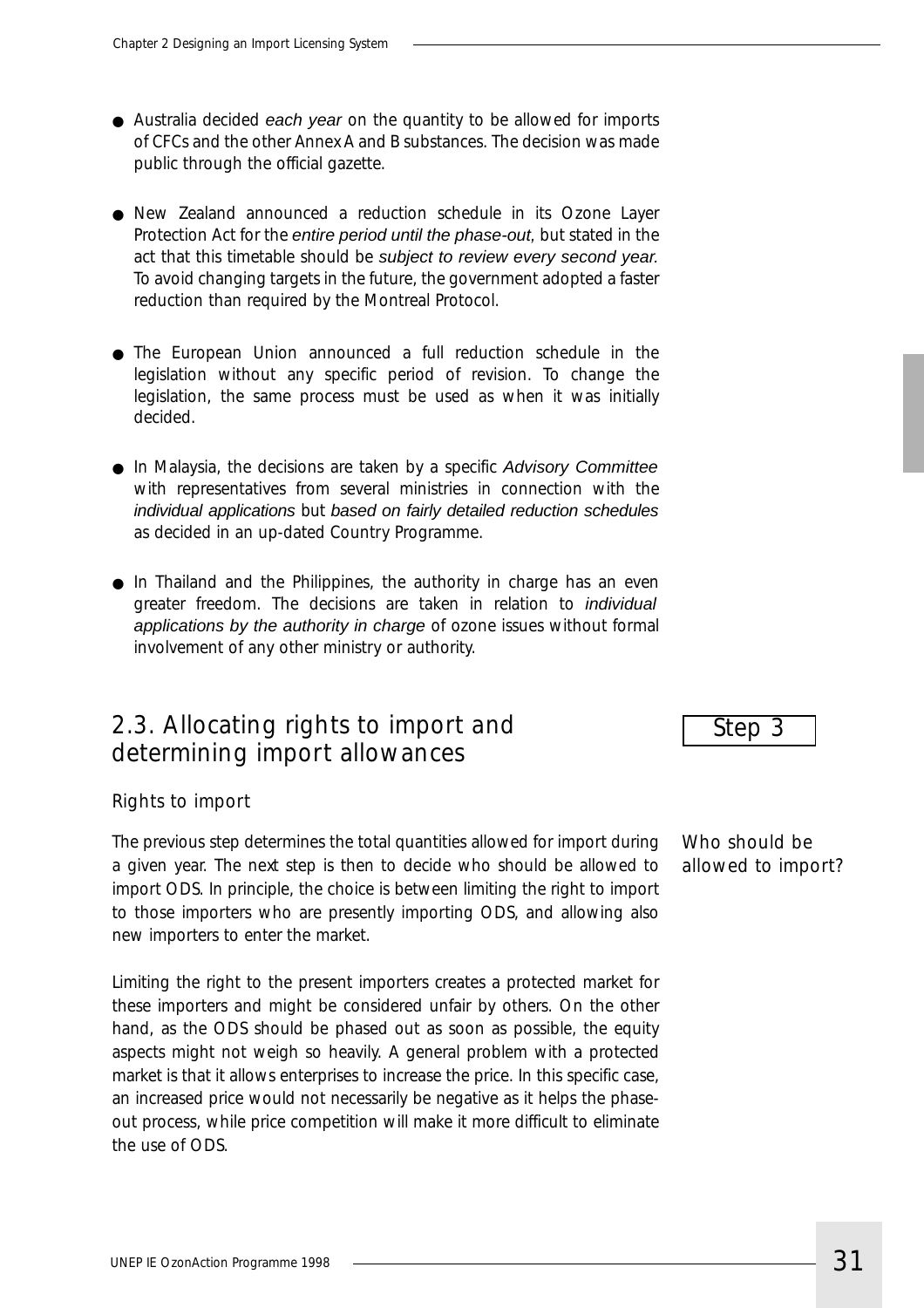- Australia decided *each year* on the quantity to be allowed for imports of CFCs and the other Annex A and B substances. The decision was made public through the official gazette.

- New Zealand announced a reduction schedule in its Ozone Layer Protection Act for the *entire period until the phase-out*, but stated in the act that this timetable should be *subject to review every second year.* To avoid changing targets in the future, the government adopted a faster reduction than required by the Montreal Protocol.

- The European Union announced a full reduction schedule in the legislation without any specific period of revision. To change the legislation, the same process must be used as when it was initially decided.

- In Malaysia, the decisions are taken by a specific *Advisory Committee* with representatives from several ministries in connection with the *individual applications* but *based on fairly detailed reduction schedules* as decided in an up-dated Country Programme.

- In Thailand and the Philippines, the authority in charge has an even greater freedom. The decisions are taken in relation to *individual applications by the authority in charge* of ozone issues without formal involvement of any other ministry or authority.

## 2.3. Allocating rights to import and determining import allowances

Step 3

### Rights to import

*Who should be allowed to import?*

The previous step determines the total quantities allowed for import during a given year. The next step is then to decide who should be allowed to import ODS. In principle, the choice is between limiting the right to import to those importers who are presently importing ODS, and allowing also new importers to enter the market.

Limiting the right to the present importers creates a protected market for these importers and might be considered unfair by others. On the other hand, as the ODS should be phased out as soon as possible, the equity aspects might not weigh so heavily. A general problem with a protected market is that it allows enterprises to increase the price. In this specific case, an increased price would not necessarily be negative as it helps the phase-out process, while price competition will make it more difficult to eliminate the use of ODS.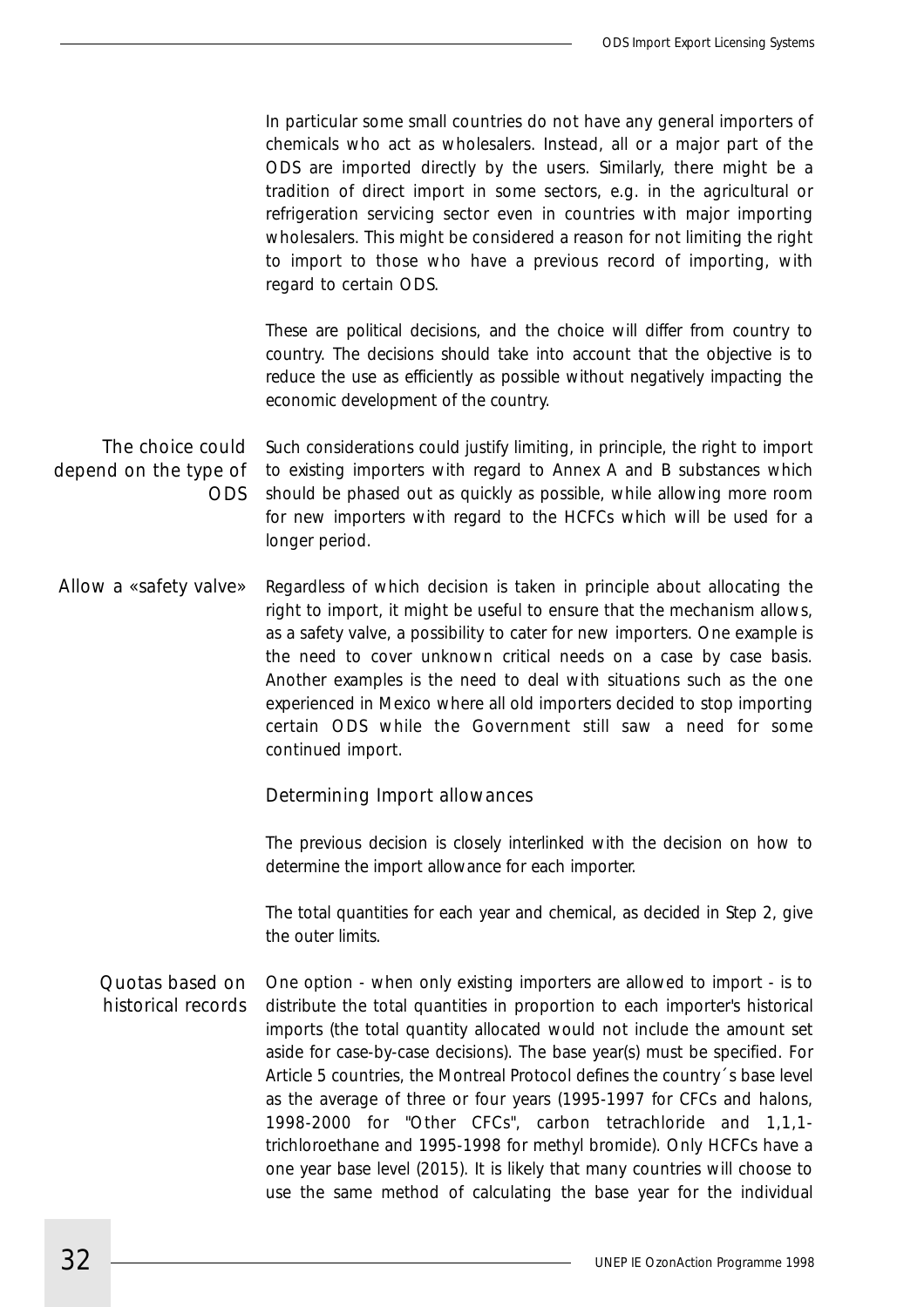In particular some small countries do not have any general importers of chemicals who act as wholesalers. Instead, all or a major part of the ODS are imported directly by the users. Similarly, there might be a tradition of direct import in some sectors, e.g. in the agricultural or refrigeration servicing sector even in countries with major importing wholesalers. This might be considered a reason for not limiting the right to import to those who have a previous record of importing, with regard to certain ODS.

These are political decisions, and the choice will differ from country to country. The decisions should take into account that the objective is to reduce the use as efficiently as possible without negatively impacting the economic development of the country.

**The choice could depend on the type of ODS**

Such considerations could justify limiting, in principle, the right to import to existing importers with regard to Annex A and B substances which should be phased out as quickly as possible, while allowing more room for new importers with regard to the HCFCs which will be used for a longer period.

**Allow a «safety valve»**

Regardless of which decision is taken in principle about allocating the right to import, it might be useful to ensure that the mechanism allows, as a safety valve, a possibility to cater for new importers. One example is the need to cover unknown critical needs on a case by case basis. Another examples is the need to deal with situations such as the one experienced in Mexico where all old importers decided to stop importing certain ODS while the Government still saw a need for some continued import.

### Determining Import allowances

The previous decision is closely interlinked with the decision on how to determine the import allowance for each importer.

The total quantities for each year and chemical, as decided in Step 2, give the outer limits.

**Quotas based on historical records**

One option - when only existing importers are allowed to import - is to distribute the total quantities in proportion to each importer's historical imports (the total quantity allocated would not include the amount set aside for case-by-case decisions). The base year(s) must be specified. For Article 5 countries, the Montreal Protocol defines the country´s base level as the average of three or four years (1995-1997 for CFCs and halons, 1998-2000 for "Other CFCs", carbon tetrachloride and 1,1,1-trichloroethane and 1995-1998 for methyl bromide). Only HCFCs have a one year base level (2015). It is likely that many countries will choose to use the same method of calculating the base year for the individual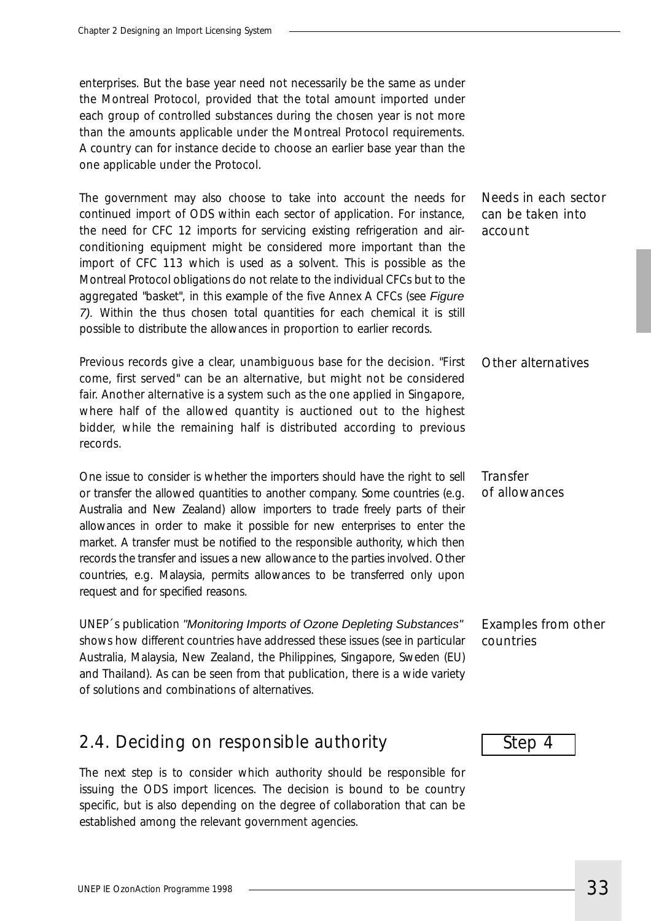enterprises. But the base year need not necessarily be the same as under the Montreal Protocol, provided that the total amount imported under each group of controlled substances during the chosen year is not more than the amounts applicable under the Montreal Protocol requirements. A country can for instance decide to choose an earlier base year than the one applicable under the Protocol.

*Needs in each sector can be taken into account*

The government may also choose to take into account the needs for continued import of ODS within each sector of application. For instance, the need for CFC 12 imports for servicing existing refrigeration and air-conditioning equipment might be considered more important than the import of CFC 113 which is used as a solvent. This is possible as the Montreal Protocol obligations do not relate to the individual CFCs but to the aggregated "basket", in this example of the five Annex A CFCs (see *Figure 7*). Within the thus chosen total quantities for each chemical it is still possible to distribute the allowances in proportion to earlier records.

*Other alternatives*

Previous records give a clear, unambiguous base for the decision. "First come, first served" can be an alternative, but might not be considered fair. Another alternative is a system such as the one applied in Singapore, where half of the allowed quantity is auctioned out to the highest bidder, while the remaining half is distributed according to previous records.

*Transfer of allowances*

One issue to consider is whether the importers should have the right to sell or transfer the allowed quantities to another company. Some countries (e.g. Australia and New Zealand) allow importers to trade freely parts of their allowances in order to make it possible for new enterprises to enter the market. A transfer must be notified to the responsible authority, which then records the transfer and issues a new allowance to the parties involved. Other countries, e.g. Malaysia, permits allowances to be transferred only upon request and for specified reasons.

*Examples from other countries*

UNEP´s publication *"Monitoring Imports of Ozone Depleting Substances"* shows how different countries have addressed these issues (see in particular Australia, Malaysia, New Zealand, the Philippines, Singapore, Sweden (EU) and Thailand). As can be seen from that publication, there is a wide variety of solutions and combinations of alternatives.

## 2.4. Deciding on responsible authority

**Step 4**

The next step is to consider which authority should be responsible for issuing the ODS import licences. The decision is bound to be country specific, but is also depending on the degree of collaboration that can be established among the relevant government agencies.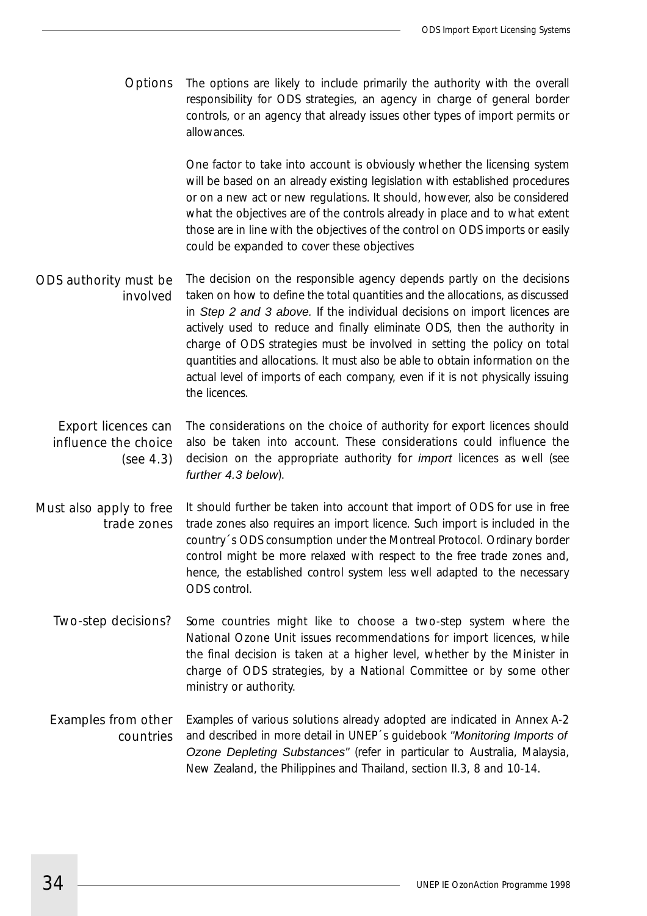**Options**

The options are likely to include primarily the authority with the overall responsibility for ODS strategies, an agency in charge of general border controls, or an agency that already issues other types of import permits or allowances.

One factor to take into account is obviously whether the licensing system will be based on an already existing legislation with established procedures or on a new act or new regulations. It should, however, also be considered what the objectives are of the controls already in place and to what extent those are in line with the objectives of the control on ODS imports or easily could be expanded to cover these objectives

**ODS authority must be involved**

The decision on the responsible agency depends partly on the decisions taken on how to define the total quantities and the allocations, as discussed in *Step 2 and 3 above*. If the individual decisions on import licences are actively used to reduce and finally eliminate ODS, then the authority in charge of ODS strategies must be involved in setting the policy on total quantities and allocations. It must also be able to obtain information on the actual level of imports of each company, even if it is not physically issuing the licences.

**Export licences can influence the choice (see 4.3)**

The considerations on the choice of authority for export licences should also be taken into account. These considerations could influence the decision on the appropriate authority for *import* licences as well (see *further 4.3 below*).

**Must also apply to free trade zones**

It should further be taken into account that import of ODS for use in free trade zones also requires an import licence. Such import is included in the country´s ODS consumption under the Montreal Protocol. Ordinary border control might be more relaxed with respect to the free trade zones and, hence, the established control system less well adapted to the necessary ODS control.

**Two-step decisions?**

Some countries might like to choose a two-step system where the National Ozone Unit issues recommendations for import licences, while the final decision is taken at a higher level, whether by the Minister in charge of ODS strategies, by a National Committee or by some other ministry or authority.

**Examples from other countries**

Examples of various solutions already adopted are indicated in Annex A-2 and described in more detail in UNEP´s guidebook *"Monitoring Imports of Ozone Depleting Substances"* (refer in particular to Australia, Malaysia, New Zealand, the Philippines and Thailand, section II.3, 8 and 10-14.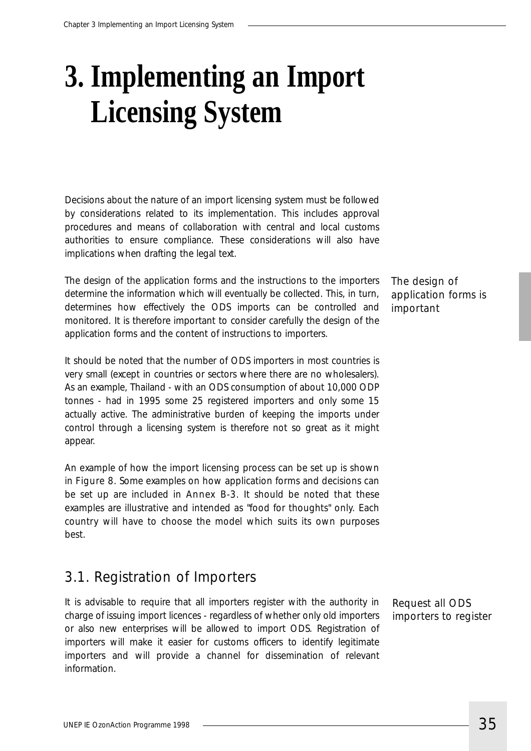# 3. Implementing an Import Licensing System

Decisions about the nature of an import licensing system must be followed by considerations related to its implementation. This includes approval procedures and means of collaboration with central and local customs authorities to ensure compliance. These considerations will also have implications when drafting the legal text.

*The design of application forms is important*

The design of the application forms and the instructions to the importers determine the information which will eventually be collected. This, in turn, determines how effectively the ODS imports can be controlled and monitored. It is therefore important to consider carefully the design of the application forms and the content of instructions to importers.

It should be noted that the number of ODS importers in most countries is very small (except in countries or sectors where there are no wholesalers). As an example, Thailand - with an ODS consumption of about 10,000 ODP tonnes - had in 1995 some 25 registered importers and only some 15 actually active. The administrative burden of keeping the imports under control through a licensing system is therefore not so great as it might appear.

An example of how the import licensing process can be set up is shown in Figure 8. Some examples on how application forms and decisions can be set up are included in Annex B-3. It should be noted that these examples are illustrative and intended as "food for thoughts" only. Each country will have to choose the model which suits its own purposes best.

## 3.1. Registration of Importers

*Request all ODS importers to register*

It is advisable to require that all importers register with the authority in charge of issuing import licences - regardless of whether only old importers or also new enterprises will be allowed to import ODS. Registration of importers will make it easier for customs officers to identify legitimate importers and will provide a channel for dissemination of relevant information.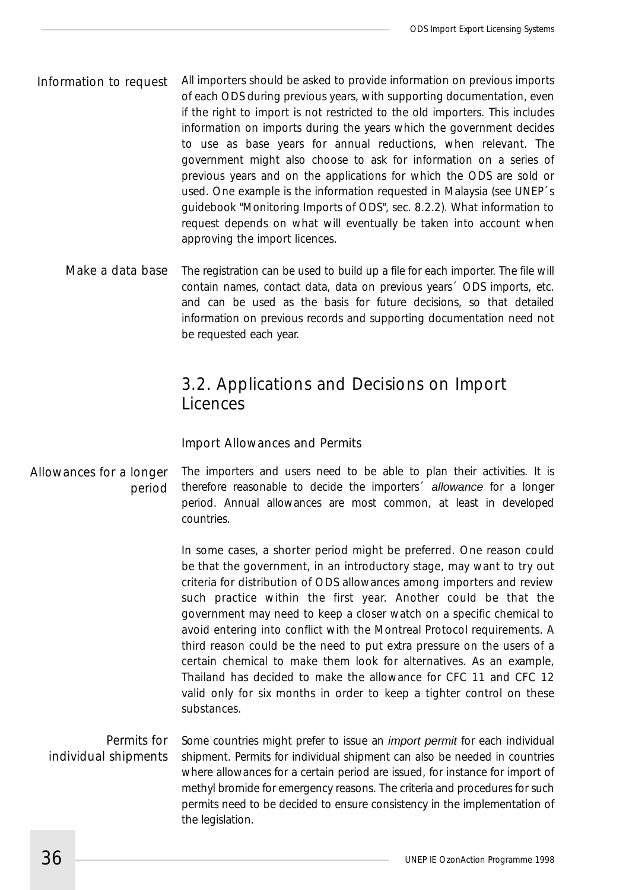**Information to request**

All importers should be asked to provide information on previous imports of each ODS during previous years, with supporting documentation, even if the right to import is not restricted to the old importers. This includes information on imports during the years which the government decides to use as base years for annual reductions, when relevant. The government might also choose to ask for information on a series of previous years and on the applications for which the ODS are sold or used. One example is the information requested in Malaysia (see UNEP´s guidebook "Monitoring Imports of ODS", sec. 8.2.2). What information to request depends on what will eventually be taken into account when approving the import licences.

**Make a data base**

The registration can be used to build up a file for each importer. The file will contain names, contact data, data on previous years´ ODS imports, etc. and can be used as the basis for future decisions, so that detailed information on previous records and supporting documentation need not be requested each year.

## 3.2. Applications and Decisions on Import Licences

### Import Allowances and Permits

**Allowances for a longer period**

The importers and users need to be able to plan their activities. It is therefore reasonable to decide the importers´ *allowance* for a longer period. Annual allowances are most common, at least in developed countries.

In some cases, a shorter period might be preferred. One reason could be that the government, in an introductory stage, may want to try out criteria for distribution of ODS allowances among importers and review such practice within the first year. Another could be that the government may need to keep a closer watch on a specific chemical to avoid entering into conflict with the Montreal Protocol requirements. A third reason could be the need to put extra pressure on the users of a certain chemical to make them look for alternatives. As an example, Thailand has decided to make the allowance for CFC 11 and CFC 12 valid only for six months in order to keep a tighter control on these substances.

**Permits for individual shipments**

Some countries might prefer to issue an *import permit* for each individual shipment. Permits for individual shipment can also be needed in countries where allowances for a certain period are issued, for instance for import of methyl bromide for emergency reasons. The criteria and procedures for such permits need to be decided to ensure consistency in the implementation of the legislation.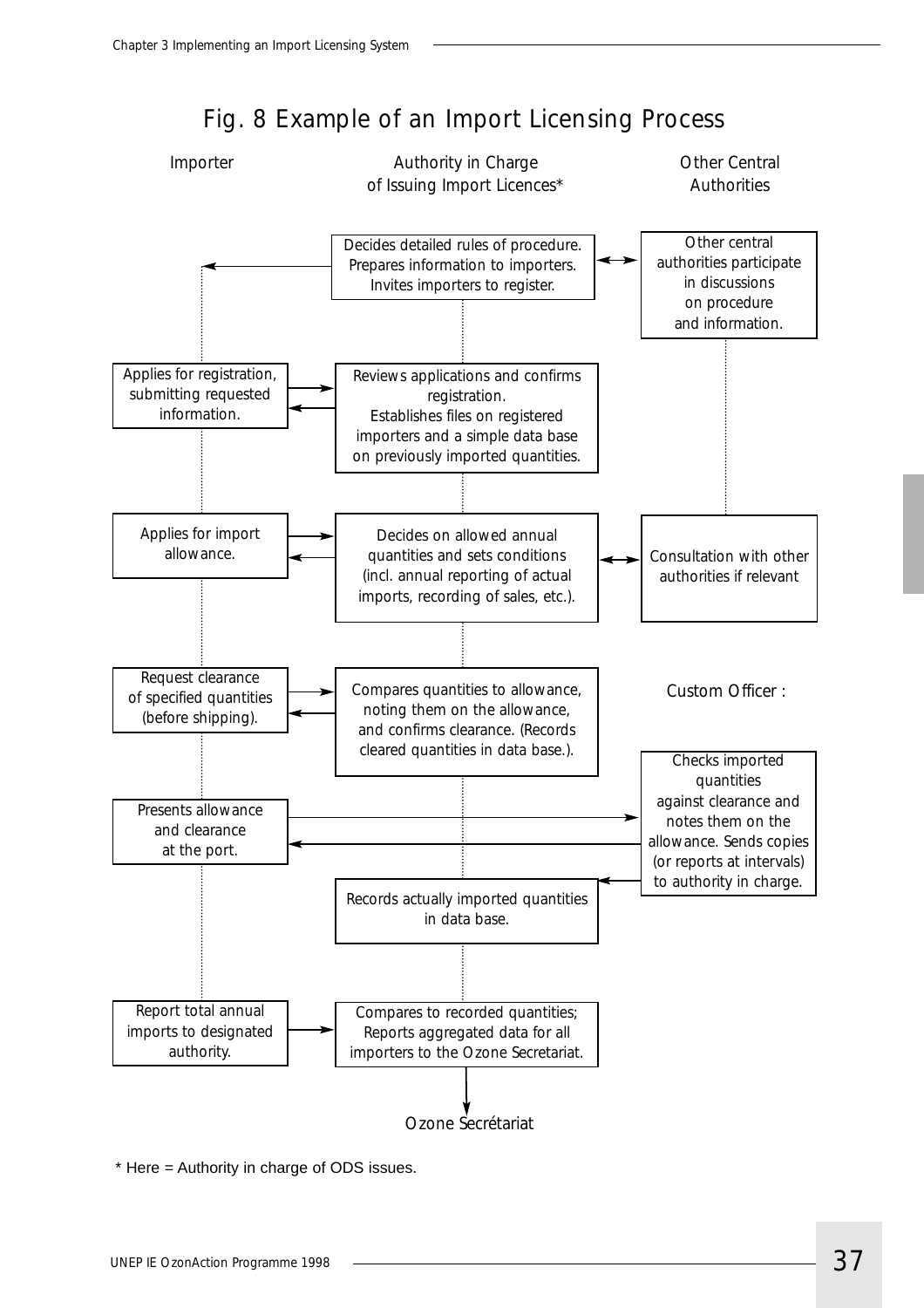# Fig. 8 Example of an Import Licensing Process

| Importer | Authority in Charge of Issuing Import Licences* | Other Central Authorities |
|---|---|---|
| | Decides detailed rules of procedure. Prepares information to importers. Invites importers to register. | Other central authorities participate in discussions on procedure and information. |
| Applies for registration, submitting requested information. | Reviews applications and confirms registration. Establishes files on registered importers and a simple data base on previously imported quantities. | |
| Applies for import allowance. | Decides on allowed annual quantities and sets conditions (incl. annual reporting of actual imports, recording of sales, etc.). | Consultation with other authorities if relevant |
| Request clearance of specified quantities (before shipping). | Compares quantities to allowance, noting them on the allowance, and confirms clearance. (Records cleared quantities in data base.). | Custom Officer : |
| Presents allowance and clearance at the port. | | Checks imported quantities against clearance and notes them on the allowance. Sends copies (or reports at intervals) to authority in charge. |
| | Records actually imported quantities in data base. | |
| Report total annual imports to designated authority. | Compares to recorded quantities; Reports aggregated data for all importers to the Ozone Secretariat. | |

Ozone Secrétariat

\* Here = Authority in charge of ODS issues.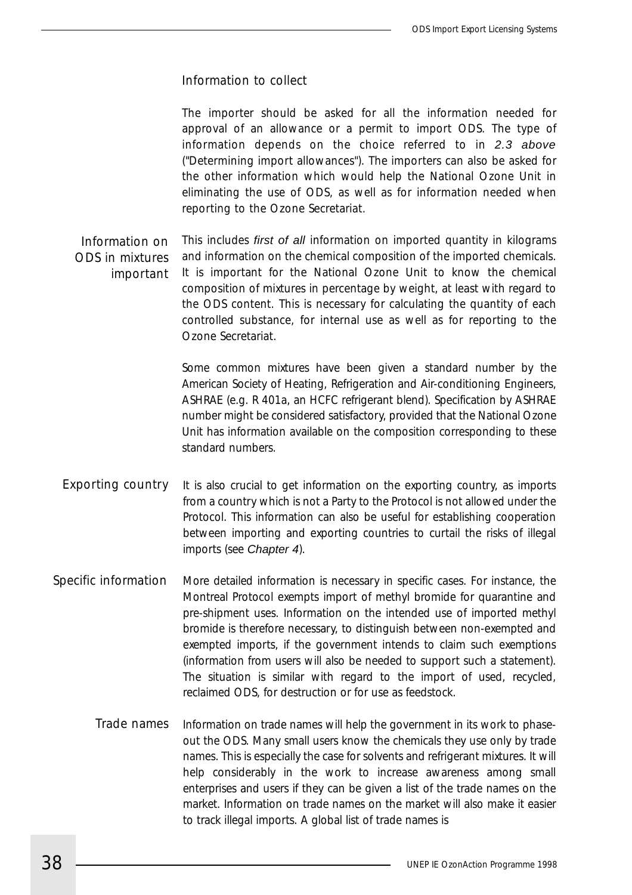### Information to collect

The importer should be asked for all the information needed for approval of an allowance or a permit to import ODS. The type of information depends on the choice referred to in *2.3 above* ("Determining import allowances"). The importers can also be asked for the other information which would help the National Ozone Unit in eliminating the use of ODS, as well as for information needed when reporting to the Ozone Secretariat.

**Information on ODS in mixtures important**

This includes *first of all* information on imported quantity in kilograms and information on the chemical composition of the imported chemicals. It is important for the National Ozone Unit to know the chemical composition of mixtures in percentage by weight, at least with regard to the ODS content. This is necessary for calculating the quantity of each controlled substance, for internal use as well as for reporting to the Ozone Secretariat.

Some common mixtures have been given a standard number by the American Society of Heating, Refrigeration and Air-conditioning Engineers, ASHRAE (e.g. R 401a, an HCFC refrigerant blend). Specification by ASHRAE number might be considered satisfactory, provided that the National Ozone Unit has information available on the composition corresponding to these standard numbers.

**Exporting country**

It is also crucial to get information on the exporting country, as imports from a country which is not a Party to the Protocol is not allowed under the Protocol. This information can also be useful for establishing cooperation between importing and exporting countries to curtail the risks of illegal imports (see *Chapter 4*).

**Specific information**

More detailed information is necessary in specific cases. For instance, the Montreal Protocol exempts import of methyl bromide for quarantine and pre-shipment uses. Information on the intended use of imported methyl bromide is therefore necessary, to distinguish between non-exempted and exempted imports, if the government intends to claim such exemptions (information from users will also be needed to support such a statement). The situation is similar with regard to the import of used, recycled, reclaimed ODS, for destruction or for use as feedstock.

**Trade names**

Information on trade names will help the government in its work to phase-out the ODS. Many small users know the chemicals they use only by trade names. This is especially the case for solvents and refrigerant mixtures. It will help considerably in the work to increase awareness among small enterprises and users if they can be given a list of the trade names on the market. Information on trade names on the market will also make it easier to track illegal imports. A global list of trade names is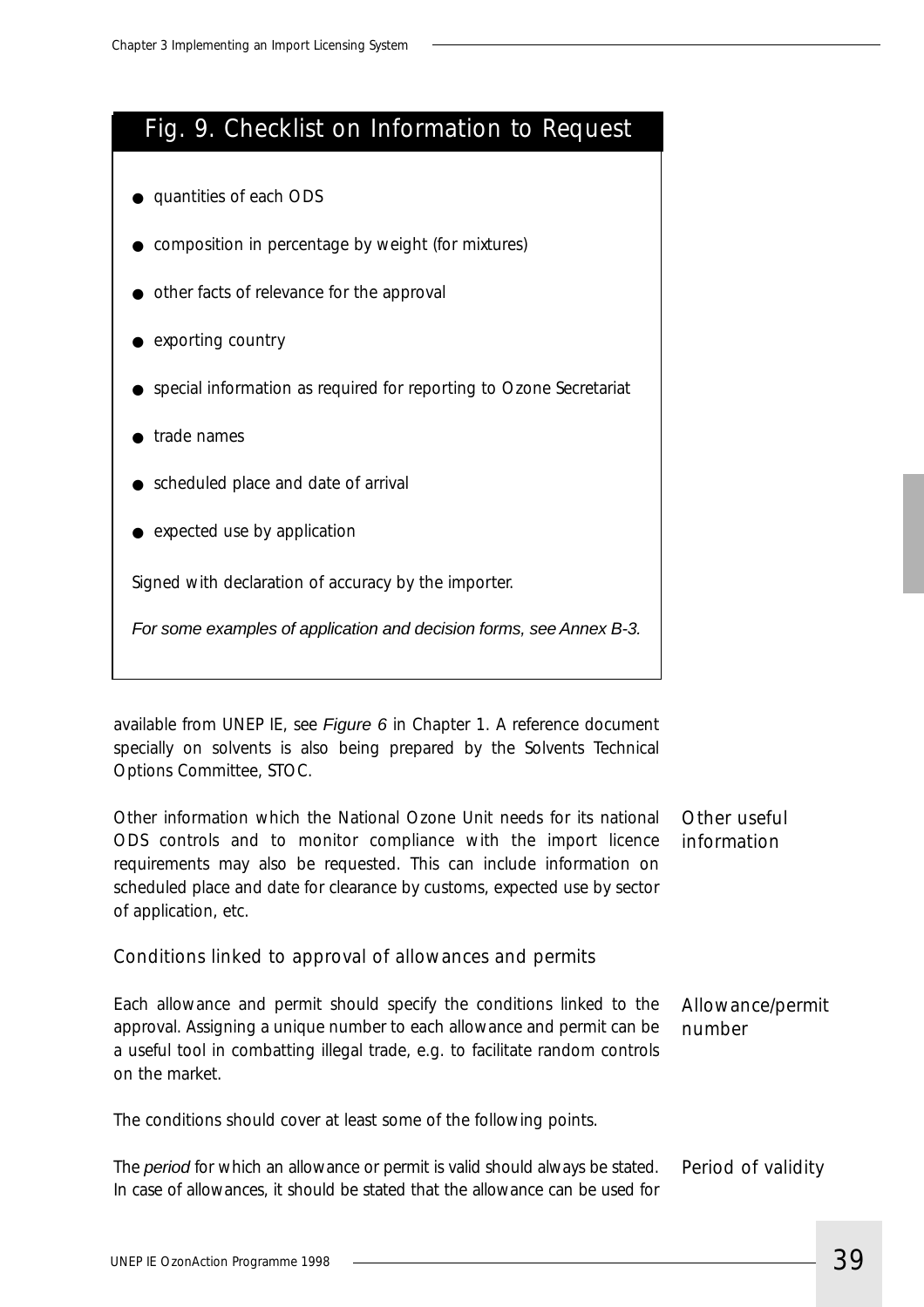## Fig. 9. Checklist on Information to Request

- quantities of each ODS
- composition in percentage by weight (for mixtures)
- other facts of relevance for the approval
- exporting country
- special information as required for reporting to Ozone Secretariat
- trade names
- scheduled place and date of arrival
- expected use by application

Signed with declaration of accuracy by the importer.

*For some examples of application and decision forms, see Annex B-3.*

available from UNEP IE, see *Figure 6* in Chapter 1. A reference document specially on solvents is also being prepared by the Solvents Technical Options Committee, STOC.

**Other useful information**

Other information which the National Ozone Unit needs for its national ODS controls and to monitor compliance with the import licence requirements may also be requested. This can include information on scheduled place and date for clearance by customs, expected use by sector of application, etc.

### Conditions linked to approval of allowances and permits

**Allowance/permit number**

Each allowance and permit should specify the conditions linked to the approval. Assigning a unique number to each allowance and permit can be a useful tool in combatting illegal trade, e.g. to facilitate random controls on the market.

The conditions should cover at least some of the following points.

**Period of validity**

The *period* for which an allowance or permit is valid should always be stated. In case of allowances, it should be stated that the allowance can be used for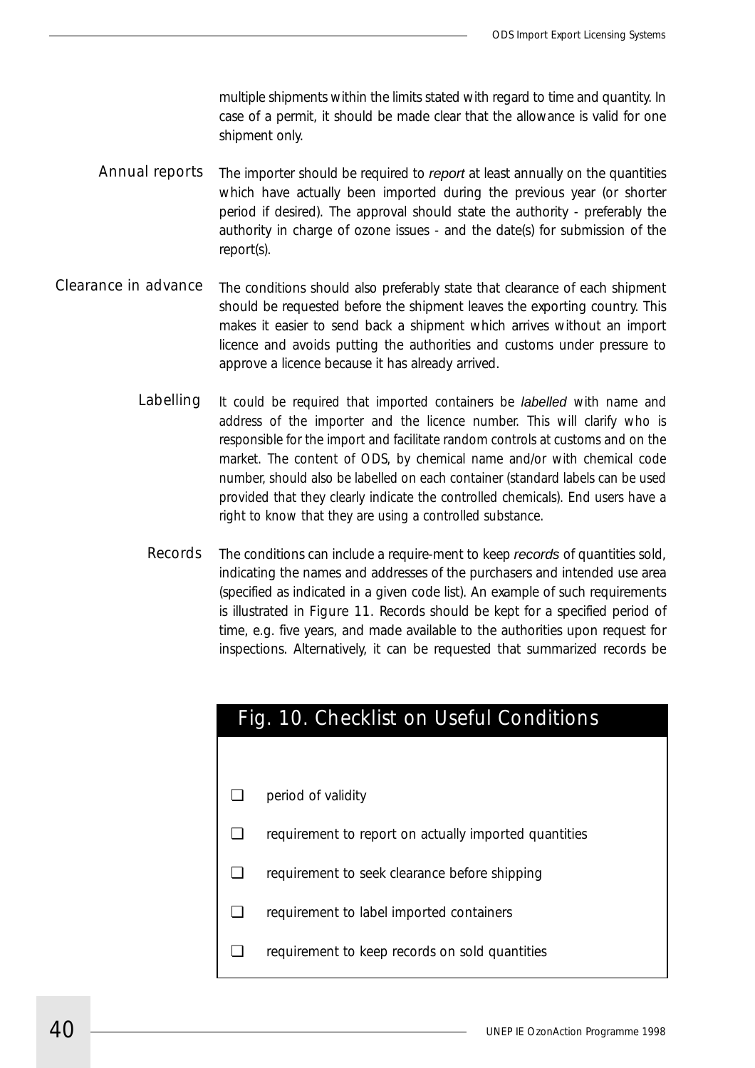multiple shipments within the limits stated with regard to time and quantity. In case of a permit, it should be made clear that the allowance is valid for one shipment only.

**Annual reports**

The importer should be required to *report* at least annually on the quantities which have actually been imported during the previous year (or shorter period if desired). The approval should state the authority - preferably the authority in charge of ozone issues - and the date(s) for submission of the report(s).

**Clearance in advance**

The conditions should also preferably state that clearance of each shipment should be requested before the shipment leaves the exporting country. This makes it easier to send back a shipment which arrives without an import licence and avoids putting the authorities and customs under pressure to approve a licence because it has already arrived.

**Labelling**

It could be required that imported containers be *labelled* with name and address of the importer and the licence number. This will clarify who is responsible for the import and facilitate random controls at customs and on the market. The content of ODS, by chemical name and/or with chemical code number, should also be labelled on each container (standard labels can be used provided that they clearly indicate the controlled chemicals). End users have a right to know that they are using a controlled substance.

**Records**

The conditions can include a require-ment to keep *records* of quantities sold, indicating the names and addresses of the purchasers and intended use area (specified as indicated in a given code list). An example of such requirements is illustrated in Figure 11. Records should be kept for a specified period of time, e.g. five years, and made available to the authorities upon request for inspections. Alternatively, it can be requested that summarized records be

## Fig. 10. Checklist on Useful Conditions

- ❑ period of validity
- ❑ requirement to report on actually imported quantities
- ❑ requirement to seek clearance before shipping
- ❑ requirement to label imported containers
- ❑ requirement to keep records on sold quantities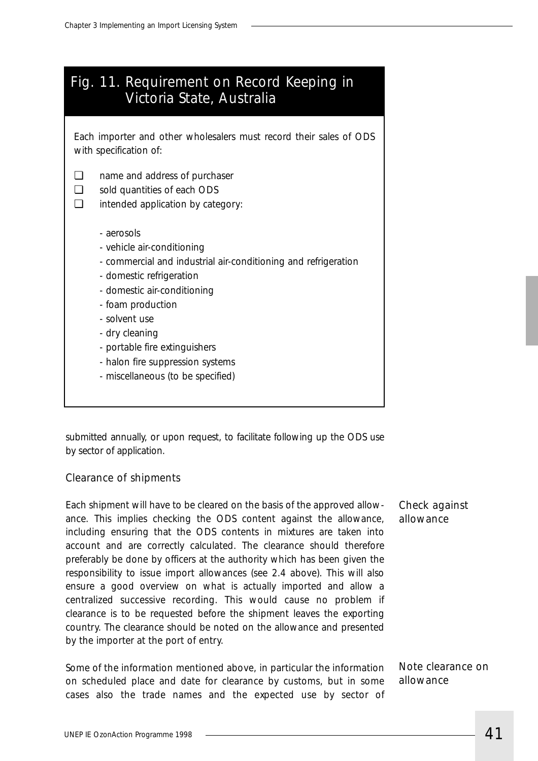## Fig. 11. Requirement on Record Keeping in Victoria State, Australia

Each importer and other wholesalers must record their sales of ODS with specification of:

- ❑ name and address of purchaser
- ❑ sold quantities of each ODS
- ❑ intended application by category:

  - aerosols
  - vehicle air-conditioning
  - commercial and industrial air-conditioning and refrigeration
  - domestic refrigeration
  - domestic air-conditioning
  - foam production
  - solvent use
  - dry cleaning
  - portable fire extinguishers
  - halon fire suppression systems
  - miscellaneous (to be specified)

submitted annually, or upon request, to facilitate following up the ODS use by sector of application.

### Clearance of shipments

*Check against allowance*

Each shipment will have to be cleared on the basis of the approved allowance. This implies checking the ODS content against the allowance, including ensuring that the ODS contents in mixtures are taken into account and are correctly calculated. The clearance should therefore preferably be done by officers at the authority which has been given the responsibility to issue import allowances (see 2.4 above). This will also ensure a good overview on what is actually imported and allow a centralized successive recording. This would cause no problem if clearance is to be requested before the shipment leaves the exporting country. The clearance should be noted on the allowance and presented by the importer at the port of entry.

*Note clearance on allowance*

Some of the information mentioned above, in particular the information on scheduled place and date for clearance by customs, but in some cases also the trade names and the expected use by sector of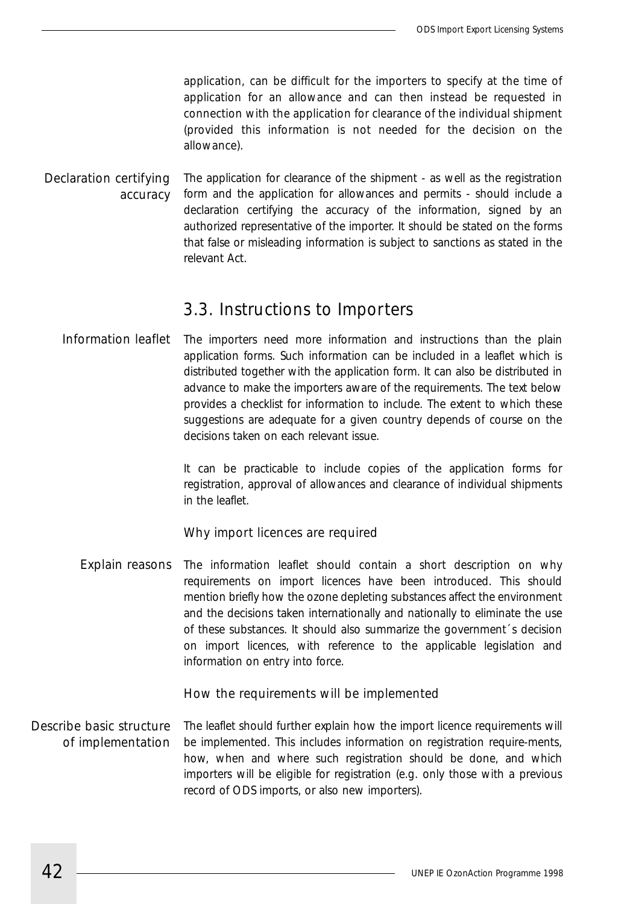application, can be difficult for the importers to specify at the time of application for an allowance and can then instead be requested in connection with the application for clearance of the individual shipment (provided this information is not needed for the decision on the allowance).

*Declaration certifying accuracy*

The application for clearance of the shipment - as well as the registration form and the application for allowances and permits - should include a declaration certifying the accuracy of the information, signed by an authorized representative of the importer. It should be stated on the forms that false or misleading information is subject to sanctions as stated in the relevant Act.

## 3.3. Instructions to Importers

*Information leaflet*

The importers need more information and instructions than the plain application forms. Such information can be included in a leaflet which is distributed together with the application form. It can also be distributed in advance to make the importers aware of the requirements. The text below provides a checklist for information to include. The extent to which these suggestions are adequate for a given country depends of course on the decisions taken on each relevant issue.

It can be practicable to include copies of the application forms for registration, approval of allowances and clearance of individual shipments in the leaflet.

### Why import licences are required

*Explain reasons*

The information leaflet should contain a short description on why requirements on import licences have been introduced. This should mention briefly how the ozone depleting substances affect the environment and the decisions taken internationally and nationally to eliminate the use of these substances. It should also summarize the government´s decision on import licences, with reference to the applicable legislation and information on entry into force.

### How the requirements will be implemented

*Describe basic structure of implementation*

The leaflet should further explain how the import licence requirements will be implemented. This includes information on registration require-ments, how, when and where such registration should be done, and which importers will be eligible for registration (e.g. only those with a previous record of ODS imports, or also new importers).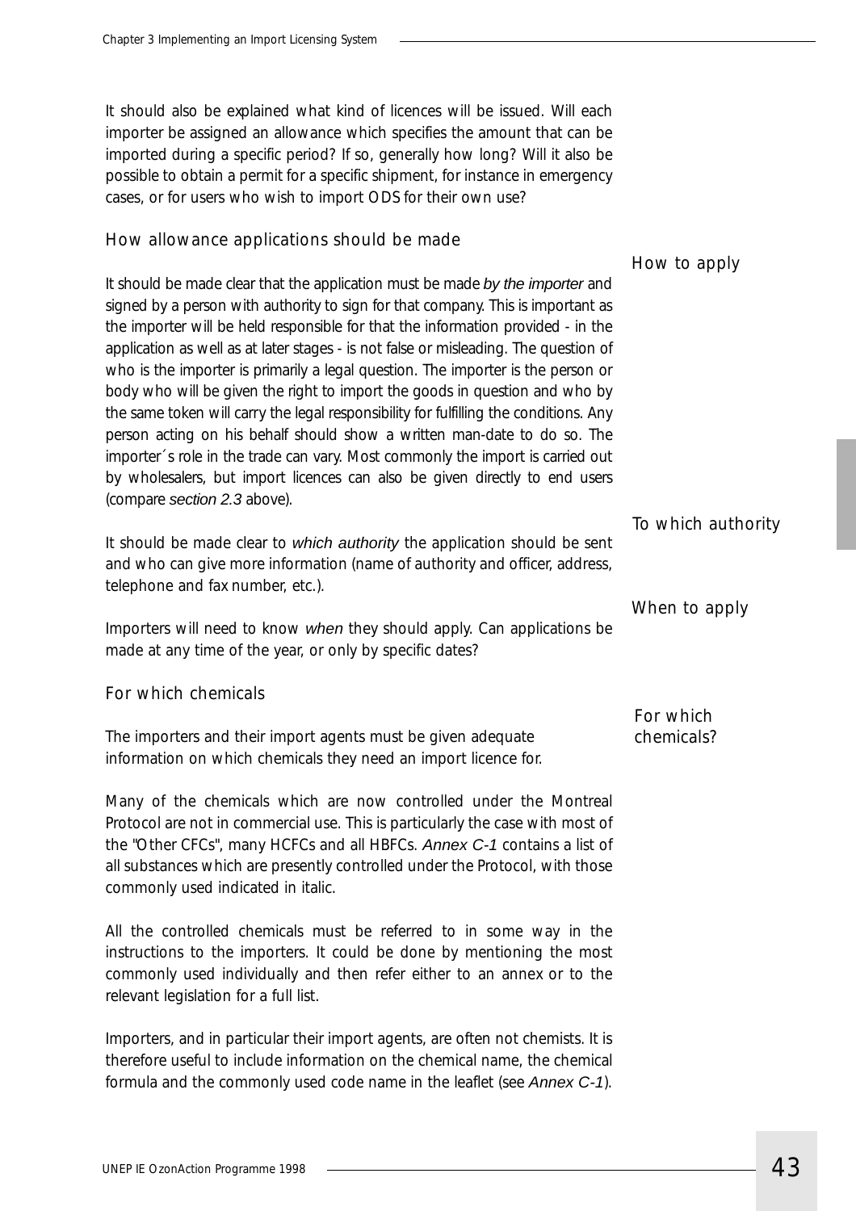It should also be explained what kind of licences will be issued. Will each importer be assigned an allowance which specifies the amount that can be imported during a specific period? If so, generally how long? Will it also be possible to obtain a permit for a specific shipment, for instance in emergency cases, or for users who wish to import ODS for their own use?

### How allowance applications should be made

*How to apply*

It should be made clear that the application must be made *by the importer* and signed by a person with authority to sign for that company. This is important as the importer will be held responsible for that the information provided - in the application as well as at later stages - is not false or misleading. The question of who is the importer is primarily a legal question. The importer is the person or body who will be given the right to import the goods in question and who by the same token will carry the legal responsibility for fulfilling the conditions. Any person acting on his behalf should show a written man-date to do so. The importer´s role in the trade can vary. Most commonly the import is carried out by wholesalers, but import licences can also be given directly to end users (compare *section 2.3* above).

*To which authority*

It should be made clear to *which authority* the application should be sent and who can give more information (name of authority and officer, address, telephone and fax number, etc.).

*When to apply*

Importers will need to know *when* they should apply. Can applications be made at any time of the year, or only by specific dates?

### For which chemicals

*For which chemicals?*

The importers and their import agents must be given adequate information on which chemicals they need an import licence for.

Many of the chemicals which are now controlled under the Montreal Protocol are not in commercial use. This is particularly the case with most of the "Other CFCs", many HCFCs and all HBFCs. *Annex C-1* contains a list of all substances which are presently controlled under the Protocol, with those commonly used indicated in italic.

All the controlled chemicals must be referred to in some way in the instructions to the importers. It could be done by mentioning the most commonly used individually and then refer either to an annex or to the relevant legislation for a full list.

Importers, and in particular their import agents, are often not chemists. It is therefore useful to include information on the chemical name, the chemical formula and the commonly used code name in the leaflet (see *Annex C-1*).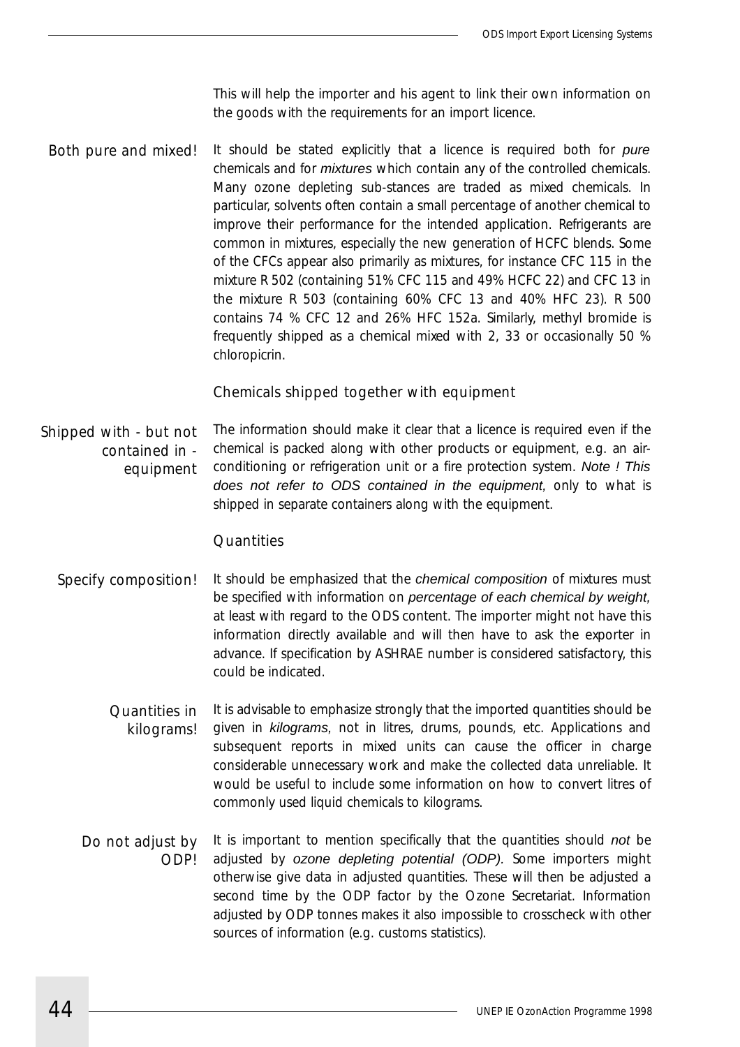This will help the importer and his agent to link their own information on the goods with the requirements for an import licence.

**Both pure and mixed!**

It should be stated explicitly that a licence is required both for *pure* chemicals and for *mixtures* which contain any of the controlled chemicals. Many ozone depleting sub-stances are traded as mixed chemicals. In particular, solvents often contain a small percentage of another chemical to improve their performance for the intended application. Refrigerants are common in mixtures, especially the new generation of HCFC blends. Some of the CFCs appear also primarily as mixtures, for instance CFC 115 in the mixture R 502 (containing 51% CFC 115 and 49% HCFC 22) and CFC 13 in the mixture R 503 (containing 60% CFC 13 and 40% HFC 23). R 500 contains 74 % CFC 12 and 26% HFC 152a. Similarly, methyl bromide is frequently shipped as a chemical mixed with 2, 33 or occasionally 50 % chloropicrin.

### Chemicals shipped together with equipment

**Shipped with - but not contained in - equipment**

The information should make it clear that a licence is required even if the chemical is packed along with other products or equipment, e.g. an air-conditioning or refrigeration unit or a fire protection system. *Note ! This does not refer to ODS contained in the equipment*, only to what is shipped in separate containers along with the equipment.

### Quantities

**Specify composition!**

It should be emphasized that the *chemical composition* of mixtures must be specified with information on *percentage of each chemical by weight*, at least with regard to the ODS content. The importer might not have this information directly available and will then have to ask the exporter in advance. If specification by ASHRAE number is considered satisfactory, this could be indicated.

**Quantities in kilograms!**

It is advisable to emphasize strongly that the imported quantities should be given in *kilograms*, not in litres, drums, pounds, etc. Applications and subsequent reports in mixed units can cause the officer in charge considerable unnecessary work and make the collected data unreliable. It would be useful to include some information on how to convert litres of commonly used liquid chemicals to kilograms.

**Do not adjust by ODP!**

It is important to mention specifically that the quantities should *not* be adjusted by *ozone depleting potential (ODP).* Some importers might otherwise give data in adjusted quantities. These will then be adjusted a second time by the ODP factor by the Ozone Secretariat. Information adjusted by ODP tonnes makes it also impossible to crosscheck with other sources of information (e.g. customs statistics).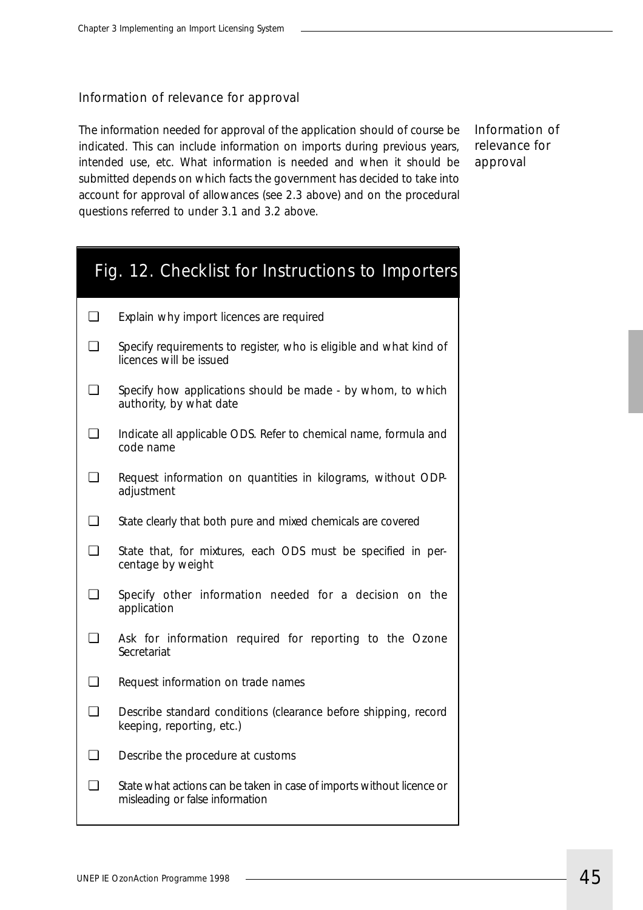### Information of relevance for approval

The information needed for approval of the application should of course be indicated. This can include information on imports during previous years, intended use, etc. What information is needed and when it should be submitted depends on which facts the government has decided to take into account for approval of allowances (see 2.3 above) and on the procedural questions referred to under 3.1 and 3.2 above.

## Fig. 12. Checklist for Instructions to Importers

- ❑ Explain why import licences are required
- ❑ Specify requirements to register, who is eligible and what kind of licences will be issued
- ❑ Specify how applications should be made - by whom, to which authority, by what date
- ❑ Indicate all applicable ODS. Refer to chemical name, formula and code name
- ❑ Request information on quantities in kilograms, without ODP-adjustment
- ❑ State clearly that both pure and mixed chemicals are covered
- ❑ State that, for mixtures, each ODS must be specified in percentage by weight
- ❑ Specify other information needed for a decision on the application
- ❑ Ask for information required for reporting to the Ozone Secretariat
- ❑ Request information on trade names
- ❑ Describe standard conditions (clearance before shipping, record keeping, reporting, etc.)
- ❑ Describe the procedure at customs
- ❑ State what actions can be taken in case of imports without licence or misleading or false information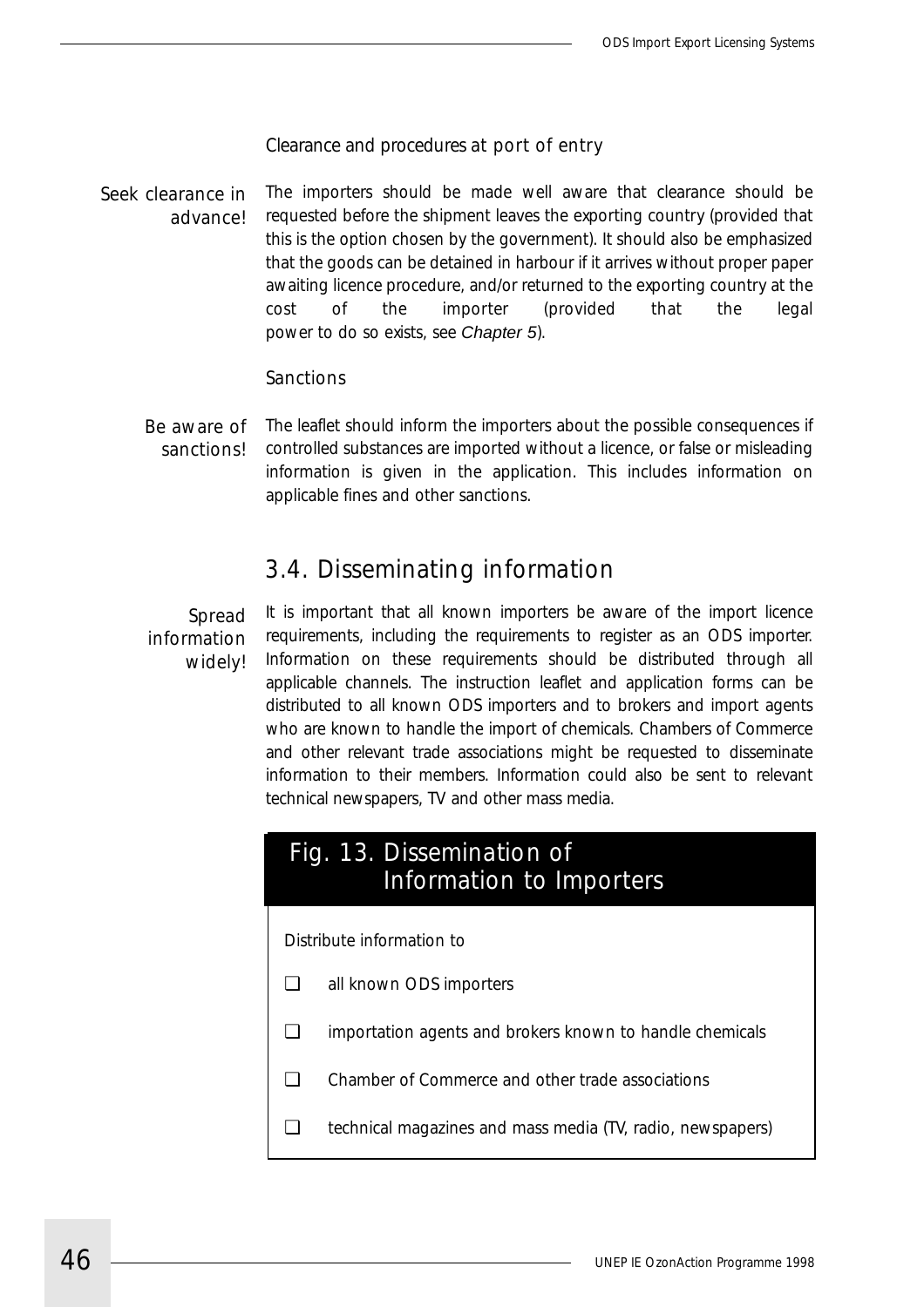### Clearance and procedures at port of entry

*Seek clearance in advance!*

The importers should be made well aware that clearance should be requested before the shipment leaves the exporting country (provided that this is the option chosen by the government). It should also be emphasized that the goods can be detained in harbour if it arrives without proper paper awaiting licence procedure, and/or returned to the exporting country at the cost of the importer (provided that the legal power to do so exists, see *Chapter 5*).

### Sanctions

*Be aware of sanctions!*

The leaflet should inform the importers about the possible consequences if controlled substances are imported without a licence, or false or misleading information is given in the application. This includes information on applicable fines and other sanctions.

## 3.4. Disseminating information

*Spread information widely!*

It is important that all known importers be aware of the import licence requirements, including the requirements to register as an ODS importer. Information on these requirements should be distributed through all applicable channels. The instruction leaflet and application forms can be distributed to all known ODS importers and to brokers and import agents who are known to handle the import of chemicals. Chambers of Commerce and other relevant trade associations might be requested to disseminate information to their members. Information could also be sent to relevant technical newspapers, TV and other mass media.

**Fig. 13. Dissemination of Information to Importers**

Distribute information to

- ❑ all known ODS importers
- ❑ importation agents and brokers known to handle chemicals
- ❑ Chamber of Commerce and other trade associations
- ❑ technical magazines and mass media (TV, radio, newspapers)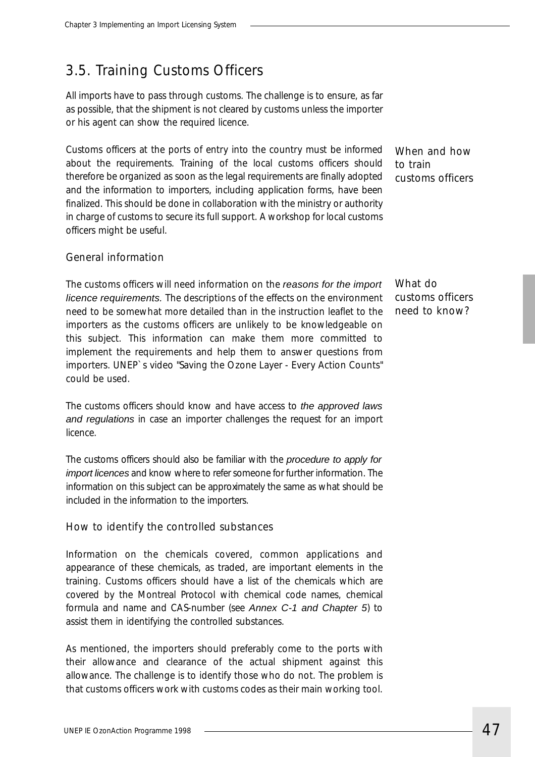## 3.5. Training Customs Officers

All imports have to pass through customs. The challenge is to ensure, as far as possible, that the shipment is not cleared by customs unless the importer or his agent can show the required licence.

When and how to train customs officers

Customs officers at the ports of entry into the country must be informed about the requirements. Training of the local customs officers should therefore be organized as soon as the legal requirements are finally adopted and the information to importers, including application forms, have been finalized. This should be done in collaboration with the ministry or authority in charge of customs to secure its full support. A workshop for local customs officers might be useful.

### General information

What do customs officers need to know?

The customs officers will need information on the *reasons for the import licence requirements*. The descriptions of the effects on the environment need to be somewhat more detailed than in the instruction leaflet to the importers as the customs officers are unlikely to be knowledgeable on this subject. This information can make them more committed to implement the requirements and help them to answer questions from importers. UNEP`s video "Saving the Ozone Layer - Every Action Counts" could be used.

The customs officers should know and have access to *the approved laws and regulations* in case an importer challenges the request for an import licence.

The customs officers should also be familiar with the *procedure to apply for import licences* and know where to refer someone for further information. The information on this subject can be approximately the same as what should be included in the information to the importers.

### How to identify the controlled substances

Information on the chemicals covered, common applications and appearance of these chemicals, as traded, are important elements in the training. Customs officers should have a list of the chemicals which are covered by the Montreal Protocol with chemical code names, chemical formula and name and CAS-number (see *Annex C-1 and Chapter 5*) to assist them in identifying the controlled substances.

As mentioned, the importers should preferably come to the ports with their allowance and clearance of the actual shipment against this allowance. The challenge is to identify those who do not. The problem is that customs officers work with customs codes as their main working tool.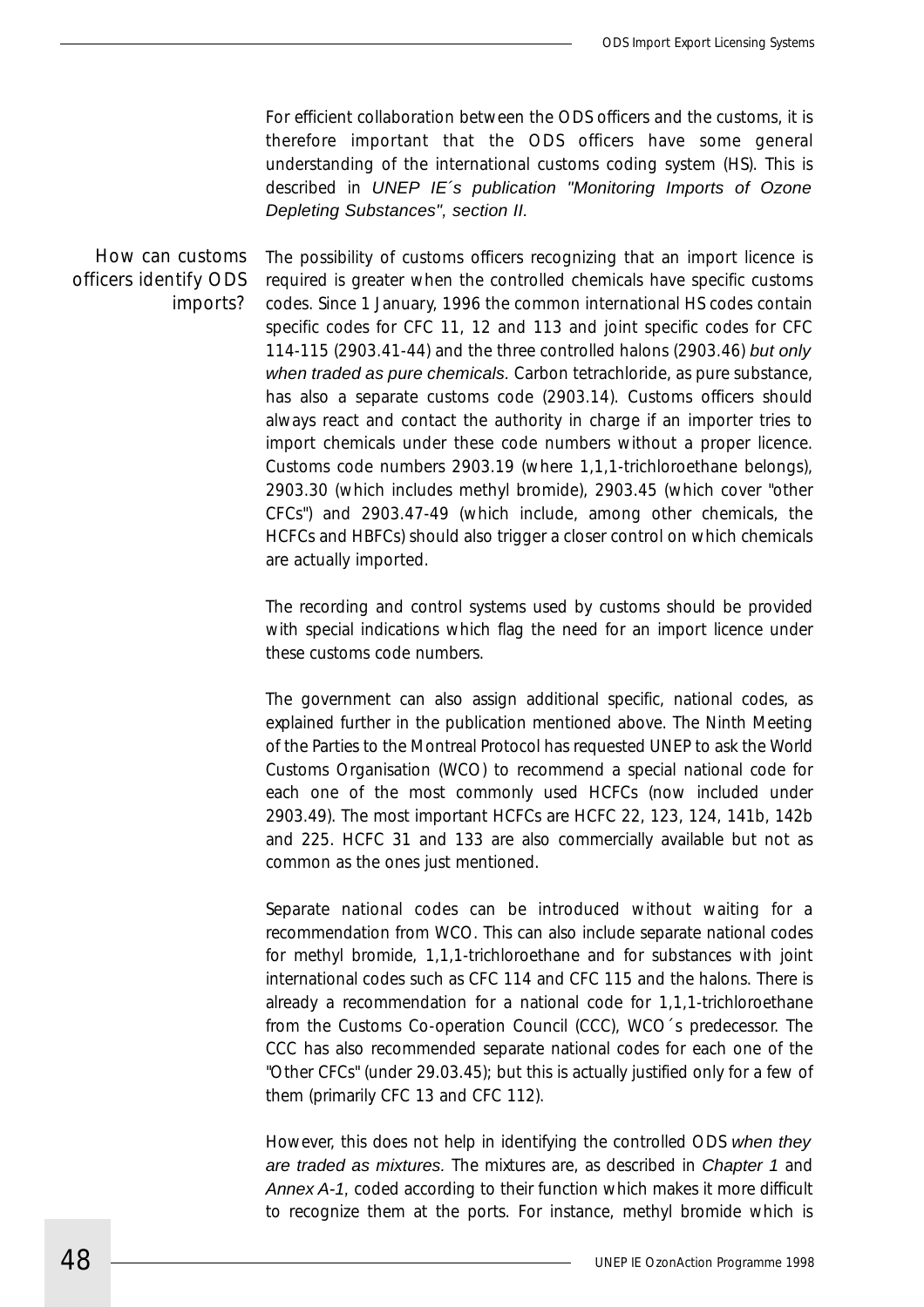For efficient collaboration between the ODS officers and the customs, it is therefore important that the ODS officers have some general understanding of the international customs coding system (HS). This is described in *UNEP IE´s publication "Monitoring Imports of Ozone Depleting Substances", section II.*

### How can customs officers identify ODS imports?

The possibility of customs officers recognizing that an import licence is required is greater when the controlled chemicals have specific customs codes. Since 1 January, 1996 the common international HS codes contain specific codes for CFC 11, 12 and 113 and joint specific codes for CFC 114-115 (2903.41-44) and the three controlled halons (2903.46) *but only when traded as pure chemicals*. Carbon tetrachloride, as pure substance, has also a separate customs code (2903.14). Customs officers should always react and contact the authority in charge if an importer tries to import chemicals under these code numbers without a proper licence. Customs code numbers 2903.19 (where 1,1,1-trichloroethane belongs), 2903.30 (which includes methyl bromide), 2903.45 (which cover "other CFCs") and 2903.47-49 (which include, among other chemicals, the HCFCs and HBFCs) should also trigger a closer control on which chemicals are actually imported.

The recording and control systems used by customs should be provided with special indications which flag the need for an import licence under these customs code numbers.

The government can also assign additional specific, national codes, as explained further in the publication mentioned above. The Ninth Meeting of the Parties to the Montreal Protocol has requested UNEP to ask the World Customs Organisation (WCO) to recommend a special national code for each one of the most commonly used HCFCs (now included under 2903.49). The most important HCFCs are HCFC 22, 123, 124, 141b, 142b and 225. HCFC 31 and 133 are also commercially available but not as common as the ones just mentioned.

Separate national codes can be introduced without waiting for a recommendation from WCO. This can also include separate national codes for methyl bromide, 1,1,1-trichloroethane and for substances with joint international codes such as CFC 114 and CFC 115 and the halons. There is already a recommendation for a national code for 1,1,1-trichloroethane from the Customs Co-operation Council (CCC), WCO´s predecessor. The CCC has also recommended separate national codes for each one of the "Other CFCs" (under 29.03.45); but this is actually justified only for a few of them (primarily CFC 13 and CFC 112).

However, this does not help in identifying the controlled ODS *when they are traded as mixtures.* The mixtures are, as described in *Chapter 1* and *Annex A-1,* coded according to their function which makes it more difficult to recognize them at the ports. For instance, methyl bromide which is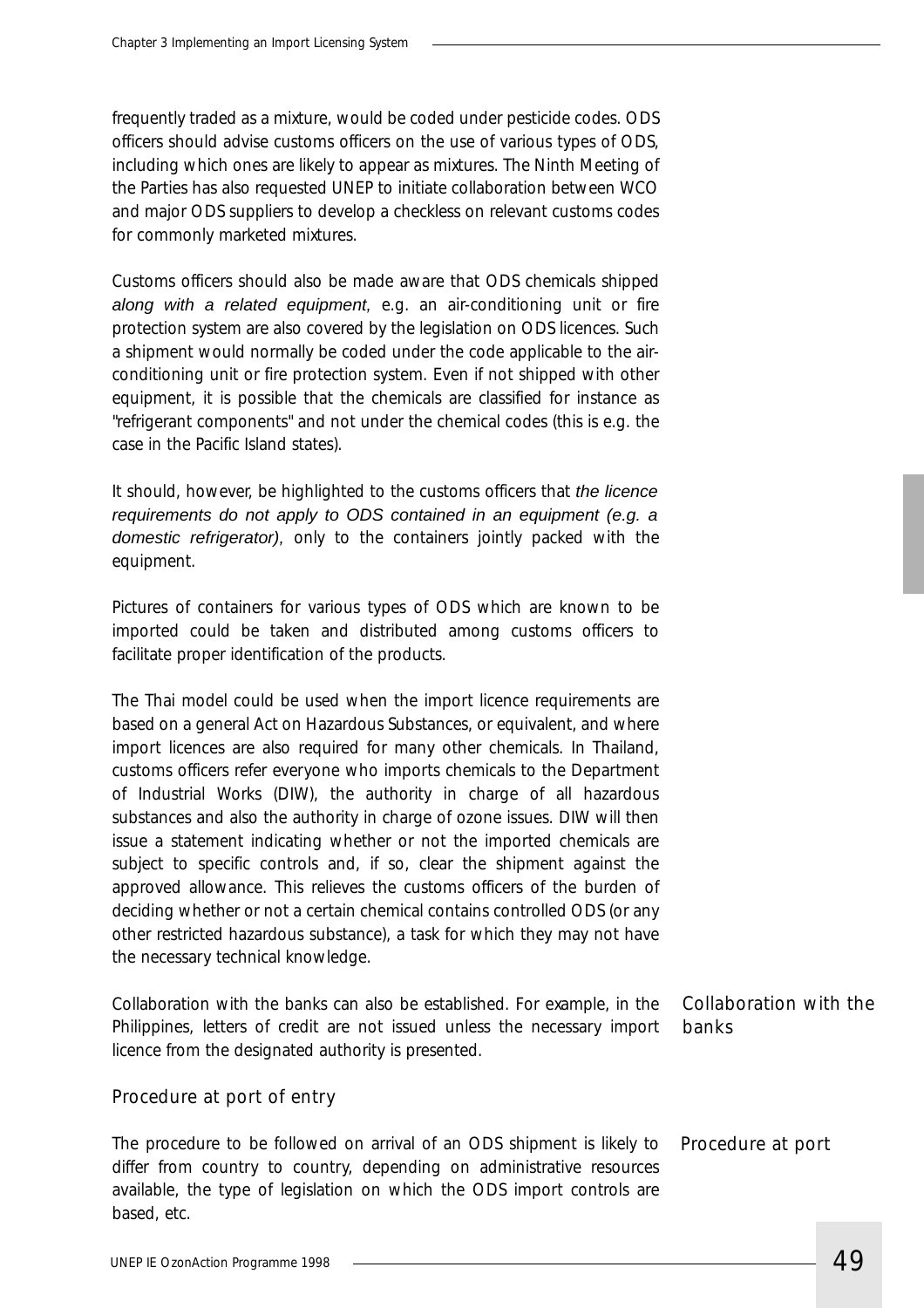frequently traded as a mixture, would be coded under pesticide codes. ODS officers should advise customs officers on the use of various types of ODS, including which ones are likely to appear as mixtures. The Ninth Meeting of the Parties has also requested UNEP to initiate collaboration between WCO and major ODS suppliers to develop a checkless on relevant customs codes for commonly marketed mixtures.

Customs officers should also be made aware that ODS chemicals shipped *along with a related equipment*, e.g. an air-conditioning unit or fire protection system are also covered by the legislation on ODS licences. Such a shipment would normally be coded under the code applicable to the air-conditioning unit or fire protection system. Even if not shipped with other equipment, it is possible that the chemicals are classified for instance as "refrigerant components" and not under the chemical codes (this is e.g. the case in the Pacific Island states).

It should, however, be highlighted to the customs officers that *the licence requirements do not apply to ODS contained in an equipment (e.g. a domestic refrigerator)*, only to the containers jointly packed with the equipment.

Pictures of containers for various types of ODS which are known to be imported could be taken and distributed among customs officers to facilitate proper identification of the products.

The Thai model could be used when the import licence requirements are based on a general Act on Hazardous Substances, or equivalent, and where import licences are also required for many other chemicals. In Thailand, customs officers refer everyone who imports chemicals to the Department of Industrial Works (DIW), the authority in charge of all hazardous substances and also the authority in charge of ozone issues. DIW will then issue a statement indicating whether or not the imported chemicals are subject to specific controls and, if so, clear the shipment against the approved allowance. This relieves the customs officers of the burden of deciding whether or not a certain chemical contains controlled ODS (or any other restricted hazardous substance), a task for which they may not have the necessary technical knowledge.

Collaboration with the banks

Collaboration with the banks can also be established. For example, in the Philippines, letters of credit are not issued unless the necessary import licence from the designated authority is presented.

## Procedure at port of entry

Procedure at port

The procedure to be followed on arrival of an ODS shipment is likely to differ from country to country, depending on administrative resources available, the type of legislation on which the ODS import controls are based, etc.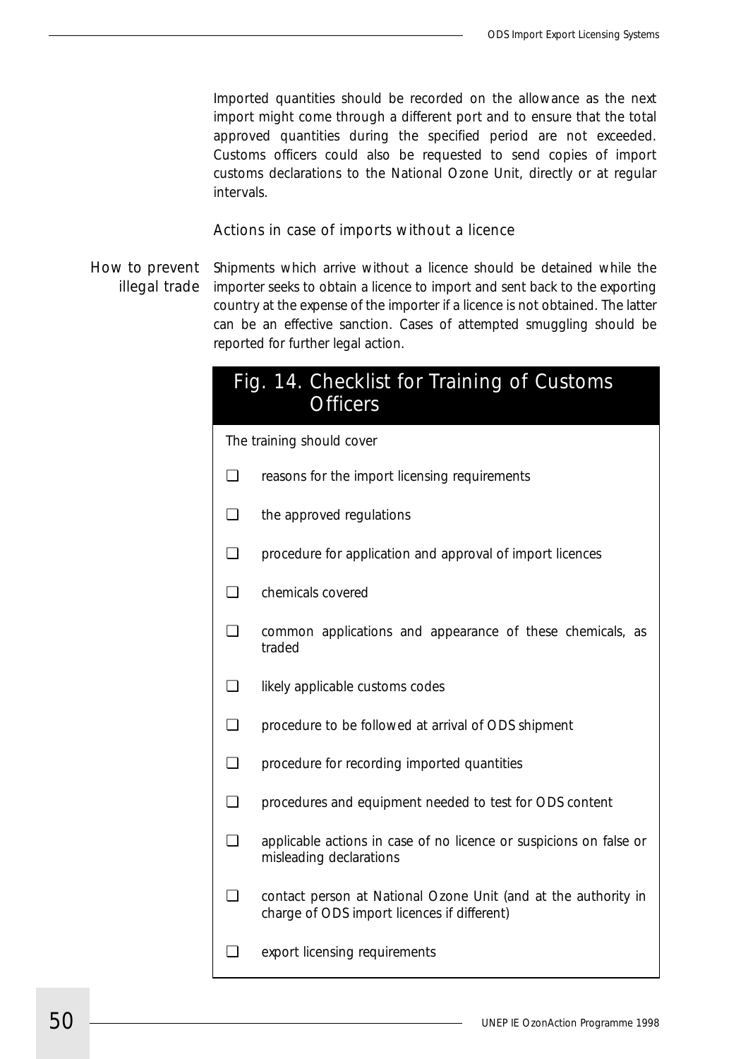Imported quantities should be recorded on the allowance as the next import might come through a different port and to ensure that the total approved quantities during the specified period are not exceeded. Customs officers could also be requested to send copies of import customs declarations to the National Ozone Unit, directly or at regular intervals.

### Actions in case of imports without a licence

*How to prevent illegal trade*

Shipments which arrive without a licence should be detained while the importer seeks to obtain a licence to import and sent back to the exporting country at the expense of the importer if a licence is not obtained. The latter can be an effective sanction. Cases of attempted smuggling should be reported for further legal action.

## Fig. 14. Checklist for Training of Customs Officers

The training should cover

- ❑ reasons for the import licensing requirements
- ❑ the approved regulations
- ❑ procedure for application and approval of import licences
- ❑ chemicals covered
- ❑ common applications and appearance of these chemicals, as traded
- ❑ likely applicable customs codes
- ❑ procedure to be followed at arrival of ODS shipment
- ❑ procedure for recording imported quantities
- ❑ procedures and equipment needed to test for ODS content
- ❑ applicable actions in case of no licence or suspicions on false or misleading declarations
- ❑ contact person at National Ozone Unit (and at the authority in charge of ODS import licences if different)
- ❑ export licensing requirements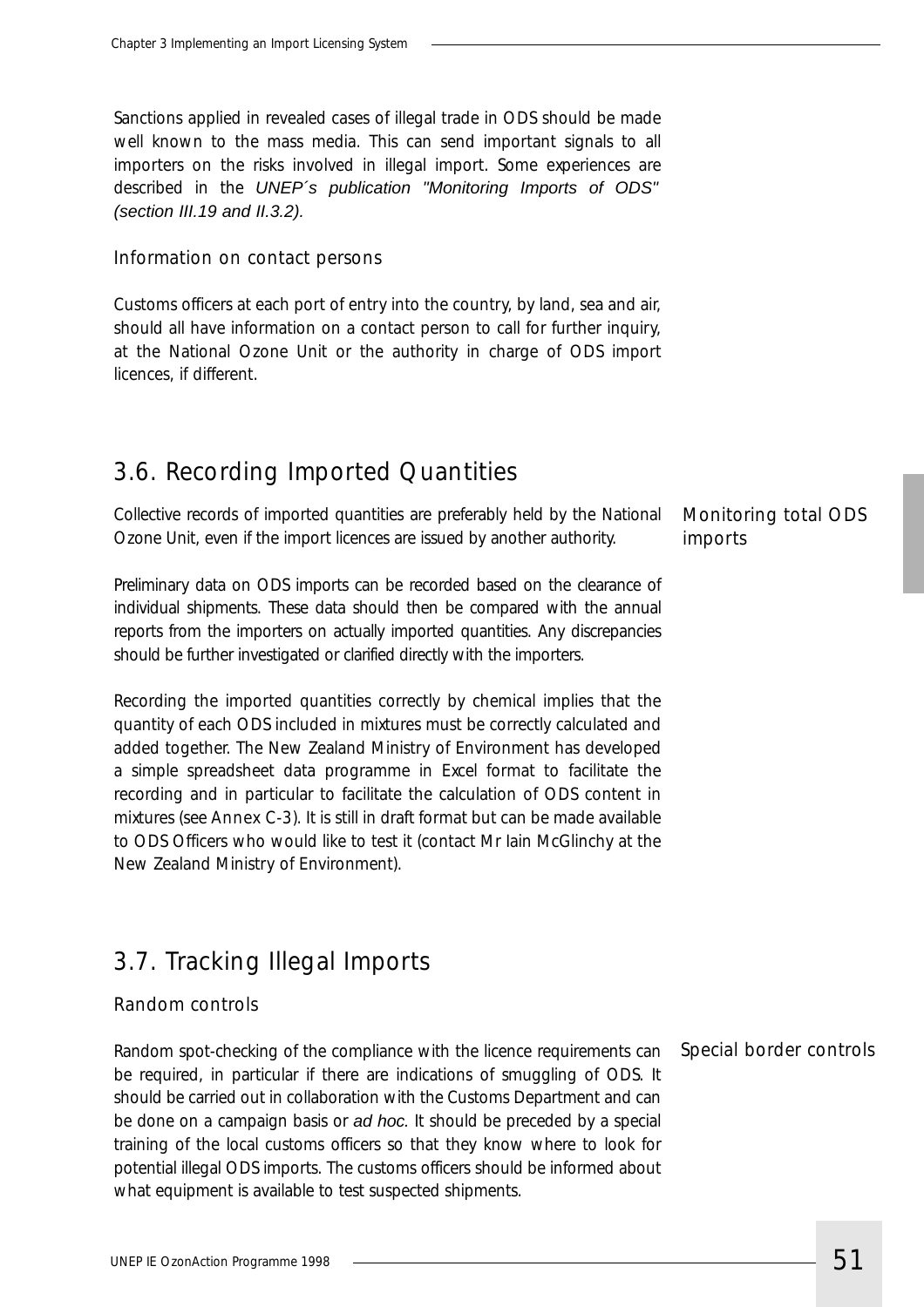Sanctions applied in revealed cases of illegal trade in ODS should be made well known to the mass media. This can send important signals to all importers on the risks involved in illegal import. Some experiences are described in the *UNEP´s publication "Monitoring Imports of ODS" (section III.19 and II.3.2).*

### Information on contact persons

Customs officers at each port of entry into the country, by land, sea and air, should all have information on a contact person to call for further inquiry, at the National Ozone Unit or the authority in charge of ODS import licences, if different.

## 3.6. Recording Imported Quantities

*Monitoring total ODS imports*

Collective records of imported quantities are preferably held by the National Ozone Unit, even if the import licences are issued by another authority.

Preliminary data on ODS imports can be recorded based on the clearance of individual shipments. These data should then be compared with the annual reports from the importers on actually imported quantities. Any discrepancies should be further investigated or clarified directly with the importers.

Recording the imported quantities correctly by chemical implies that the quantity of each ODS included in mixtures must be correctly calculated and added together. The New Zealand Ministry of Environment has developed a simple spreadsheet data programme in Excel format to facilitate the recording and in particular to facilitate the calculation of ODS content in mixtures (see Annex C-3). It is still in draft format but can be made available to ODS Officers who would like to test it (contact Mr Iain McGlinchy at the New Zealand Ministry of Environment).

## 3.7. Tracking Illegal Imports

### Random controls

*Special border controls*

Random spot-checking of the compliance with the licence requirements can be required, in particular if there are indications of smuggling of ODS. It should be carried out in collaboration with the Customs Department and can be done on a campaign basis or *ad hoc.* It should be preceded by a special training of the local customs officers so that they know where to look for potential illegal ODS imports. The customs officers should be informed about what equipment is available to test suspected shipments.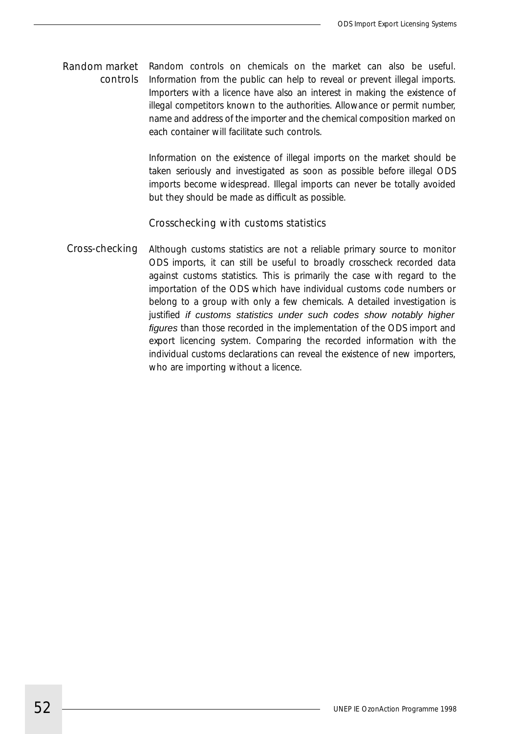**Random market controls**

Random controls on chemicals on the market can also be useful. Information from the public can help to reveal or prevent illegal imports. Importers with a licence have also an interest in making the existence of illegal competitors known to the authorities. Allowance or permit number, name and address of the importer and the chemical composition marked on each container will facilitate such controls.

Information on the existence of illegal imports on the market should be taken seriously and investigated as soon as possible before illegal ODS imports become widespread. Illegal imports can never be totally avoided but they should be made as difficult as possible.

### Crosschecking with customs statistics

**Cross-checking**

Although customs statistics are not a reliable primary source to monitor ODS imports, it can still be useful to broadly crosscheck recorded data against customs statistics. This is primarily the case with regard to the importation of the ODS which have individual customs code numbers or belong to a group with only a few chemicals. A detailed investigation is justified *if customs statistics under such codes show notably higher figures* than those recorded in the implementation of the ODS import and export licencing system. Comparing the recorded information with the individual customs declarations can reveal the existence of new importers, who are importing without a licence.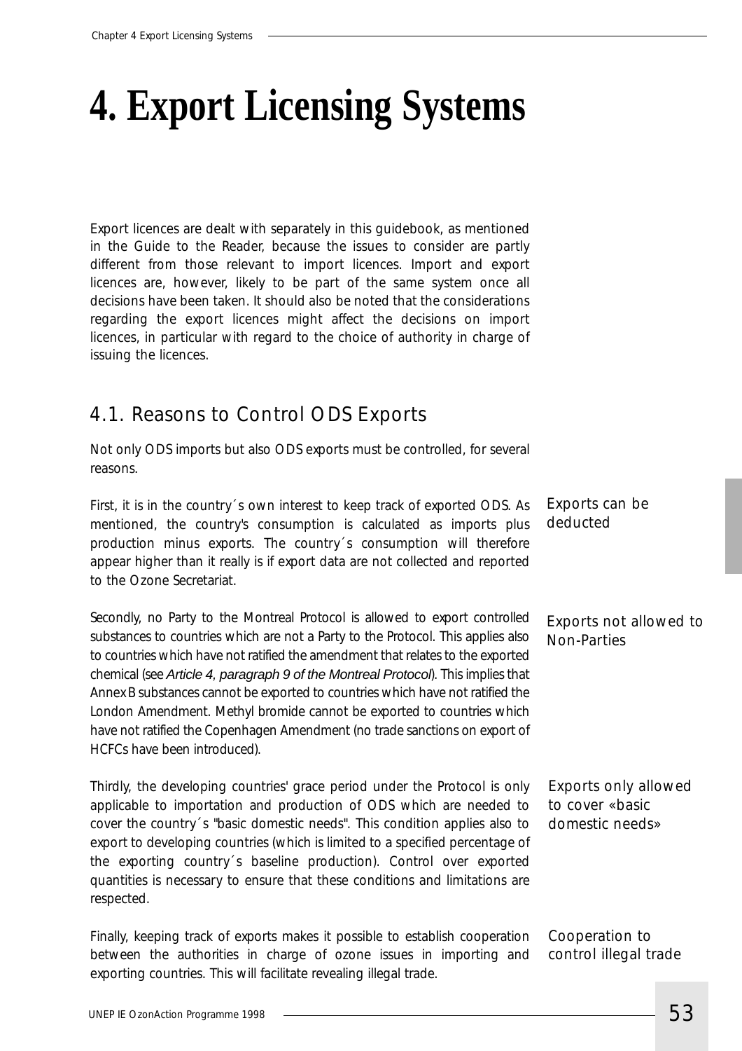# 4. Export Licensing Systems

Export licences are dealt with separately in this guidebook, as mentioned in the Guide to the Reader, because the issues to consider are partly different from those relevant to import licences. Import and export licences are, however, likely to be part of the same system once all decisions have been taken. It should also be noted that the considerations regarding the export licences might affect the decisions on import licences, in particular with regard to the choice of authority in charge of issuing the licences.

## 4.1. Reasons to Control ODS Exports

Not only ODS imports but also ODS exports must be controlled, for several reasons.

*Exports can be deducted*

First, it is in the country´s own interest to keep track of exported ODS. As mentioned, the country's consumption is calculated as imports plus production minus exports. The country´s consumption will therefore appear higher than it really is if export data are not collected and reported to the Ozone Secretariat.

*Exports not allowed to Non-Parties*

Secondly, no Party to the Montreal Protocol is allowed to export controlled substances to countries which are not a Party to the Protocol. This applies also to countries which have not ratified the amendment that relates to the exported chemical (see *Article 4, paragraph 9 of the Montreal Protocol*). This implies that Annex B substances cannot be exported to countries which have not ratified the London Amendment. Methyl bromide cannot be exported to countries which have not ratified the Copenhagen Amendment (no trade sanctions on export of HCFCs have been introduced).

*Exports only allowed to cover «basic domestic needs»*

Thirdly, the developing countries' grace period under the Protocol is only applicable to importation and production of ODS which are needed to cover the country´s "basic domestic needs". This condition applies also to export to developing countries (which is limited to a specified percentage of the exporting country´s baseline production). Control over exported quantities is necessary to ensure that these conditions and limitations are respected.

*Cooperation to control illegal trade*

Finally, keeping track of exports makes it possible to establish cooperation between the authorities in charge of ozone issues in importing and exporting countries. This will facilitate revealing illegal trade.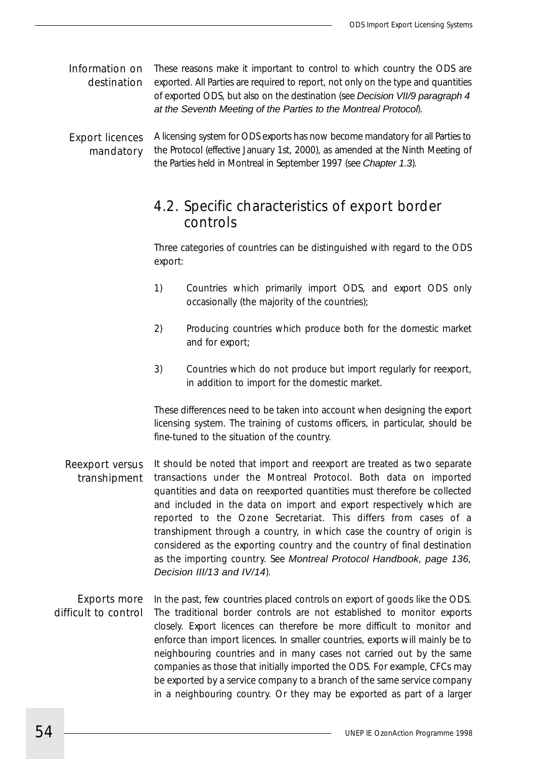**Information on destination**

These reasons make it important to control to which country the ODS are exported. All Parties are required to report, not only on the type and quantities of exported ODS, but also on the destination (see *Decision VII/9 paragraph 4 at the Seventh Meeting of the Parties to the Montreal Protocol*).

**Export licences mandatory**

A licensing system for ODS exports has now become mandatory for all Parties to the Protocol (effective January 1st, 2000), as amended at the Ninth Meeting of the Parties held in Montreal in September 1997 (see *Chapter 1.3*).

## 4.2. Specific characteristics of export border controls

Three categories of countries can be distinguished with regard to the ODS export:

1) Countries which primarily import ODS, and export ODS only occasionally (the majority of the countries);

2) Producing countries which produce both for the domestic market and for export;

3) Countries which do not produce but import regularly for reexport, in addition to import for the domestic market.

These differences need to be taken into account when designing the export licensing system. The training of customs officers, in particular, should be fine-tuned to the situation of the country.

**Reexport versus transhipment**

It should be noted that import and reexport are treated as two separate transactions under the Montreal Protocol. Both data on imported quantities and data on reexported quantities must therefore be collected and included in the data on import and export respectively which are reported to the Ozone Secretariat. This differs from cases of a transhipment through a country, in which case the country of origin is considered as the exporting country and the country of final destination as the importing country. See *Montreal Protocol Handbook, page 136, Decision III/13 and IV/14*).

**Exports more difficult to control**

In the past, few countries placed controls on export of goods like the ODS. The traditional border controls are not established to monitor exports closely. Export licences can therefore be more difficult to monitor and enforce than import licences. In smaller countries, exports will mainly be to neighbouring countries and in many cases not carried out by the same companies as those that initially imported the ODS. For example, CFCs may be exported by a service company to a branch of the same service company in a neighbouring country. Or they may be exported as part of a larger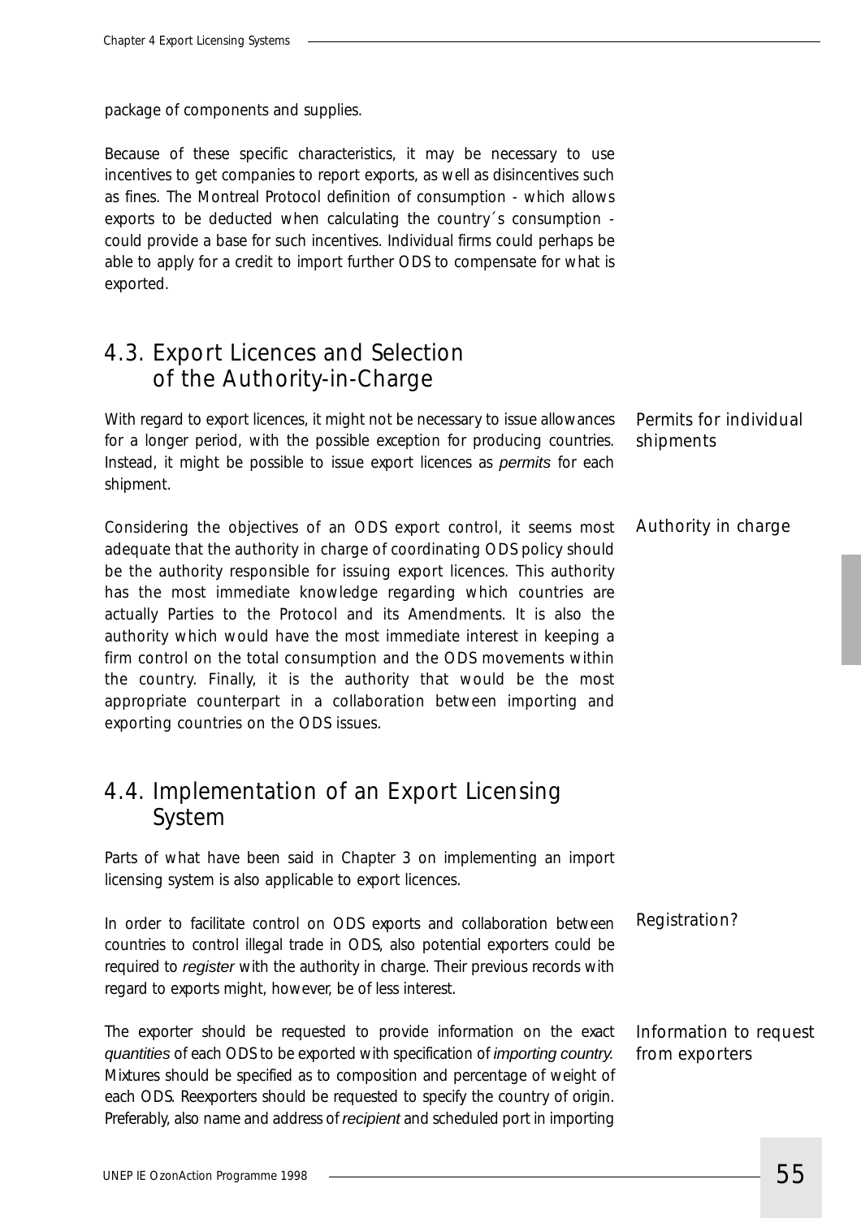package of components and supplies.

Because of these specific characteristics, it may be necessary to use incentives to get companies to report exports, as well as disincentives such as fines. The Montreal Protocol definition of consumption - which allows exports to be deducted when calculating the country´s consumption - could provide a base for such incentives. Individual firms could perhaps be able to apply for a credit to import further ODS to compensate for what is exported.

## 4.3. Export Licences and Selection of the Authority-in-Charge

*Permits for individual shipments*

With regard to export licences, it might not be necessary to issue allowances for a longer period, with the possible exception for producing countries. Instead, it might be possible to issue export licences as *permits* for each shipment.

*Authority in charge*

Considering the objectives of an ODS export control, it seems most adequate that the authority in charge of coordinating ODS policy should be the authority responsible for issuing export licences. This authority has the most immediate knowledge regarding which countries are actually Parties to the Protocol and its Amendments. It is also the authority which would have the most immediate interest in keeping a firm control on the total consumption and the ODS movements within the country. Finally, it is the authority that would be the most appropriate counterpart in a collaboration between importing and exporting countries on the ODS issues.

## 4.4. Implementation of an Export Licensing System

Parts of what have been said in Chapter 3 on implementing an import licensing system is also applicable to export licences.

*Registration?*

In order to facilitate control on ODS exports and collaboration between countries to control illegal trade in ODS, also potential exporters could be required to *register* with the authority in charge. Their previous records with regard to exports might, however, be of less interest.

*Information to request from exporters*

The exporter should be requested to provide information on the exact *quantities* of each ODS to be exported with specification of *importing country.* Mixtures should be specified as to composition and percentage of weight of each ODS. Reexporters should be requested to specify the country of origin. Preferably, also name and address of *recipient* and scheduled port in importing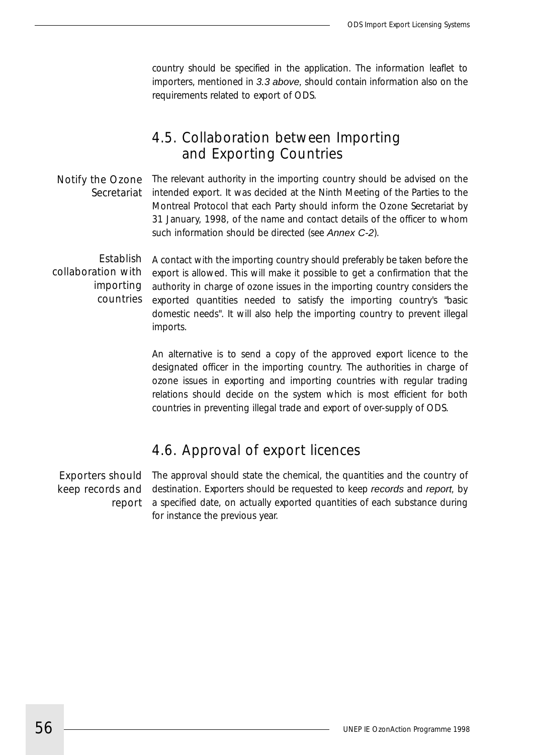country should be specified in the application. The information leaflet to importers, mentioned in *3.3 above*, should contain information also on the requirements related to export of ODS.

## 4.5. Collaboration between Importing and Exporting Countries

**Notify the Ozone Secretariat**

The relevant authority in the importing country should be advised on the intended export. It was decided at the Ninth Meeting of the Parties to the Montreal Protocol that each Party should inform the Ozone Secretariat by 31 January, 1998, of the name and contact details of the officer to whom such information should be directed (see *Annex C-2*).

**Establish collaboration with importing countries**

A contact with the importing country should preferably be taken before the export is allowed. This will make it possible to get a confirmation that the authority in charge of ozone issues in the importing country considers the exported quantities needed to satisfy the importing country's "basic domestic needs". It will also help the importing country to prevent illegal imports.

An alternative is to send a copy of the approved export licence to the designated officer in the importing country. The authorities in charge of ozone issues in exporting and importing countries with regular trading relations should decide on the system which is most efficient for both countries in preventing illegal trade and export of over-supply of ODS.

## 4.6. Approval of export licences

**Exporters should keep records and report**

The approval should state the chemical, the quantities and the country of destination. Exporters should be requested to keep *records* and *report*, by a specified date, on actually exported quantities of each substance during for instance the previous year.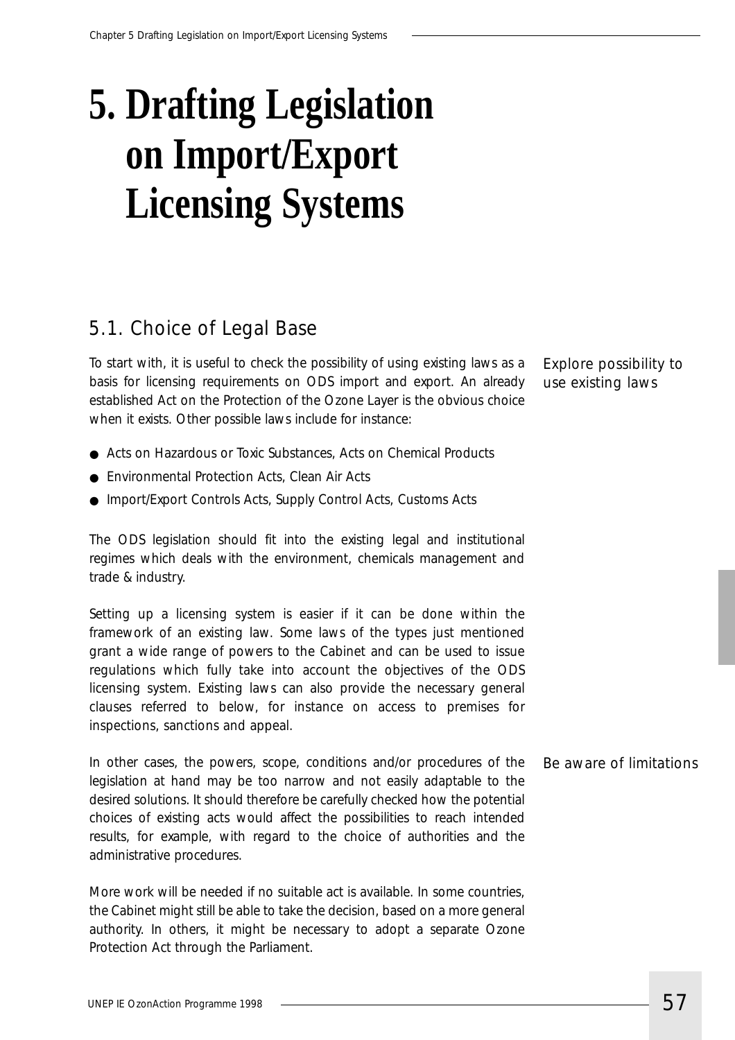# 5. Drafting Legislation on Import/Export Licensing Systems

## 5.1. Choice of Legal Base

*Explore possibility to use existing laws*

To start with, it is useful to check the possibility of using existing laws as a basis for licensing requirements on ODS import and export. An already established Act on the Protection of the Ozone Layer is the obvious choice when it exists. Other possible laws include for instance:

- Acts on Hazardous or Toxic Substances, Acts on Chemical Products
- Environmental Protection Acts, Clean Air Acts
- Import/Export Controls Acts, Supply Control Acts, Customs Acts

The ODS legislation should fit into the existing legal and institutional regimes which deals with the environment, chemicals management and trade & industry.

Setting up a licensing system is easier if it can be done within the framework of an existing law. Some laws of the types just mentioned grant a wide range of powers to the Cabinet and can be used to issue regulations which fully take into account the objectives of the ODS licensing system. Existing laws can also provide the necessary general clauses referred to below, for instance on access to premises for inspections, sanctions and appeal.

*Be aware of limitations*

In other cases, the powers, scope, conditions and/or procedures of the legislation at hand may be too narrow and not easily adaptable to the desired solutions. It should therefore be carefully checked how the potential choices of existing acts would affect the possibilities to reach intended results, for example, with regard to the choice of authorities and the administrative procedures.

More work will be needed if no suitable act is available. In some countries, the Cabinet might still be able to take the decision, based on a more general authority. In others, it might be necessary to adopt a separate Ozone Protection Act through the Parliament.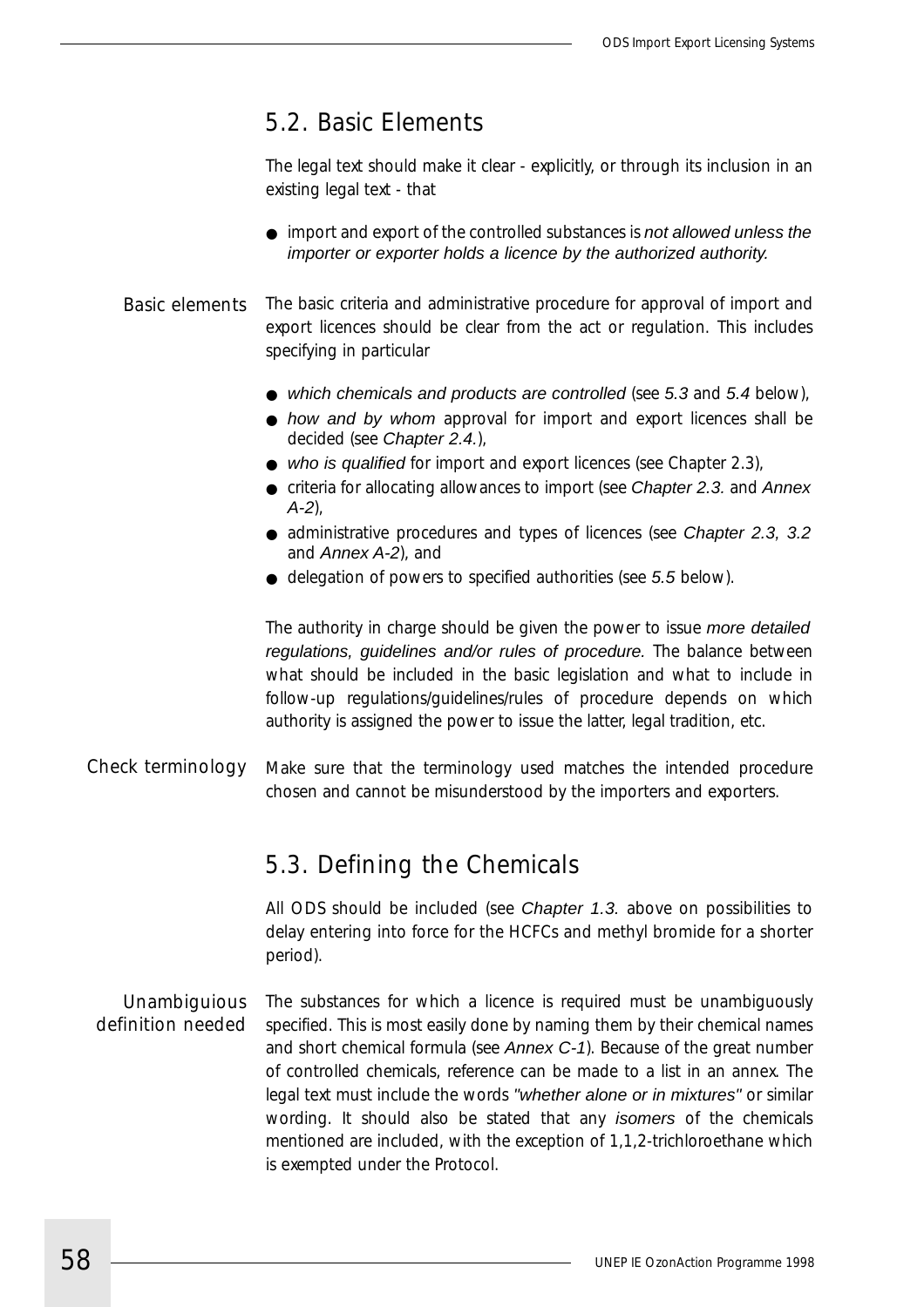## 5.2. Basic Elements

The legal text should make it clear - explicitly, or through its inclusion in an existing legal text - that

- import and export of the controlled substances is *not allowed unless the importer or exporter holds a licence by the authorized authority.*

Basic elements

The basic criteria and administrative procedure for approval of import and export licences should be clear from the act or regulation. This includes specifying in particular

- *which chemicals and products are controlled* (see *5.3* and *5.4* below),
- *how and by whom* approval for import and export licences shall be decided (see *Chapter 2.4.*),
- *who is qualified* for import and export licences (see Chapter 2.3),
- criteria for allocating allowances to import (see *Chapter 2.3.* and *Annex A-2*),
- administrative procedures and types of licences (see *Chapter 2.3*, *3.2* and *Annex A-2*), and
- delegation of powers to specified authorities (see *5.5* below).

The authority in charge should be given the power to issue *more detailed regulations, guidelines and/or rules of procedure.* The balance between what should be included in the basic legislation and what to include in follow-up regulations/guidelines/rules of procedure depends on which authority is assigned the power to issue the latter, legal tradition, etc.

Check terminology

Make sure that the terminology used matches the intended procedure chosen and cannot be misunderstood by the importers and exporters.

## 5.3. Defining the Chemicals

All ODS should be included (see *Chapter 1.3.* above on possibilities to delay entering into force for the HCFCs and methyl bromide for a shorter period).

Unambiguious definition needed

The substances for which a licence is required must be unambiguously specified. This is most easily done by naming them by their chemical names and short chemical formula (see *Annex C-1*). Because of the great number of controlled chemicals, reference can be made to a list in an annex. The legal text must include the words *"whether alone or in mixtures"* or similar wording. It should also be stated that any *isomers* of the chemicals mentioned are included, with the exception of 1,1,2-trichloroethane which is exempted under the Protocol.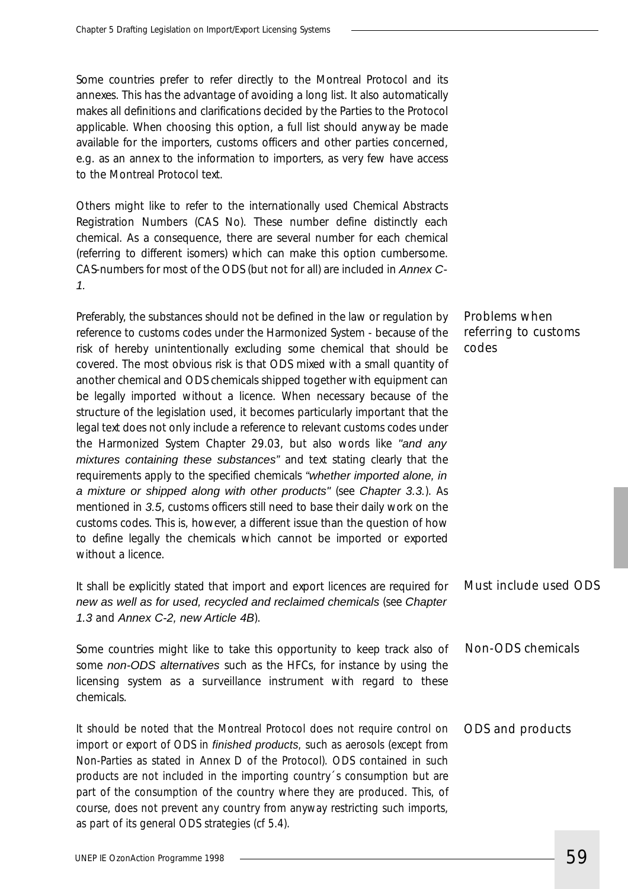Some countries prefer to refer directly to the Montreal Protocol and its annexes. This has the advantage of avoiding a long list. It also automatically makes all definitions and clarifications decided by the Parties to the Protocol applicable. When choosing this option, a full list should anyway be made available for the importers, customs officers and other parties concerned, e.g. as an annex to the information to importers, as very few have access to the Montreal Protocol text.

Others might like to refer to the internationally used Chemical Abstracts Registration Numbers (CAS No). These number define distinctly each chemical. As a consequence, there are several number for each chemical (referring to different isomers) which can make this option cumbersome. CAS-numbers for most of the ODS (but not for all) are included in *Annex C-1.*

**Problems when referring to customs codes**

Preferably, the substances should not be defined in the law or regulation by reference to customs codes under the Harmonized System - because of the risk of hereby unintentionally excluding some chemical that should be covered. The most obvious risk is that ODS mixed with a small quantity of another chemical and ODS chemicals shipped together with equipment can be legally imported without a licence. When necessary because of the structure of the legislation used, it becomes particularly important that the legal text does not only include a reference to relevant customs codes under the Harmonized System Chapter 29.03, but also words like *"and any mixtures containing these substances"* and text stating clearly that the requirements apply to the specified chemicals *"whether imported alone, in a mixture or shipped along with other products"* (see *Chapter 3.3.*). As mentioned in *3.5*, customs officers still need to base their daily work on the customs codes. This is, however, a different issue than the question of how to define legally the chemicals which cannot be imported or exported without a licence.

**Must include used ODS**

It shall be explicitly stated that import and export licences are required for *new as well as for used, recycled and reclaimed chemicals* (see *Chapter 1.3* and *Annex C-2, new Article 4B*).

**Non-ODS chemicals**

Some countries might like to take this opportunity to keep track also of some *non-ODS alternatives* such as the HFCs, for instance by using the licensing system as a surveillance instrument with regard to these chemicals.

**ODS and products**

It should be noted that the Montreal Protocol does not require control on import or export of ODS in *finished products*, such as aerosols (except from Non-Parties as stated in Annex D of the Protocol). ODS contained in such products are not included in the importing country´s consumption but are part of the consumption of the country where they are produced. This, of course, does not prevent any country from anyway restricting such imports, as part of its general ODS strategies (cf 5.4).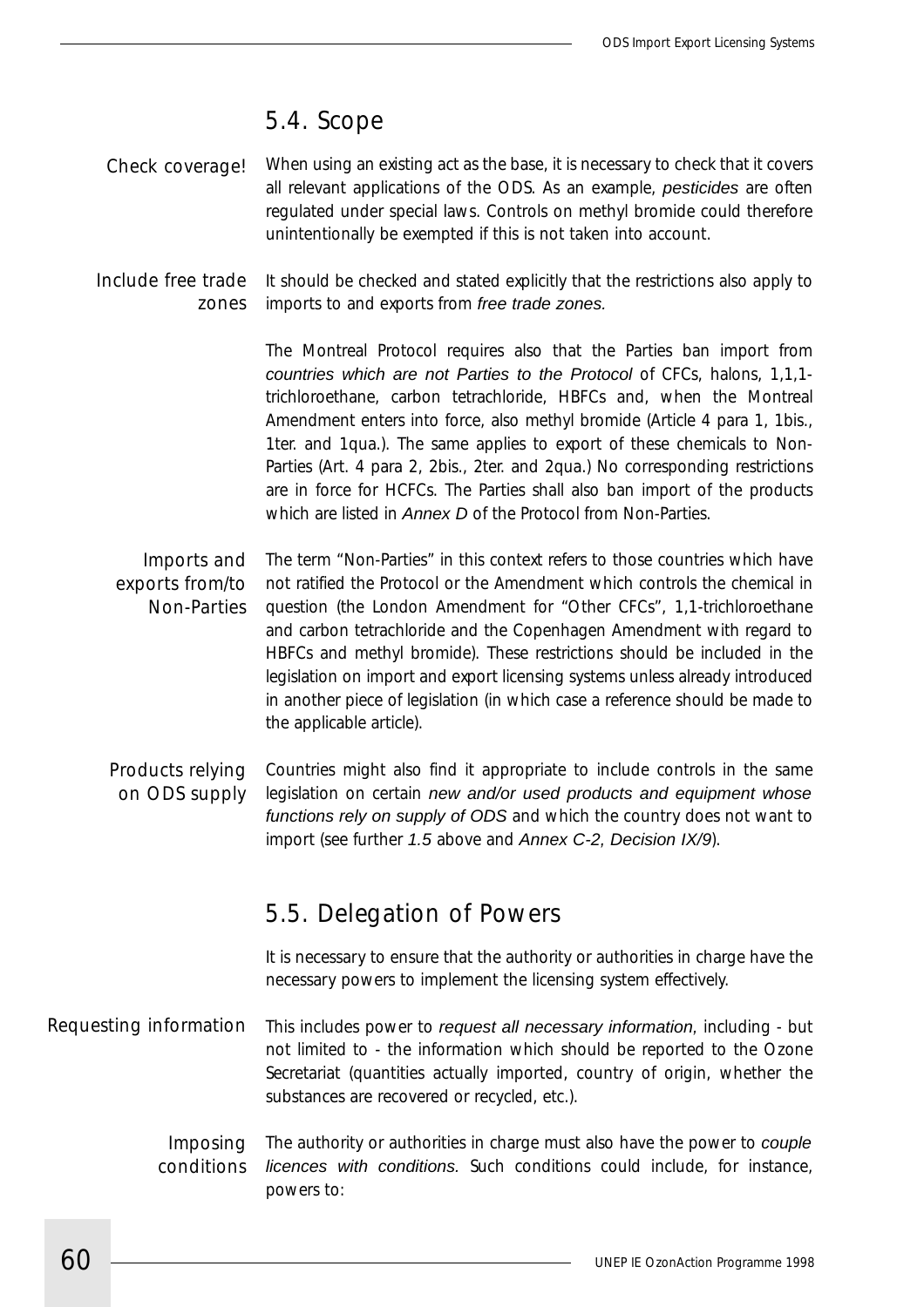## 5.4. Scope

**Check coverage!**

When using an existing act as the base, it is necessary to check that it covers all relevant applications of the ODS. As an example, *pesticides* are often regulated under special laws. Controls on methyl bromide could therefore unintentionally be exempted if this is not taken into account.

**Include free trade zones**

It should be checked and stated explicitly that the restrictions also apply to imports to and exports from *free trade zones*.

The Montreal Protocol requires also that the Parties ban import from *countries which are not Parties to the Protocol* of CFCs, halons, 1,1,1-trichloroethane, carbon tetrachloride, HBFCs and, when the Montreal Amendment enters into force, also methyl bromide (Article 4 para 1, 1bis., 1ter. and 1qua.). The same applies to export of these chemicals to Non-Parties (Art. 4 para 2, 2bis., 2ter. and 2qua.) No corresponding restrictions are in force for HCFCs. The Parties shall also ban import of the products which are listed in *Annex D* of the Protocol from Non-Parties.

**Imports and exports from/to Non-Parties**

The term "Non-Parties" in this context refers to those countries which have not ratified the Protocol or the Amendment which controls the chemical in question (the London Amendment for "Other CFCs", 1,1-trichloroethane and carbon tetrachloride and the Copenhagen Amendment with regard to HBFCs and methyl bromide). These restrictions should be included in the legislation on import and export licensing systems unless already introduced in another piece of legislation (in which case a reference should be made to the applicable article).

**Products relying on ODS supply**

Countries might also find it appropriate to include controls in the same legislation on certain *new and/or used products and equipment whose functions rely on supply of ODS* and which the country does not want to import (see further *1.5* above and *Annex C-2, Decision IX/9*).

## 5.5. Delegation of Powers

It is necessary to ensure that the authority or authorities in charge have the necessary powers to implement the licensing system effectively.

**Requesting information**

This includes power to *request all necessary information*, including - but not limited to - the information which should be reported to the Ozone Secretariat (quantities actually imported, country of origin, whether the substances are recovered or recycled, etc.).

**Imposing conditions**

The authority or authorities in charge must also have the power to *couple licences with conditions.* Such conditions could include, for instance, powers to: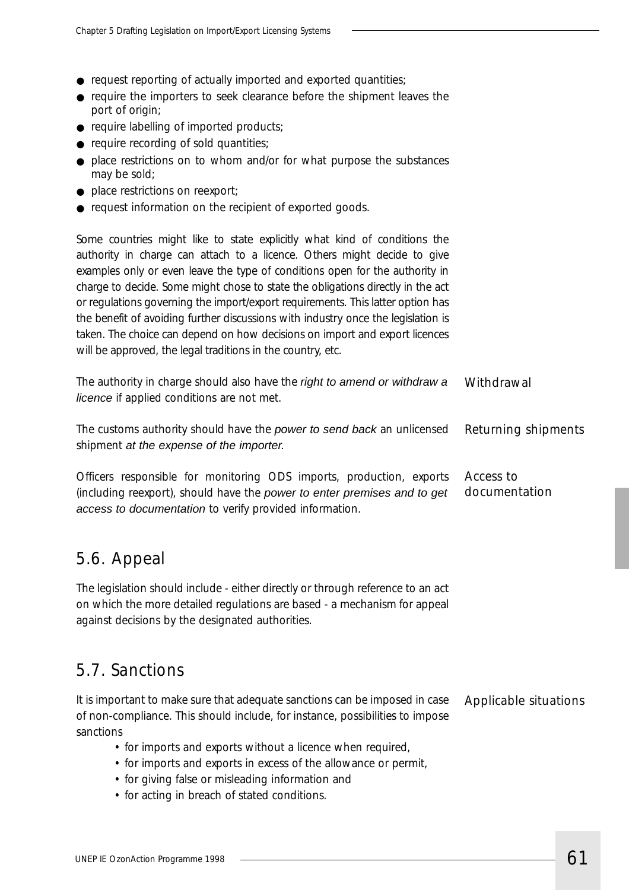- request reporting of actually imported and exported quantities;
- require the importers to seek clearance before the shipment leaves the port of origin;
- require labelling of imported products;
- require recording of sold quantities;
- place restrictions on to whom and/or for what purpose the substances may be sold;
- place restrictions on reexport;
- request information on the recipient of exported goods.

Some countries might like to state explicitly what kind of conditions the authority in charge can attach to a licence. Others might decide to give examples only or even leave the type of conditions open for the authority in charge to decide. Some might chose to state the obligations directly in the act or regulations governing the import/export requirements. This latter option has the benefit of avoiding further discussions with industry once the legislation is taken. The choice can depend on how decisions on import and export licences will be approved, the legal traditions in the country, etc.

Withdrawal

The authority in charge should also have the *right to amend or withdraw a licence* if applied conditions are not met.

Returning shipments

The customs authority should have the *power to send back* an unlicensed shipment *at the expense of the importer.*

Access to documentation

Officers responsible for monitoring ODS imports, production, exports (including reexport), should have the *power to enter premises and to get access to documentation* to verify provided information.

## 5.6. Appeal

The legislation should include - either directly or through reference to an act on which the more detailed regulations are based - a mechanism for appeal against decisions by the designated authorities.

## 5.7. Sanctions

Applicable situations

It is important to make sure that adequate sanctions can be imposed in case of non-compliance. This should include, for instance, possibilities to impose sanctions

- for imports and exports without a licence when required,
- for imports and exports in excess of the allowance or permit,
- for giving false or misleading information and
- for acting in breach of stated conditions.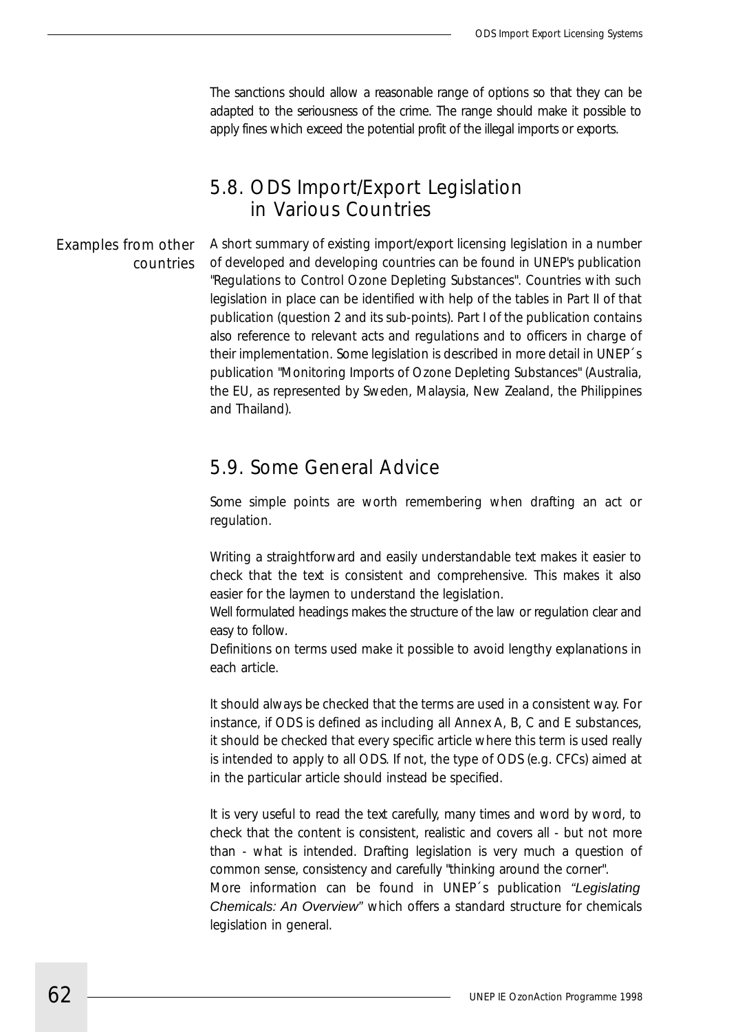The sanctions should allow a reasonable range of options so that they can be adapted to the seriousness of the crime. The range should make it possible to apply fines which exceed the potential profit of the illegal imports or exports.

## 5.8. ODS Import/Export Legislation in Various Countries

*Examples from other countries*

A short summary of existing import/export licensing legislation in a number of developed and developing countries can be found in UNEP's publication "Regulations to Control Ozone Depleting Substances". Countries with such legislation in place can be identified with help of the tables in Part II of that publication (question 2 and its sub-points). Part I of the publication contains also reference to relevant acts and regulations and to officers in charge of their implementation. Some legislation is described in more detail in UNEP´s publication "Monitoring Imports of Ozone Depleting Substances" (Australia, the EU, as represented by Sweden, Malaysia, New Zealand, the Philippines and Thailand).

## 5.9. Some General Advice

Some simple points are worth remembering when drafting an act or regulation.

Writing a straightforward and easily understandable text makes it easier to check that the text is consistent and comprehensive. This makes it also easier for the laymen to understand the legislation.
Well formulated headings makes the structure of the law or regulation clear and easy to follow.
Definitions on terms used make it possible to avoid lengthy explanations in each article.

It should always be checked that the terms are used in a consistent way. For instance, if ODS is defined as including all Annex A, B, C and E substances, it should be checked that every specific article where this term is used really is intended to apply to all ODS. If not, the type of ODS (e.g. CFCs) aimed at in the particular article should instead be specified.

It is very useful to read the text carefully, many times and word by word, to check that the content is consistent, realistic and covers all - but not more than - what is intended. Drafting legislation is very much a question of common sense, consistency and carefully "thinking around the corner".
More information can be found in UNEP´s publication *"Legislating Chemicals: An Overview"* which offers a standard structure for chemicals legislation in general.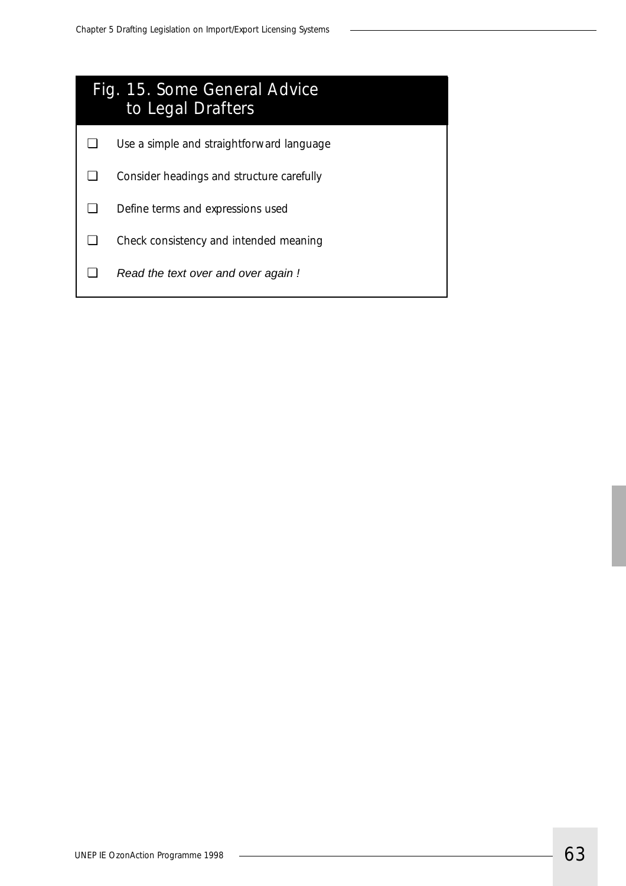## Fig. 15. Some General Advice to Legal Drafters

- ❑ Use a simple and straightforward language
- ❑ Consider headings and structure carefully
- ❑ Define terms and expressions used
- ❑ Check consistency and intended meaning
- ❑ *Read the text over and over again !*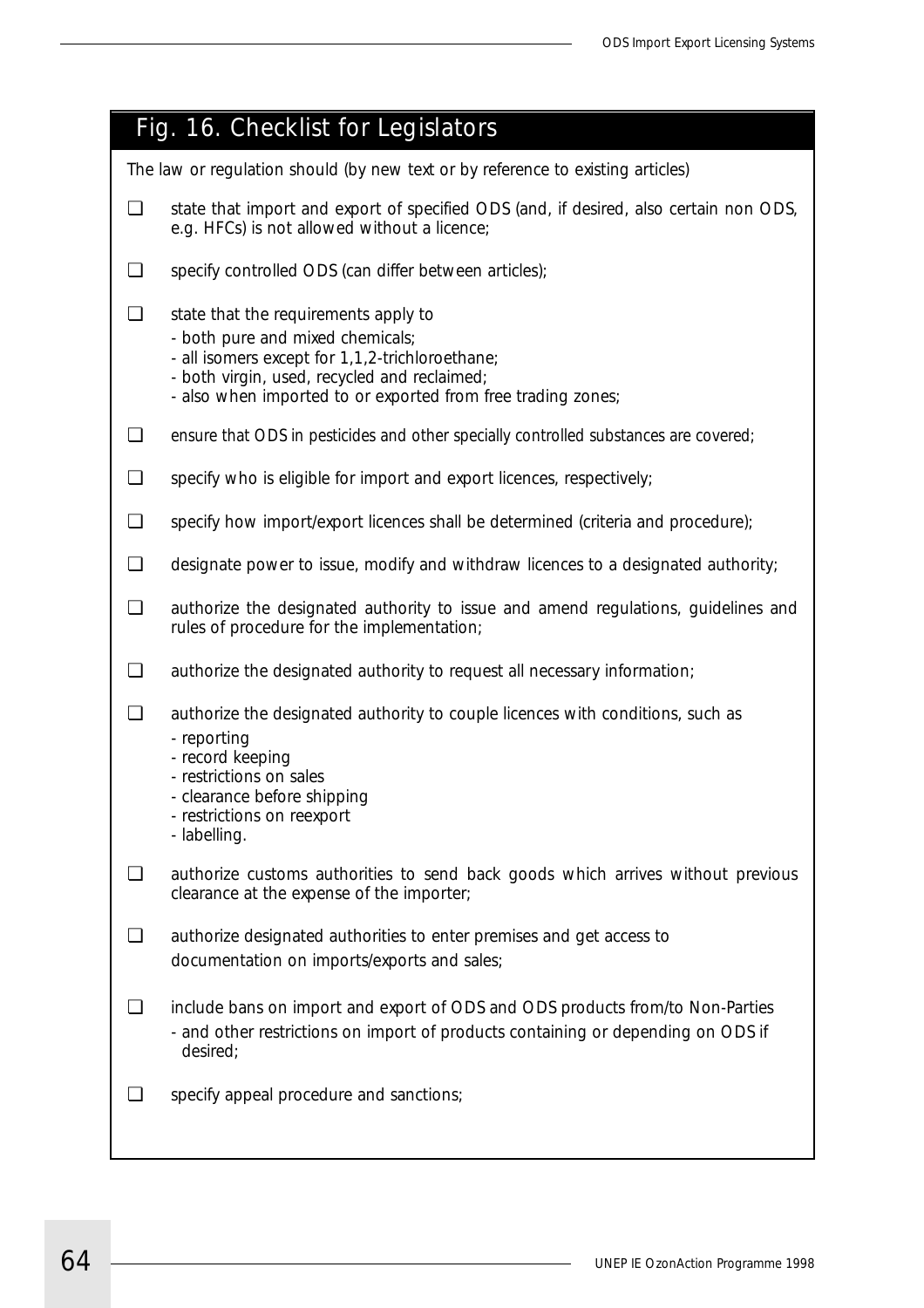## Fig. 16. Checklist for Legislators

The law or regulation should (by new text or by reference to existing articles)

- ❑ state that import and export of specified ODS (and, if desired, also certain non ODS, e.g. HFCs) is not allowed without a licence;
- ❑ specify controlled ODS (can differ between articles);
- ❑ state that the requirements apply to
  - both pure and mixed chemicals;
  - all isomers except for 1,1,2-trichloroethane;
  - both virgin, used, recycled and reclaimed;
  - also when imported to or exported from free trading zones;
- ❑ ensure that ODS in pesticides and other specially controlled substances are covered;
- ❑ specify who is eligible for import and export licences, respectively;
- ❑ specify how import/export licences shall be determined (criteria and procedure);
- ❑ designate power to issue, modify and withdraw licences to a designated authority;
- ❑ authorize the designated authority to issue and amend regulations, guidelines and rules of procedure for the implementation;
- ❑ authorize the designated authority to request all necessary information;
- ❑ authorize the designated authority to couple licences with conditions, such as
  - reporting
  - record keeping
  - restrictions on sales
  - clearance before shipping
  - restrictions on reexport
  - labelling.
- ❑ authorize customs authorities to send back goods which arrives without previous clearance at the expense of the importer;
- ❑ authorize designated authorities to enter premises and get access to documentation on imports/exports and sales;
- ❑ include bans on import and export of ODS and ODS products from/to Non-Parties
  - and other restrictions on import of products containing or depending on ODS if desired;
- ❑ specify appeal procedure and sanctions;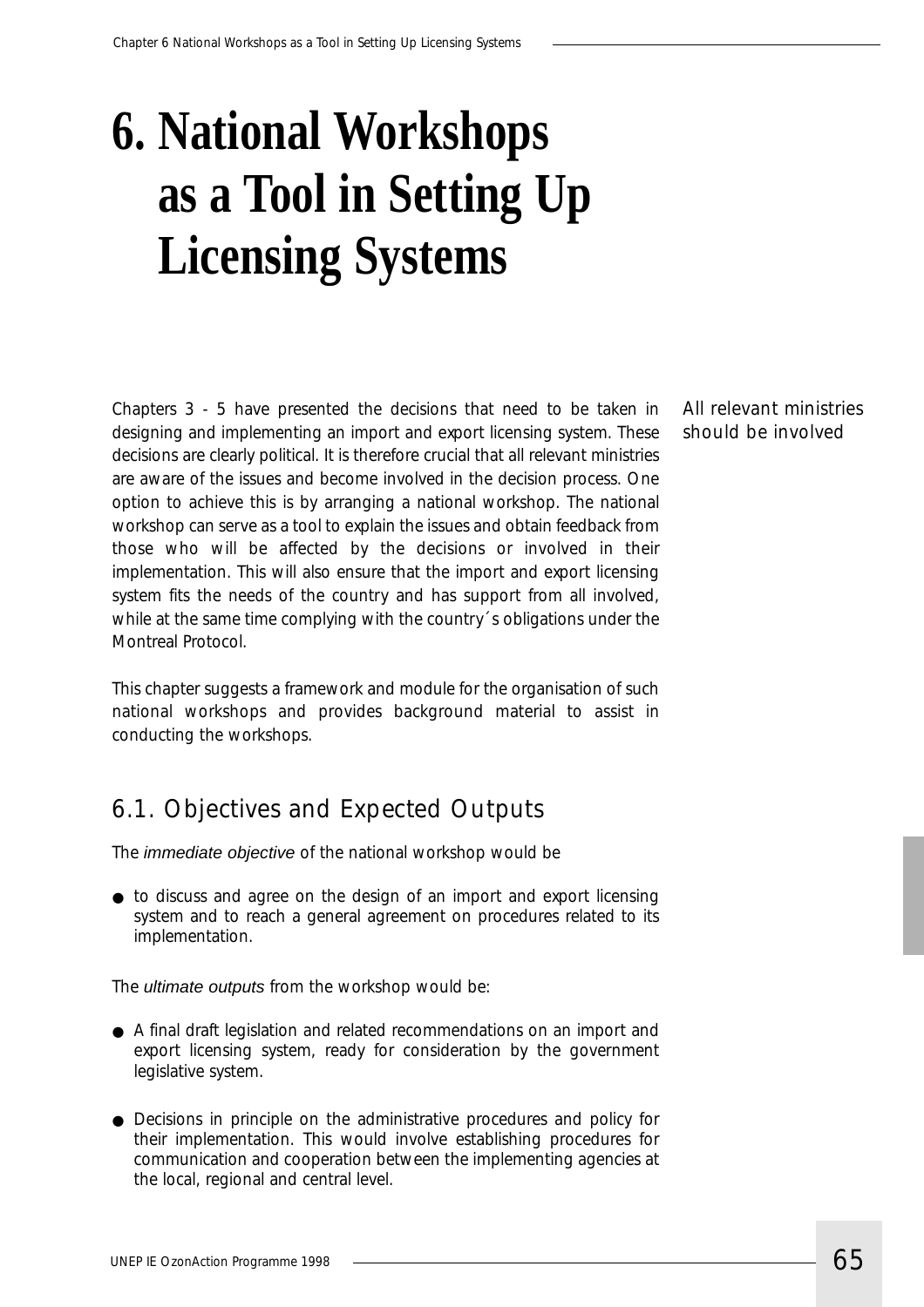# 6. National Workshops as a Tool in Setting Up Licensing Systems

All relevant ministries should be involved

Chapters 3 - 5 have presented the decisions that need to be taken in designing and implementing an import and export licensing system. These decisions are clearly political. It is therefore crucial that all relevant ministries are aware of the issues and become involved in the decision process. One option to achieve this is by arranging a national workshop. The national workshop can serve as a tool to explain the issues and obtain feedback from those who will be affected by the decisions or involved in their implementation. This will also ensure that the import and export licensing system fits the needs of the country and has support from all involved, while at the same time complying with the country´s obligations under the Montreal Protocol.

This chapter suggests a framework and module for the organisation of such national workshops and provides background material to assist in conducting the workshops.

## 6.1. Objectives and Expected Outputs

The *immediate objective* of the national workshop would be

- to discuss and agree on the design of an import and export licensing system and to reach a general agreement on procedures related to its implementation.

The *ultimate outputs* from the workshop would be:

- A final draft legislation and related recommendations on an import and export licensing system, ready for consideration by the government legislative system.

- Decisions in principle on the administrative procedures and policy for their implementation. This would involve establishing procedures for communication and cooperation between the implementing agencies at the local, regional and central level.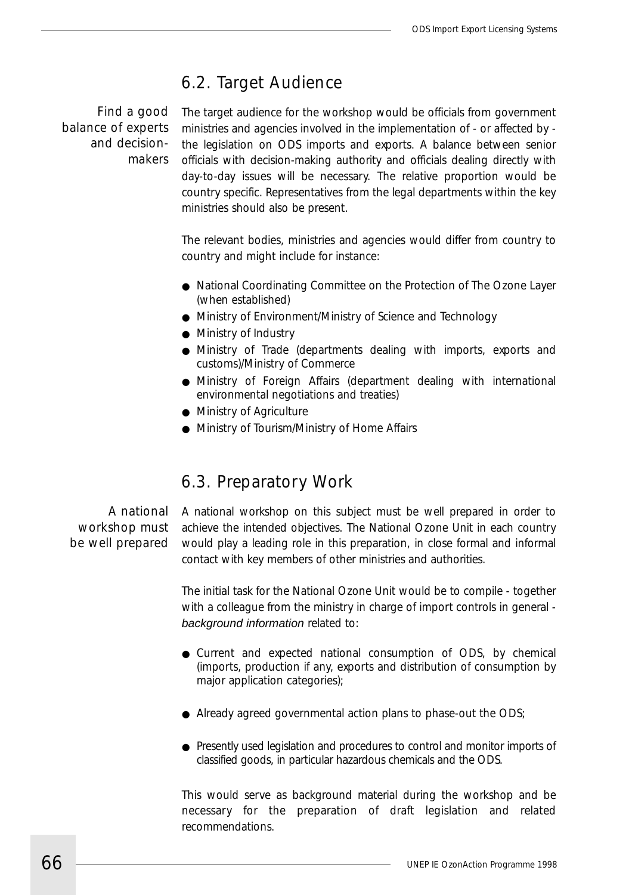## 6.2. Target Audience

*Find a good balance of experts and decision-makers*

The target audience for the workshop would be officials from government ministries and agencies involved in the implementation of - or affected by - the legislation on ODS imports and exports. A balance between senior officials with decision-making authority and officials dealing directly with day-to-day issues will be necessary. The relative proportion would be country specific. Representatives from the legal departments within the key ministries should also be present.

The relevant bodies, ministries and agencies would differ from country to country and might include for instance:

- National Coordinating Committee on the Protection of The Ozone Layer (when established)
- Ministry of Environment/Ministry of Science and Technology
- Ministry of Industry
- Ministry of Trade (departments dealing with imports, exports and customs)/Ministry of Commerce
- Ministry of Foreign Affairs (department dealing with international environmental negotiations and treaties)
- Ministry of Agriculture
- Ministry of Tourism/Ministry of Home Affairs

## 6.3. Preparatory Work

*A national workshop must be well prepared*

A national workshop on this subject must be well prepared in order to achieve the intended objectives. The National Ozone Unit in each country would play a leading role in this preparation, in close formal and informal contact with key members of other ministries and authorities.

The initial task for the National Ozone Unit would be to compile - together with a colleague from the ministry in charge of import controls in general - *background information* related to:

- Current and expected national consumption of ODS, by chemical (imports, production if any, exports and distribution of consumption by major application categories);
- Already agreed governmental action plans to phase-out the ODS;
- Presently used legislation and procedures to control and monitor imports of classified goods, in particular hazardous chemicals and the ODS.

This would serve as background material during the workshop and be necessary for the preparation of draft legislation and related recommendations.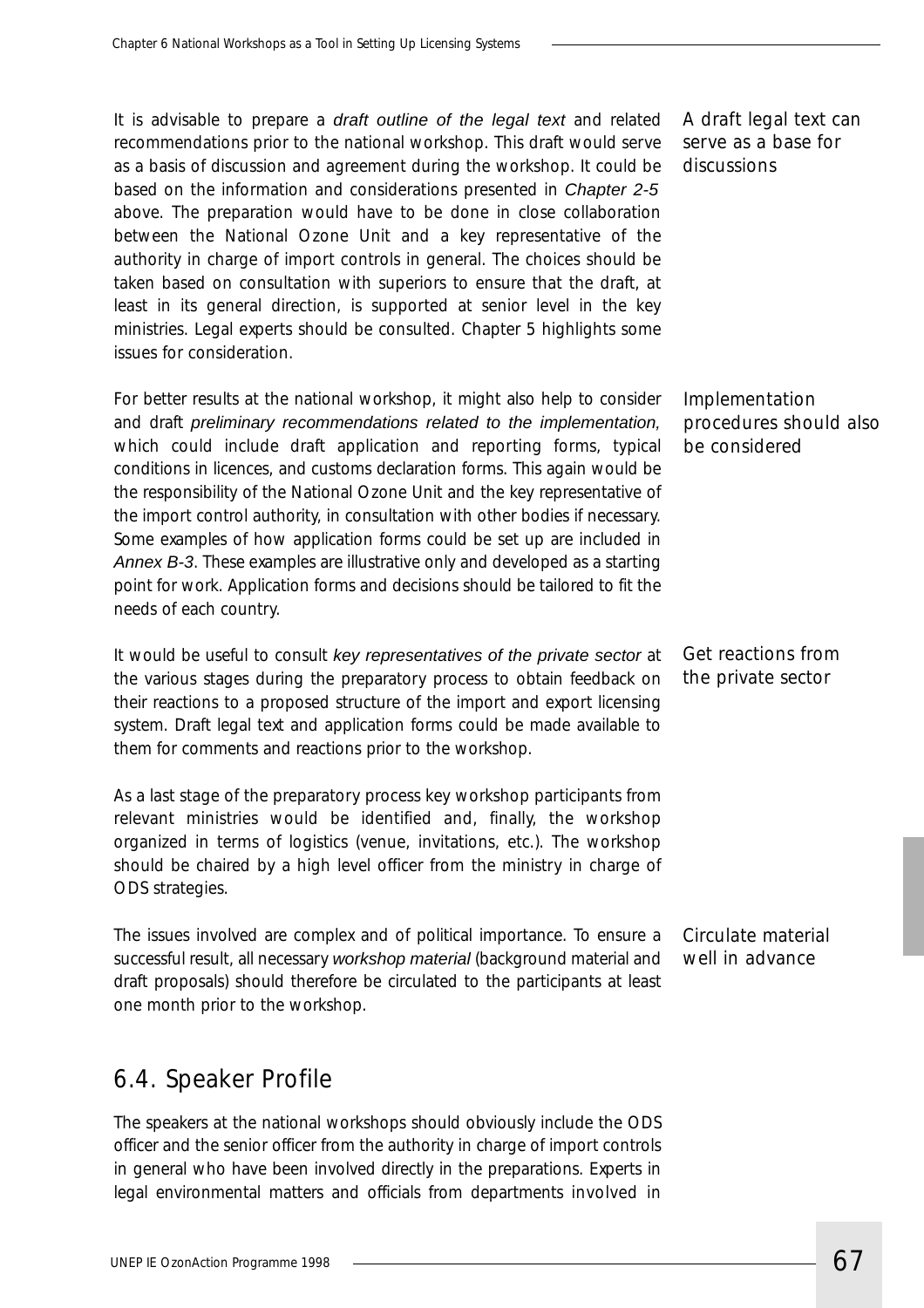It is advisable to prepare a *draft outline of the legal text* and related recommendations prior to the national workshop. This draft would serve as a basis of discussion and agreement during the workshop. It could be based on the information and considerations presented in *Chapter 2-5* above. The preparation would have to be done in close collaboration between the National Ozone Unit and a key representative of the authority in charge of import controls in general. The choices should be taken based on consultation with superiors to ensure that the draft, at least in its general direction, is supported at senior level in the key ministries. Legal experts should be consulted. Chapter 5 highlights some issues for consideration.

A draft legal text can serve as a base for discussions

For better results at the national workshop, it might also help to consider and draft *preliminary recommendations related to the implementation*, which could include draft application and reporting forms, typical conditions in licences, and customs declaration forms. This again would be the responsibility of the National Ozone Unit and the key representative of the import control authority, in consultation with other bodies if necessary. Some examples of how application forms could be set up are included in *Annex B-3*. These examples are illustrative only and developed as a starting point for work. Application forms and decisions should be tailored to fit the needs of each country.

Implementation procedures should also be considered

It would be useful to consult *key representatives of the private sector* at the various stages during the preparatory process to obtain feedback on their reactions to a proposed structure of the import and export licensing system. Draft legal text and application forms could be made available to them for comments and reactions prior to the workshop.

Get reactions from the private sector

As a last stage of the preparatory process key workshop participants from relevant ministries would be identified and, finally, the workshop organized in terms of logistics (venue, invitations, etc.). The workshop should be chaired by a high level officer from the ministry in charge of ODS strategies.

The issues involved are complex and of political importance. To ensure a successful result, all necessary *workshop material* (background material and draft proposals) should therefore be circulated to the participants at least one month prior to the workshop.

Circulate material well in advance

## 6.4. Speaker Profile

The speakers at the national workshops should obviously include the ODS officer and the senior officer from the authority in charge of import controls in general who have been involved directly in the preparations. Experts in legal environmental matters and officials from departments involved in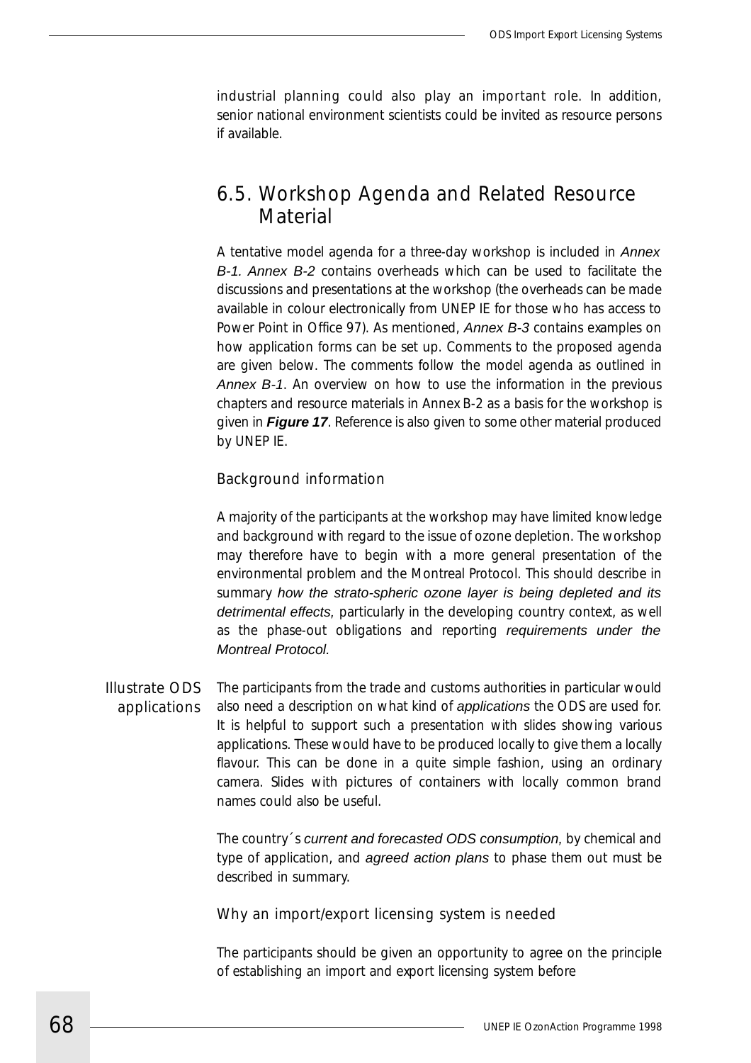industrial planning could also play an important role. In addition, senior national environment scientists could be invited as resource persons if available.

## 6.5. Workshop Agenda and Related Resource Material

A tentative model agenda for a three-day workshop is included in *Annex B-1*. *Annex B-2* contains overheads which can be used to facilitate the discussions and presentations at the workshop (the overheads can be made available in colour electronically from UNEP IE for those who has access to Power Point in Office 97). As mentioned, *Annex B-3* contains examples on how application forms can be set up. Comments to the proposed agenda are given below. The comments follow the model agenda as outlined in *Annex B-1*. An overview on how to use the information in the previous chapters and resource materials in Annex B-2 as a basis for the workshop is given in ***Figure 17***. Reference is also given to some other material produced by UNEP IE.

### Background information

A majority of the participants at the workshop may have limited knowledge and background with regard to the issue of ozone depletion. The workshop may therefore have to begin with a more general presentation of the environmental problem and the Montreal Protocol. This should describe in summary *how the strato-spheric ozone layer is being depleted and its detrimental effects*, particularly in the developing country context, as well as the phase-out obligations and reporting *requirements under the Montreal Protocol.*

Illustrate ODS applications

The participants from the trade and customs authorities in particular would also need a description on what kind of *applications* the ODS are used for. It is helpful to support such a presentation with slides showing various applications. These would have to be produced locally to give them a locally flavour. This can be done in a quite simple fashion, using an ordinary camera. Slides with pictures of containers with locally common brand names could also be useful.

The country´s *current and forecasted ODS consumption*, by chemical and type of application, and *agreed action plans* to phase them out must be described in summary.

### Why an import/export licensing system is needed

The participants should be given an opportunity to agree on the principle of establishing an import and export licensing system before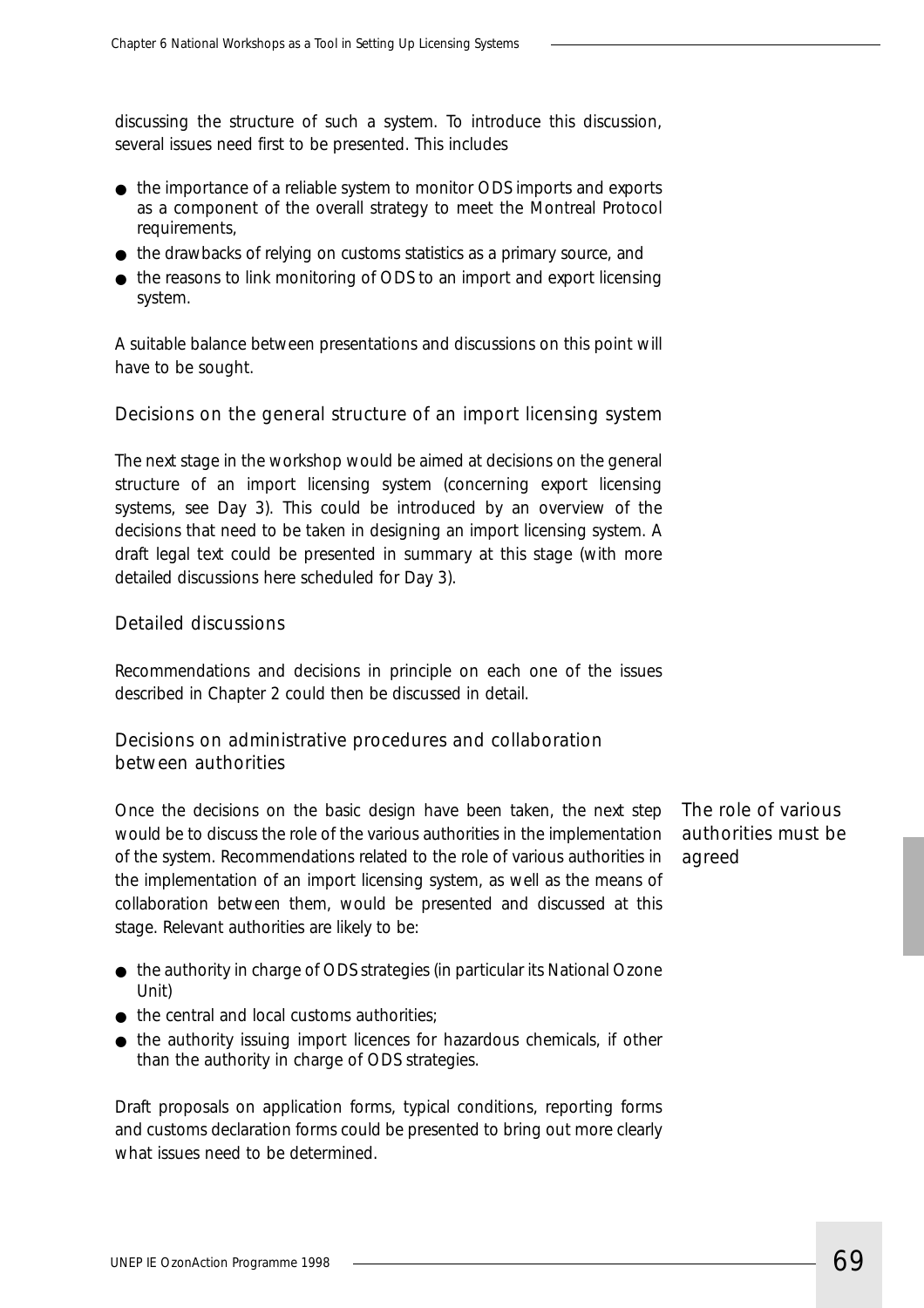discussing the structure of such a system. To introduce this discussion, several issues need first to be presented. This includes

- the importance of a reliable system to monitor ODS imports and exports as a component of the overall strategy to meet the Montreal Protocol requirements,
- the drawbacks of relying on customs statistics as a primary source, and
- the reasons to link monitoring of ODS to an import and export licensing system.

A suitable balance between presentations and discussions on this point will have to be sought.

### Decisions on the general structure of an import licensing system

The next stage in the workshop would be aimed at decisions on the general structure of an import licensing system (concerning export licensing systems, see Day 3). This could be introduced by an overview of the decisions that need to be taken in designing an import licensing system. A draft legal text could be presented in summary at this stage (with more detailed discussions here scheduled for Day 3).

### Detailed discussions

Recommendations and decisions in principle on each one of the issues described in Chapter 2 could then be discussed in detail.

### Decisions on administrative procedures and collaboration between authorities

*The role of various authorities must be agreed*

Once the decisions on the basic design have been taken, the next step would be to discuss the role of the various authorities in the implementation of the system. Recommendations related to the role of various authorities in the implementation of an import licensing system, as well as the means of collaboration between them, would be presented and discussed at this stage. Relevant authorities are likely to be:

- the authority in charge of ODS strategies (in particular its National Ozone Unit)
- the central and local customs authorities;
- the authority issuing import licences for hazardous chemicals, if other than the authority in charge of ODS strategies.

Draft proposals on application forms, typical conditions, reporting forms and customs declaration forms could be presented to bring out more clearly what issues need to be determined.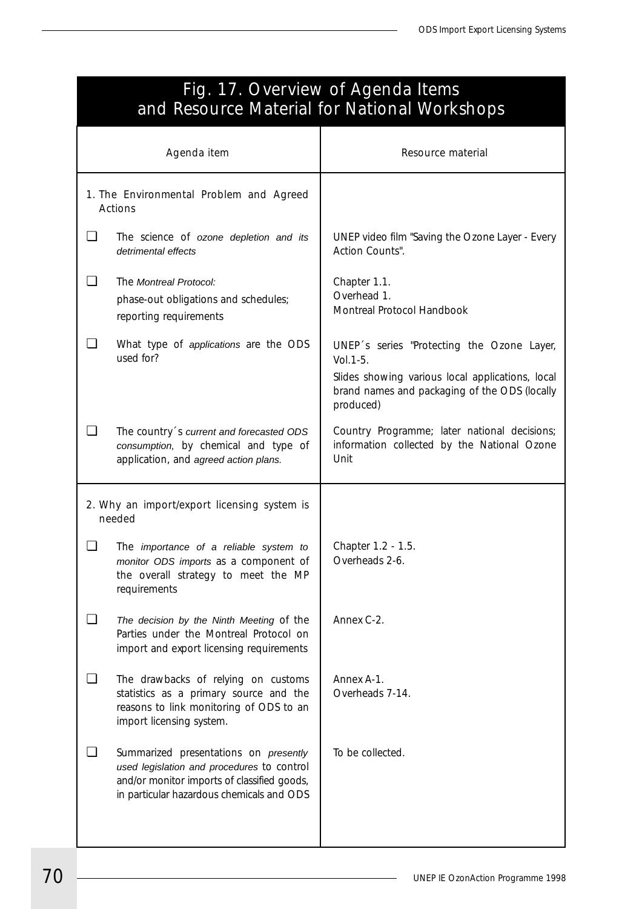## Fig. 17. Overview of Agenda Items and Resource Material for National Workshops

| Agenda item | Resource material |
|---|---|
| **1. The Environmental Problem and Agreed Actions** | |
| ❑ The science of *ozone depletion and its detrimental effects* | UNEP video film "Saving the Ozone Layer - Every Action Counts". |
| ❑ The *Montreal Protocol:* phase-out obligations and schedules; reporting requirements | Chapter 1.1. Overhead 1. Montreal Protocol Handbook |
| ❑ What type of *applications* are the ODS used for? | UNEP´s series "Protecting the Ozone Layer, Vol.1-5. Slides showing various local applications, local brand names and packaging of the ODS (locally produced) |
| ❑ The country´s *current and forecasted ODS consumption,* by chemical and type of application, and *agreed action plans.* | Country Programme; later national decisions; information collected by the National Ozone Unit |
| **2. Why an import/export licensing system is needed** | |
| ❑ The *importance of a reliable system to monitor ODS imports* as a component of the overall strategy to meet the MP requirements | Chapter 1.2 - 1.5. Overheads 2-6. |
| ❑ *The decision by the Ninth Meeting* of the Parties under the Montreal Protocol on import and export licensing requirements | Annex C-2. |
| ❑ The drawbacks of relying on customs statistics as a primary source and the reasons to link monitoring of ODS to an import licensing system. | Annex A-1. Overheads 7-14. |
| ❑ Summarized presentations on *presently used legislation and procedures* to control and/or monitor imports of classified goods, in particular hazardous chemicals and ODS | To be collected. |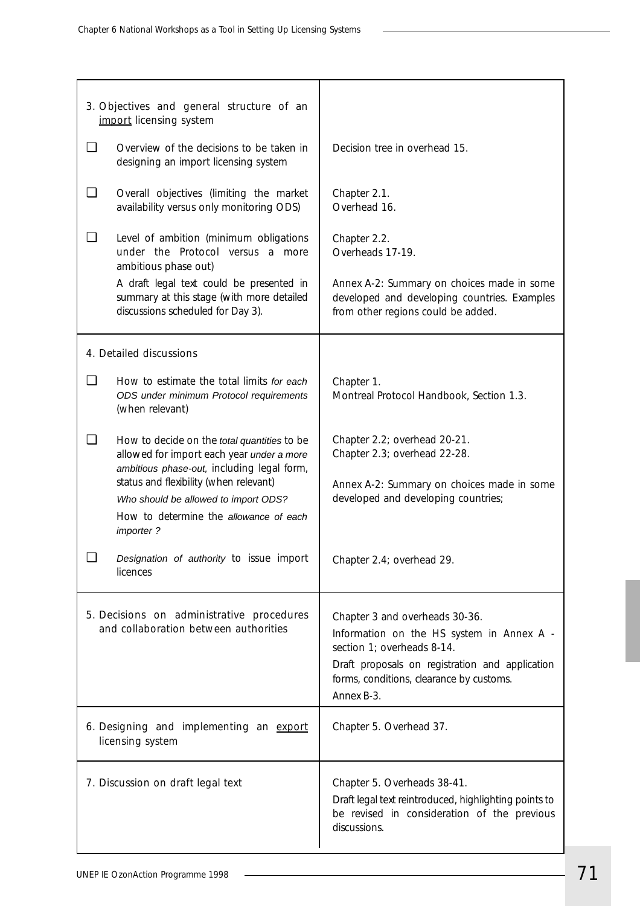| | |
|---|---|
| 3. Objectives and general structure of an <u>import</u> licensing system | |
| ❑ Overview of the decisions to be taken in designing an import licensing system | Decision tree in overhead 15. |
| ❑ Overall objectives (limiting the market availability versus only monitoring ODS) | Chapter 2.1.<br>Overhead 16. |
| ❑ Level of ambition (minimum obligations under the Protocol versus a more ambitious phase out)<br>A draft legal text could be presented in summary at this stage (with more detailed discussions scheduled for Day 3). | Chapter 2.2.<br>Overheads 17-19.<br>Annex A-2: Summary on choices made in some developed and developing countries. Examples from other regions could be added. |
| 4. Detailed discussions | |
| ❑ How to estimate the total limits *for each ODS under minimum Protocol requirements* (when relevant) | Chapter 1.<br>Montreal Protocol Handbook, Section 1.3. |
| ❑ How to decide on the *total quantities* to be allowed for import each year *under a more ambitious phase-out,* including legal form, status and flexibility (when relevant)<br>*Who should be allowed to import ODS?*<br>How to determine the *allowance of each importer ?* | Chapter 2.2; overhead 20-21.<br>Chapter 2.3; overhead 22-28.<br>Annex A-2: Summary on choices made in some developed and developing countries; |
| ❑ *Designation of authority* to issue import licences | Chapter 2.4; overhead 29. |
| 5. Decisions on administrative procedures and collaboration between authorities | Chapter 3 and overheads 30-36.<br>Information on the HS system in Annex A - section 1; overheads 8-14.<br>Draft proposals on registration and application forms, conditions, clearance by customs.<br>Annex B-3. |
| 6. Designing and implementing an <u>export</u> licensing system | Chapter 5. Overhead 37. |
| 7. Discussion on draft legal text | Chapter 5. Overheads 38-41.<br>Draft legal text reintroduced, highlighting points to be revised in consideration of the previous discussions. |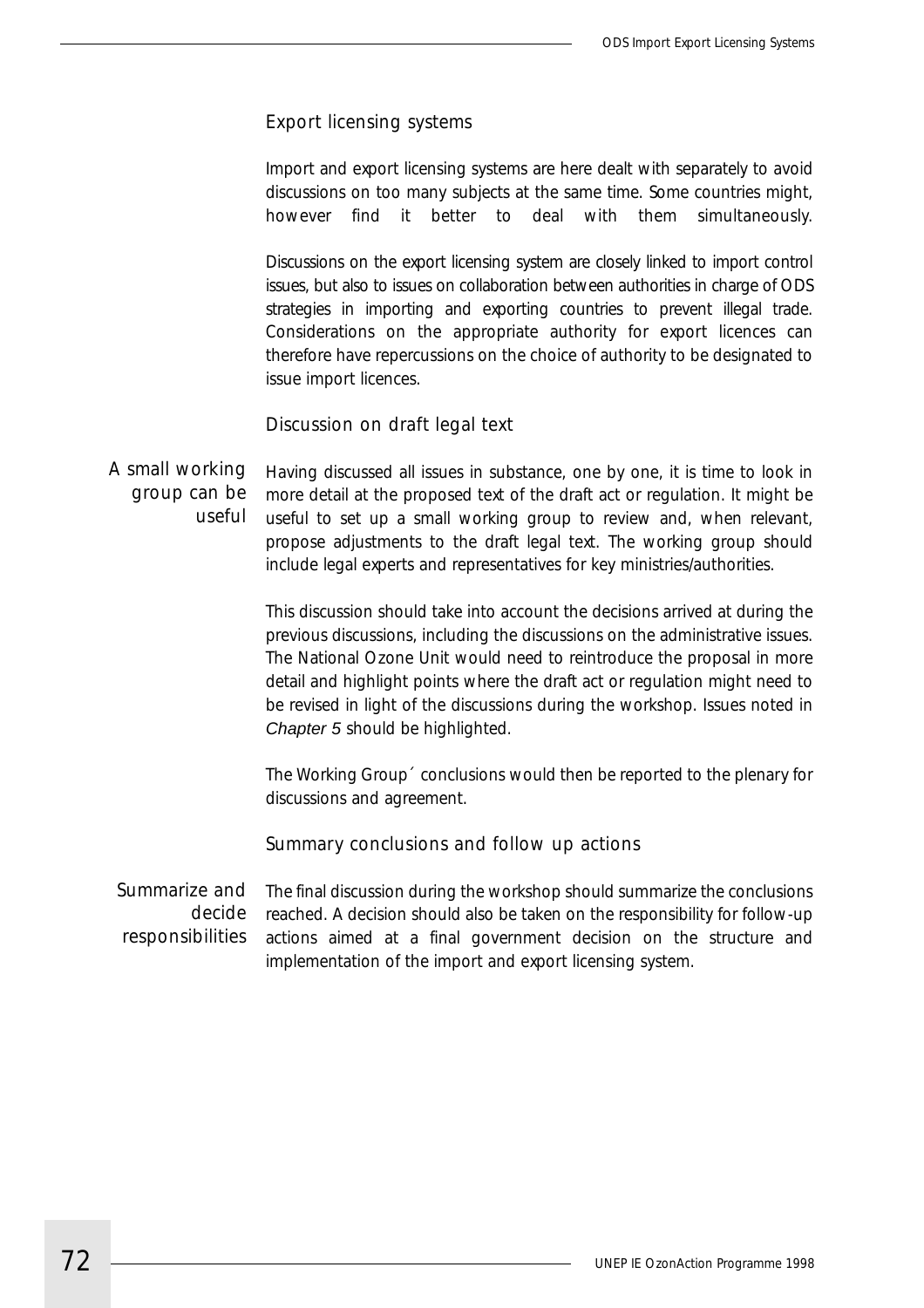### Export licensing systems

Import and export licensing systems are here dealt with separately to avoid discussions on too many subjects at the same time. Some countries might, however find it better to deal with them simultaneously.

Discussions on the export licensing system are closely linked to import control issues, but also to issues on collaboration between authorities in charge of ODS strategies in importing and exporting countries to prevent illegal trade. Considerations on the appropriate authority for export licences can therefore have repercussions on the choice of authority to be designated to issue import licences.

### Discussion on draft legal text

*A small working group can be useful*

Having discussed all issues in substance, one by one, it is time to look in more detail at the proposed text of the draft act or regulation. It might be useful to set up a small working group to review and, when relevant, propose adjustments to the draft legal text. The working group should include legal experts and representatives for key ministries/authorities.

This discussion should take into account the decisions arrived at during the previous discussions, including the discussions on the administrative issues. The National Ozone Unit would need to reintroduce the proposal in more detail and highlight points where the draft act or regulation might need to be revised in light of the discussions during the workshop. Issues noted in *Chapter 5* should be highlighted.

The Working Group´ conclusions would then be reported to the plenary for discussions and agreement.

### Summary conclusions and follow up actions

*Summarize and decide responsibilities*

The final discussion during the workshop should summarize the conclusions reached. A decision should also be taken on the responsibility for follow-up actions aimed at a final government decision on the structure and implementation of the import and export licensing system.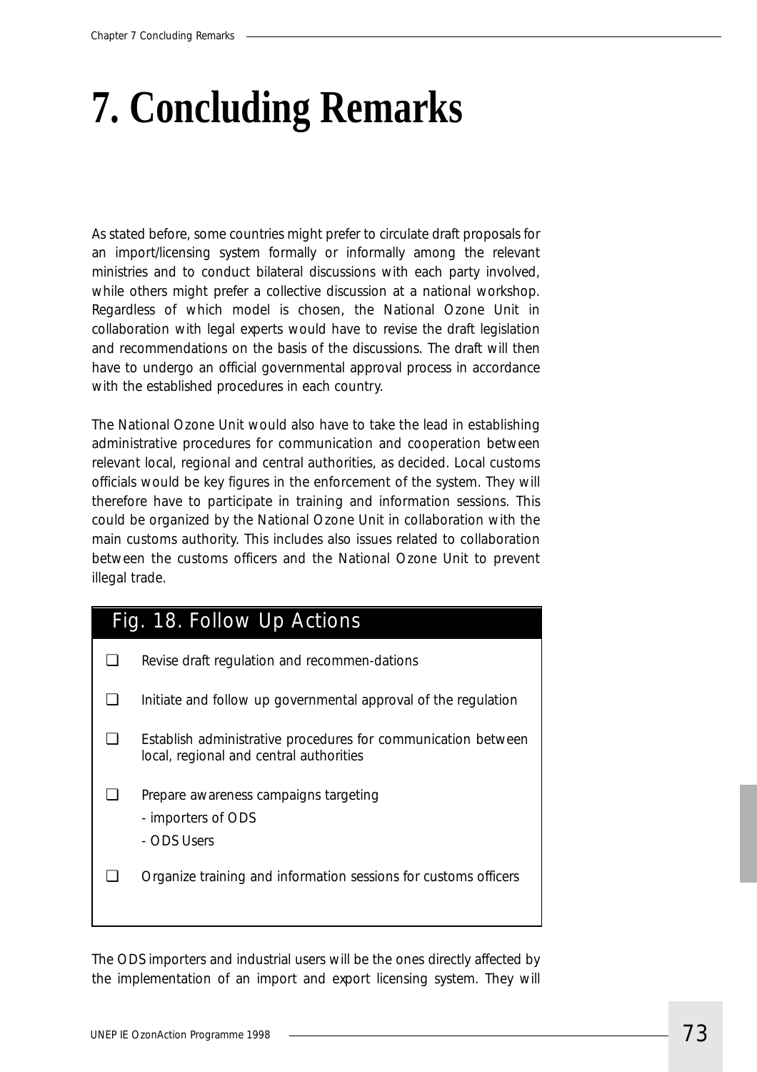# 7. Concluding Remarks

As stated before, some countries might prefer to circulate draft proposals for an import/licensing system formally or informally among the relevant ministries and to conduct bilateral discussions with each party involved, while others might prefer a collective discussion at a national workshop. Regardless of which model is chosen, the National Ozone Unit in collaboration with legal experts would have to revise the draft legislation and recommendations on the basis of the discussions. The draft will then have to undergo an official governmental approval process in accordance with the established procedures in each country.

The National Ozone Unit would also have to take the lead in establishing administrative procedures for communication and cooperation between relevant local, regional and central authorities, as decided. Local customs officials would be key figures in the enforcement of the system. They will therefore have to participate in training and information sessions. This could be organized by the National Ozone Unit in collaboration with the main customs authority. This includes also issues related to collaboration between the customs officers and the National Ozone Unit to prevent illegal trade.

**Fig. 18. Follow Up Actions**

- ❑ Revise draft regulation and recommen-dations
- ❑ Initiate and follow up governmental approval of the regulation
- ❑ Establish administrative procedures for communication between local, regional and central authorities
- ❑ Prepare awareness campaigns targeting
  - importers of ODS
  - ODS Users
- ❑ Organize training and information sessions for customs officers

The ODS importers and industrial users will be the ones directly affected by the implementation of an import and export licensing system. They will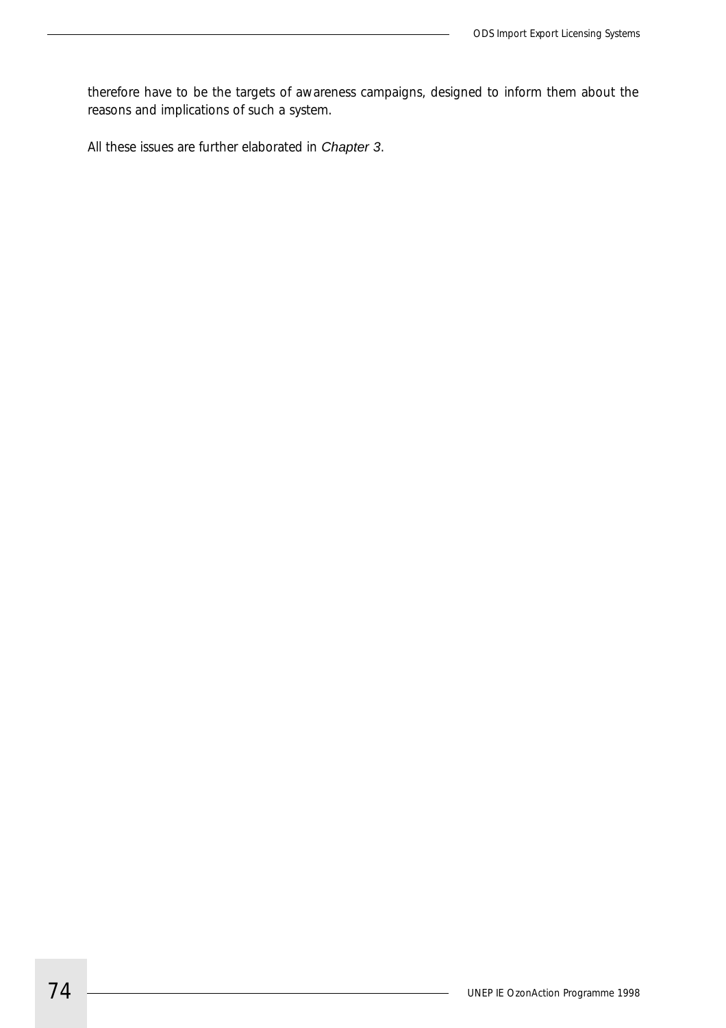therefore have to be the targets of awareness campaigns, designed to inform them about the reasons and implications of such a system.

All these issues are further elaborated in *Chapter 3*.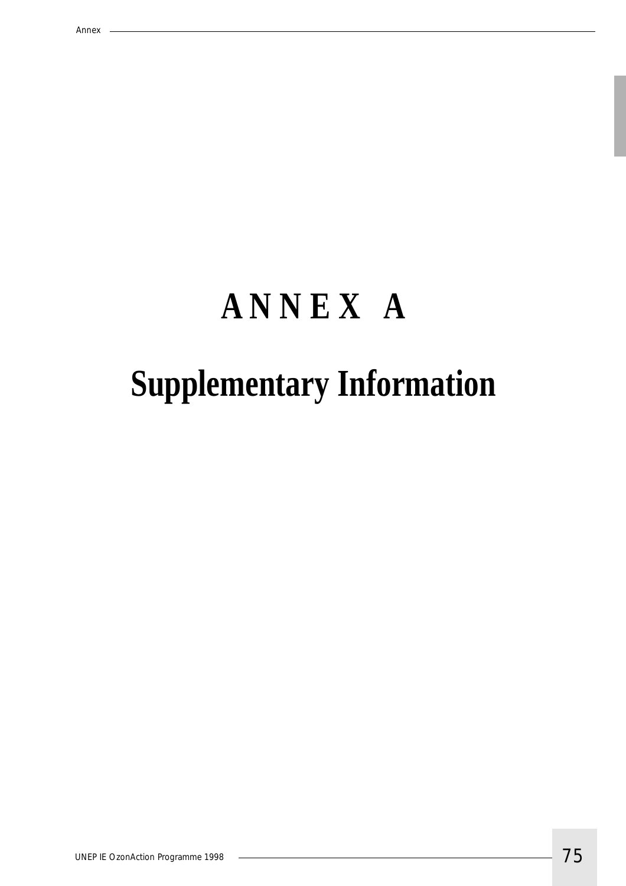# ANNEX A

# Supplementary Information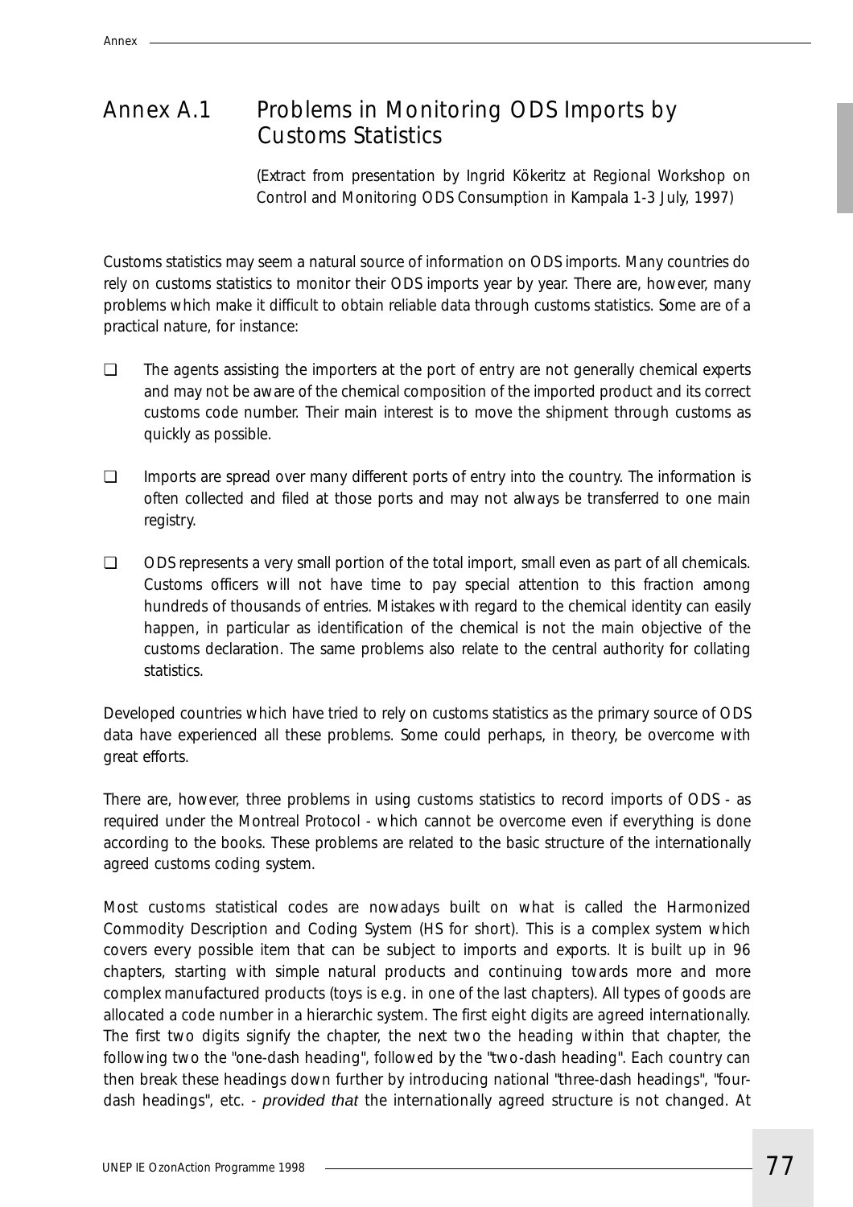# Annex A.1 Problems in Monitoring ODS Imports by Customs Statistics

(Extract from presentation by Ingrid Kökeritz at Regional Workshop on Control and Monitoring ODS Consumption in Kampala 1-3 July, 1997)

Customs statistics may seem a natural source of information on ODS imports. Many countries do rely on customs statistics to monitor their ODS imports year by year. There are, however, many problems which make it difficult to obtain reliable data through customs statistics. Some are of a practical nature, for instance:

- The agents assisting the importers at the port of entry are not generally chemical experts and may not be aware of the chemical composition of the imported product and its correct customs code number. Their main interest is to move the shipment through customs as quickly as possible.
- Imports are spread over many different ports of entry into the country. The information is often collected and filed at those ports and may not always be transferred to one main registry.
- ODS represents a very small portion of the total import, small even as part of all chemicals. Customs officers will not have time to pay special attention to this fraction among hundreds of thousands of entries. Mistakes with regard to the chemical identity can easily happen, in particular as identification of the chemical is not the main objective of the customs declaration. The same problems also relate to the central authority for collating statistics.

Developed countries which have tried to rely on customs statistics as the primary source of ODS data have experienced all these problems. Some could perhaps, in theory, be overcome with great efforts.

There are, however, three problems in using customs statistics to record imports of ODS - as required under the Montreal Protocol - which cannot be overcome even if everything is done according to the books. These problems are related to the basic structure of the internationally agreed customs coding system.

Most customs statistical codes are nowadays built on what is called the Harmonized Commodity Description and Coding System (HS for short). This is a complex system which covers every possible item that can be subject to imports and exports. It is built up in 96 chapters, starting with simple natural products and continuing towards more and more complex manufactured products (toys is e.g. in one of the last chapters). All types of goods are allocated a code number in a hierarchic system. The first eight digits are agreed internationally. The first two digits signify the chapter, the next two the heading within that chapter, the following two the "one-dash heading", followed by the "two-dash heading". Each country can then break these headings down further by introducing national "three-dash headings", "four-dash headings", etc. - *provided that* the internationally agreed structure is not changed. At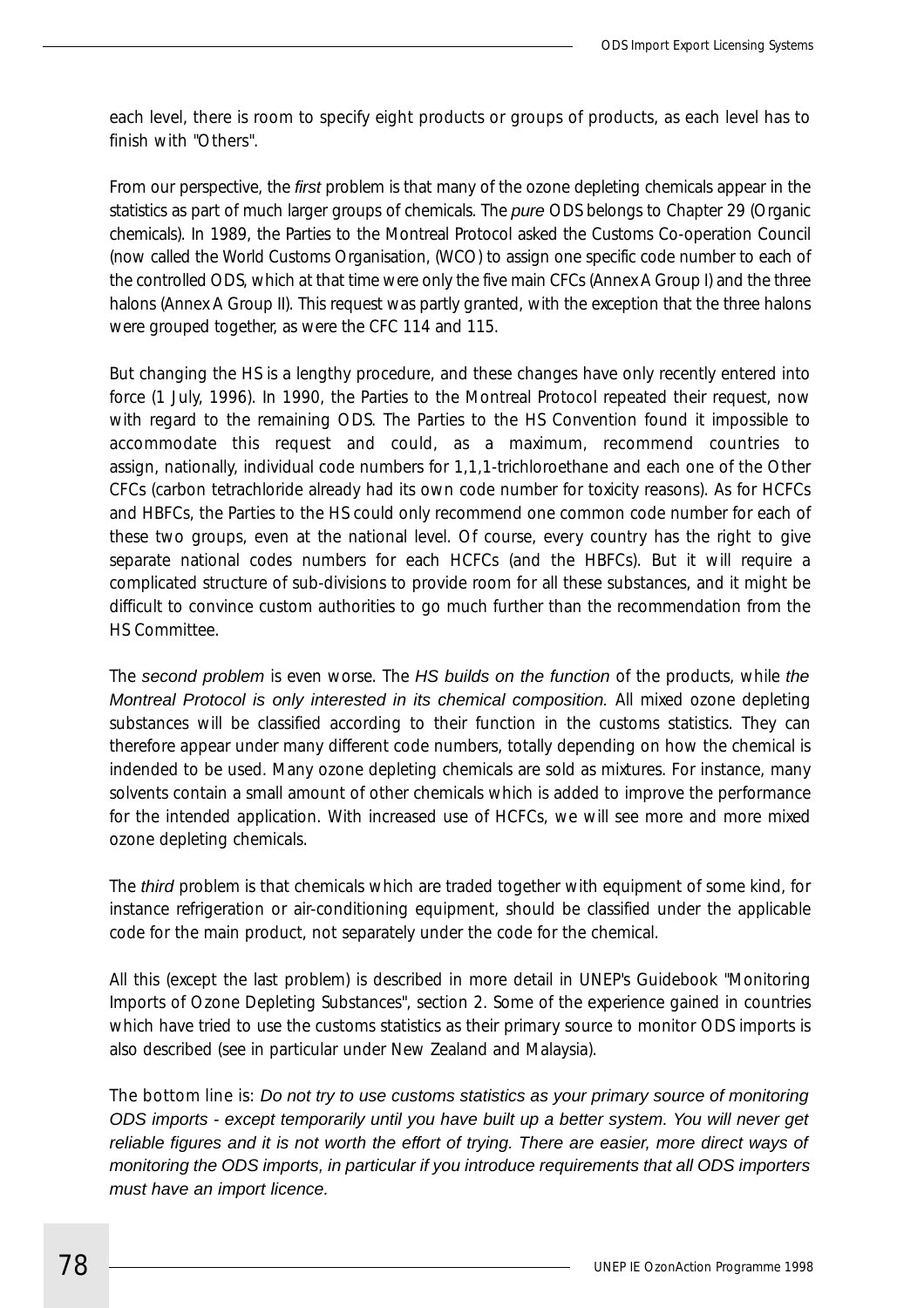each level, there is room to specify eight products or groups of products, as each level has to finish with "Others".

From our perspective, the *first* problem is that many of the ozone depleting chemicals appear in the statistics as part of much larger groups of chemicals. The *pure* ODS belongs to Chapter 29 (Organic chemicals). In 1989, the Parties to the Montreal Protocol asked the Customs Co-operation Council (now called the World Customs Organisation, (WCO) to assign one specific code number to each of the controlled ODS, which at that time were only the five main CFCs (Annex A Group I) and the three halons (Annex A Group II). This request was partly granted, with the exception that the three halons were grouped together, as were the CFC 114 and 115.

But changing the HS is a lengthy procedure, and these changes have only recently entered into force (1 July, 1996). In 1990, the Parties to the Montreal Protocol repeated their request, now with regard to the remaining ODS. The Parties to the HS Convention found it impossible to accommodate this request and could, as a maximum, recommend countries to assign, nationally, individual code numbers for 1,1,1-trichloroethane and each one of the Other CFCs (carbon tetrachloride already had its own code number for toxicity reasons). As for HCFCs and HBFCs, the Parties to the HS could only recommend one common code number for each of these two groups, even at the national level. Of course, every country has the right to give separate national codes numbers for each HCFCs (and the HBFCs). But it will require a complicated structure of sub-divisions to provide room for all these substances, and it might be difficult to convince custom authorities to go much further than the recommendation from the HS Committee.

The *second problem* is even worse. The *HS builds on the function* of the products, while *the Montreal Protocol is only interested in its chemical composition.* All mixed ozone depleting substances will be classified according to their function in the customs statistics. They can therefore appear under many different code numbers, totally depending on how the chemical is indended to be used. Many ozone depleting chemicals are sold as mixtures. For instance, many solvents contain a small amount of other chemicals which is added to improve the performance for the intended application. With increased use of HCFCs, we will see more and more mixed ozone depleting chemicals.

The *third* problem is that chemicals which are traded together with equipment of some kind, for instance refrigeration or air-conditioning equipment, should be classified under the applicable code for the main product, not separately under the code for the chemical.

All this (except the last problem) is described in more detail in UNEP's Guidebook "Monitoring Imports of Ozone Depleting Substances", section 2. Some of the experience gained in countries which have tried to use the customs statistics as their primary source to monitor ODS imports is also described (see in particular under New Zealand and Malaysia).

The bottom line is: *Do not try to use customs statistics as your primary source of monitoring ODS imports - except temporarily until you have built up a better system. You will never get reliable figures and it is not worth the effort of trying. There are easier, more direct ways of monitoring the ODS imports, in particular if you introduce requirements that all ODS importers must have an import licence.*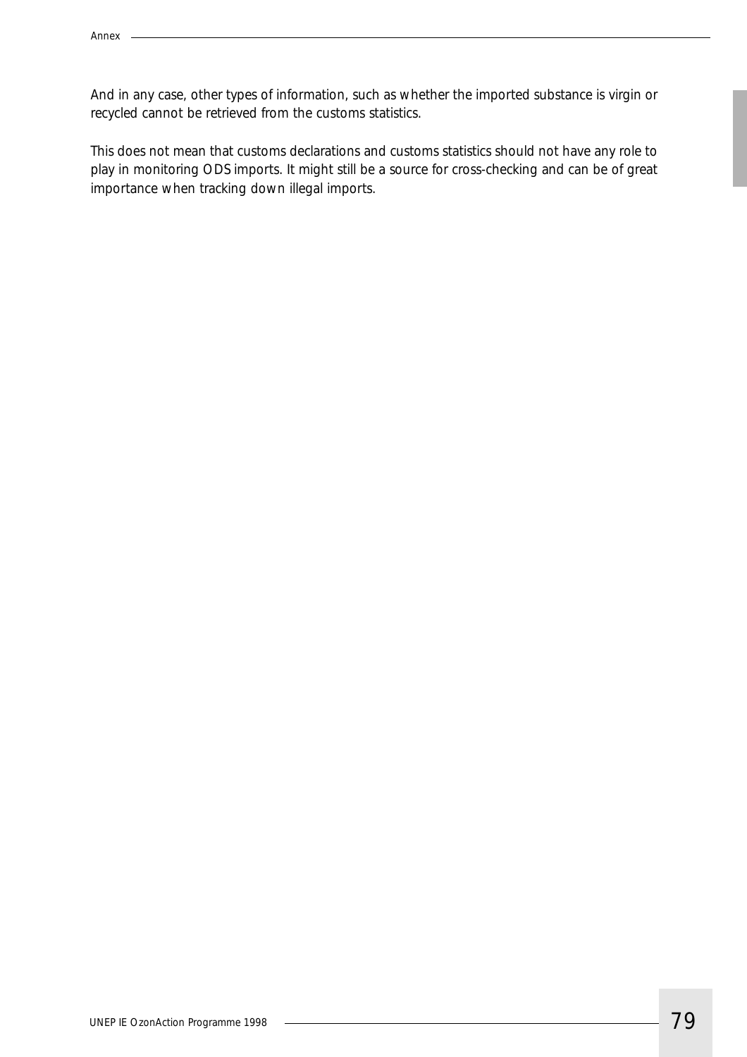And in any case, other types of information, such as whether the imported substance is virgin or recycled cannot be retrieved from the customs statistics.

This does not mean that customs declarations and customs statistics should not have any role to play in monitoring ODS imports. It might still be a source for cross-checking and can be of great importance when tracking down illegal imports.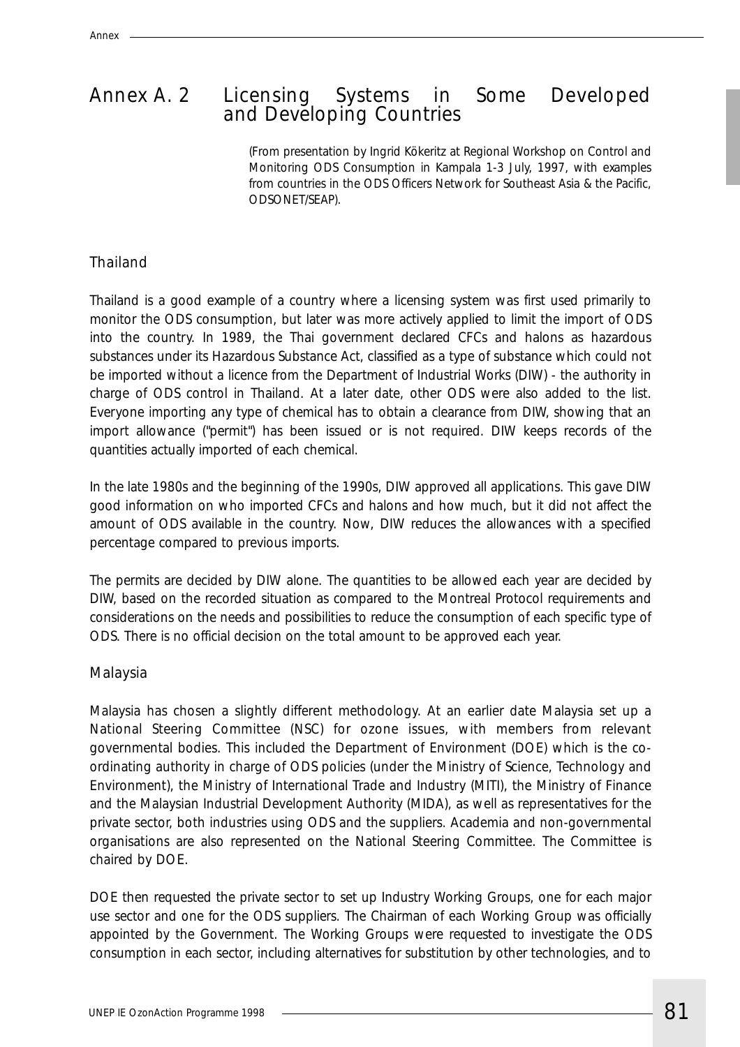# Annex A. 2 Licensing Systems in Some Developed and Developing Countries

(From presentation by Ingrid Kökeritz at Regional Workshop on Control and Monitoring ODS Consumption in Kampala 1-3 July, 1997, with examples from countries in the ODS Officers Network for Southeast Asia & the Pacific, ODSONET/SEAP).

## Thailand

Thailand is a good example of a country where a licensing system was first used primarily to monitor the ODS consumption, but later was more actively applied to limit the import of ODS into the country. In 1989, the Thai government declared CFCs and halons as hazardous substances under its Hazardous Substance Act, classified as a type of substance which could not be imported without a licence from the Department of Industrial Works (DIW) - the authority in charge of ODS control in Thailand. At a later date, other ODS were also added to the list. Everyone importing any type of chemical has to obtain a clearance from DIW, showing that an import allowance ("permit") has been issued or is not required. DIW keeps records of the quantities actually imported of each chemical.

In the late 1980s and the beginning of the 1990s, DIW approved all applications. This gave DIW good information on who imported CFCs and halons and how much, but it did not affect the amount of ODS available in the country. Now, DIW reduces the allowances with a specified percentage compared to previous imports.

The permits are decided by DIW alone. The quantities to be allowed each year are decided by DIW, based on the recorded situation as compared to the Montreal Protocol requirements and considerations on the needs and possibilities to reduce the consumption of each specific type of ODS. There is no official decision on the total amount to be approved each year.

## Malaysia

Malaysia has chosen a slightly different methodology. At an earlier date Malaysia set up a National Steering Committee (NSC) for ozone issues, with members from relevant governmental bodies. This included the Department of Environment (DOE) which is the co-ordinating authority in charge of ODS policies (under the Ministry of Science, Technology and Environment), the Ministry of International Trade and Industry (MITI), the Ministry of Finance and the Malaysian Industrial Development Authority (MIDA), as well as representatives for the private sector, both industries using ODS and the suppliers. Academia and non-governmental organisations are also represented on the National Steering Committee. The Committee is chaired by DOE.

DOE then requested the private sector to set up Industry Working Groups, one for each major use sector and one for the ODS suppliers. The Chairman of each Working Group was officially appointed by the Government. The Working Groups were requested to investigate the ODS consumption in each sector, including alternatives for substitution by other technologies, and to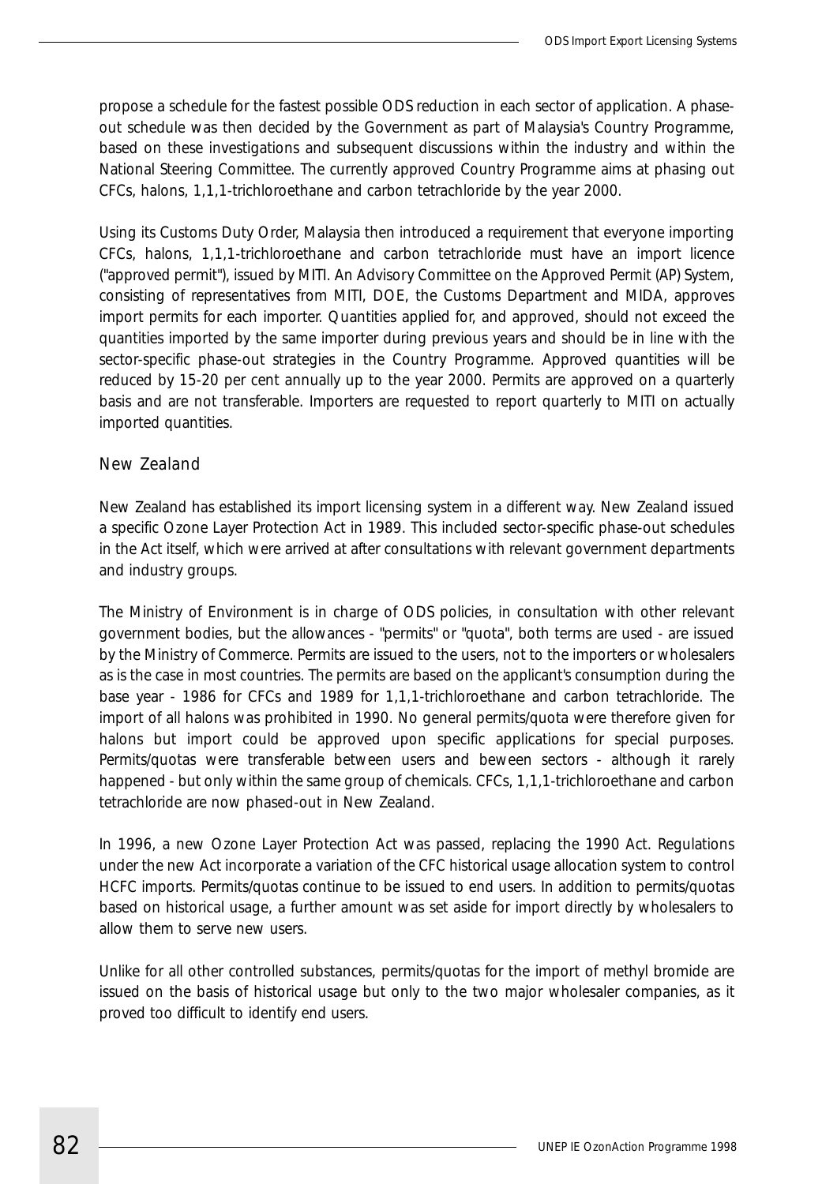propose a schedule for the fastest possible ODS reduction in each sector of application. A phase-out schedule was then decided by the Government as part of Malaysia's Country Programme, based on these investigations and subsequent discussions within the industry and within the National Steering Committee. The currently approved Country Programme aims at phasing out CFCs, halons, 1,1,1-trichloroethane and carbon tetrachloride by the year 2000.

Using its Customs Duty Order, Malaysia then introduced a requirement that everyone importing CFCs, halons, 1,1,1-trichloroethane and carbon tetrachloride must have an import licence ("approved permit"), issued by MITI. An Advisory Committee on the Approved Permit (AP) System, consisting of representatives from MITI, DOE, the Customs Department and MIDA, approves import permits for each importer. Quantities applied for, and approved, should not exceed the quantities imported by the same importer during previous years and should be in line with the sector-specific phase-out strategies in the Country Programme. Approved quantities will be reduced by 15-20 per cent annually up to the year 2000. Permits are approved on a quarterly basis and are not transferable. Importers are requested to report quarterly to MITI on actually imported quantities.

### New Zealand

New Zealand has established its import licensing system in a different way. New Zealand issued a specific Ozone Layer Protection Act in 1989. This included sector-specific phase-out schedules in the Act itself, which were arrived at after consultations with relevant government departments and industry groups.

The Ministry of Environment is in charge of ODS policies, in consultation with other relevant government bodies, but the allowances - "permits" or "quota", both terms are used - are issued by the Ministry of Commerce. Permits are issued to the users, not to the importers or wholesalers as is the case in most countries. The permits are based on the applicant's consumption during the base year - 1986 for CFCs and 1989 for 1,1,1-trichloroethane and carbon tetrachloride. The import of all halons was prohibited in 1990. No general permits/quota were therefore given for halons but import could be approved upon specific applications for special purposes. Permits/quotas were transferable between users and beween sectors - although it rarely happened - but only within the same group of chemicals. CFCs, 1,1,1-trichloroethane and carbon tetrachloride are now phased-out in New Zealand.

In 1996, a new Ozone Layer Protection Act was passed, replacing the 1990 Act. Regulations under the new Act incorporate a variation of the CFC historical usage allocation system to control HCFC imports. Permits/quotas continue to be issued to end users. In addition to permits/quotas based on historical usage, a further amount was set aside for import directly by wholesalers to allow them to serve new users.

Unlike for all other controlled substances, permits/quotas for the import of methyl bromide are issued on the basis of historical usage but only to the two major wholesaler companies, as it proved too difficult to identify end users.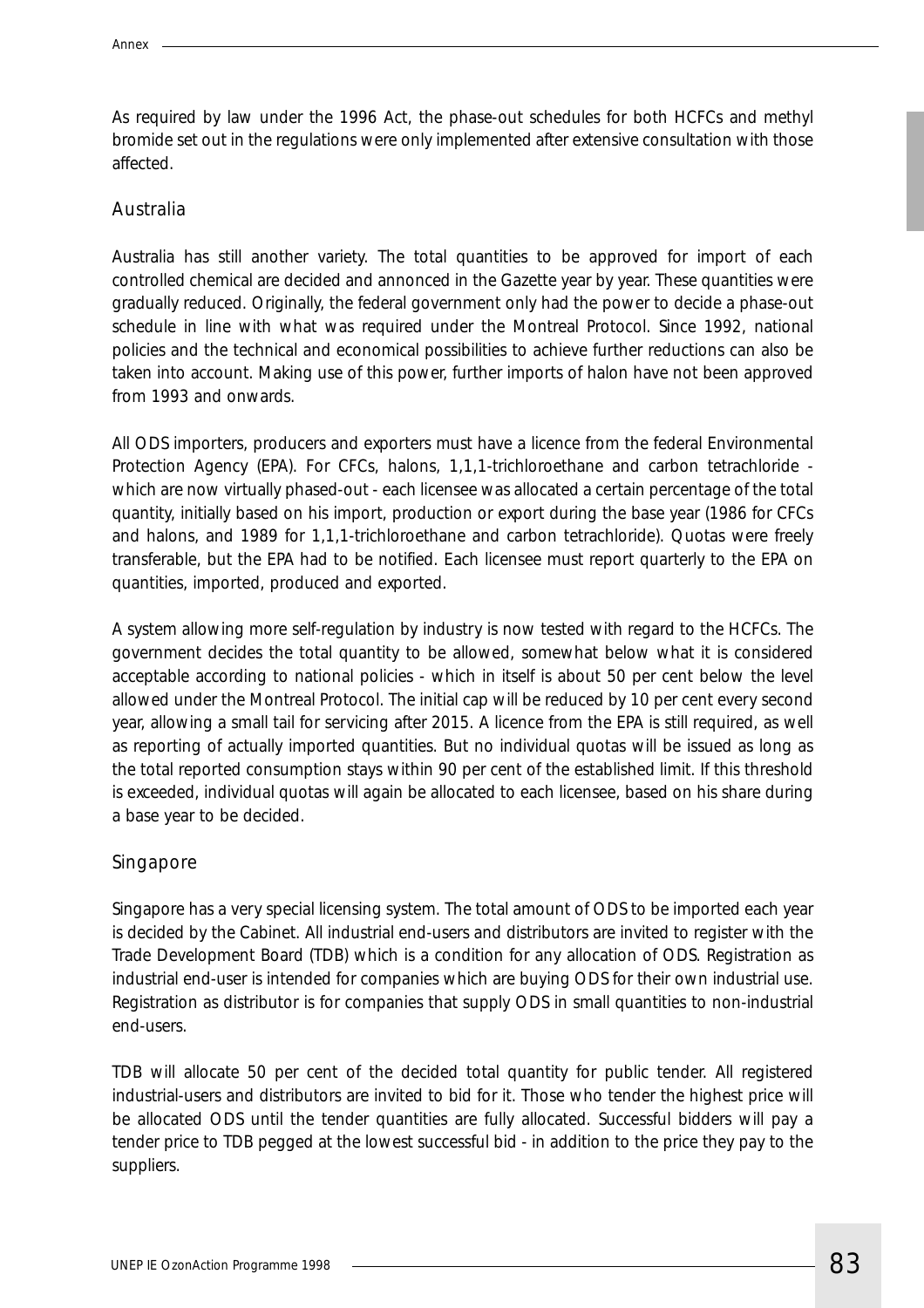As required by law under the 1996 Act, the phase-out schedules for both HCFCs and methyl bromide set out in the regulations were only implemented after extensive consultation with those affected.

## Australia

Australia has still another variety. The total quantities to be approved for import of each controlled chemical are decided and annonced in the Gazette year by year. These quantities were gradually reduced. Originally, the federal government only had the power to decide a phase-out schedule in line with what was required under the Montreal Protocol. Since 1992, national policies and the technical and economical possibilities to achieve further reductions can also be taken into account. Making use of this power, further imports of halon have not been approved from 1993 and onwards.

All ODS importers, producers and exporters must have a licence from the federal Environmental Protection Agency (EPA). For CFCs, halons, 1,1,1-trichloroethane and carbon tetrachloride - which are now virtually phased-out - each licensee was allocated a certain percentage of the total quantity, initially based on his import, production or export during the base year (1986 for CFCs and halons, and 1989 for 1,1,1-trichloroethane and carbon tetrachloride). Quotas were freely transferable, but the EPA had to be notified. Each licensee must report quarterly to the EPA on quantities, imported, produced and exported.

A system allowing more self-regulation by industry is now tested with regard to the HCFCs. The government decides the total quantity to be allowed, somewhat below what it is considered acceptable according to national policies - which in itself is about 50 per cent below the level allowed under the Montreal Protocol. The initial cap will be reduced by 10 per cent every second year, allowing a small tail for servicing after 2015. A licence from the EPA is still required, as well as reporting of actually imported quantities. But no individual quotas will be issued as long as the total reported consumption stays within 90 per cent of the established limit. If this threshold is exceeded, individual quotas will again be allocated to each licensee, based on his share during a base year to be decided.

## Singapore

Singapore has a very special licensing system. The total amount of ODS to be imported each year is decided by the Cabinet. All industrial end-users and distributors are invited to register with the Trade Development Board (TDB) which is a condition for any allocation of ODS. Registration as industrial end-user is intended for companies which are buying ODS for their own industrial use. Registration as distributor is for companies that supply ODS in small quantities to non-industrial end-users.

TDB will allocate 50 per cent of the decided total quantity for public tender. All registered industrial-users and distributors are invited to bid for it. Those who tender the highest price will be allocated ODS until the tender quantities are fully allocated. Successful bidders will pay a tender price to TDB pegged at the lowest successful bid - in addition to the price they pay to the suppliers.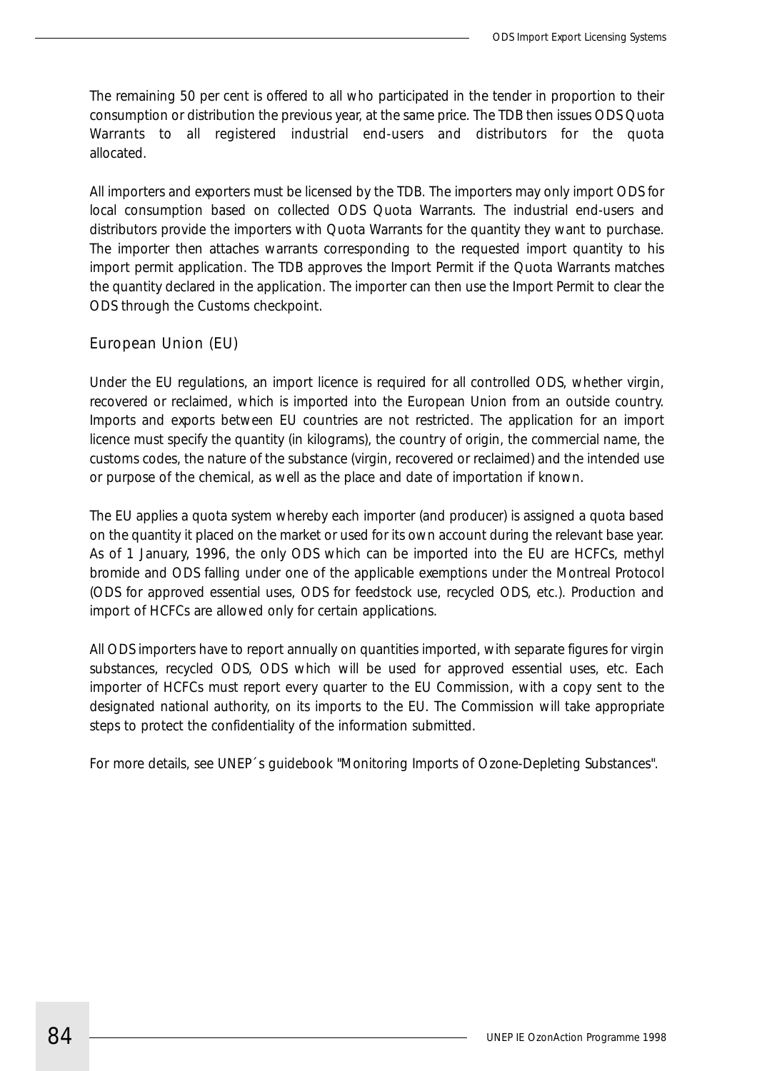The remaining 50 per cent is offered to all who participated in the tender in proportion to their consumption or distribution the previous year, at the same price. The TDB then issues ODS Quota Warrants to all registered industrial end-users and distributors for the quota allocated.

All importers and exporters must be licensed by the TDB. The importers may only import ODS for local consumption based on collected ODS Quota Warrants. The industrial end-users and distributors provide the importers with Quota Warrants for the quantity they want to purchase. The importer then attaches warrants corresponding to the requested import quantity to his import permit application. The TDB approves the Import Permit if the Quota Warrants matches the quantity declared in the application. The importer can then use the Import Permit to clear the ODS through the Customs checkpoint.

### European Union (EU)

Under the EU regulations, an import licence is required for all controlled ODS, whether virgin, recovered or reclaimed, which is imported into the European Union from an outside country. Imports and exports between EU countries are not restricted. The application for an import licence must specify the quantity (in kilograms), the country of origin, the commercial name, the customs codes, the nature of the substance (virgin, recovered or reclaimed) and the intended use or purpose of the chemical, as well as the place and date of importation if known.

The EU applies a quota system whereby each importer (and producer) is assigned a quota based on the quantity it placed on the market or used for its own account during the relevant base year. As of 1 January, 1996, the only ODS which can be imported into the EU are HCFCs, methyl bromide and ODS falling under one of the applicable exemptions under the Montreal Protocol (ODS for approved essential uses, ODS for feedstock use, recycled ODS, etc.). Production and import of HCFCs are allowed only for certain applications.

All ODS importers have to report annually on quantities imported, with separate figures for virgin substances, recycled ODS, ODS which will be used for approved essential uses, etc. Each importer of HCFCs must report every quarter to the EU Commission, with a copy sent to the designated national authority, on its imports to the EU. The Commission will take appropriate steps to protect the confidentiality of the information submitted.

For more details, see UNEP´s guidebook "Monitoring Imports of Ozone-Depleting Substances".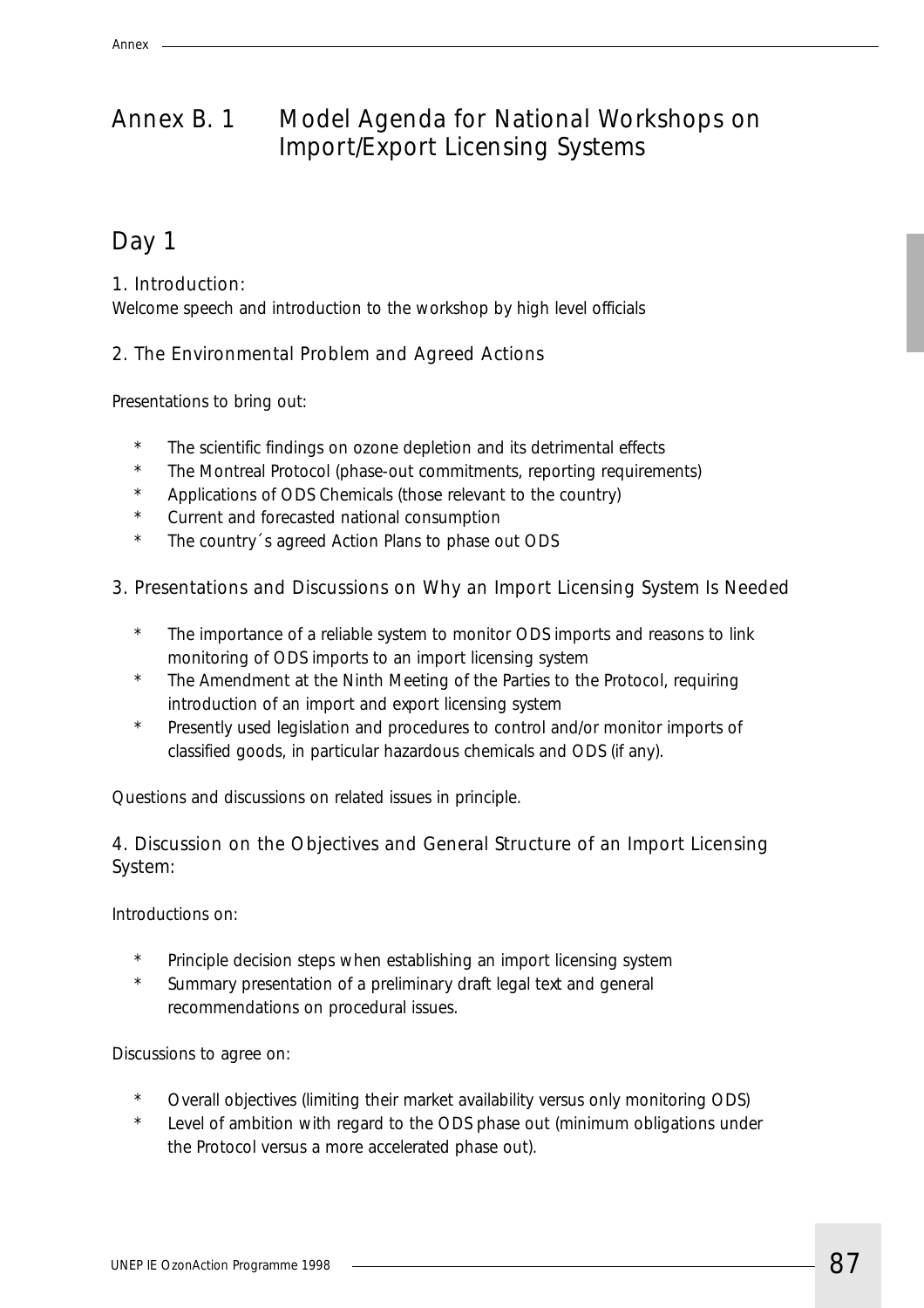# Annex B. 1 Model Agenda for National Workshops on Import/Export Licensing Systems

## Day 1

### 1. Introduction:

Welcome speech and introduction to the workshop by high level officials

### 2. The Environmental Problem and Agreed Actions

Presentations to bring out:

* The scientific findings on ozone depletion and its detrimental effects
* The Montreal Protocol (phase-out commitments, reporting requirements)
* Applications of ODS Chemicals (those relevant to the country)
* Current and forecasted national consumption
* The country´s agreed Action Plans to phase out ODS

### 3. Presentations and Discussions on Why an Import Licensing System Is Needed

* The importance of a reliable system to monitor ODS imports and reasons to link monitoring of ODS imports to an import licensing system
* The Amendment at the Ninth Meeting of the Parties to the Protocol, requiring introduction of an import and export licensing system
* Presently used legislation and procedures to control and/or monitor imports of classified goods, in particular hazardous chemicals and ODS (if any).

Questions and discussions on related issues in principle.

### 4. Discussion on the Objectives and General Structure of an Import Licensing System:

Introductions on:

* Principle decision steps when establishing an import licensing system
* Summary presentation of a preliminary draft legal text and general recommendations on procedural issues.

Discussions to agree on:

* Overall objectives (limiting their market availability versus only monitoring ODS)
* Level of ambition with regard to the ODS phase out (minimum obligations under the Protocol versus a more accelerated phase out).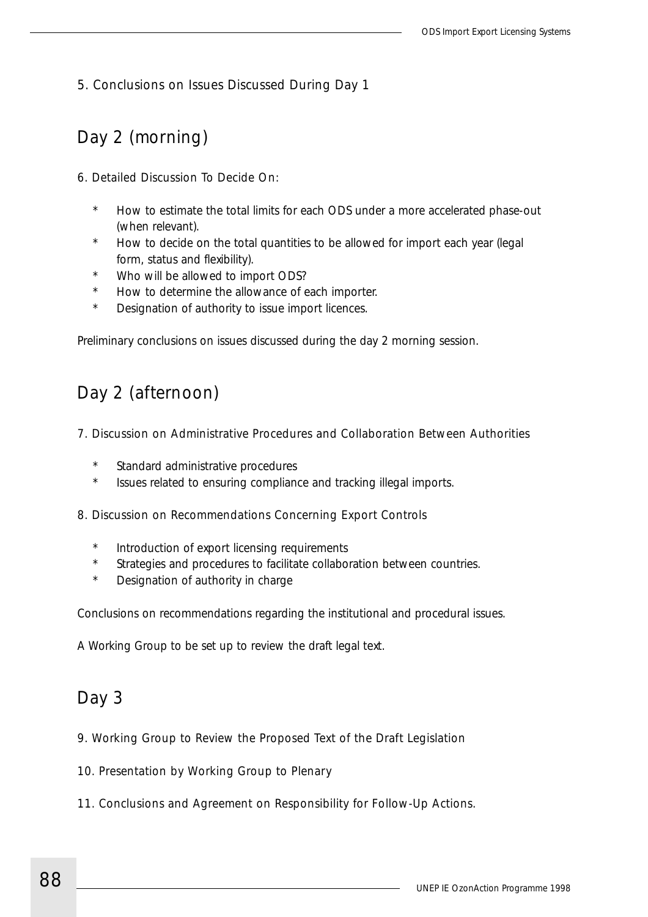5. Conclusions on Issues Discussed During Day 1

## Day 2 (morning)

6. Detailed Discussion To Decide On:

- How to estimate the total limits for each ODS under a more accelerated phase-out (when relevant).
- How to decide on the total quantities to be allowed for import each year (legal form, status and flexibility).
- Who will be allowed to import ODS?
- How to determine the allowance of each importer.
- Designation of authority to issue import licences.

Preliminary conclusions on issues discussed during the day 2 morning session.

## Day 2 (afternoon)

7. Discussion on Administrative Procedures and Collaboration Between Authorities

- Standard administrative procedures
- Issues related to ensuring compliance and tracking illegal imports.

8. Discussion on Recommendations Concerning Export Controls

- Introduction of export licensing requirements
- Strategies and procedures to facilitate collaboration between countries.
- Designation of authority in charge

Conclusions on recommendations regarding the institutional and procedural issues.

A Working Group to be set up to review the draft legal text.

## Day 3

9. Working Group to Review the Proposed Text of the Draft Legislation

10. Presentation by Working Group to Plenary

11. Conclusions and Agreement on Responsibility for Follow-Up Actions.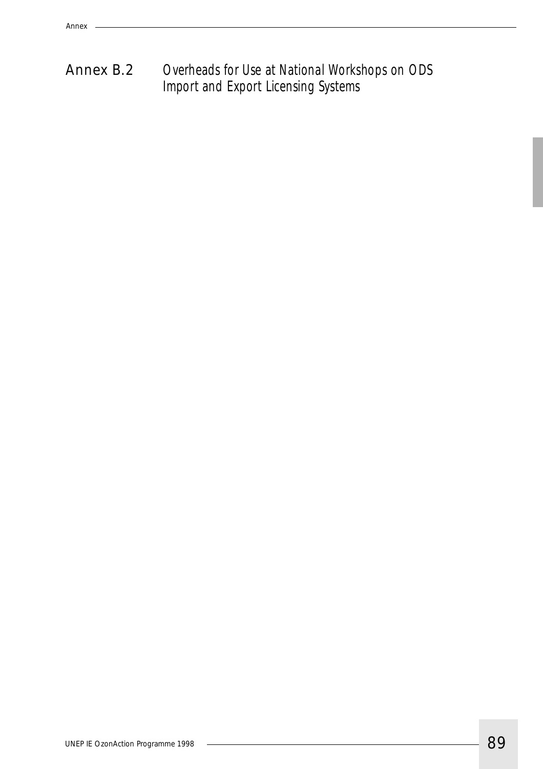## Annex B.2 Overheads for Use at National Workshops on ODS Import and Export Licensing Systems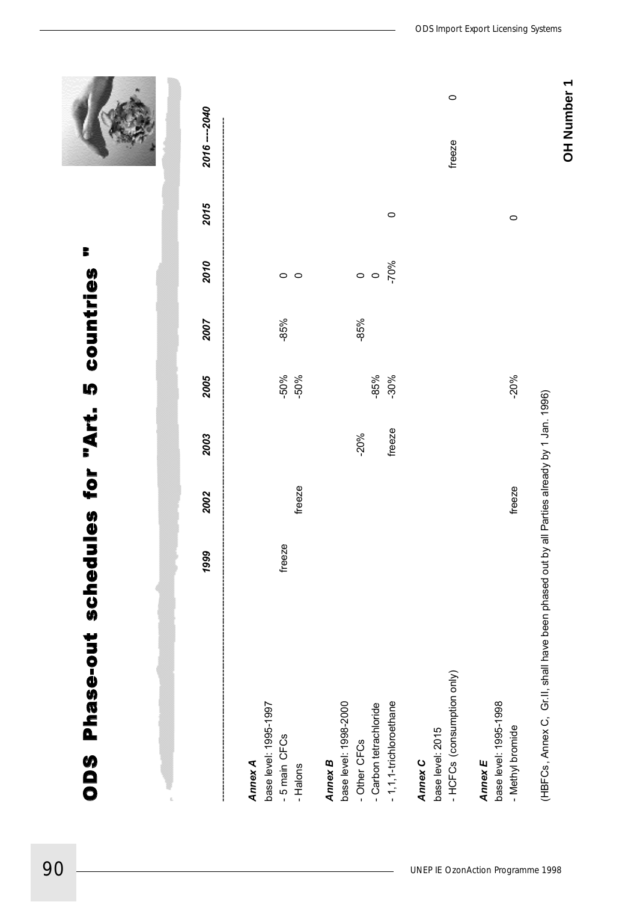# ODS Phase-out schedules for "Art. 5 countries "

| | 1999 | 2002 | 2003 | 2005 | 2007 | 2010 | 2015 | 2016 ----2040 |
|---|---|---|---|---|---|---|---|---|
| ***Annex A*** | | | | | | | | |
| base level: 1995-1997 | | | | | | | | |
| - 5 main CFCs | freeze | | | -50% | -85% | 0 | | |
| - Halons | | freeze | | -50% | | 0 | | |
| ***Annex B*** | | | | | | | | |
| base level: 1998-2000 | | | | | | | | |
| - Other CFCs | | | -20% | | -85% | 0 | | |
| - Carbon tetrachloride | | | | -85% | | 0 | | |
| - 1,1,1-trichloroethane | | | freeze | -30% | | -70% | 0 | |
| ***Annex C*** | | | | | | | | |
| base level: 2015 | | | | | | | | |
| - HCFCs (consumption only) | | | | | | | | freeze ---- 0 |
| ***Annex E*** | | | | | | | | |
| base level: 1995-1998 | | | | | | | | |
| - Methyl bromide | | freeze | | -20% | | | 0 | |

(HBFCs, Annex C, Gr.II, shall have been phased out by all Parties already by 1 Jan. 1996)

**OH Number 1**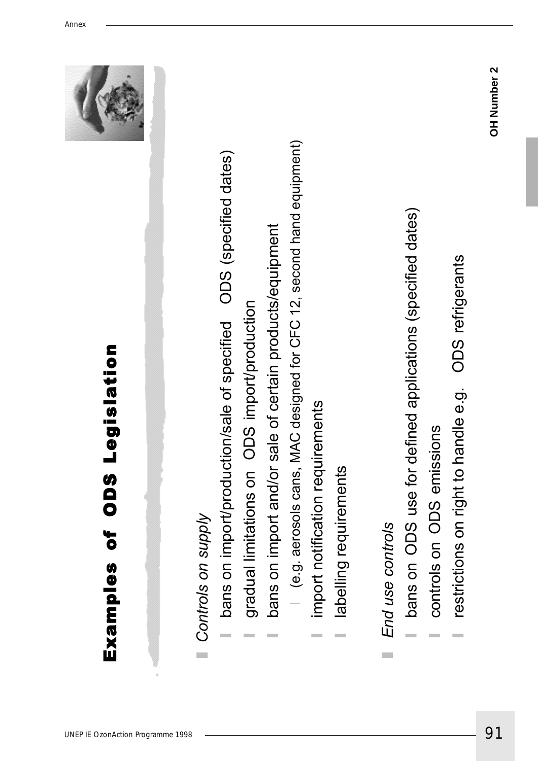# Examples of ODS Legislation

- *Controls on supply*
  - bans on import/production/sale of specified ODS (specified dates)
  - gradual limitations on ODS import/production
  - bans on import and/or sale of certain products/equipment
    - (e.g. aerosols cans, MAC designed for CFC 12, second hand equipment)
  - import notification requirements
  - labelling requirements

- *End use controls*
  - bans on ODS use for defined applications (specified dates)
  - controls on ODS emissions
  - restrictions on right to handle e.g. ODS refrigerants

**OH Number 2**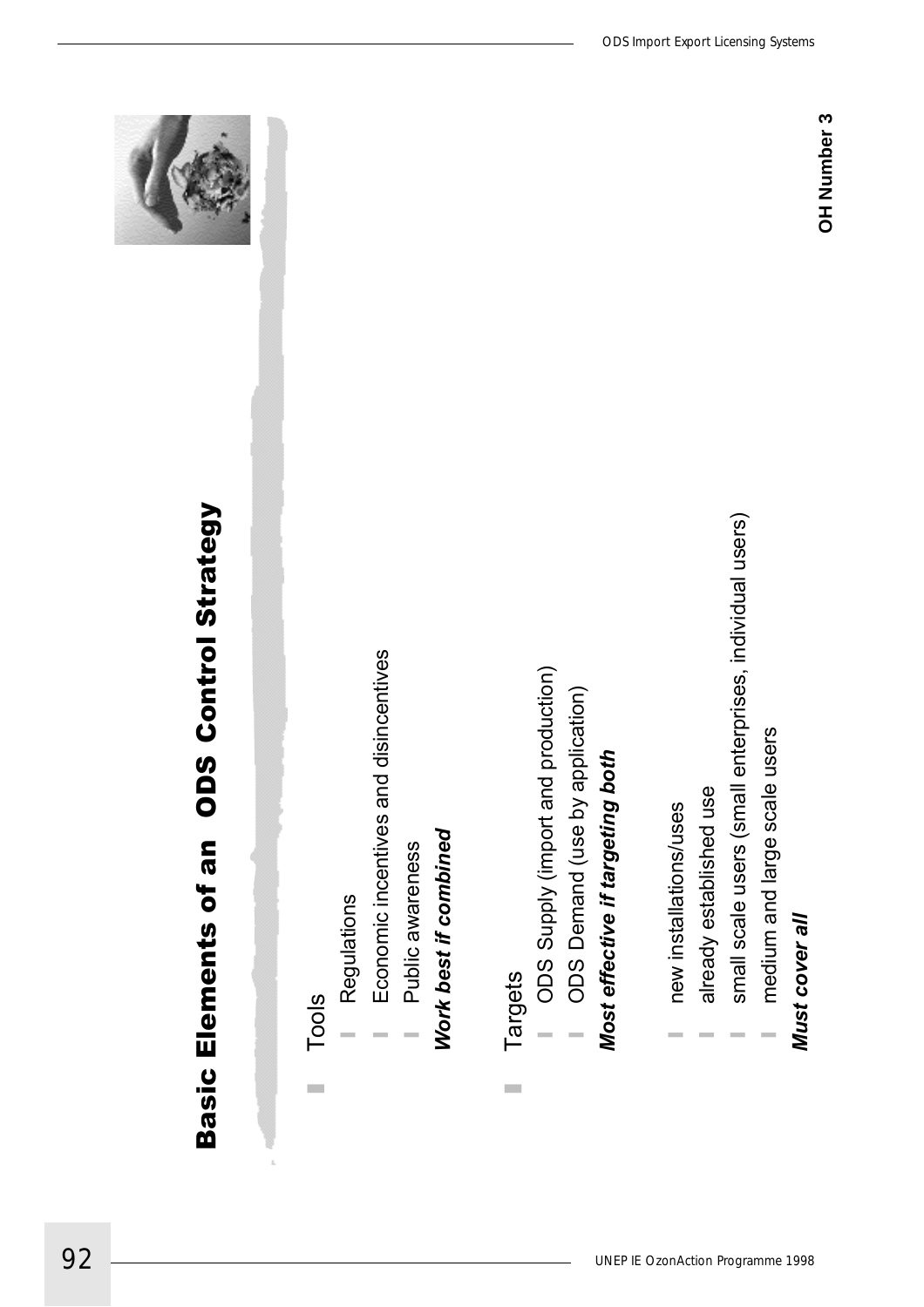# Basic Elements of an ODS Control Strategy

- Tools
  - Regulations
  - Economic incentives and disincentives
  - Public awareness

  ***Work best if combined***

- Targets
  - ODS Supply (import and production)
  - ODS Demand (use by application)

  ***Most effective if targeting both***

  - new installations/uses
  - already established use
  - small scale users (small enterprises, individual users)
  - medium and large scale users

  ***Must cover all***

**OH Number 3**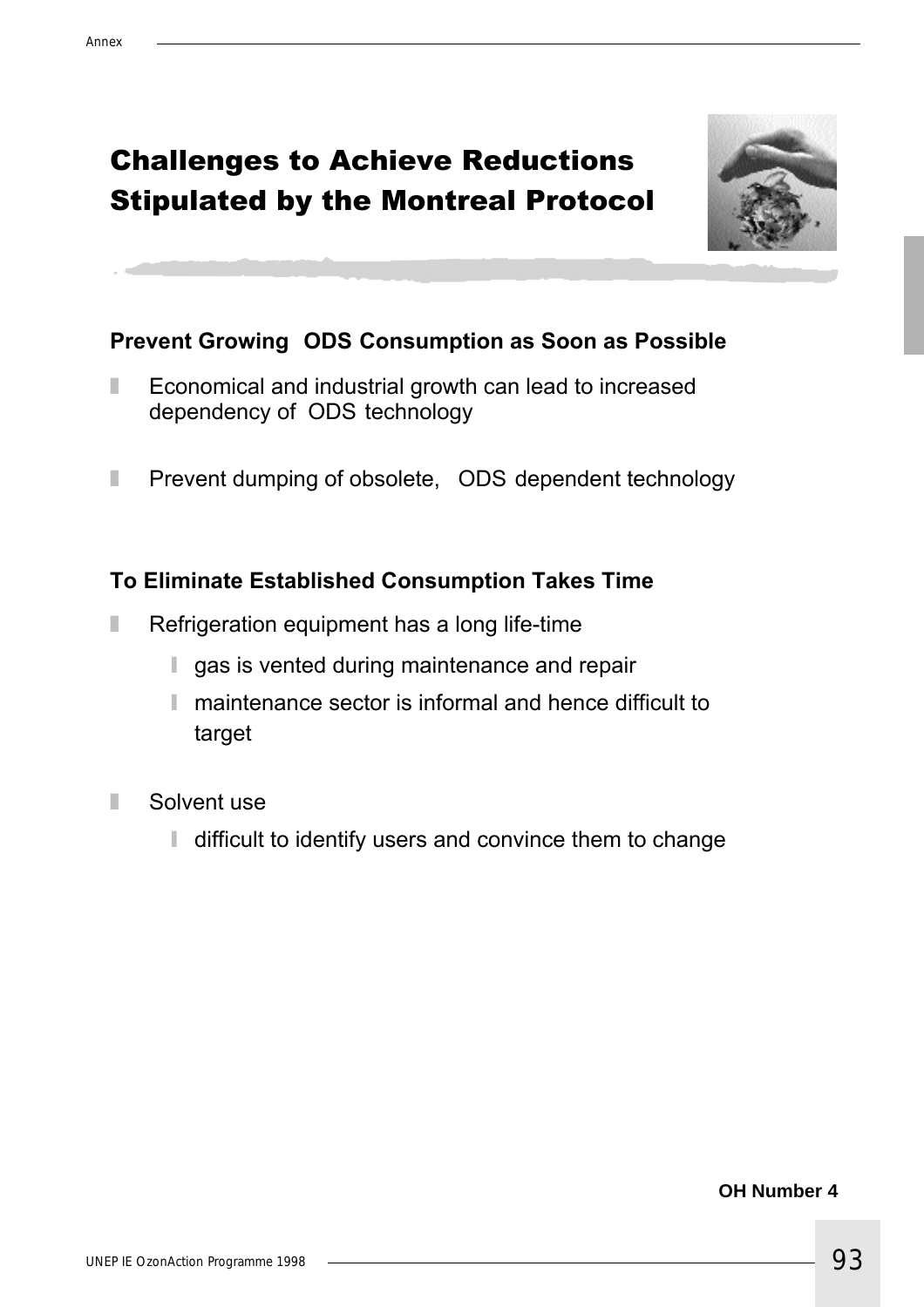# Challenges to Achieve Reductions Stipulated by the Montreal Protocol

## Prevent Growing ODS Consumption as Soon as Possible

- Economical and industrial growth can lead to increased dependency of ODS technology
- Prevent dumping of obsolete, ODS dependent technology

## To Eliminate Established Consumption Takes Time

- Refrigeration equipment has a long life-time
  - gas is vented during maintenance and repair
  - maintenance sector is informal and hence difficult to target
- Solvent use
  - difficult to identify users and convince them to change

**OH Number 4**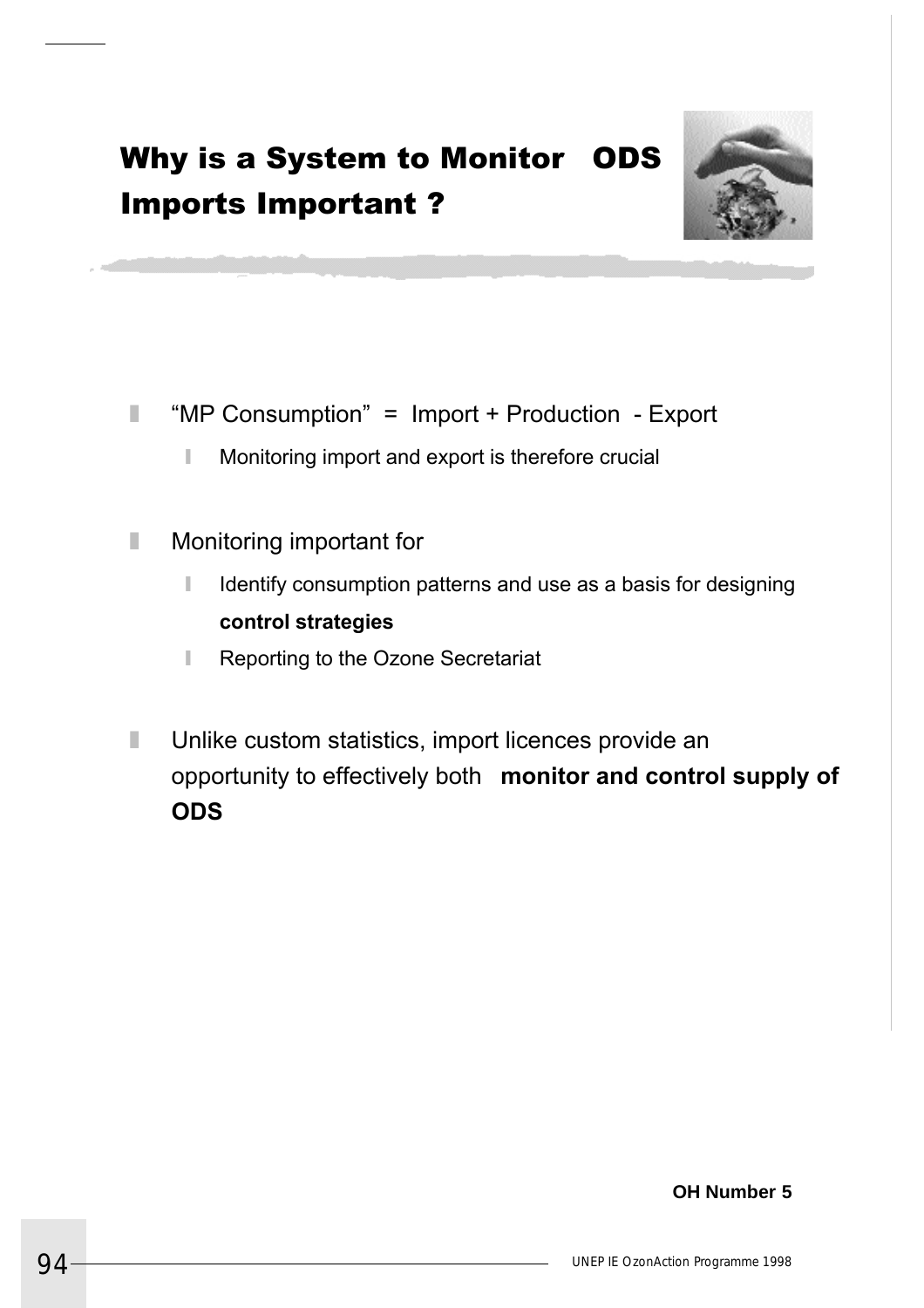# Why is a System to Monitor ODS Imports Important ?

- "MP Consumption" = Import + Production - Export
  - Monitoring import and export is therefore crucial
- Monitoring important for
  - Identify consumption patterns and use as a basis for designing **control strategies**
  - Reporting to the Ozone Secretariat
- Unlike custom statistics, import licences provide an opportunity to effectively both **monitor and control supply of ODS**

**OH Number 5**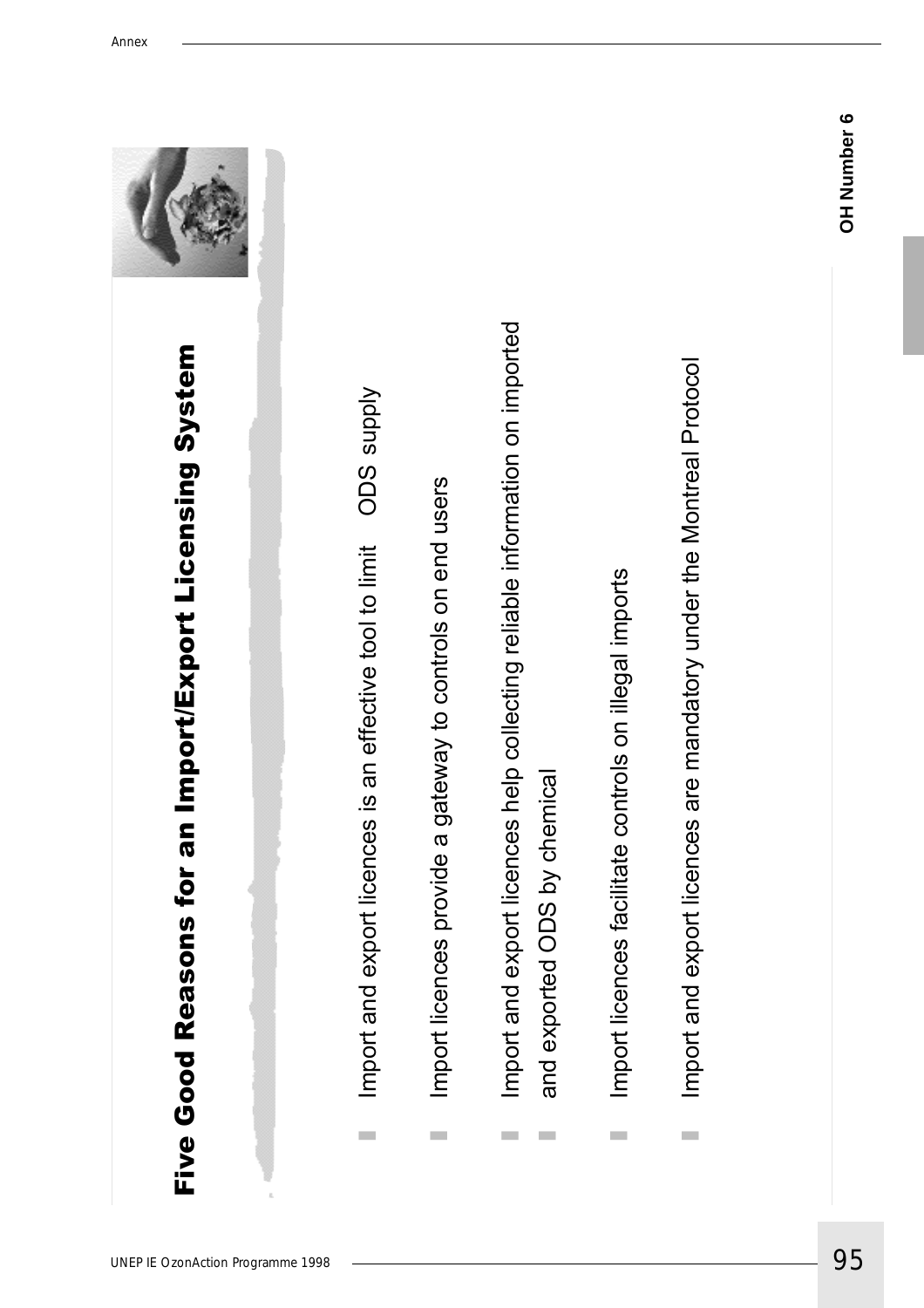# Five Good Reasons for an Import/Export Licensing System

- Import and export licences is an effective tool to limit ODS supply
- Import licences provide a gateway to controls on end users
- Import and export licences help collecting reliable information on imported and exported ODS by chemical
- Import licences facilitate controls on illegal imports
- Import and export licences are mandatory under the Montreal Protocol

**OH Number 6**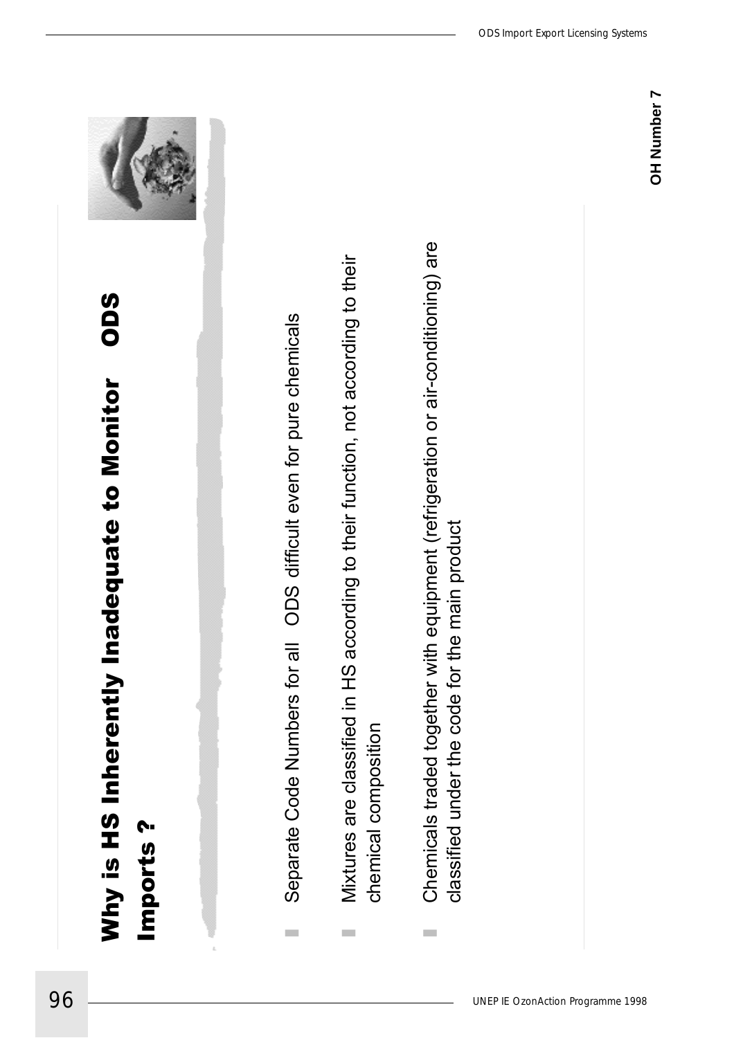# Why is HS Inherently Inadequate to Monitor ODS Imports ?

- Separate Code Numbers for all ODS difficult even for pure chemicals
- Mixtures are classified in HS according to their function, not according to their chemical composition
- Chemicals traded together with equipment (refrigeration or air-conditioning) are classified under the code for the main product

**OH Number 7**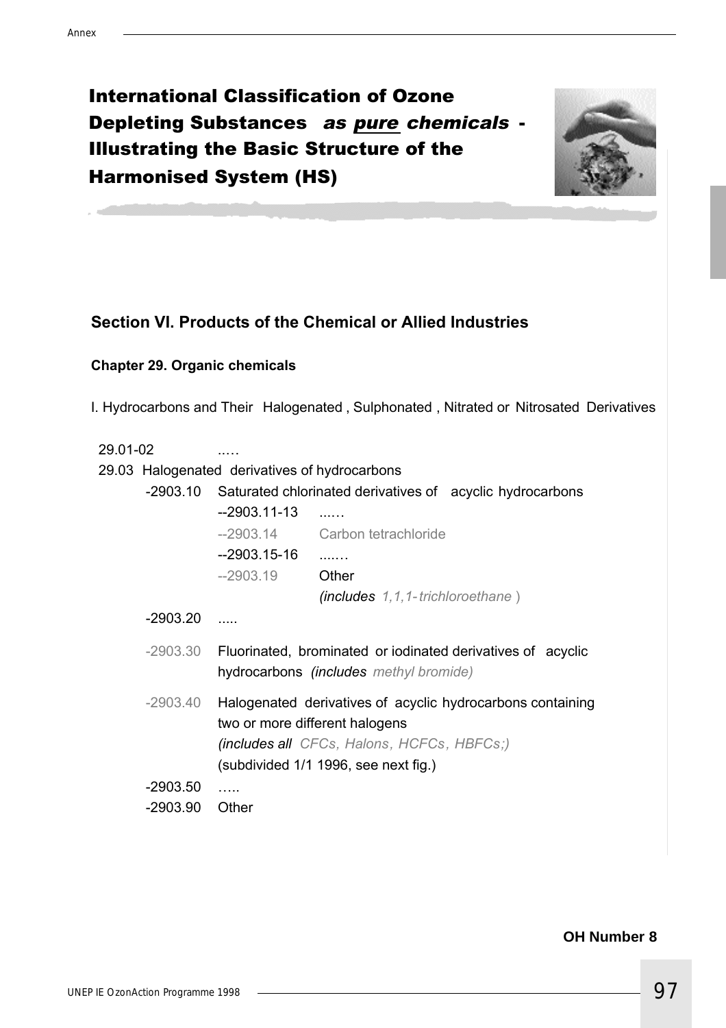# International Classification of Ozone Depleting Substances *as pure chemicals* - Illustrating the Basic Structure of the Harmonised System (HS)

## Section VI. Products of the Chemical or Allied Industries

### Chapter 29. Organic chemicals

I. Hydrocarbons and Their Halogenated, Sulphonated, Nitrated or Nitrosated Derivatives

29.01-02 .....

29.03 Halogenated derivatives of hydrocarbons

- -2903.10 Saturated chlorinated derivatives of acyclic hydrocarbons
  - --2903.11-13 ......
  - --2903.14 Carbon tetrachloride
  - --2903.15-16 ......
  - --2903.19 Other
    *(includes 1,1,1-trichloroethane)*
- -2903.20 .....
- -2903.30 Fluorinated, brominated or iodinated derivatives of acyclic hydrocarbons *(includes methyl bromide)*
- -2903.40 Halogenated derivatives of acyclic hydrocarbons containing two or more different halogens
  *(includes all CFCs, Halons, HCFCs, HBFCs;)*
  (subdivided 1/1 1996, see next fig.)
- -2903.50 .....
- -2903.90 Other

**OH Number 8**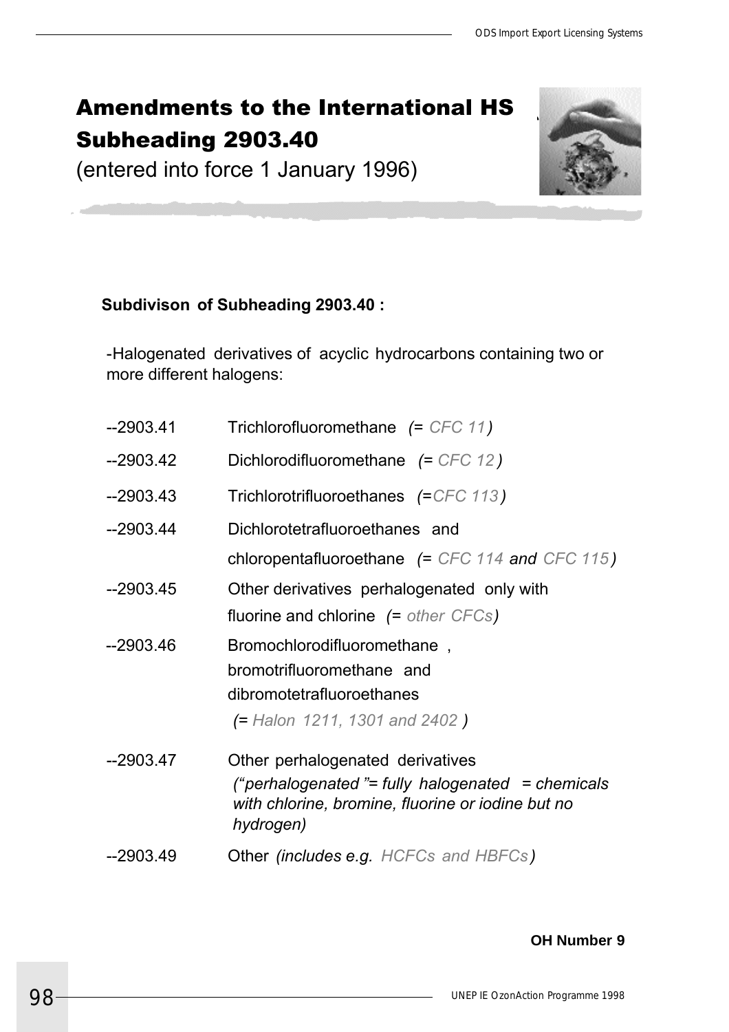# Amendments to the International HS Subheading 2903.40

(entered into force 1 January 1996)

**Subdivison of Subheading 2903.40 :**

-Halogenated derivatives of acyclic hydrocarbons containing two or more different halogens:

| | |
|---|---|
| --2903.41 | Trichlorofluoromethane *(= CFC 11)* |
| --2903.42 | Dichlorodifluoromethane *(= CFC 12)* |
| --2903.43 | Trichlorotrifluoroethanes *(=CFC 113)* |
| --2903.44 | Dichlorotetrafluoroethanes and chloropentafluoroethane *(= CFC 114 **and** CFC 115)* |
| --2903.45 | Other derivatives perhalogenated only with fluorine and chlorine *(= other CFCs)* |
| --2903.46 | Bromochlorodifluoromethane , bromotrifluoromethane and dibromotetrafluoroethanes *(= Halon 1211, 1301 and 2402 )* |
| --2903.47 | Other perhalogenated derivatives *("perhalogenated "= fully halogenated = chemicals with chlorine, bromine, fluorine or iodine but no hydrogen)* |
| --2903.49 | Other *(includes e.g. HCFCs and HBFCs)* |

**OH Number 9**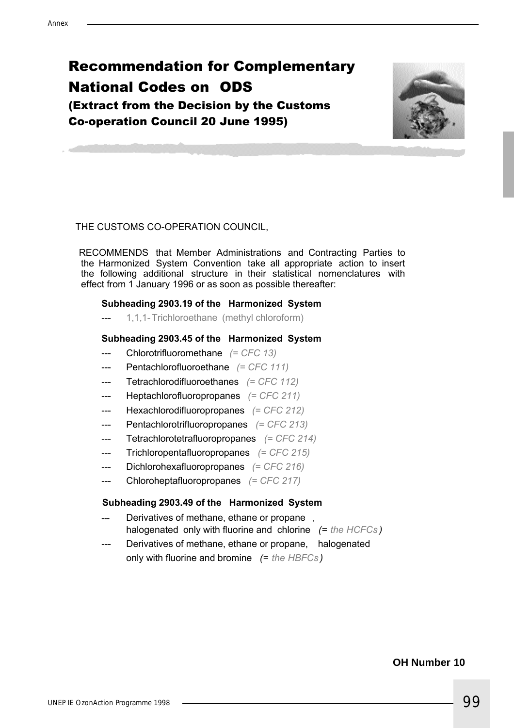# Recommendation for Complementary National Codes on ODS

## (Extract from the Decision by the Customs Co-operation Council 20 June 1995)

THE CUSTOMS CO-OPERATION COUNCIL,

RECOMMENDS that Member Administrations and Contracting Parties to the Harmonized System Convention take all appropriate action to insert the following additional structure in their statistical nomenclatures with effect from 1 January 1996 or as soon as possible thereafter:

**Subheading 2903.19 of the Harmonized System**

--- 1,1,1-Trichloroethane (methyl chloroform)

**Subheading 2903.45 of the Harmonized System**

--- Chlorotrifluoromethane *(= CFC 13)*

--- Pentachlorofluoroethane *(= CFC 111)*

--- Tetrachlorodifluoroethanes *(= CFC 112)*

--- Heptachlorofluoropropanes *(= CFC 211)*

--- Hexachlorodifluoropropanes *(= CFC 212)*

--- Pentachlorotrifluoropropanes *(= CFC 213)*

--- Tetrachlorotetrafluoropropanes *(= CFC 214)*

--- Trichloropentafluoropropanes *(= CFC 215)*

--- Dichlorohexafluoropropanes *(= CFC 216)*

--- Chloroheptafluoropropanes *(= CFC 217)*

**Subheading 2903.49 of the Harmonized System**

--- Derivatives of methane, ethane or propane, halogenated only with fluorine and chlorine *(= the HCFCs)*

--- Derivatives of methane, ethane or propane, halogenated only with fluorine and bromine *(= the HBFCs)*

**OH Number 10**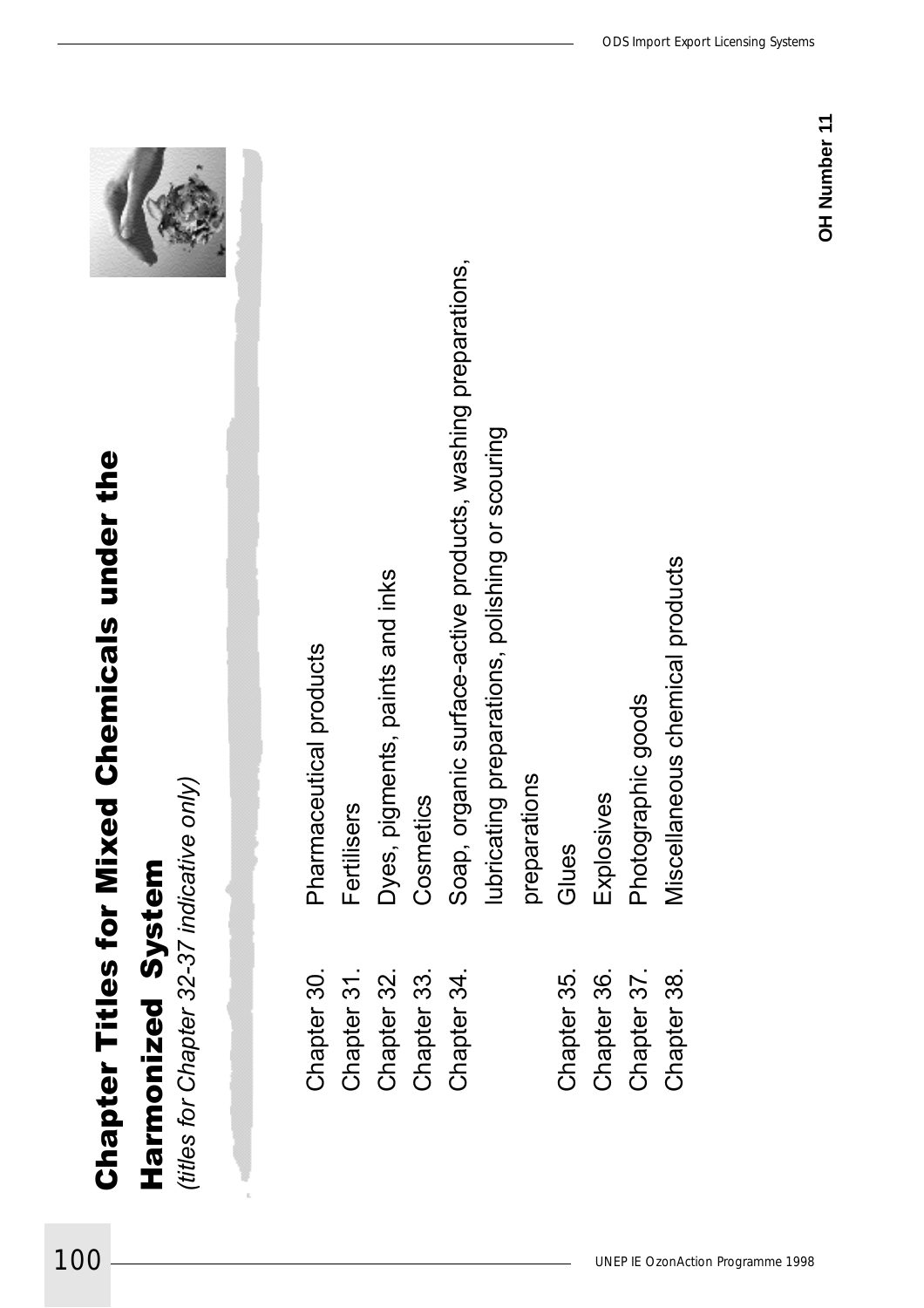# Chapter Titles for Mixed Chemicals under the Harmonized System

*(titles for Chapter 32-37 indicative only)*

| | |
|---|---|
| Chapter 30. | Pharmaceutical products |
| Chapter 31. | Fertilisers |
| Chapter 32. | Dyes, pigments, paints and inks |
| Chapter 33. | Cosmetics |
| Chapter 34. | Soap, organic surface-active products, washing preparations, lubricating preparations, polishing or scouring preparations |
| Chapter 35. | Glues |
| Chapter 36. | Explosives |
| Chapter 37. | Photographic goods |
| Chapter 38. | Miscellaneous chemical products |

**OH Number 11**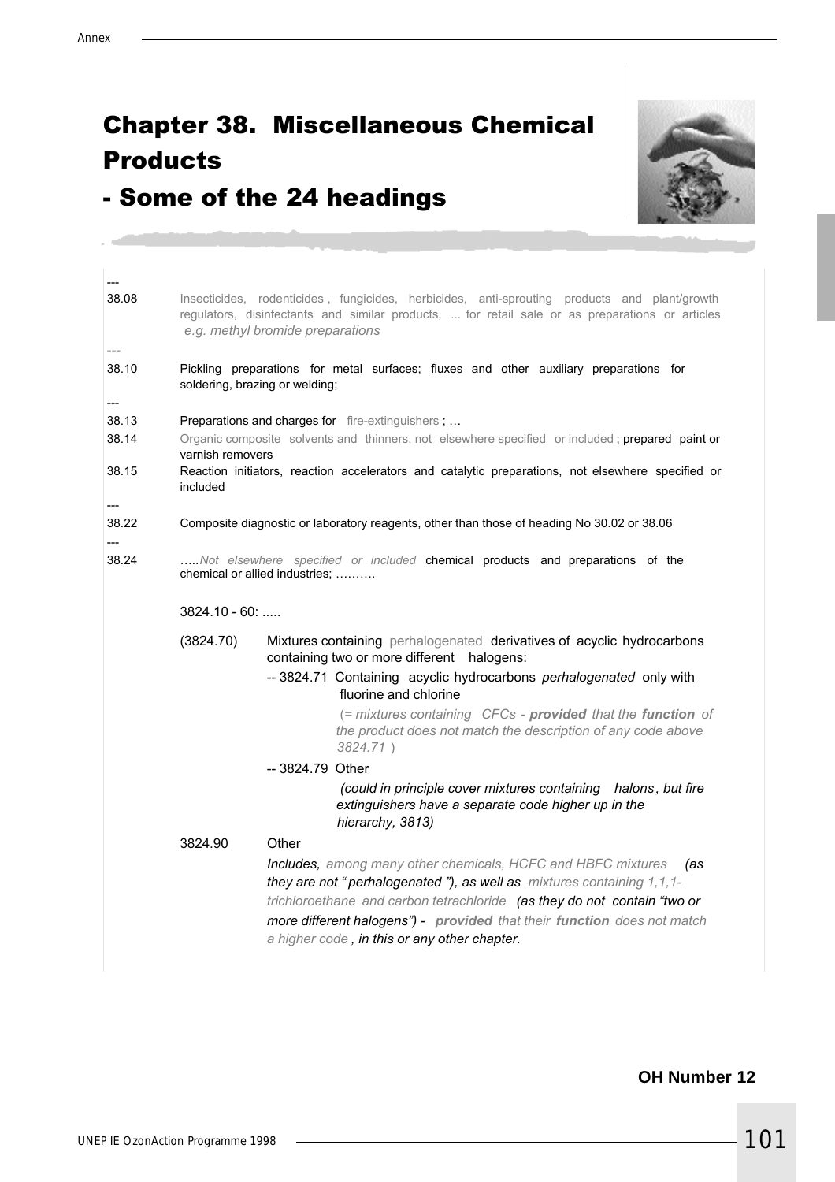# Chapter 38. Miscellaneous Chemical Products - Some of the 24 headings

---

**38.08** Insecticides, rodenticides, fungicides, herbicides, anti-sprouting products and plant/growth regulators, disinfectants and similar products, ... for retail sale or as preparations or articles *e.g. methyl bromide preparations*

---

**38.10** Pickling preparations for metal surfaces; fluxes and other auxiliary preparations for soldering, brazing or welding;

---

**38.13** Preparations and charges for fire-extinguishers ; …

**38.14** Organic composite solvents and thinners, not elsewhere specified or included; prepared paint or varnish removers

**38.15** Reaction initiators, reaction accelerators and catalytic preparations, not elsewhere specified or included

---

**38.22** Composite diagnostic or laboratory reagents, other than those of heading No 30.02 or 38.06

---

**38.24** …..*Not elsewhere specified or included* chemical products and preparations of the chemical or allied industries; ……….

3824.10 - 60: .....

(3824.70) Mixtures containing perhalogenated derivatives of acyclic hydrocarbons containing two or more different halogens:

- -- 3824.71 Containing acyclic hydrocarbons *perhalogenated* only with fluorine and chlorine

  *(= mixtures containing CFCs - **provided** that the **function** of the product does not match the description of any code above 3824.71 )*

- -- 3824.79 Other

  *(could in principle cover mixtures containing halons, but fire extinguishers have a separate code higher up in the hierarchy, 3813)*

3824.90 Other

*Includes, among many other chemicals, HCFC and HBFC mixtures (as they are not "perhalogenated"), as well as mixtures containing 1,1,1-trichloroethane and carbon tetrachloride (as they do not contain "two or more different halogens") - **provided** that their **function** does not match a higher code, in this or any other chapter.*

**OH Number 12**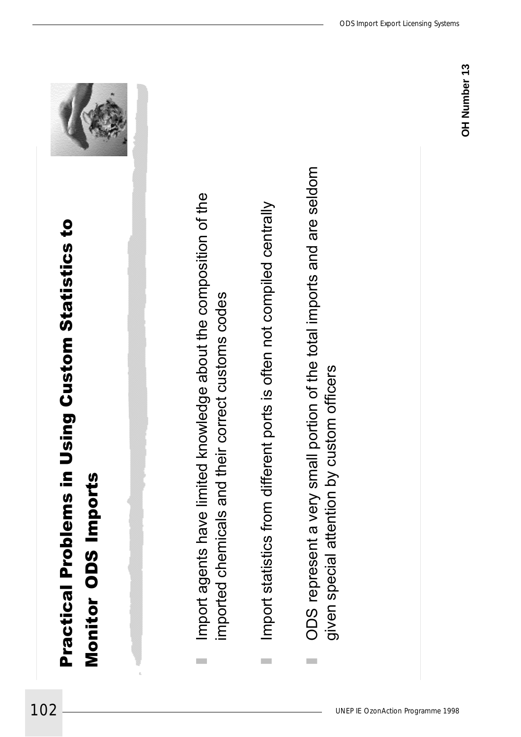# Practical Problems in Using Custom Statistics to Monitor ODS Imports

- Import agents have limited knowledge about the composition of the imported chemicals and their correct customs codes
- Import statistics from different ports is often not compiled centrally
- ODS represent a very small portion of the total imports and are seldom given special attention by custom officers

**OH Number 13**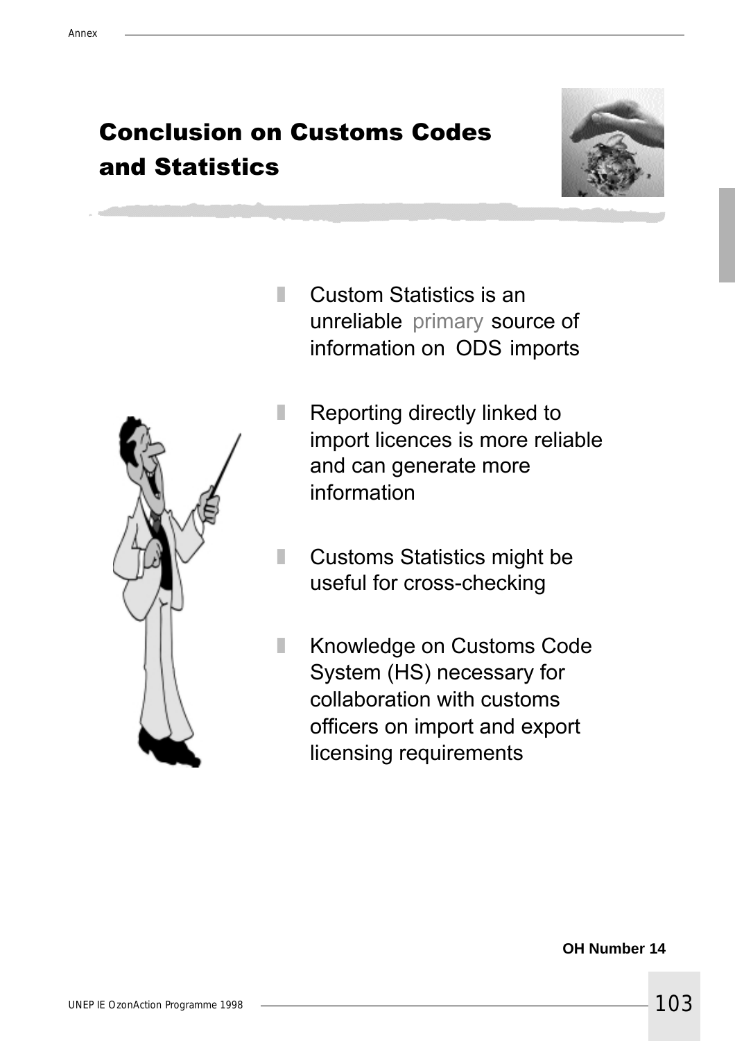# Conclusion on Customs Codes and Statistics

- Custom Statistics is an unreliable primary source of information on ODS imports

- Reporting directly linked to import licences is more reliable and can generate more information

- Customs Statistics might be useful for cross-checking

- Knowledge on Customs Code System (HS) necessary for collaboration with customs officers on import and export licensing requirements

**OH Number 14**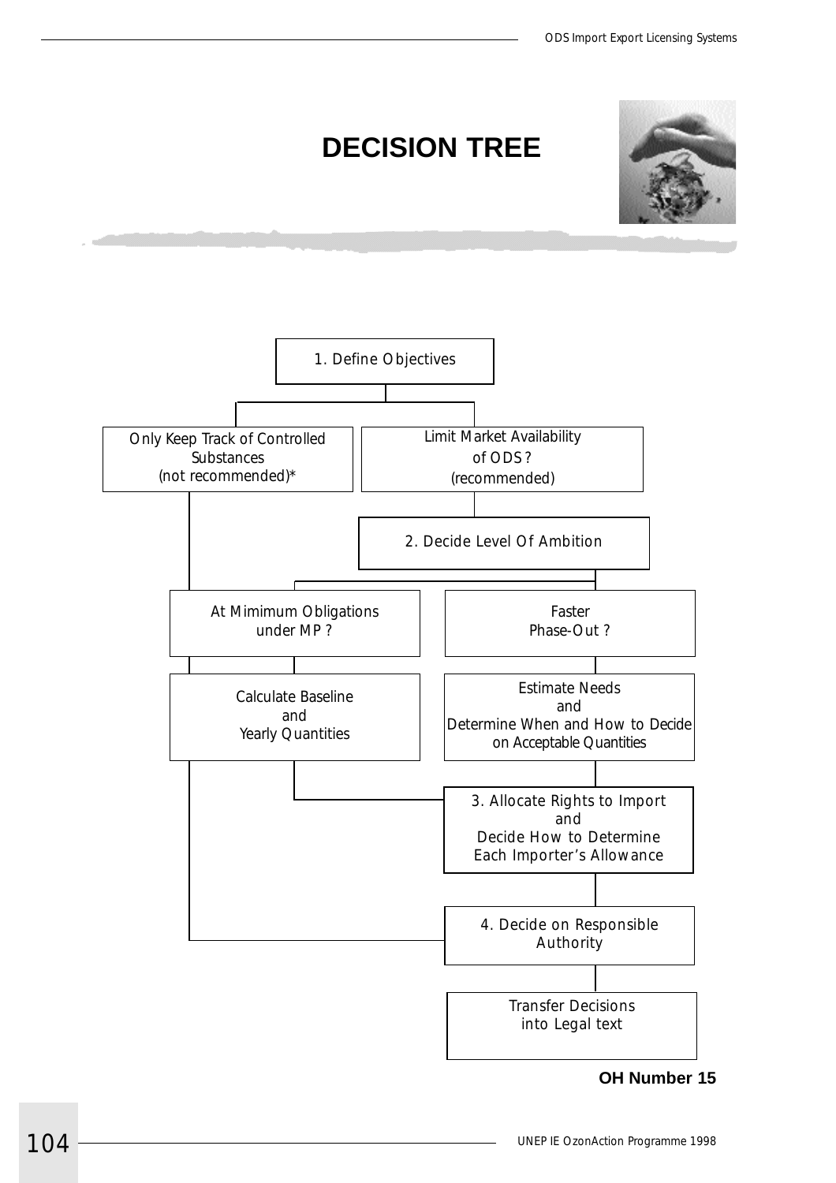# DECISION TREE

1. Define Objectives

Only Keep Track of Controlled Substances (not recommended)*

Limit Market Availability of ODS? (recommended)

2. Decide Level Of Ambition

At Mimimum Obligations under MP?

Faster Phase-Out?

Calculate Baseline and Yearly Quantities

Estimate Needs and Determine When and How to Decide on Acceptable Quantities

3. Allocate Rights to Import and Decide How to Determine Each Importer's Allowance

4. Decide on Responsible Authority

Transfer Decisions into Legal text

**OH Number 15**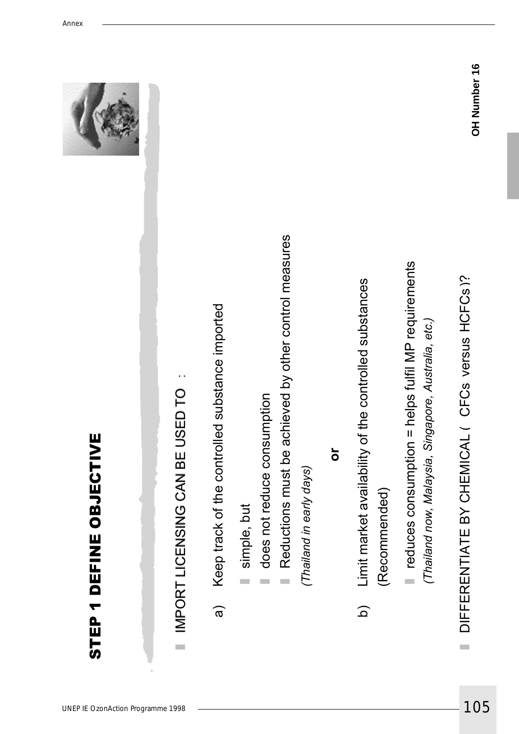# STEP 1 DEFINE OBJECTIVE

- IMPORT LICENSING CAN BE USED TO :

a) Keep track of the controlled substance imported

- simple, but
- does not reduce consumption
- Reductions must be achieved by other control measures

*(Thailand in early days)*

**or**

b) Limit market availability of the controlled substances (Recommended)

- reduces consumption = helps fulfil MP requirements

*(Thailand now, Malaysia, Singapore, Australia, etc.)*

- DIFFERENTIATE BY CHEMICAL ( CFCs versus HCFCs )?

**OH Number 16**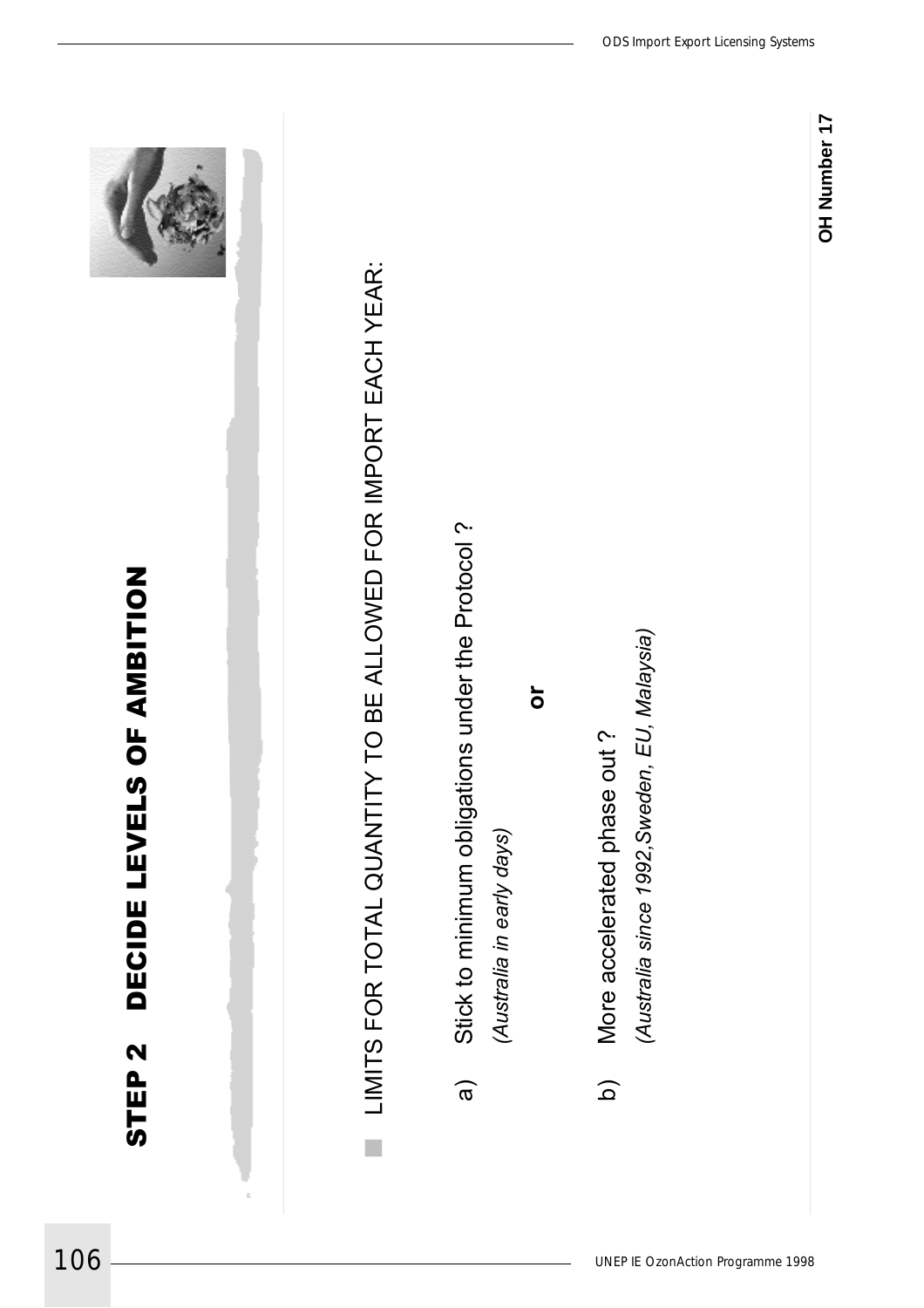# STEP 2 DECIDE LEVELS OF AMBITION

- LIMITS FOR TOTAL QUANTITY TO BE ALLOWED FOR IMPORT EACH YEAR:

a) Stick to minimum obligations under the Protocol ?
   *(Australia in early days)*

**or**

b) More accelerated phase out ?
   *(Australia since 1992,Sweden, EU, Malaysia)*

**OH Number 17**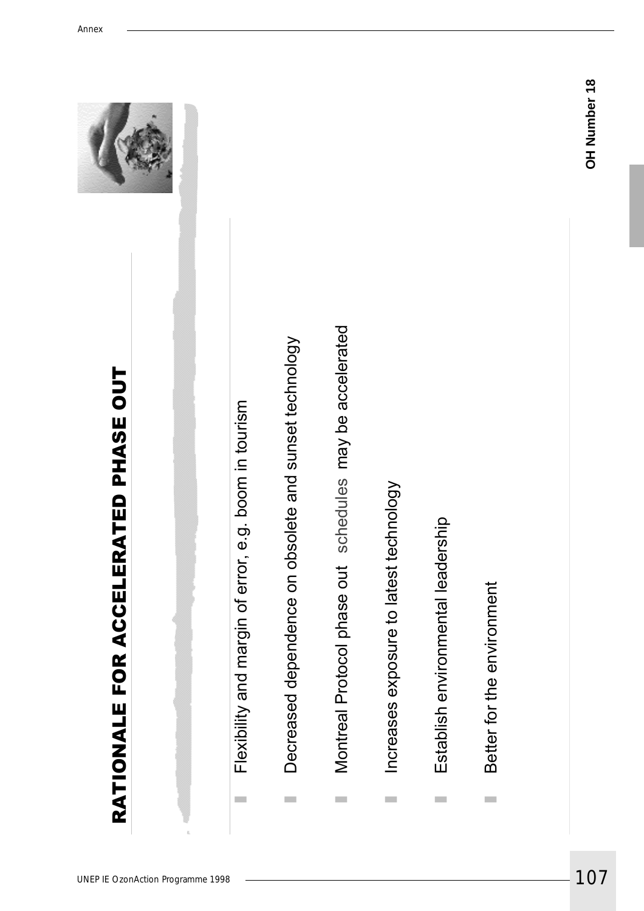# RATIONALE FOR ACCELERATED PHASE OUT

- Flexibility and margin of error, e.g. boom in tourism
- Decreased dependence on obsolete and sunset technology
- Montreal Protocol phase out schedules may be accelerated
- Increases exposure to latest technology
- Establish environmental leadership
- Better for the environment

OH Number 18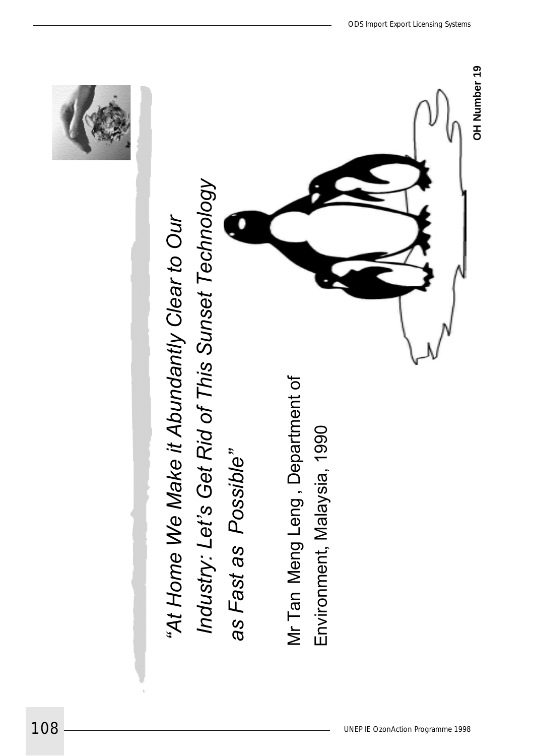*"At Home We Make it Abundantly Clear to Our Industry: Let's Get Rid of This Sunset Technology as Fast as Possible"*

Mr Tan Meng Leng , Department of Environment, Malaysia, 1990

**OH Number 19**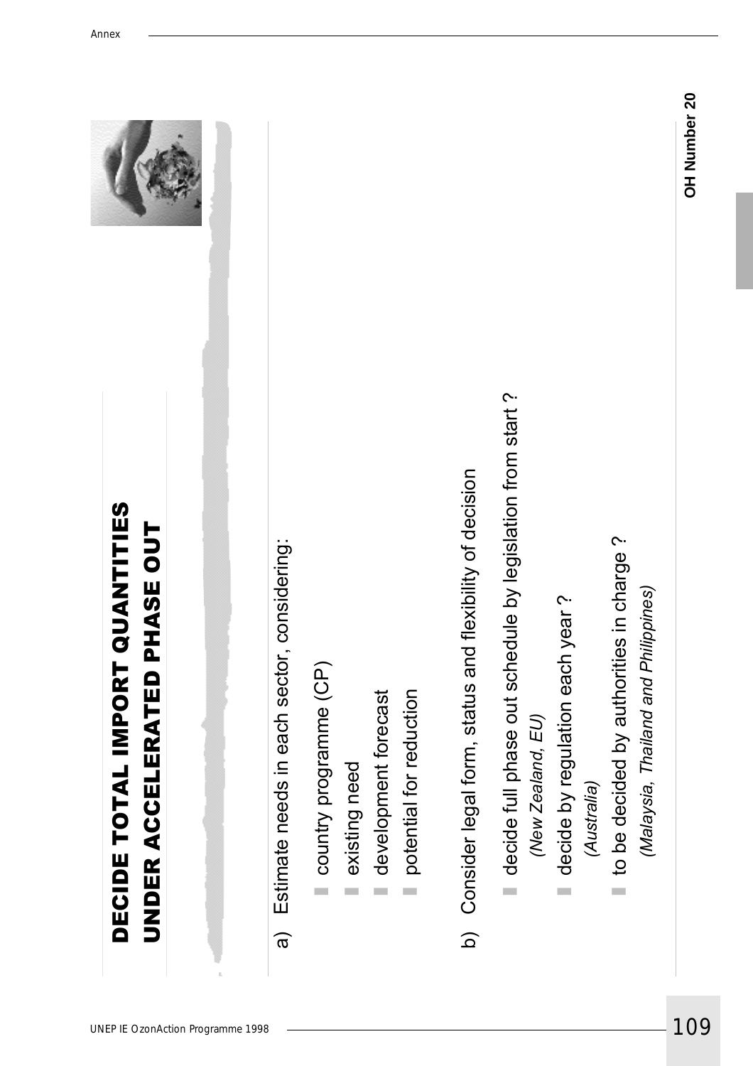# DECIDE TOTAL IMPORT QUANTITIES UNDER ACCELERATED PHASE OUT

a) Estimate needs in each sector, considering:

- country programme (CP)
- existing need
- development forecast
- potential for reduction

b) Consider legal form, status and flexibility of decision

- decide full phase out schedule by legislation from start ?
  *(New Zealand, EU)*
- decide by regulation each year ?
  *(Australia)*
- to be decided by authorities in charge ?
  *(Malaysia, Thailand and Philippines)*

**OH Number 20**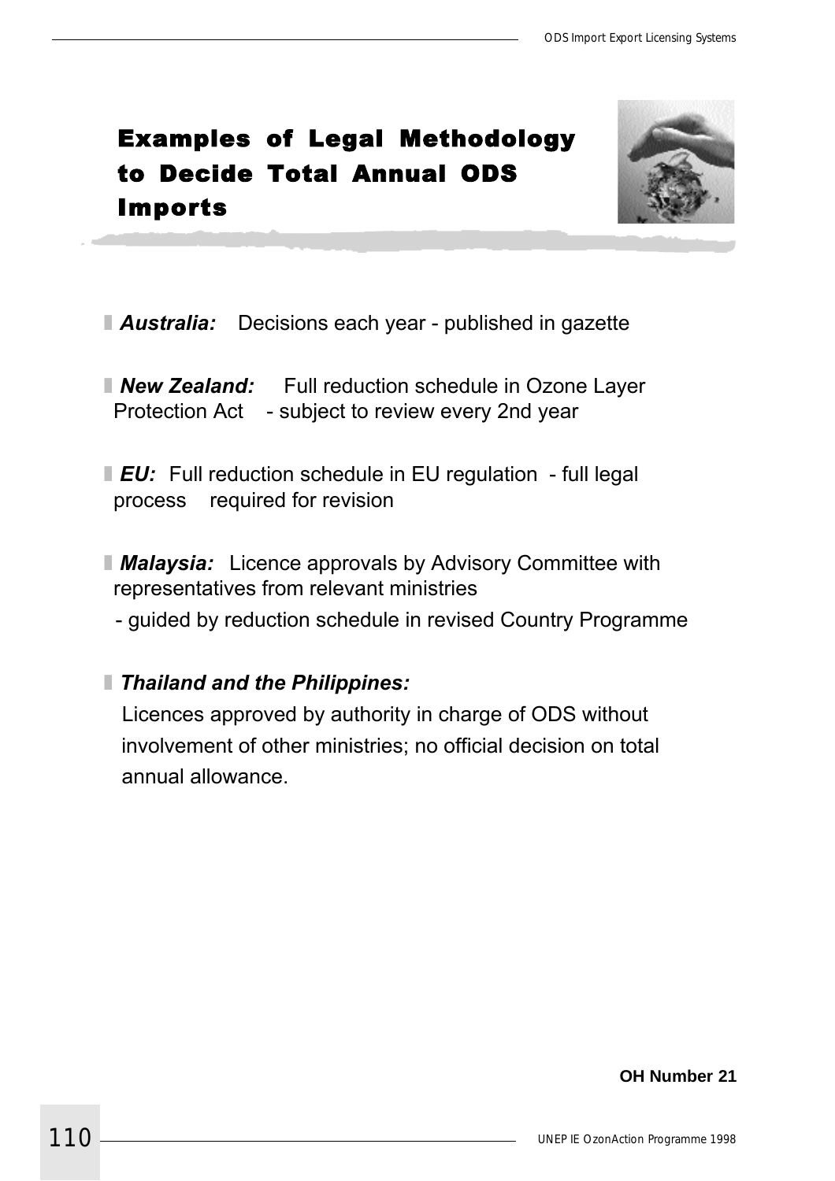# Examples of Legal Methodology to Decide Total Annual ODS Imports

- ***Australia:*** Decisions each year - published in gazette

- ***New Zealand:*** Full reduction schedule in Ozone Layer Protection Act - subject to review every 2nd year

- ***EU:*** Full reduction schedule in EU regulation - full legal process required for revision

- ***Malaysia:*** Licence approvals by Advisory Committee with representatives from relevant ministries
  - guided by reduction schedule in revised Country Programme

- ***Thailand and the Philippines:***

  Licences approved by authority in charge of ODS without involvement of other ministries; no official decision on total annual allowance.

**OH Number 21**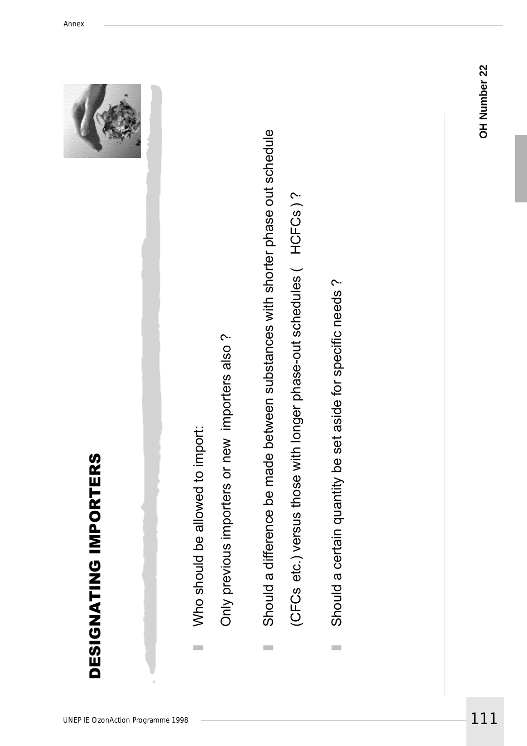# DESIGNATING IMPORTERS

- Who should be allowed to import:

  Only previous importers or new importers also ?

- Should a difference be made between substances with shorter phase out schedule (CFCs etc.) versus those with longer phase-out schedules ( HCFCs ) ?

- Should a certain quantity be set aside for specific needs ?

OH Number 22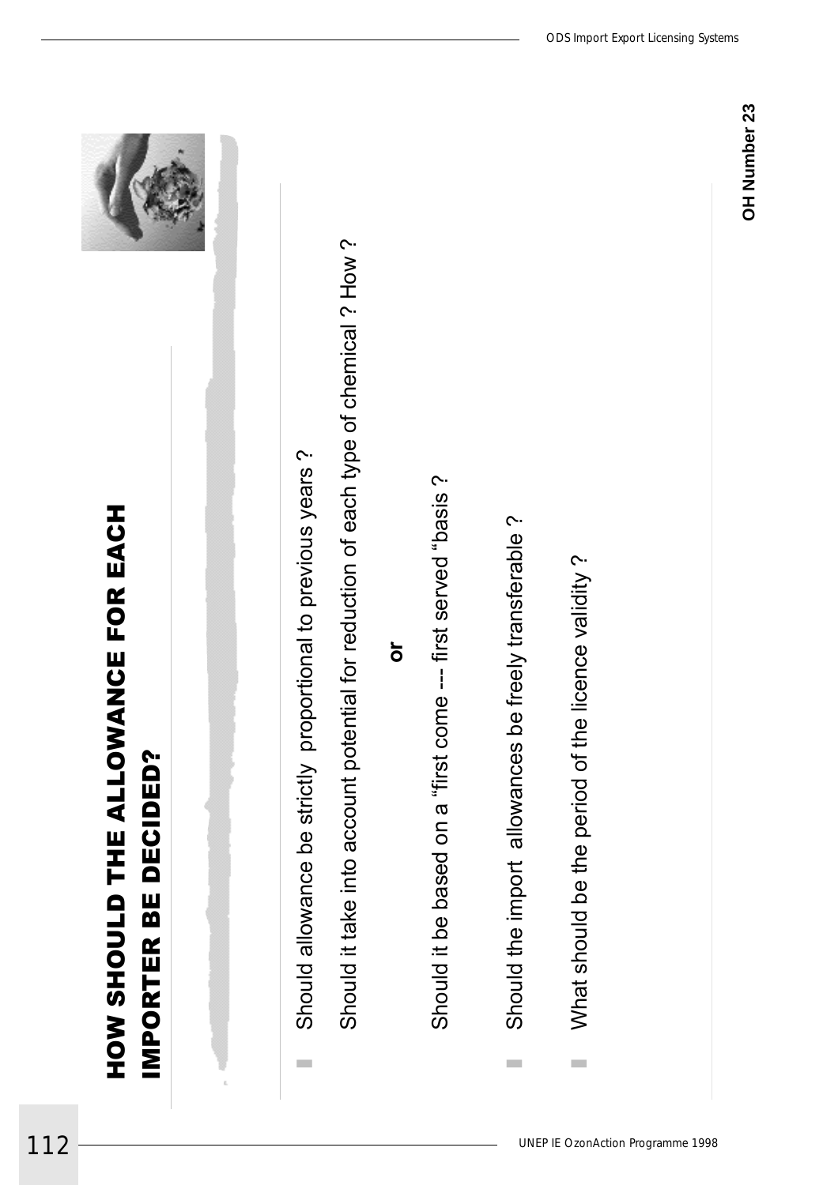# HOW SHOULD THE ALLOWANCE FOR EACH IMPORTER BE DECIDED?

- Should allowance be strictly proportional to previous years ?

  Should it take into account potential for reduction of each type of chemical ? How ?

  **or**

  Should it be based on a "first come --- first served "basis ?

- Should the import allowances be freely transferable ?

- What should be the period of the licence validity ?

**OH Number 23**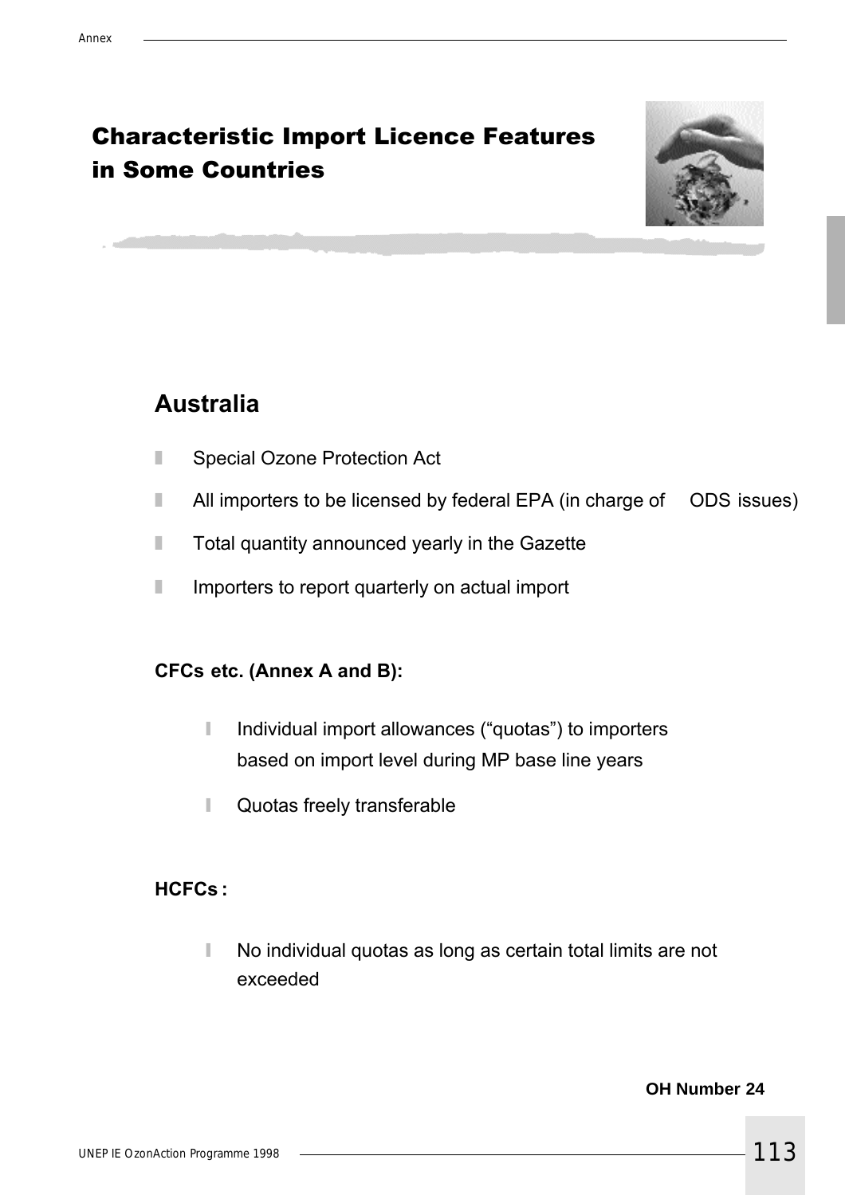# Characteristic Import Licence Features in Some Countries

## Australia

- Special Ozone Protection Act
- All importers to be licensed by federal EPA (in charge of ODS issues)
- Total quantity announced yearly in the Gazette
- Importers to report quarterly on actual import

**CFCs etc. (Annex A and B):**

- Individual import allowances ("quotas") to importers based on import level during MP base line years
- Quotas freely transferable

**HCFCs :**

- No individual quotas as long as certain total limits are not exceeded

**OH Number 24**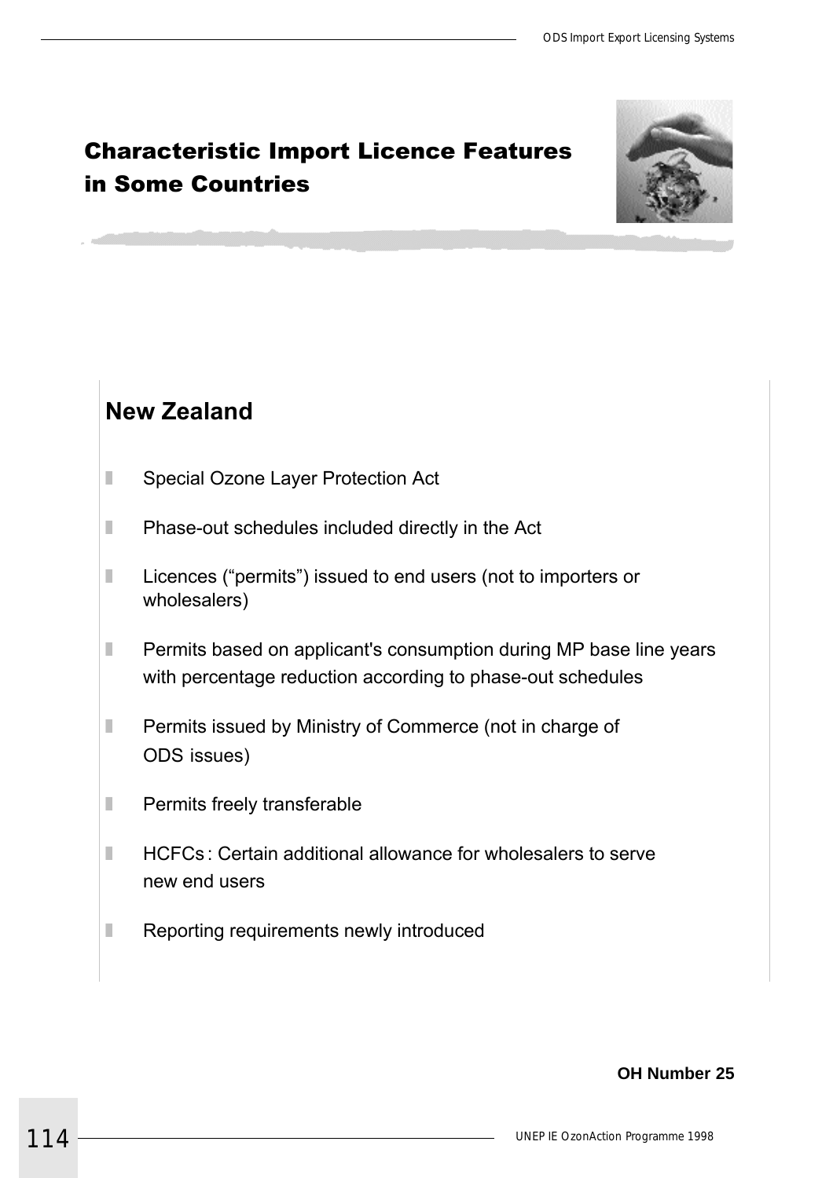# Characteristic Import Licence Features in Some Countries

## New Zealand

- Special Ozone Layer Protection Act
- Phase-out schedules included directly in the Act
- Licences ("permits") issued to end users (not to importers or wholesalers)
- Permits based on applicant's consumption during MP base line years with percentage reduction according to phase-out schedules
- Permits issued by Ministry of Commerce (not in charge of ODS issues)
- Permits freely transferable
- HCFCs : Certain additional allowance for wholesalers to serve new end users
- Reporting requirements newly introduced

**OH Number 25**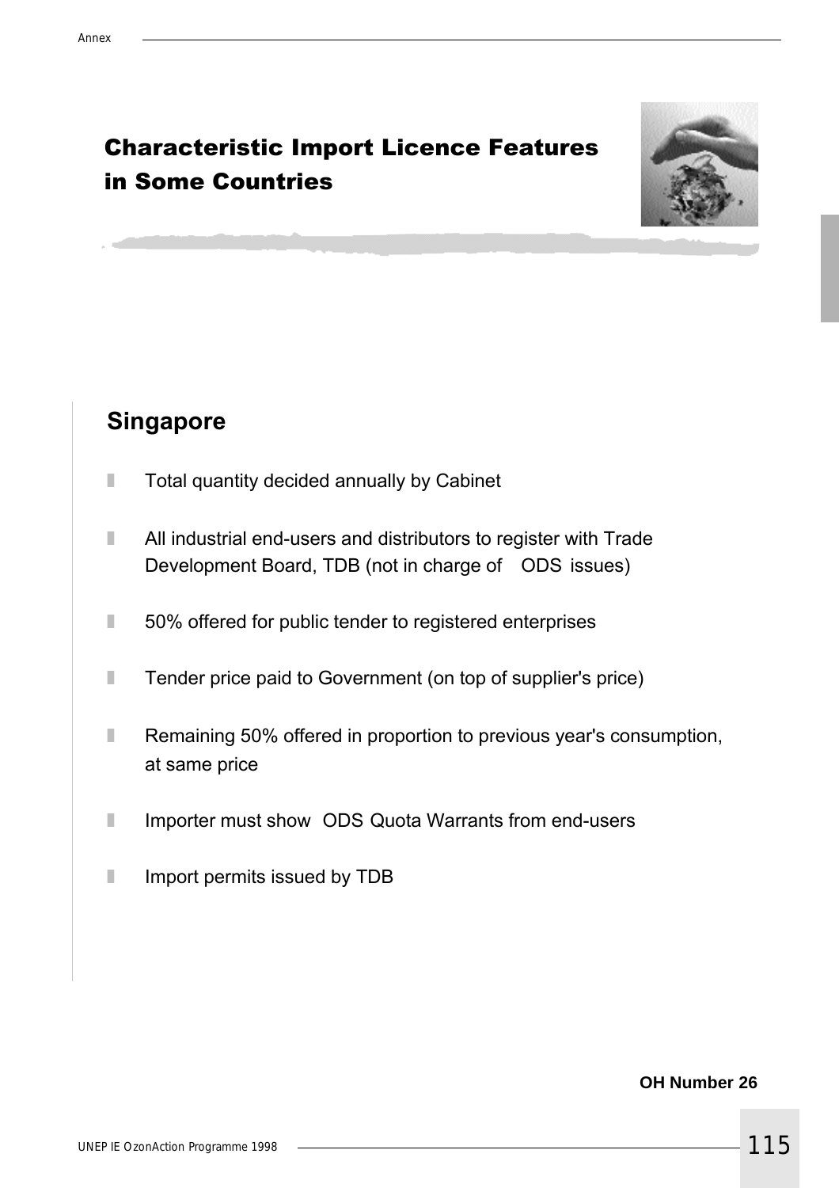# Characteristic Import Licence Features in Some Countries

## Singapore

- Total quantity decided annually by Cabinet
- All industrial end-users and distributors to register with Trade Development Board, TDB (not in charge of ODS issues)
- 50% offered for public tender to registered enterprises
- Tender price paid to Government (on top of supplier's price)
- Remaining 50% offered in proportion to previous year's consumption, at same price
- Importer must show ODS Quota Warrants from end-users
- Import permits issued by TDB

**OH Number 26**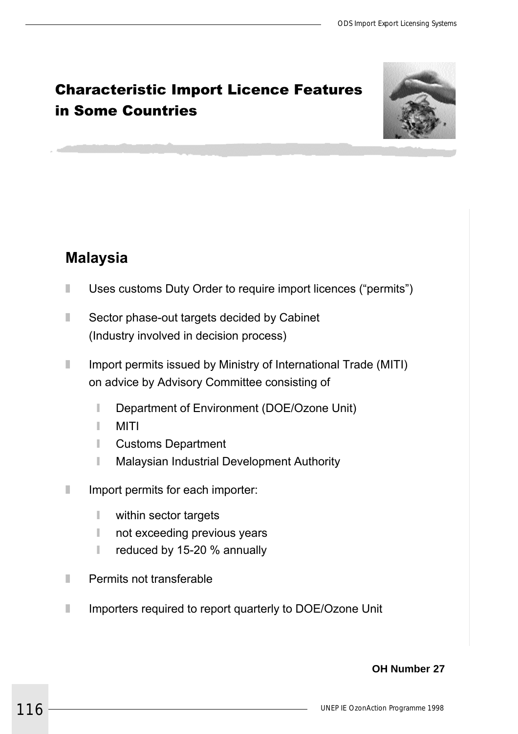# Characteristic Import Licence Features in Some Countries

## Malaysia

- Uses customs Duty Order to require import licences ("permits")
- Sector phase-out targets decided by Cabinet
  (Industry involved in decision process)
- Import permits issued by Ministry of International Trade (MITI) on advice by Advisory Committee consisting of
  - Department of Environment (DOE/Ozone Unit)
  - MITI
  - Customs Department
  - Malaysian Industrial Development Authority
- Import permits for each importer:
  - within sector targets
  - not exceeding previous years
  - reduced by 15-20 % annually
- Permits not transferable
- Importers required to report quarterly to DOE/Ozone Unit

**OH Number 27**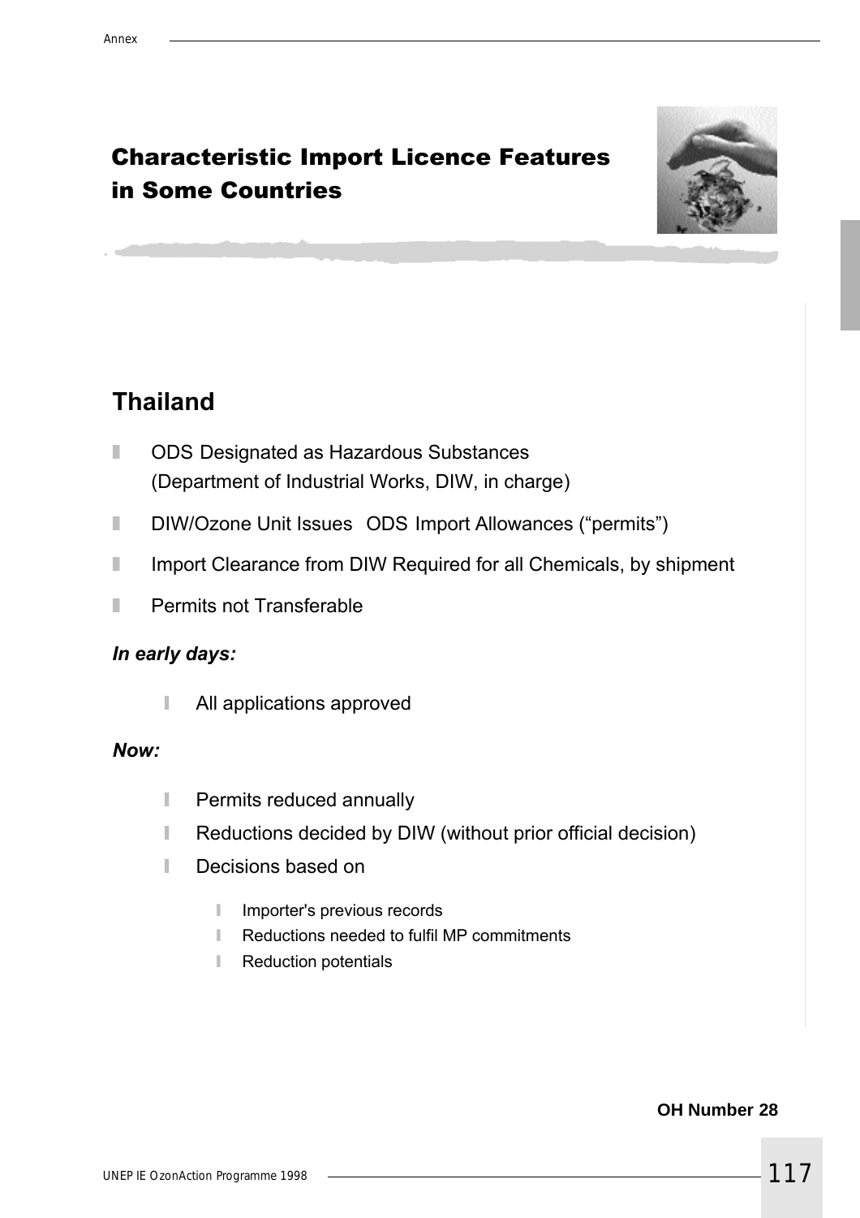# Characteristic Import Licence Features in Some Countries

## Thailand

- ODS Designated as Hazardous Substances (Department of Industrial Works, DIW, in charge)
- DIW/Ozone Unit Issues ODS Import Allowances (“permits”)
- Import Clearance from DIW Required for all Chemicals, by shipment
- Permits not Transferable

***In early days:***

- All applications approved

***Now:***

- Permits reduced annually
- Reductions decided by DIW (without prior official decision)
- Decisions based on
  - Importer's previous records
  - Reductions needed to fulfil MP commitments
  - Reduction potentials

**OH Number 28**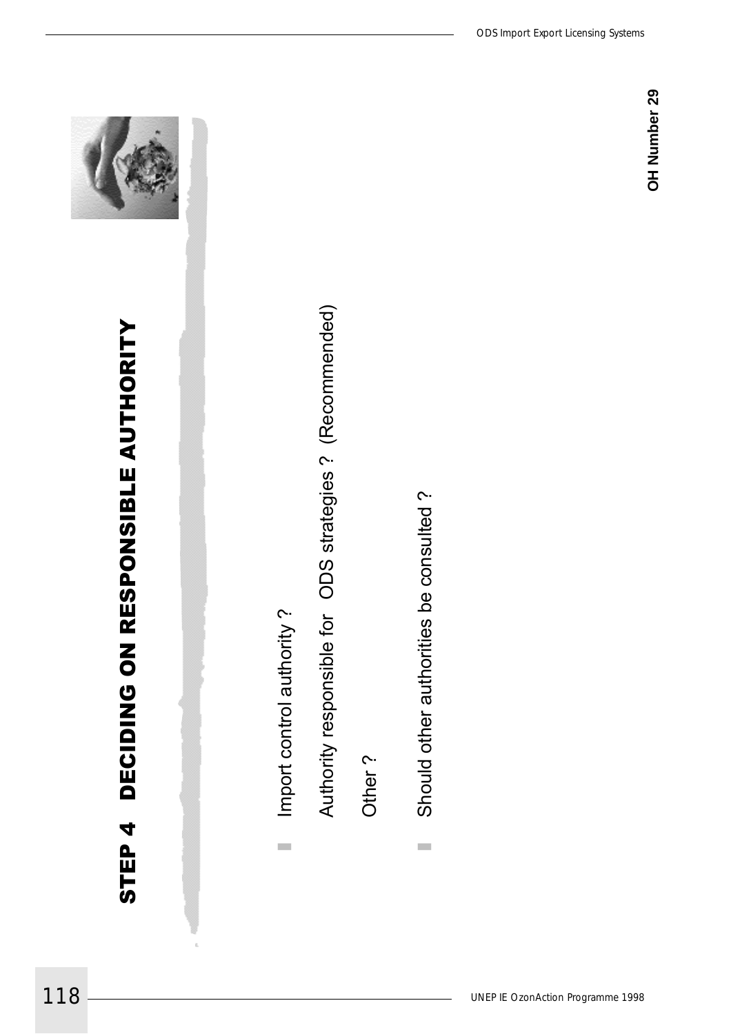# STEP 4 DECIDING ON RESPONSIBLE AUTHORITY

- Import control authority ?

  Authority responsible for ODS strategies ? (Recommended)

  Other ?

- Should other authorities be consulted ?

**OH Number 29**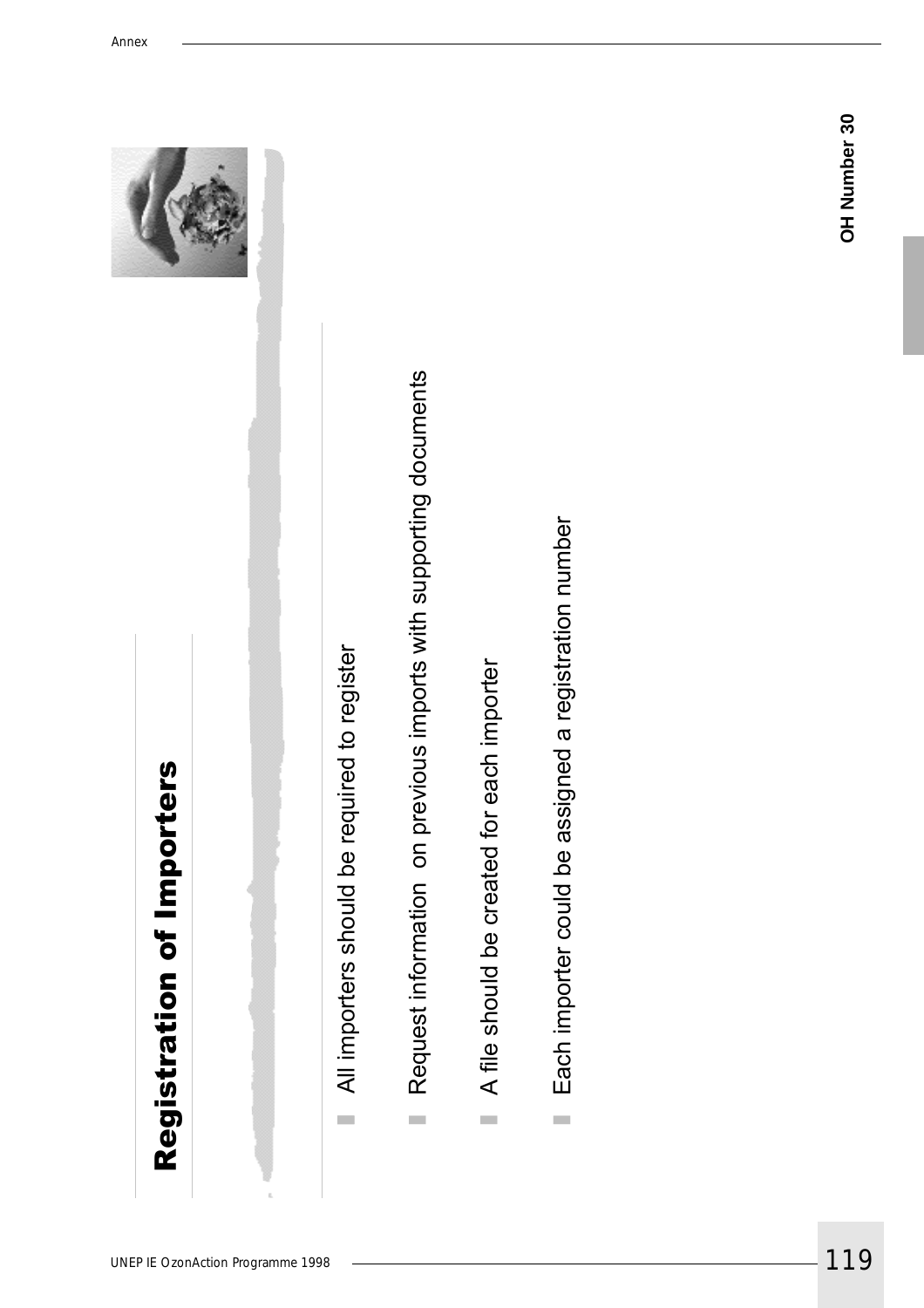# Registration of Importers

- All importers should be required to register
- Request information on previous imports with supporting documents
- A file should be created for each importer
- Each importer could be assigned a registration number

**OH Number 30**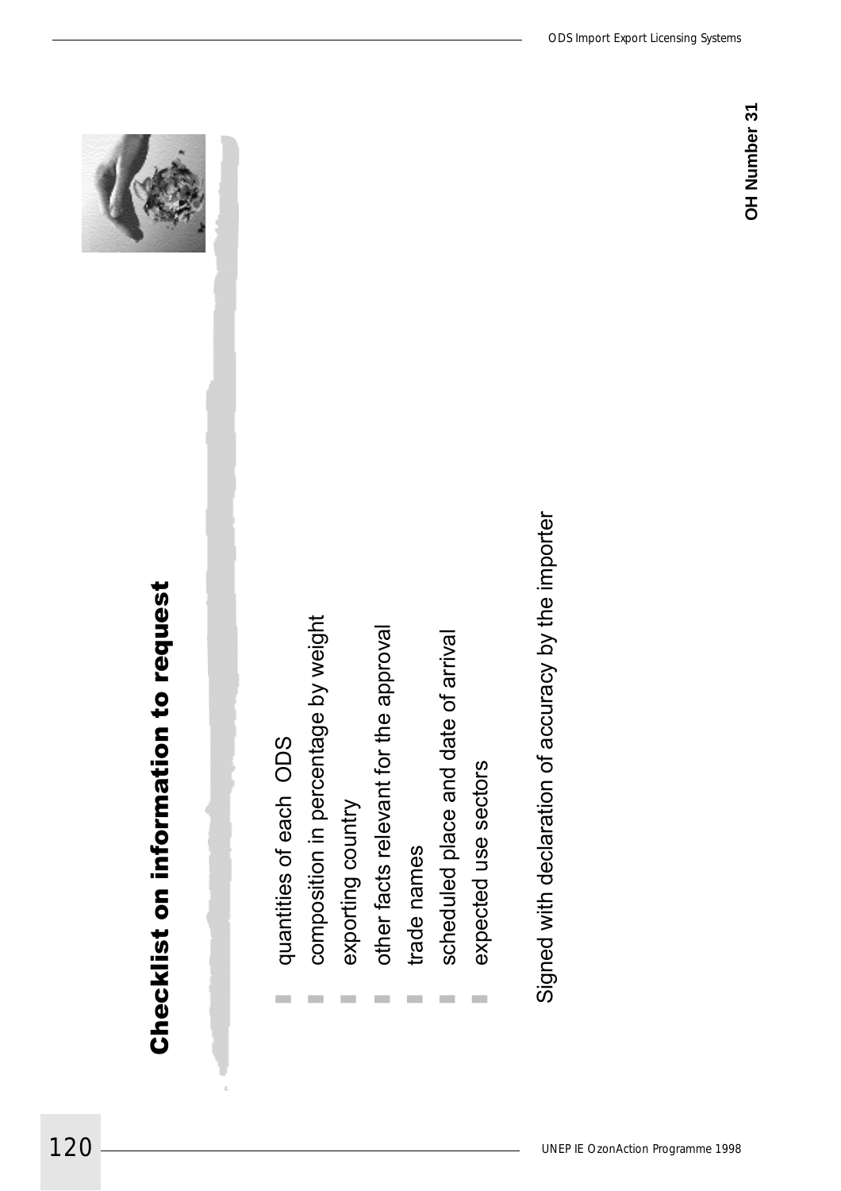# Checklist on information to request

- quantities of each ODS
- composition in percentage by weight
- exporting country
- other facts relevant for the approval
- trade names
- scheduled place and date of arrival
- expected use sectors

Signed with declaration of accuracy by the importer

**OH Number 31**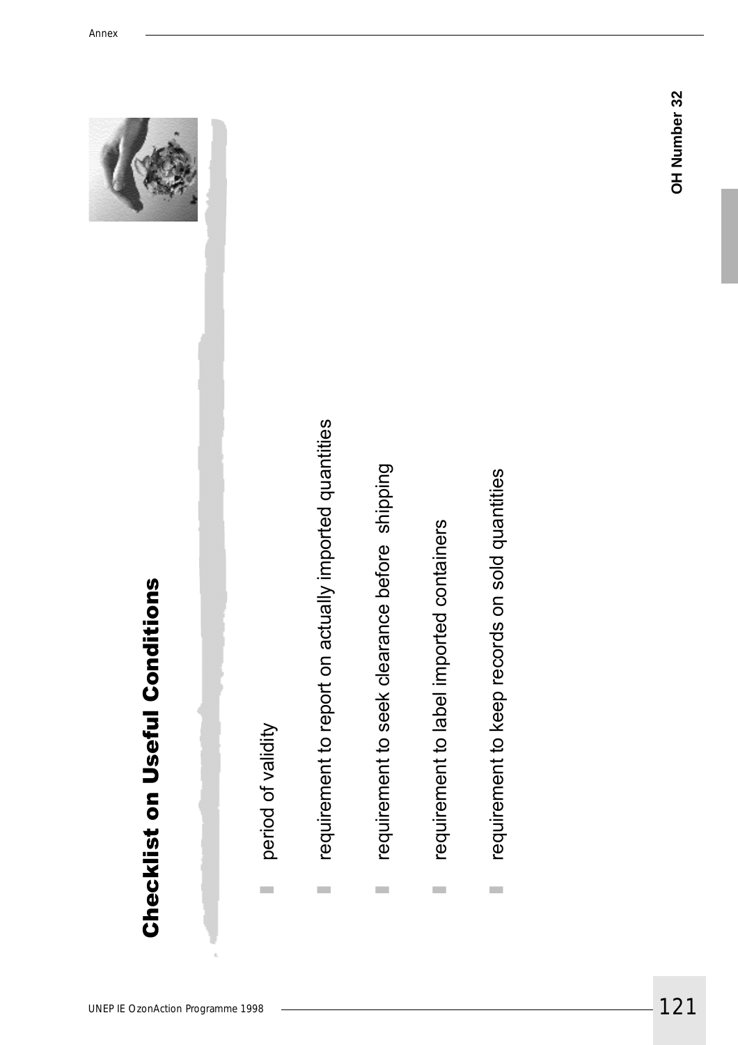# Checklist on Useful Conditions

- period of validity
- requirement to report on actually imported quantities
- requirement to seek clearance before shipping
- requirement to label imported containers
- requirement to keep records on sold quantities

OH Number 32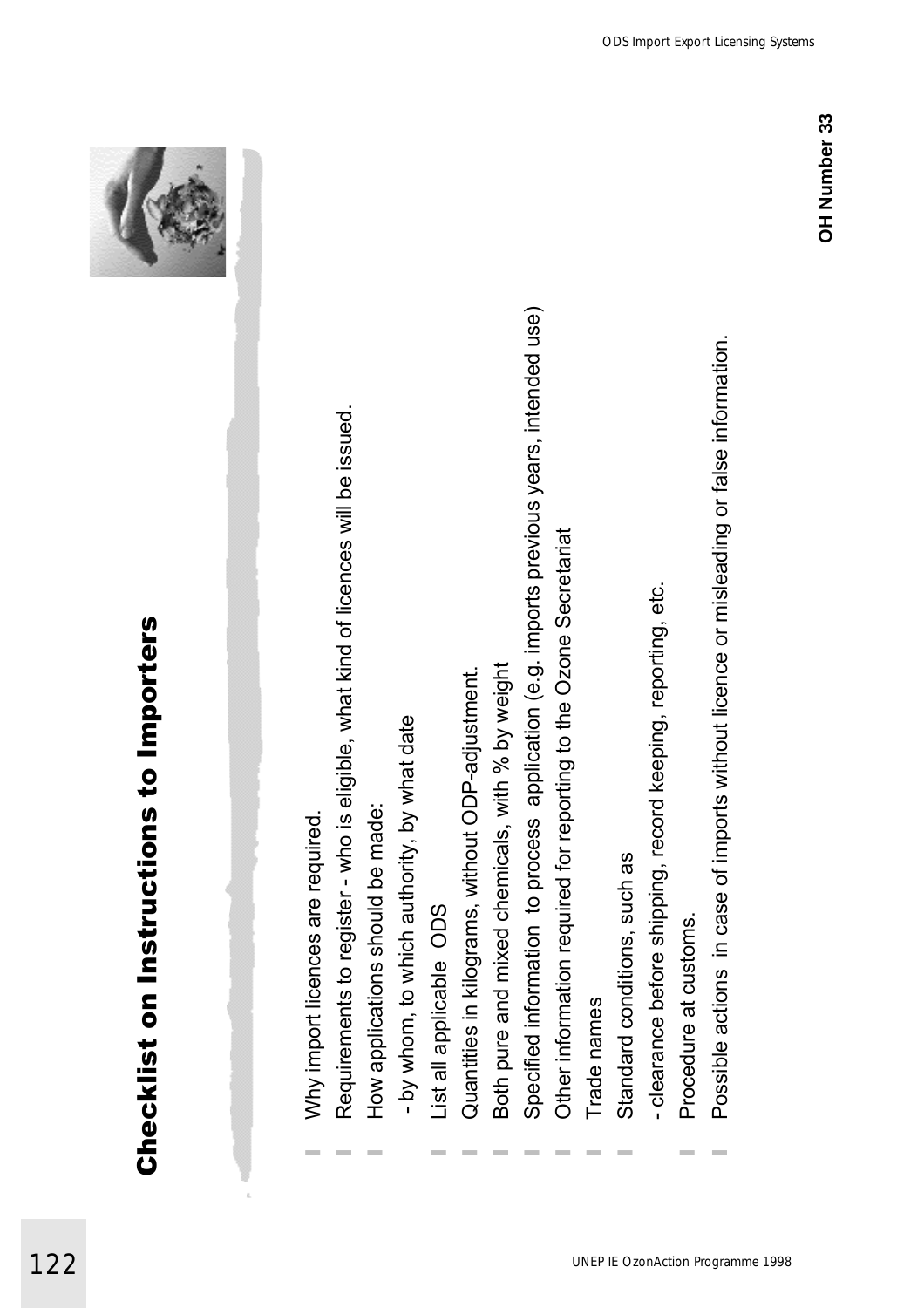# Checklist on Instructions to Importers

- Why import licences are required.
- Requirements to register - who is eligible, what kind of licences will be issued.
- How applications should be made:
  - by whom, to which authority, by what date
- List all applicable ODS
- Quantities in kilograms, without ODP-adjustment.
- Both pure and mixed chemicals, with % by weight
- Specified information to process application (e.g. imports previous years, intended use)
- Other information required for reporting to the Ozone Secretariat
- Trade names
- Standard conditions, such as
  - clearance before shipping, record keeping, reporting, etc.
- Procedure at customs.
- Possible actions in case of imports without licence or misleading or false information.

**OH Number 33**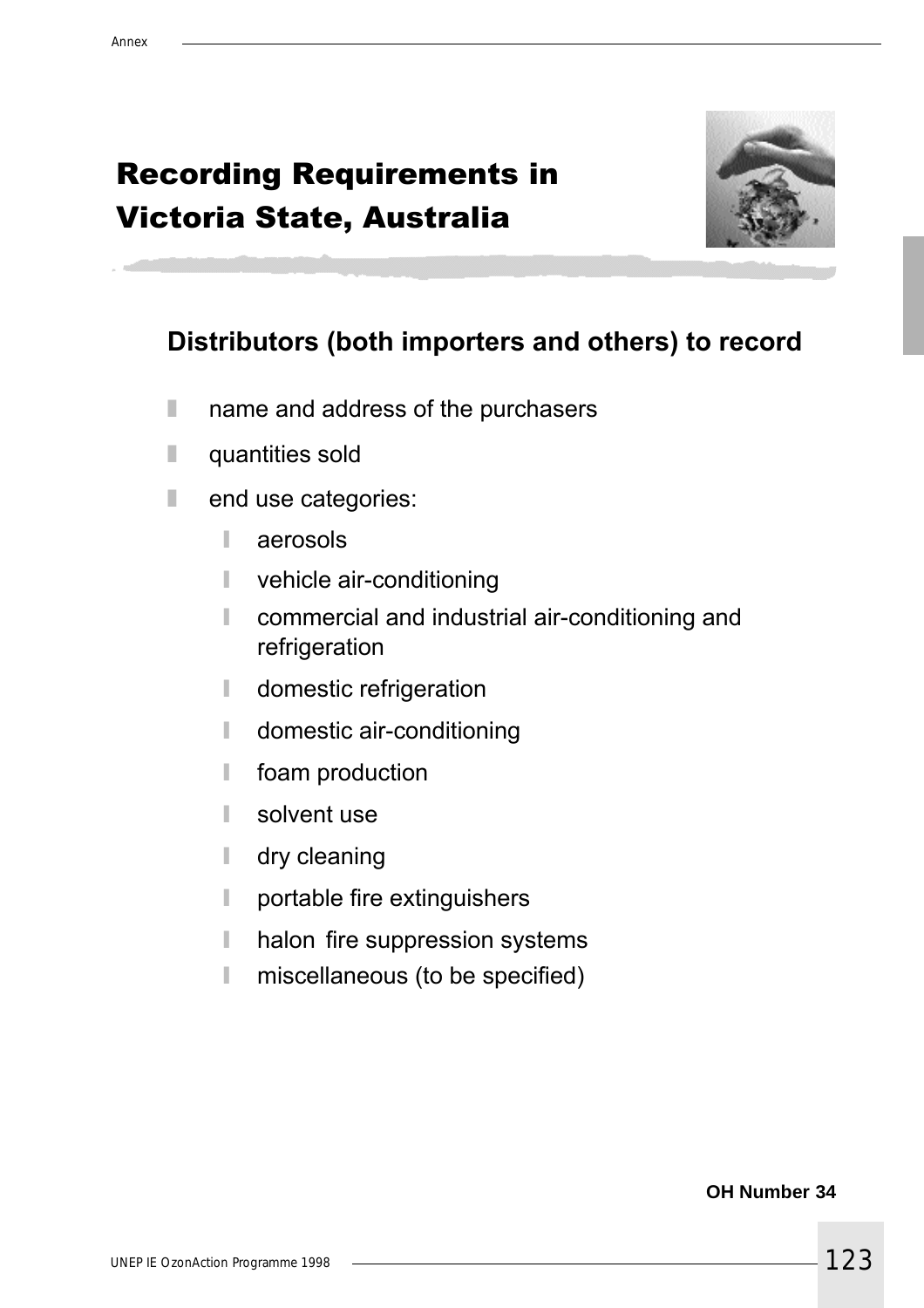# Recording Requirements in Victoria State, Australia

## Distributors (both importers and others) to record

- name and address of the purchasers
- quantities sold
- end use categories:
  - aerosols
  - vehicle air-conditioning
  - commercial and industrial air-conditioning and refrigeration
  - domestic refrigeration
  - domestic air-conditioning
  - foam production
  - solvent use
  - dry cleaning
  - portable fire extinguishers
  - halon fire suppression systems
  - miscellaneous (to be specified)

**OH Number 34**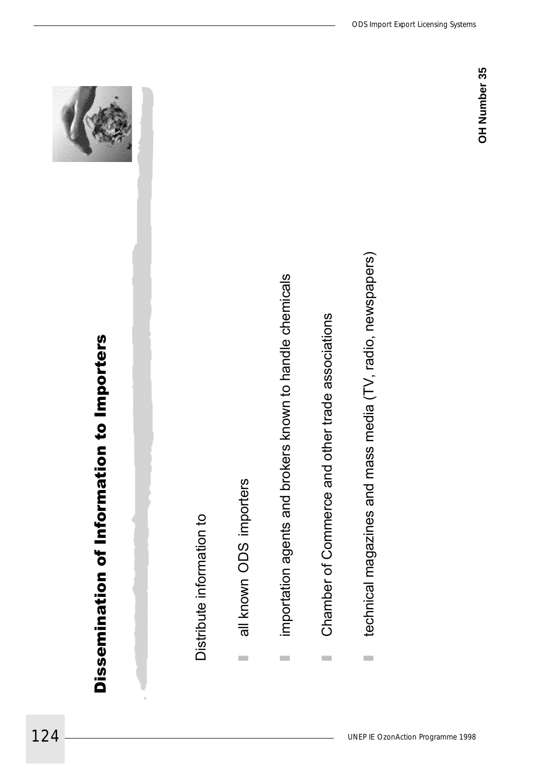# Dissemination of Information to Importers

Distribute information to

- all known ODS importers
- importation agents and brokers known to handle chemicals
- Chamber of Commerce and other trade associations
- technical magazines and mass media (TV, radio, newspapers)

**OH Number 35**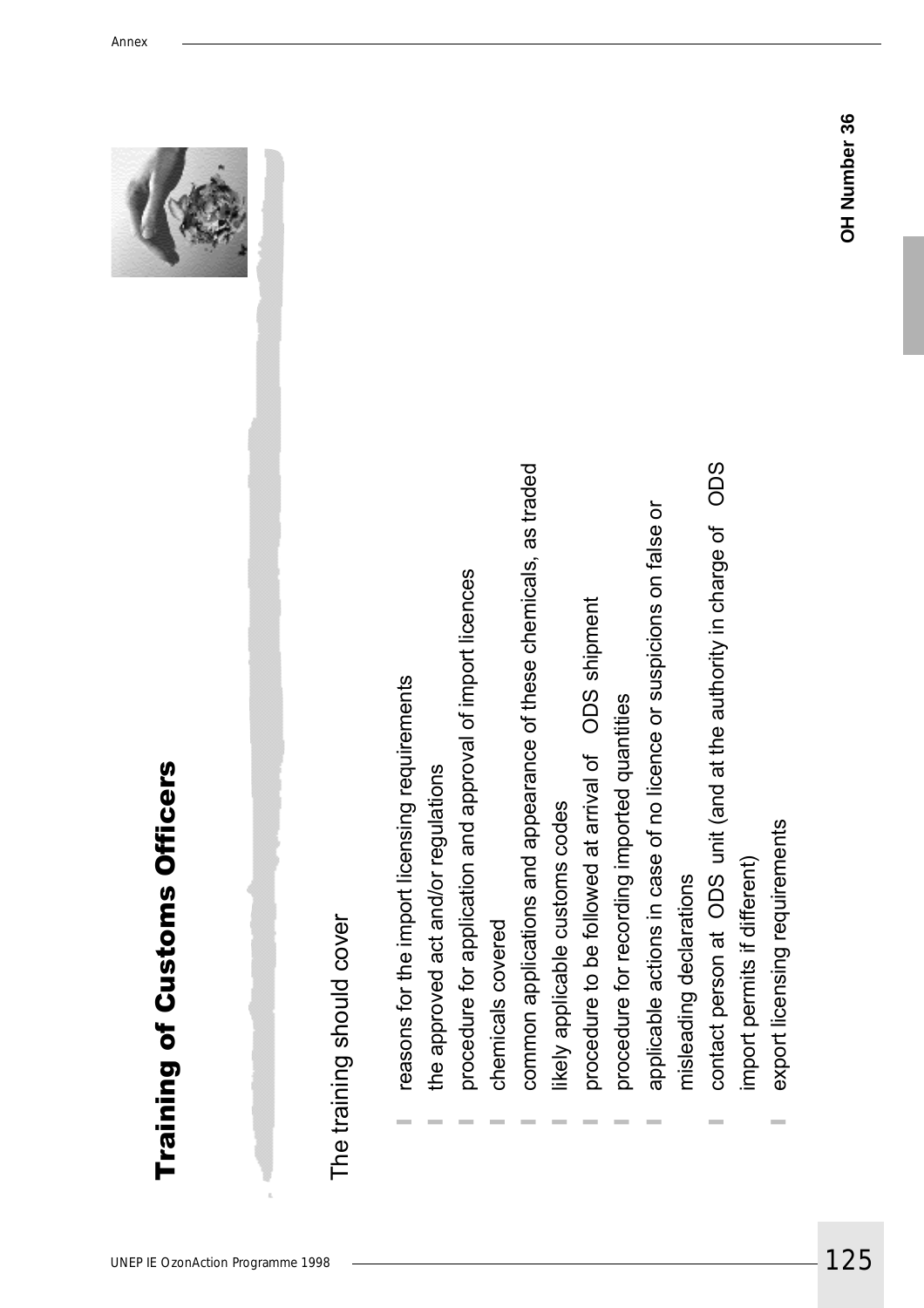# Training of Customs Officers

The training should cover

- reasons for the import licensing requirements
- the approved act and/or regulations
- procedure for application and approval of import licences
- chemicals covered
- common applications and appearance of these chemicals, as traded
- likely applicable customs codes
- procedure to be followed at arrival of ODS shipment
- procedure for recording imported quantities
- applicable actions in case of no licence or suspicions on false or misleading declarations
- contact person at ODS unit (and at the authority in charge of ODS import permits if different)
- export licensing requirements

**OH Number 36**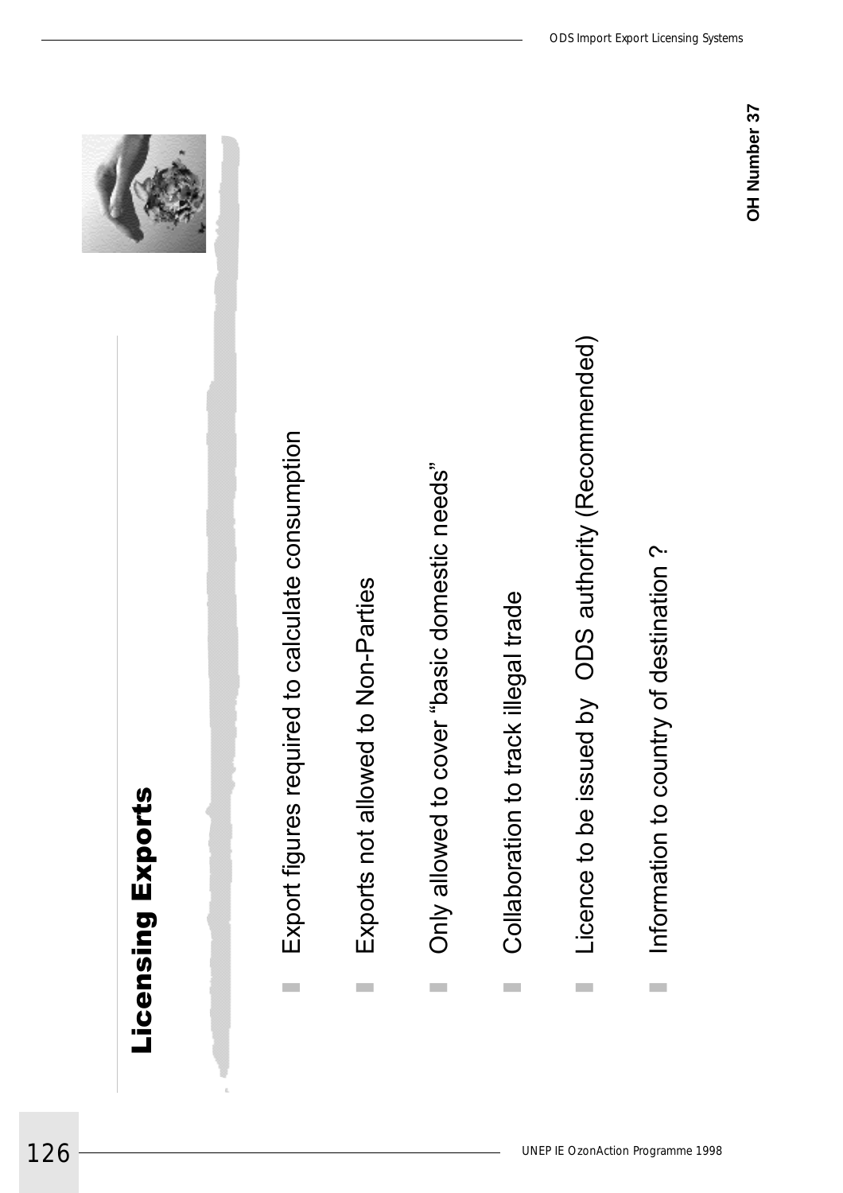# Licensing Exports

- Export figures required to calculate consumption
- Exports not allowed to Non-Parties
- Only allowed to cover "basic domestic needs"
- Collaboration to track illegal trade
- Licence to be issued by ODS authority (Recommended)
- Information to country of destination ?

**OH Number 37**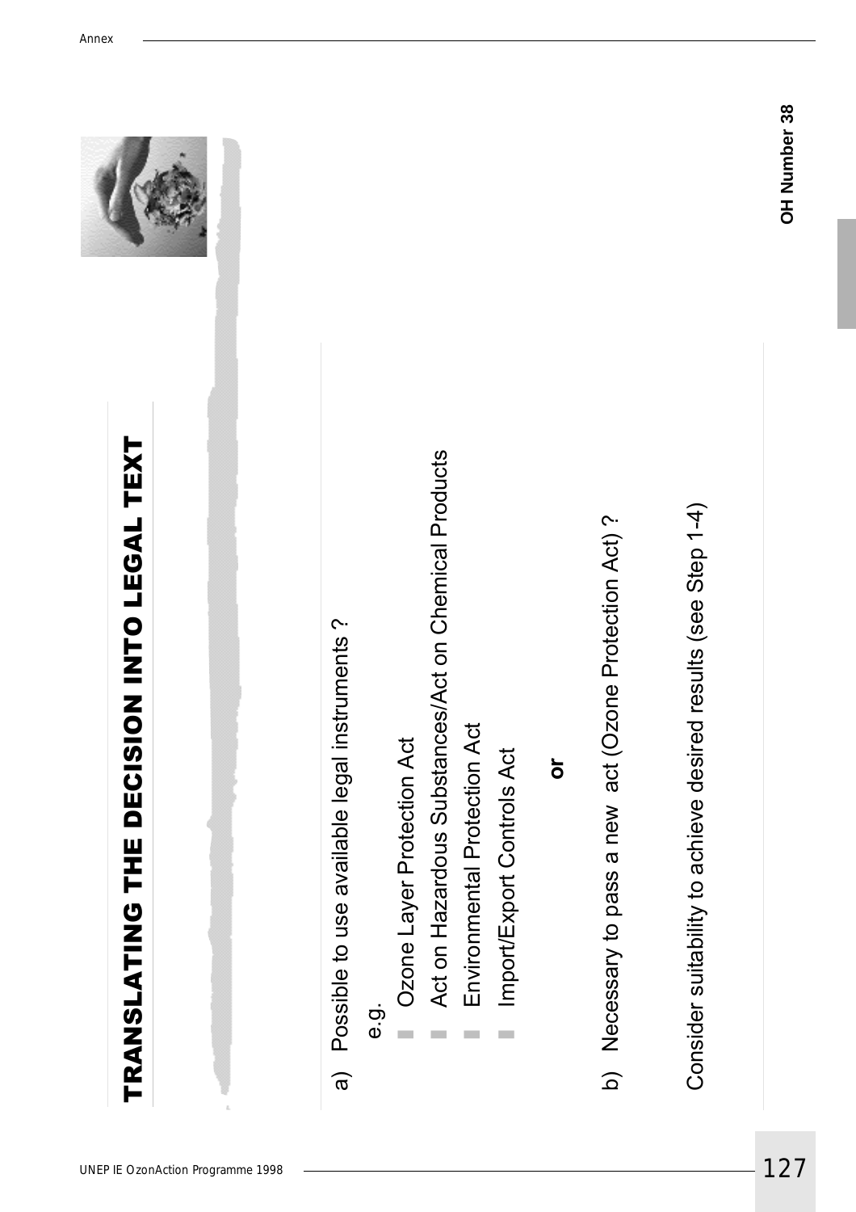# TRANSLATING THE DECISION INTO LEGAL TEXT

a) Possible to use available legal instruments ?

e.g.

- Ozone Layer Protection Act
- Act on Hazardous Substances/Act on Chemical Products
- Environmental Protection Act
- Import/Export Controls Act

**or**

b) Necessary to pass a new act (Ozone Protection Act) ?

Consider suitability to achieve desired results (see Step 1-4)

**OH Number 38**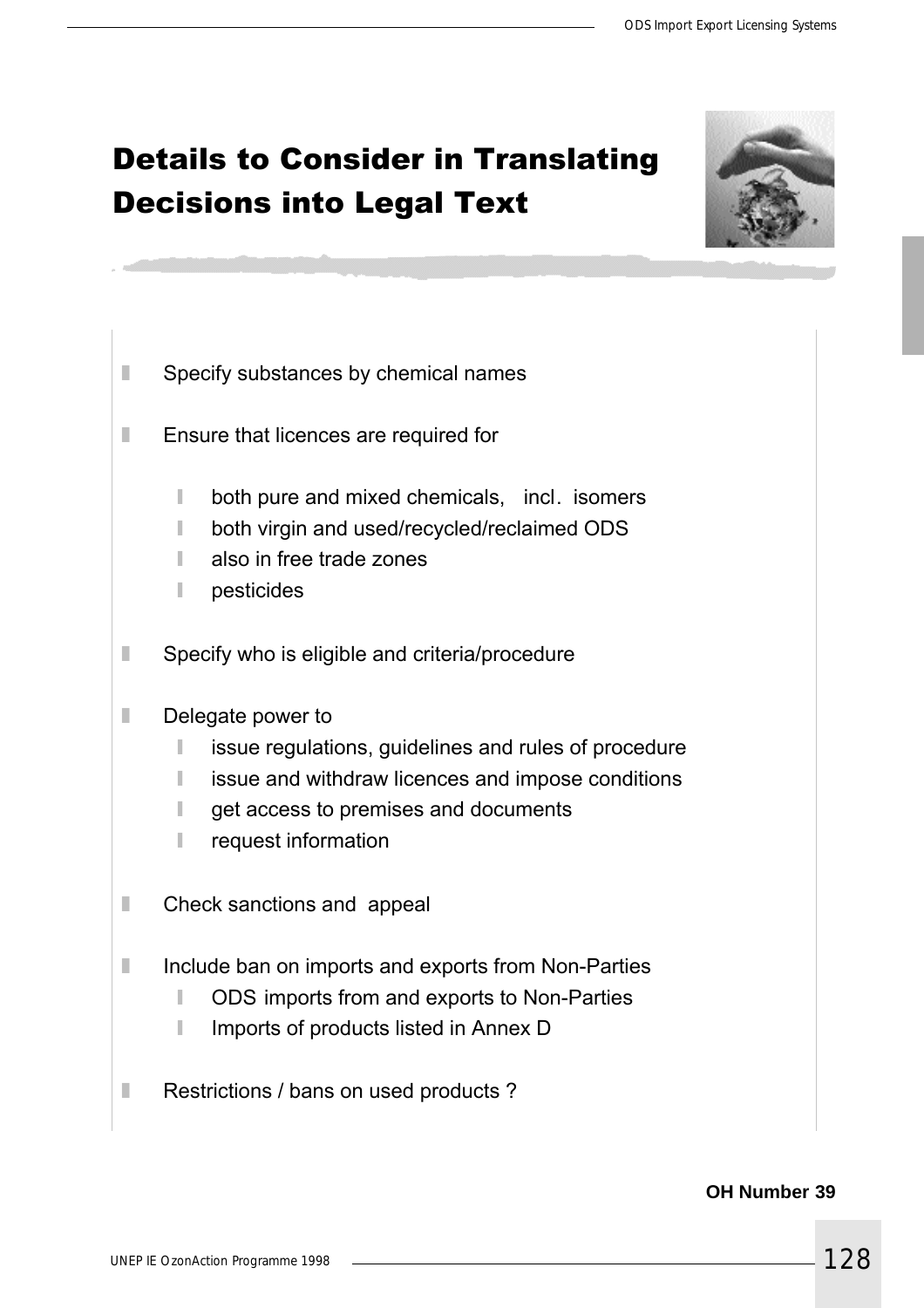# Details to Consider in Translating Decisions into Legal Text

- Specify substances by chemical names
- Ensure that licences are required for
  - both pure and mixed chemicals, incl. isomers
  - both virgin and used/recycled/reclaimed ODS
  - also in free trade zones
  - pesticides
- Specify who is eligible and criteria/procedure
- Delegate power to
  - issue regulations, guidelines and rules of procedure
  - issue and withdraw licences and impose conditions
  - get access to premises and documents
  - request information
- Check sanctions and appeal
- Include ban on imports and exports from Non-Parties
  - ODS imports from and exports to Non-Parties
  - Imports of products listed in Annex D
- Restrictions / bans on used products ?

**OH Number 39**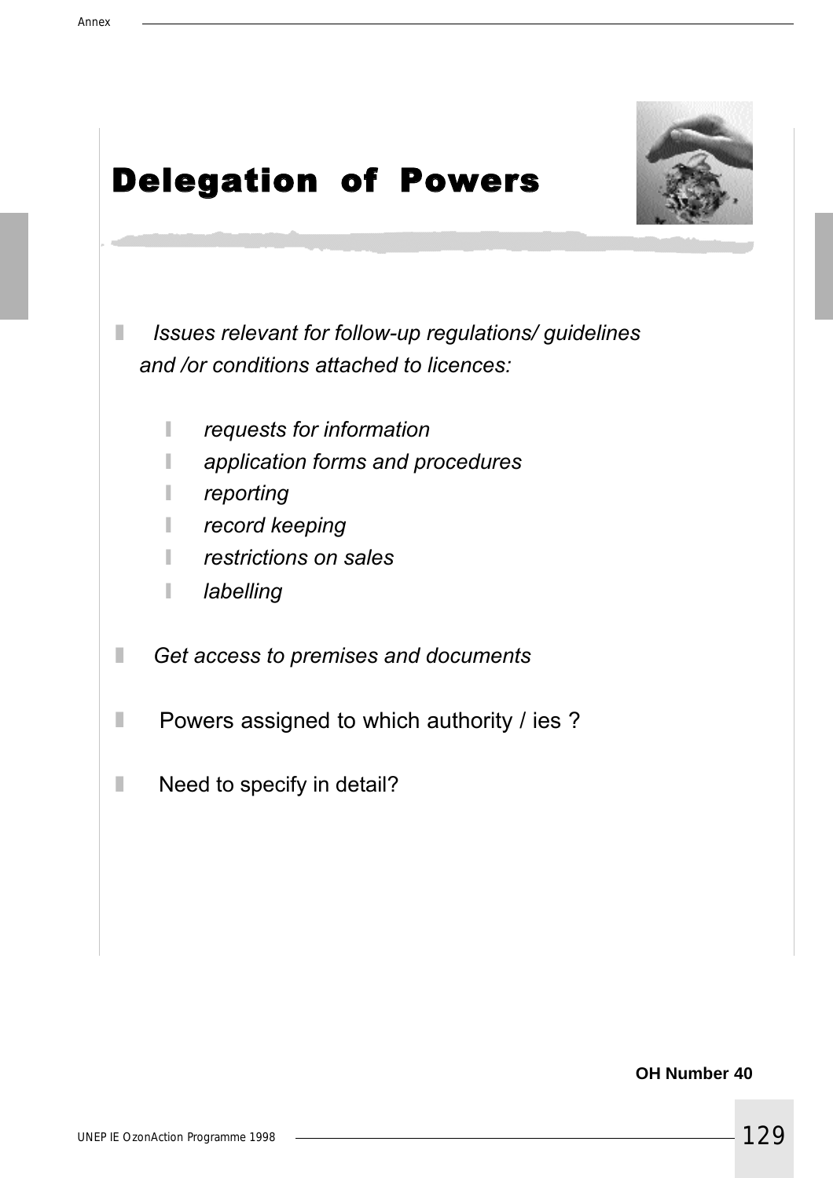# Delegation of Powers

- *Issues relevant for follow-up regulations/ guidelines and /or conditions attached to licences:*
  - *requests for information*
  - *application forms and procedures*
  - *reporting*
  - *record keeping*
  - *restrictions on sales*
  - *labelling*
- *Get access to premises and documents*
- Powers assigned to which authority / ies ?
- Need to specify in detail?

**OH Number 40**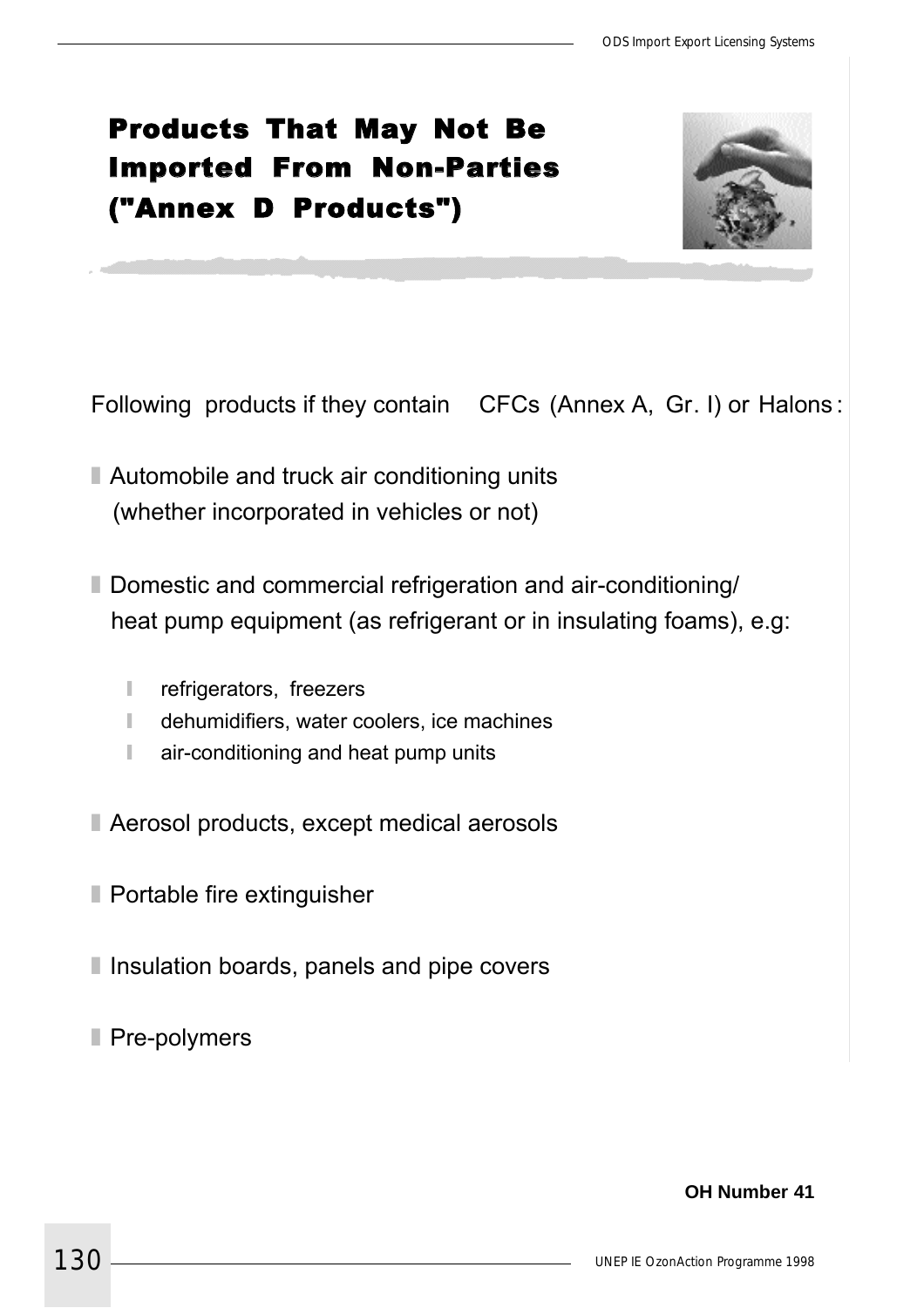# Products That May Not Be Imported From Non-Parties ("Annex D Products")

Following products if they contain CFCs (Annex A, Gr. I) or Halons:

- Automobile and truck air conditioning units (whether incorporated in vehicles or not)
- Domestic and commercial refrigeration and air-conditioning/ heat pump equipment (as refrigerant or in insulating foams), e.g:
  - refrigerators, freezers
  - dehumidifiers, water coolers, ice machines
  - air-conditioning and heat pump units
- Aerosol products, except medical aerosols
- Portable fire extinguisher
- Insulation boards, panels and pipe covers
- Pre-polymers

**OH Number 41**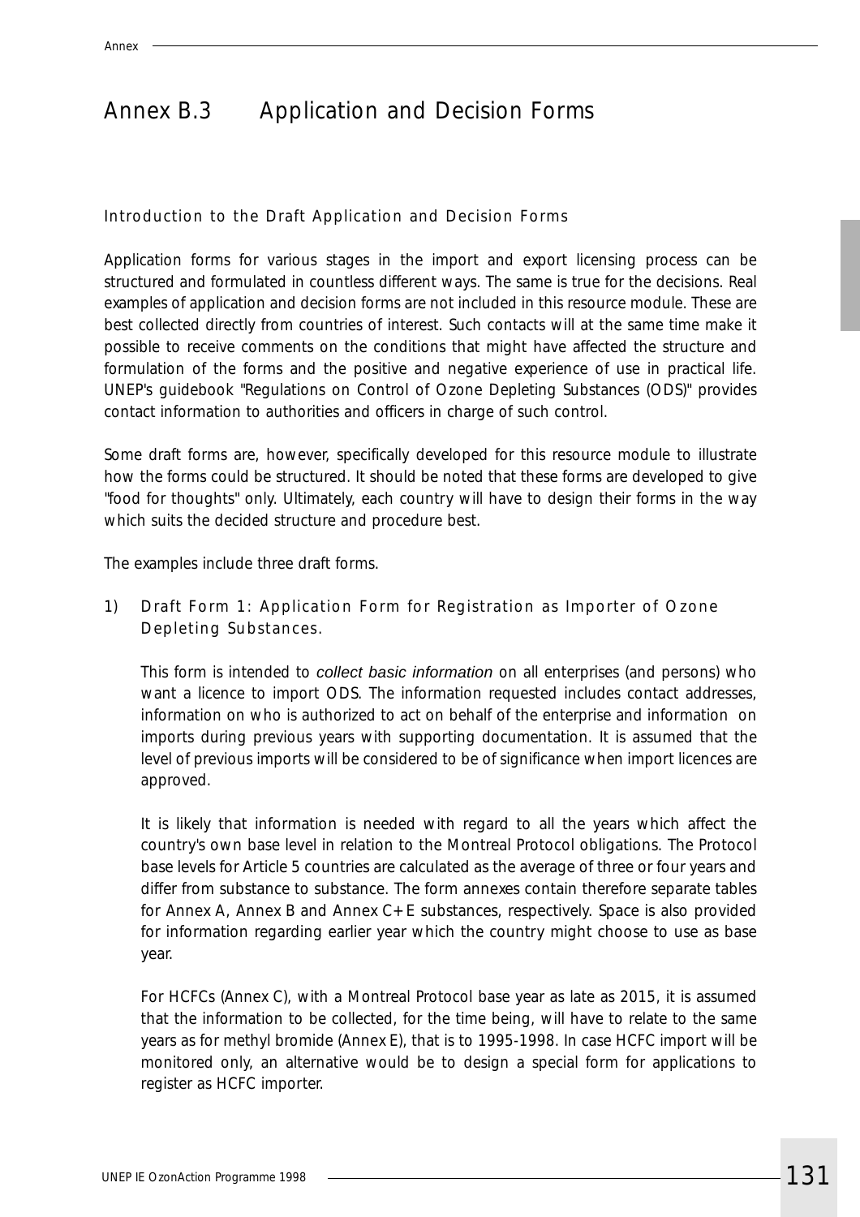# Annex B.3 Application and Decision Forms

## Introduction to the Draft Application and Decision Forms

Application forms for various stages in the import and export licensing process can be structured and formulated in countless different ways. The same is true for the decisions. Real examples of application and decision forms are not included in this resource module. These are best collected directly from countries of interest. Such contacts will at the same time make it possible to receive comments on the conditions that might have affected the structure and formulation of the forms and the positive and negative experience of use in practical life. UNEP's guidebook "Regulations on Control of Ozone Depleting Substances (ODS)" provides contact information to authorities and officers in charge of such control.

Some draft forms are, however, specifically developed for this resource module to illustrate how the forms could be structured. It should be noted that these forms are developed to give "food for thoughts" only. Ultimately, each country will have to design their forms in the way which suits the decided structure and procedure best.

The examples include three draft forms.

1) Draft Form 1: Application Form for Registration as Importer of Ozone Depleting Substances.

   This form is intended to *collect basic information* on all enterprises (and persons) who want a licence to import ODS. The information requested includes contact addresses, information on who is authorized to act on behalf of the enterprise and information on imports during previous years with supporting documentation. It is assumed that the level of previous imports will be considered to be of significance when import licences are approved.

   It is likely that information is needed with regard to all the years which affect the country's own base level in relation to the Montreal Protocol obligations. The Protocol base levels for Article 5 countries are calculated as the average of three or four years and differ from substance to substance. The form annexes contain therefore separate tables for Annex A, Annex B and Annex C+E substances, respectively. Space is also provided for information regarding earlier year which the country might choose to use as base year.

   For HCFCs (Annex C), with a Montreal Protocol base year as late as 2015, it is assumed that the information to be collected, for the time being, will have to relate to the same years as for methyl bromide (Annex E), that is to 1995-1998. In case HCFC import will be monitored only, an alternative would be to design a special form for applications to register as HCFC importer.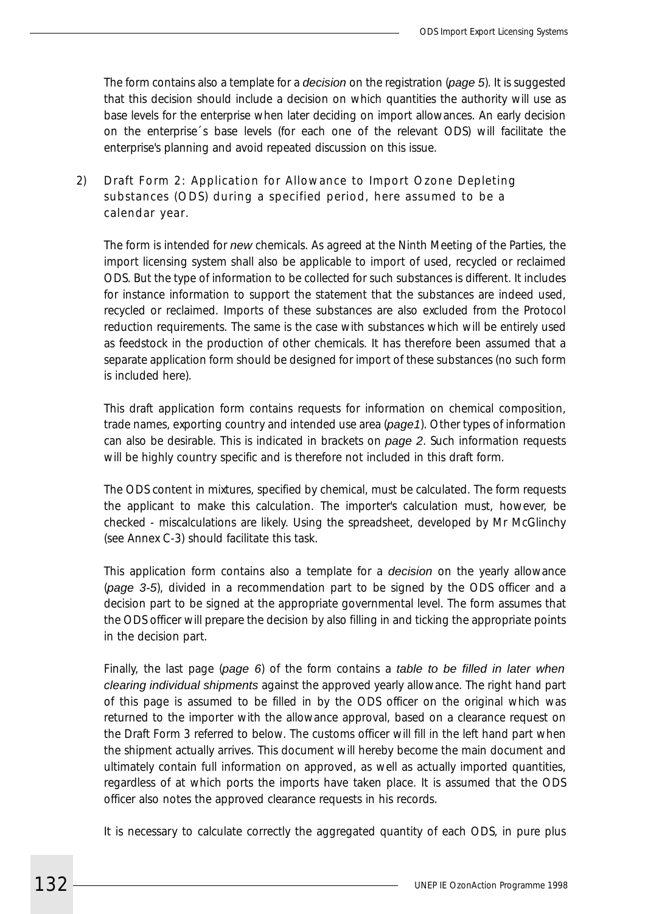The form contains also a template for a *decision* on the registration (*page 5*). It is suggested that this decision should include a decision on which quantities the authority will use as base levels for the enterprise when later deciding on import allowances. An early decision on the enterprise´s base levels (for each one of the relevant ODS) will facilitate the enterprise's planning and avoid repeated discussion on this issue.

2) Draft Form 2: Application for Allowance to Import Ozone Depleting substances (ODS) during a specified period, here assumed to be a calendar year.

The form is intended for *new* chemicals. As agreed at the Ninth Meeting of the Parties, the import licensing system shall also be applicable to import of used, recycled or reclaimed ODS. But the type of information to be collected for such substances is different. It includes for instance information to support the statement that the substances are indeed used, recycled or reclaimed. Imports of these substances are also excluded from the Protocol reduction requirements. The same is the case with substances which will be entirely used as feedstock in the production of other chemicals. It has therefore been assumed that a separate application form should be designed for import of these substances (no such form is included here).

This draft application form contains requests for information on chemical composition, trade names, exporting country and intended use area (*page1*). Other types of information can also be desirable. This is indicated in brackets on *page 2*. Such information requests will be highly country specific and is therefore not included in this draft form.

The ODS content in mixtures, specified by chemical, must be calculated. The form requests the applicant to make this calculation. The importer's calculation must, however, be checked - miscalculations are likely. Using the spreadsheet, developed by Mr McGlinchy (see Annex C-3) should facilitate this task.

This application form contains also a template for a *decision* on the yearly allowance (*page 3-5*), divided in a recommendation part to be signed by the ODS officer and a decision part to be signed at the appropriate governmental level. The form assumes that the ODS officer will prepare the decision by also filling in and ticking the appropriate points in the decision part.

Finally, the last page (*page 6*) of the form contains a *table to be filled in later when clearing individual shipments* against the approved yearly allowance. The right hand part of this page is assumed to be filled in by the ODS officer on the original which was returned to the importer with the allowance approval, based on a clearance request on the Draft Form 3 referred to below. The customs officer will fill in the left hand part when the shipment actually arrives. This document will hereby become the main document and ultimately contain full information on approved, as well as actually imported quantities, regardless of at which ports the imports have taken place. It is assumed that the ODS officer also notes the approved clearance requests in his records.

It is necessary to calculate correctly the aggregated quantity of each ODS, in pure plus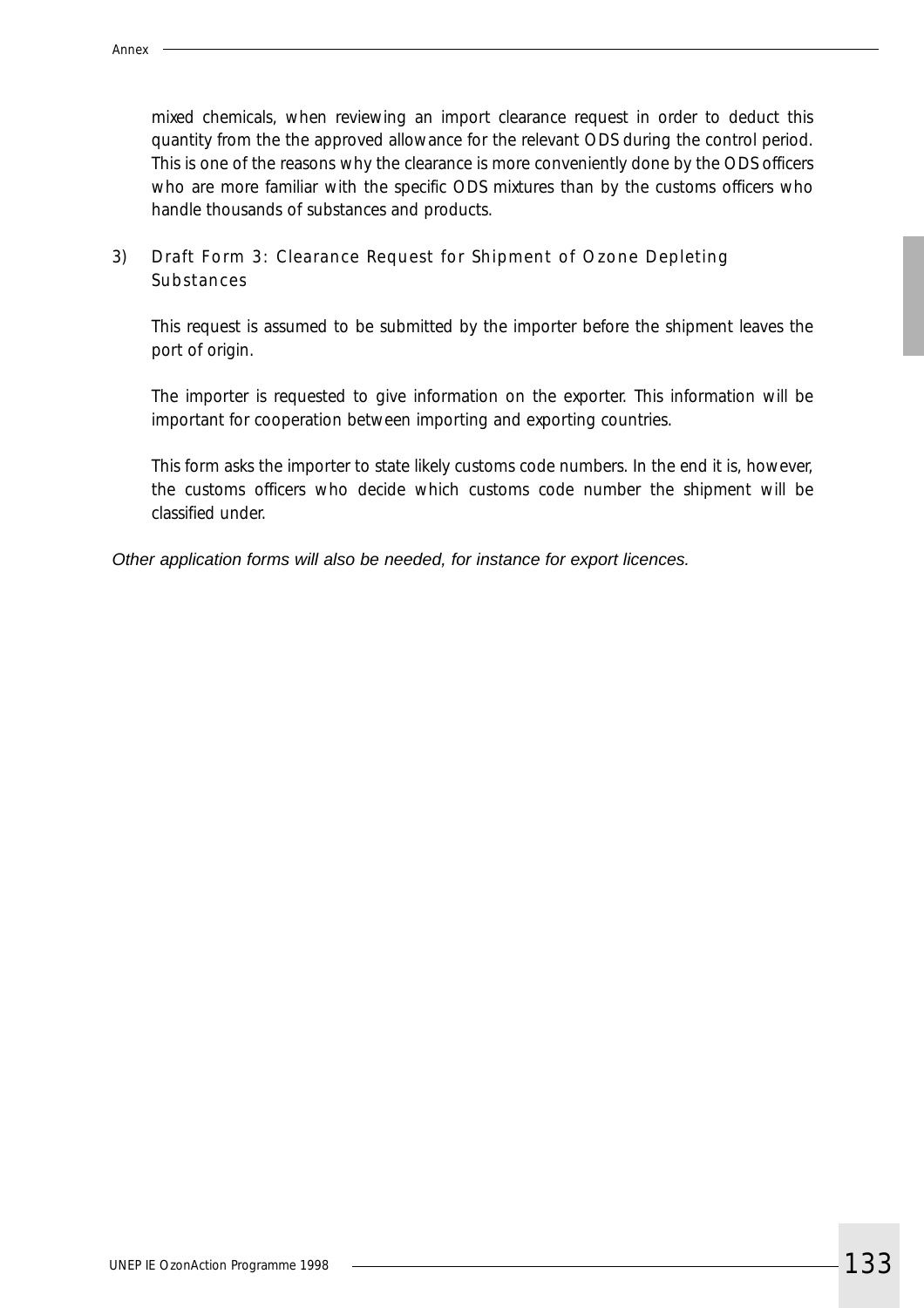mixed chemicals, when reviewing an import clearance request in order to deduct this quantity from the the approved allowance for the relevant ODS during the control period. This is one of the reasons why the clearance is more conveniently done by the ODS officers who are more familiar with the specific ODS mixtures than by the customs officers who handle thousands of substances and products.

3) Draft Form 3: Clearance Request for Shipment of Ozone Depleting Substances

This request is assumed to be submitted by the importer before the shipment leaves the port of origin.

The importer is requested to give information on the exporter. This information will be important for cooperation between importing and exporting countries.

This form asks the importer to state likely customs code numbers. In the end it is, however, the customs officers who decide which customs code number the shipment will be classified under.

*Other application forms will also be needed, for instance for export licences.*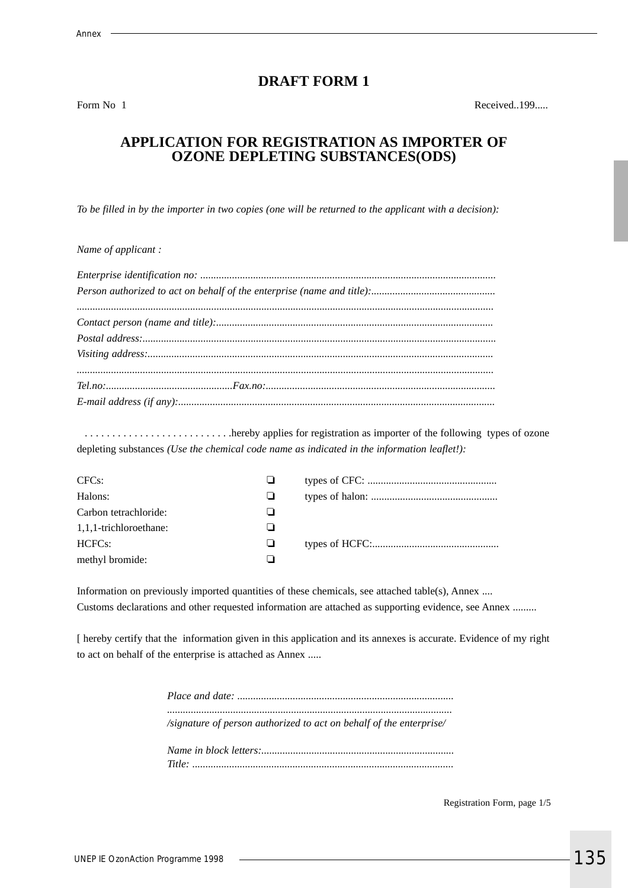# DRAFT FORM 1

Form No 1 Received..199.....

## APPLICATION FOR REGISTRATION AS IMPORTER OF OZONE DEPLETING SUBSTANCES(ODS)

*To be filled in by the importer in two copies (one will be returned to the applicant with a decision):*

*Name of applicant :*

*Enterprise identification no:* ..............................................................................................................

*Person authorized to act on behalf of the enterprise (name and title):*..............................................

..........................................................................................................................................................

*Contact person (name and title):*.......................................................................................................

*Postal address:*....................................................................................................................................

*Visiting address:*.................................................................................................................................

..........................................................................................................................................................

*Tel.no:*................................................*Fax.no:*......................................................................................

*E-mail address (if any):*......................................................................................................................

. . . . . . . . . . . . . . . . . . . . . . . . . .hereby applies for registration as importer of the following types of ozone depleting substances *(Use the chemical code name as indicated in the information leaflet!):*

| | | |
|---|---|---|
| CFCs: | ❏ | types of CFC: ................................................ |
| Halons: | ❏ | types of halon: ............................................... |
| Carbon tetrachloride: | ❏ | |
| 1,1,1-trichloroethane: | ❏ | |
| HCFCs: | ❏ | types of HCFC:............................................... |
| methyl bromide: | ❏ | |

Information on previously imported quantities of these chemicals, see attached table(s), Annex ....
Customs declarations and other requested information are attached as supporting evidence, see Annex .........

[ hereby certify that the information given in this application and its annexes is accurate. Evidence of my right to act on behalf of the enterprise is attached as Annex .....

*Place and date:* .................................................................................

..........................................................................................................

*/signature of person authorized to act on behalf of the enterprise/*

*Name in block letters:*........................................................................

*Title:* .................................................................................................

Registration Form, page 1/5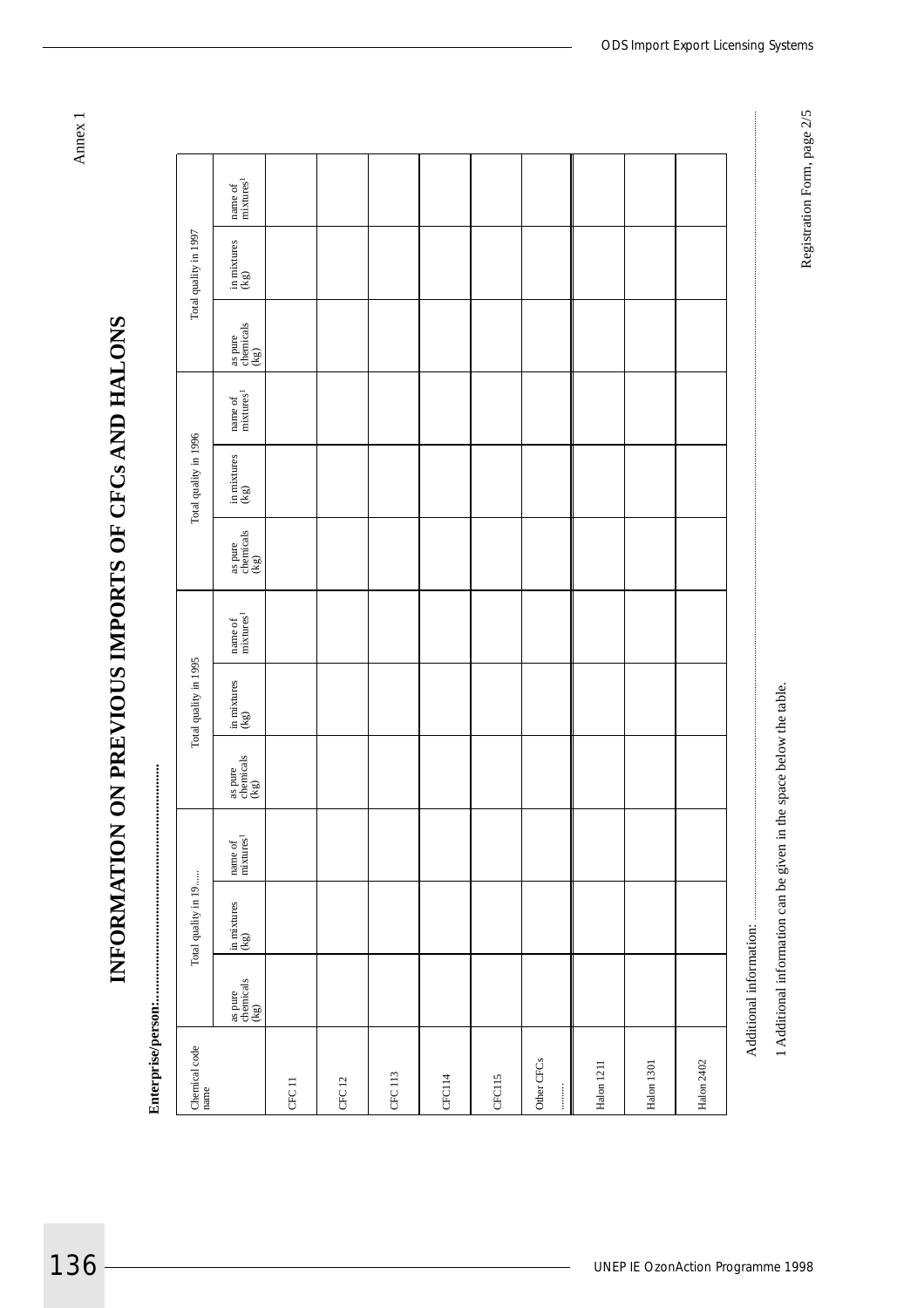Annex 1

# INFORMATION ON PREVIOUS IMPORTS OF CFCs AND HALONS

**Enterprise/person:.......................................................**

| Chemical code name | Total quality in 19...... | | | Total quality in 1995 | | | Total quality in 1996 | | | Total quality in 1997 | | |
|---|---|---|---|---|---|---|---|---|---|---|---|---|
| | as pure chemicals (kg) | in mixtures (kg) | name of mixtures[1] | as pure chemicals (kg) | in mixtures (kg) | name of mixtures[1] | as pure chemicals (kg) | in mixtures (kg) | name of mixtures[1] | as pure chemicals (kg) | in mixtures (kg) | name of mixtures[1] |
| CFC 11 | | | | | | | | | | | | |
| CFC 12 | | | | | | | | | | | | |
| CFC 113 | | | | | | | | | | | | |
| CFC114 | | | | | | | | | | | | |
| CFC115 | | | | | | | | | | | | |
| Other CFCs .......... | | | | | | | | | | | | |
| Halon 1211 | | | | | | | | | | | | |
| Halon 1301 | | | | | | | | | | | | |
| Halon 2402 | | | | | | | | | | | | |

Additional information: ...............................................................................................................................................................................

1 Additional information can be given in the space below the table.

Registration Form, page 2/5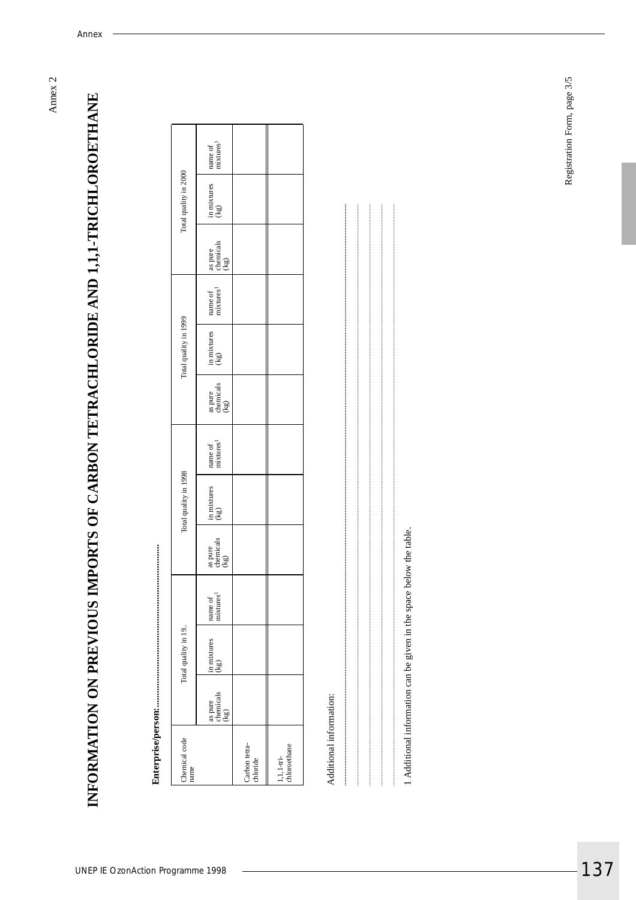Annex 2

# INFORMATION ON PREVIOUS IMPORTS OF CARBON TETRACHLORIDE AND 1,1,1-TRICHLOROETHANE

**Enterprise/person:..............................................**

| Chemical code name | Total quality in 19.. | | | Total quality in 1998 | | | Total quality in 1999 | | | Total quality in 2000 | | |
|---|---|---|---|---|---|---|---|---|---|---|---|---|
| | as pure chemicals (kg) | in mixtures (kg) | name of mixtures[1] | as pure chemicals (kg) | in mixtures (kg) | name of mixtures[1] | as pure chemicals (kg) | in mixtures (kg) | name of mixtures[1] | as pure chemicals (kg) | in mixtures (kg) | name of mixtures[1] |
| Carbon tetra-chloride | | | | | | | | | | | | |
| 1,1,1-tri-chloroethane | | | | | | | | | | | | |

Additional information:

..........................................................................................................................

..........................................................................................................................

..........................................................................................................................

..........................................................................................................................

..........................................................................................................................

1 Additional information can be given in the space below the table.

Registration Form, page 3/5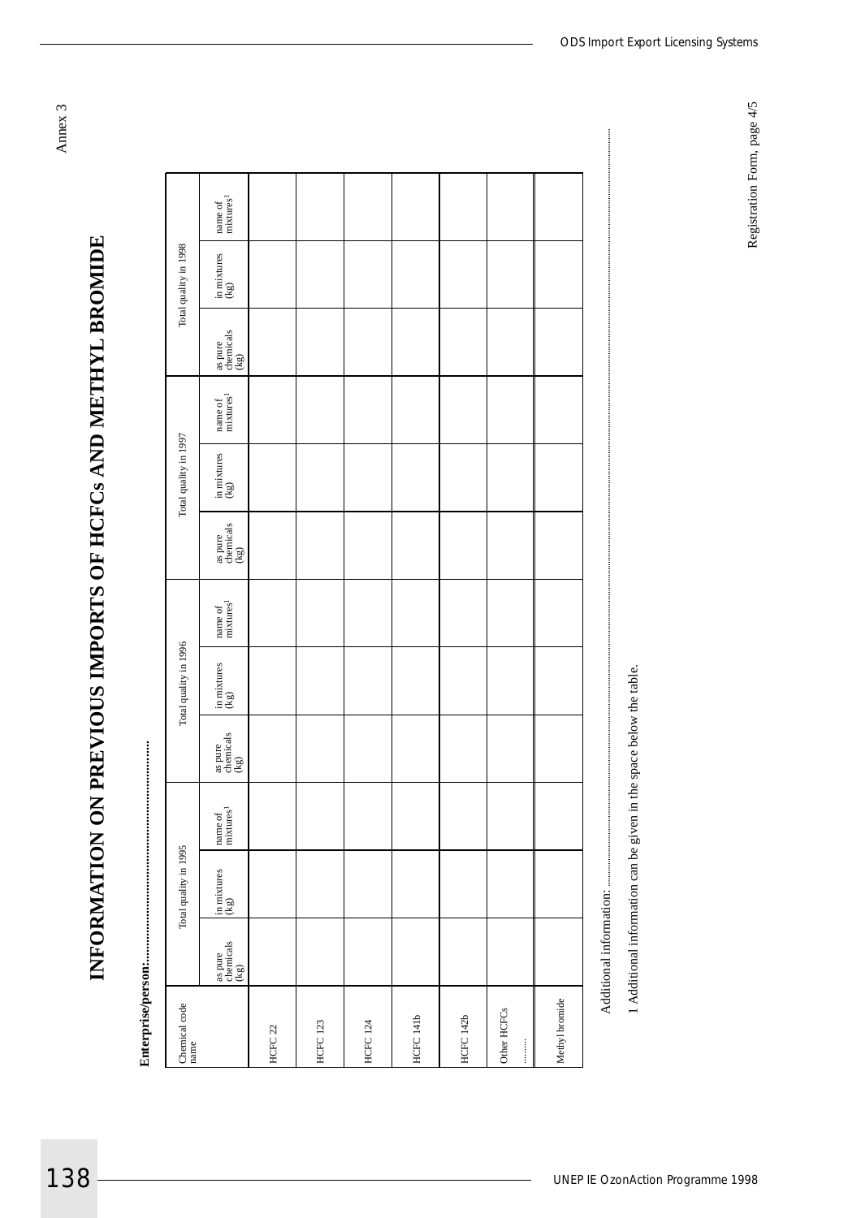Annex 3

# INFORMATION ON PREVIOUS IMPORTS OF HCFCs AND METHYL BROMIDE

**Enterprise/person:..........................................................**

| Chemical code name | Total quality in 1995 | | | Total quality in 1996 | | | Total quality in 1997 | | | Total quality in 1998 | | |
|---|---|---|---|---|---|---|---|---|---|---|---|---|
| | as pure chemicals (kg) | in mixtures (kg) | name of mixtures[1] | as pure chemicals (kg) | in mixtures (kg) | name of mixtures[1] | as pure chemicals (kg) | in mixtures (kg) | name of mixtures[1] | as pure chemicals (kg) | in mixtures (kg) | name of mixtures[1] |
| HCFC 22 | | | | | | | | | | | | |
| HCFC 123 | | | | | | | | | | | | |
| HCFC 124 | | | | | | | | | | | | |
| HCFC 141b | | | | | | | | | | | | |
| HCFC 142b | | | | | | | | | | | | |
| Other HCFCs | | | | | | | | | | | | |
| ......... | | | | | | | | | | | | |
| Methyl bromide | | | | | | | | | | | | |

Additional information: ..........................................................................................................................................................................

1 Additional information can be given in the space below the table.

Registration Form, page 4/5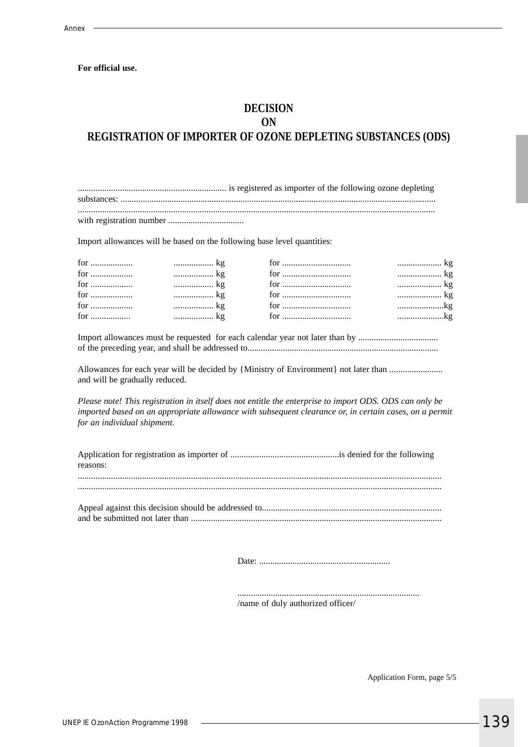**For official use.**

# DECISION
# ON
# REGISTRATION OF IMPORTER OF OZONE DEPLETING SUBSTANCES (ODS)

.................................................................. is registered as importer of the following ozone depleting substances: ..........................................................................................................................................
..............................................................................................................................................................
with registration number ..................................

Import allowances will be based on the following base level quantities:

| | | | |
|---|---|---|---|
| for ................... | .................. kg | for ............................... | .................... kg |
| for ................... | .................. kg | for ............................... | .................... kg |
| for ................... | .................. kg | for ............................... | .................... kg |
| for ................... | .................. kg | for ............................... | .................... kg |
| for ................... | .................. kg | for ............................... | .....................kg |
| for .................. | .................. kg | for ............................... | .....................kg |

Import allowances must be requested for each calendar year not later than by ....................................
of the preceding year, and shall be addressed to.....................................................................................

Allowances for each year will be decided by {Ministry of Environment} not later than ........................
and will be gradually reduced.

*Please note! This registration in itself does not entitle the enterprise to import ODS. ODS can only be imported based on an appropriate allowance with subsequent clearance or, in certain cases, on a permit for an individual shipment.*

Application for registration as importer of .................................................is denied for the following reasons:
.................................................................................................................................................................
.................................................................................................................................................................

Appeal against this decision should be addressed to................................................................................
and be submitted not later than ................................................................................................................

Date: ...........................................................

.................................................................................
/name of duly authorized officer/

Application Form, page 5/5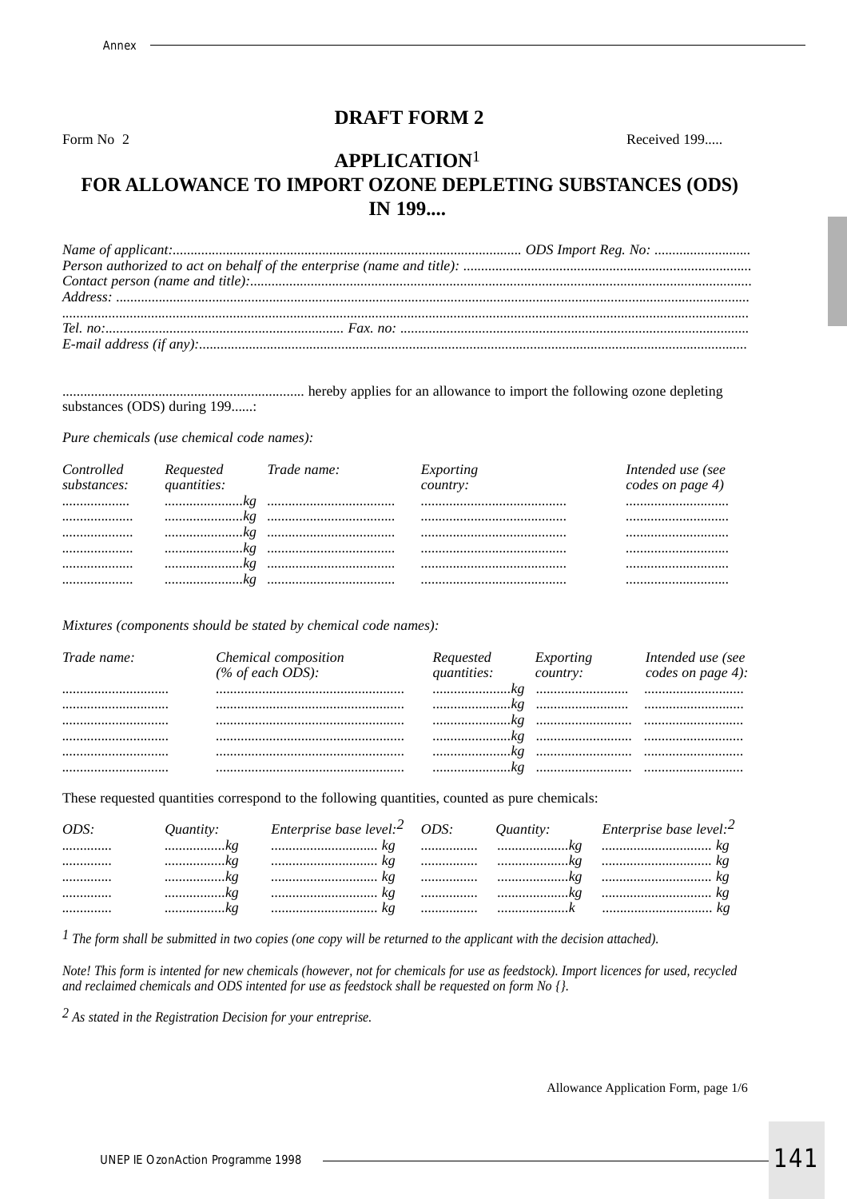## DRAFT FORM 2

Form No 2 Received 199.....

## APPLICATION[1] FOR ALLOWANCE TO IMPORT OZONE DEPLETING SUBSTANCES (ODS) IN 199....

*Name of applicant:................................................................................................ ODS Import Reg. No: ..........................*
*Person authorized to act on behalf of the enterprise (name and title): ...............................................................................*
*Contact person (name and title):.........................................................................................................................................*
*Address: .............................................................................................................................................................................*
*.............................................................................................................................................................................................*
*Tel. no:.................................................................. Fax. no: ...............................................................................................*
*E-mail address (if any):......................................................................................................................................................*

................................................................... hereby applies for an allowance to import the following ozone depleting substances (ODS) during 199......:

*Pure chemicals (use chemical code names):*

| *Controlled substances:* | *Requested quantities:* | *Trade name:* | *Exporting country:* | *Intended use (see codes on page 4)* |
|---|---|---|---|---|
| ................... | ......................*kg* | .................................... | ......................................... | ............................. |
| ................... | ......................*kg* | .................................... | ......................................... | ............................. |
| ................... | ......................*kg* | .................................... | ......................................... | ............................. |
| ................... | ......................*kg* | .................................... | ......................................... | ............................. |
| ................... | ......................*kg* | .................................... | ......................................... | ............................. |
| ................... | ......................*kg* | .................................... | ......................................... | ............................. |

*Mixtures (components should be stated by chemical code names):*

| *Trade name:* | *Chemical composition (% of each ODS):* | *Requested quantities:* | *Exporting country:* | *Intended use (see codes on page 4):* |
|---|---|---|---|---|
| .............................. | .................................................... | ......................*kg* | .......................... | ........................... |
| .............................. | .................................................... | ......................*kg* | .......................... | ........................... |
| .............................. | .................................................... | ......................*kg* | .......................... | ........................... |
| .............................. | .................................................... | ......................*kg* | .......................... | ........................... |
| .............................. | .................................................... | ......................*kg* | .......................... | ........................... |
| .............................. | .................................................... | ......................*kg* | .......................... | ........................... |

These requested quantities correspond to the following quantities, counted as pure chemicals:

| *ODS:* | *Quantity:* | *Enterprise base level:*[2] | *ODS:* | *Quantity:* | *Enterprise base level:*[2] |
|---|---|---|---|---|---|
| .............. | .................*kg* | .............................. *kg* | ................ | ....................*kg* | ............................... *kg* |
| .............. | .................*kg* | .............................. *kg* | ................ | ....................*kg* | ............................... *kg* |
| .............. | .................*kg* | .............................. *kg* | ................ | ....................*kg* | ............................... *kg* |
| .............. | .................*kg* | .............................. *kg* | ................ | ....................*kg* | ............................... *kg* |
| .............. | .................*kg* | .............................. *kg* | ................ | ....................*k* | ............................... *kg* |

*[1] The form shall be submitted in two copies (one copy will be returned to the applicant with the decision attached).*

*Note! This form is intented for new chemicals (however, not for chemicals for use as feedstock). Import licences for used, recycled and reclaimed chemicals and ODS intented for use as feedstock shall be requested on form No {}.*

*[2] As stated in the Registration Decision for your entreprise.*

Allowance Application Form, page 1/6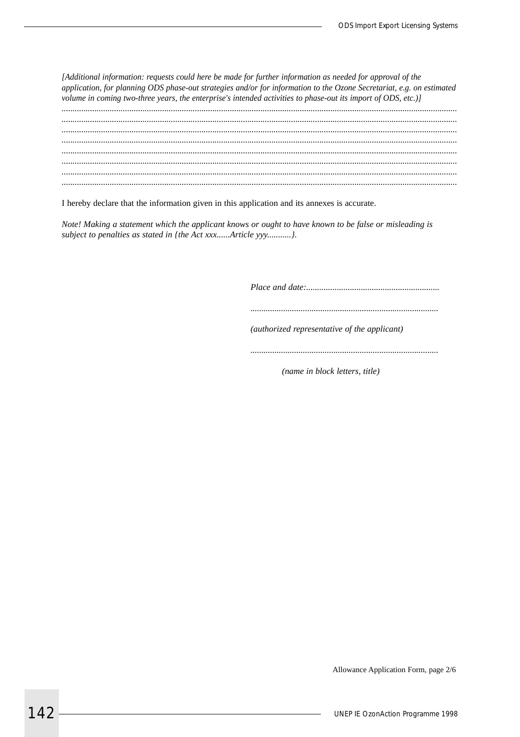*[Additional information: requests could here be made for further information as needed for approval of the application, for planning ODS phase-out strategies and/or for information to the Ozone Secretariat, e.g. on estimated volume in coming two-three years, the enterprise's intended activities to phase-out its import of ODS, etc.)]*

.................................................................................................................................................................................

.................................................................................................................................................................................

.................................................................................................................................................................................

.................................................................................................................................................................................

.................................................................................................................................................................................

.................................................................................................................................................................................

.................................................................................................................................................................................

.................................................................................................................................................................................

I hereby declare that the information given in this application and its annexes is accurate.

*Note! Making a statement which the applicant knows or ought to have known to be false or misleading is subject to penalties as stated in {the Act xxx......Article yyy..........}.*

*Place and date:............................................................*

....................................................................................

*(authorized representative of the applicant)*

....................................................................................

*(name in block letters, title)*

Allowance Application Form, page 2/6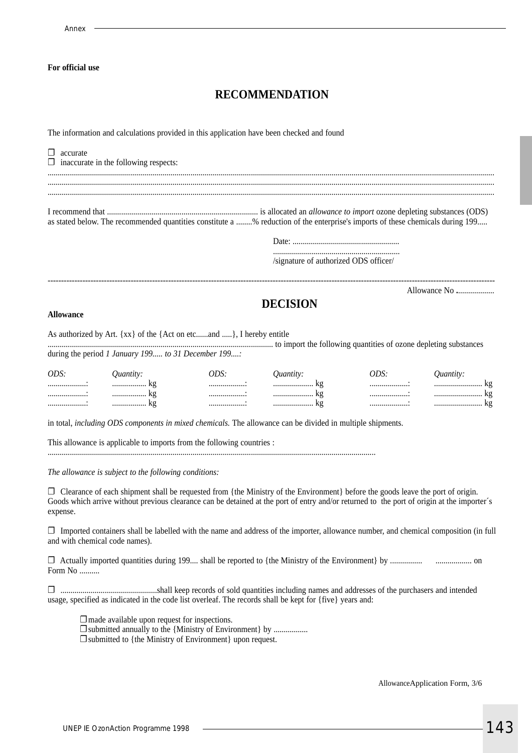**For official use**

# RECOMMENDATION

The information and calculations provided in this application have been checked and found

❒ accurate
❒ inaccurate in the following respects:

....................................................................................................................................................................................................
....................................................................................................................................................................................................
....................................................................................................................................................................................................

I recommend that ........................................................................... is allocated an *allowance to import* ozone depleting substances (ODS) as stated below. The recommended quantities constitute a ........% reduction of the enterprise's imports of these chemicals during 199.....

Date: ......................................................

...............................................................
/signature of authorized ODS officer/

---

Allowance No ..................

# DECISION

**Allowance**

As authorized by Art. {xx} of the {Act on etc......and .....}, I hereby entitle ................................................................................................................ to import the following quantities of ozone depleting substances during the period *1 January 199..... to 31 December 199....:*

| *ODS:* | *Quantity:* | *ODS:* | *Quantity:* | *ODS:* | *Quantity:* |
|---|---|---|---|---|---|
| ...................: | ................. kg | ..................: | .................... kg | ...................: | ........................ kg |
| ...................: | ................. kg | ..................: | .................... kg | ...................: | ........................ kg |
| ...................: | ................. kg | ..................: | .................... kg | ...................: | ........................ kg |

in total, *including ODS components in mixed chemicals.* The allowance can be divided in multiple shipments.

This allowance is applicable to imports from the following countries :
..................................................................................................................................................................

*The allowance is subject to the following conditions:*

❒ Clearance of each shipment shall be requested from {the Ministry of the Environment} before the goods leave the port of origin. Goods which arrive without previous clearance can be detained at the port of entry and/or returned to the port of origin at the importer´s expense.

❒ Imported containers shall be labelled with the name and address of the importer, allowance number, and chemical composition (in full and with chemical code names).

❒ Actually imported quantities during 199.... shall be reported to {the Ministry of the Environment} by ................ .................. on Form No ..........

❒ ...............................................shall keep records of sold quantities including names and addresses of the purchasers and intended usage, specified as indicated in the code list overleaf. The records shall be kept for {five} years and:

- ❒ made available upon request for inspections.
- ❒ submitted annually to the {Ministry of Environment} by .................
- ❒ submitted to {the Ministry of Environment} upon request.

AllowanceApplication Form, 3/6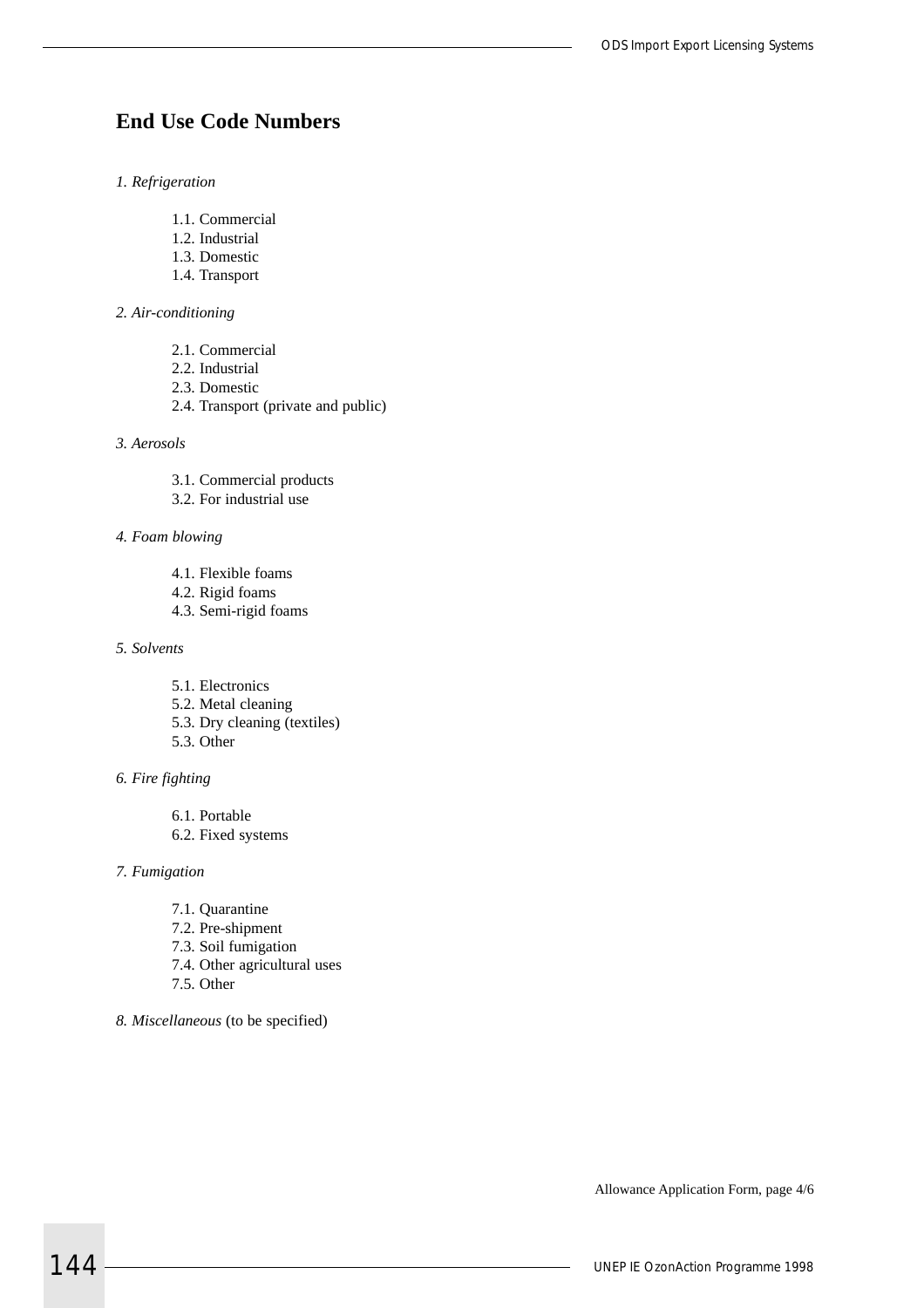## End Use Code Numbers

*1. Refrigeration*

- 1.1. Commercial
- 1.2. Industrial
- 1.3. Domestic
- 1.4. Transport

*2. Air-conditioning*

- 2.1. Commercial
- 2.2. Industrial
- 2.3. Domestic
- 2.4. Transport (private and public)

*3. Aerosols*

- 3.1. Commercial products
- 3.2. For industrial use

*4. Foam blowing*

- 4.1. Flexible foams
- 4.2. Rigid foams
- 4.3. Semi-rigid foams

*5. Solvents*

- 5.1. Electronics
- 5.2. Metal cleaning
- 5.3. Dry cleaning (textiles)
- 5.3. Other

*6. Fire fighting*

- 6.1. Portable
- 6.2. Fixed systems

*7. Fumigation*

- 7.1. Quarantine
- 7.2. Pre-shipment
- 7.3. Soil fumigation
- 7.4. Other agricultural uses
- 7.5. Other

*8. Miscellaneous* (to be specified)

Allowance Application Form, page 4/6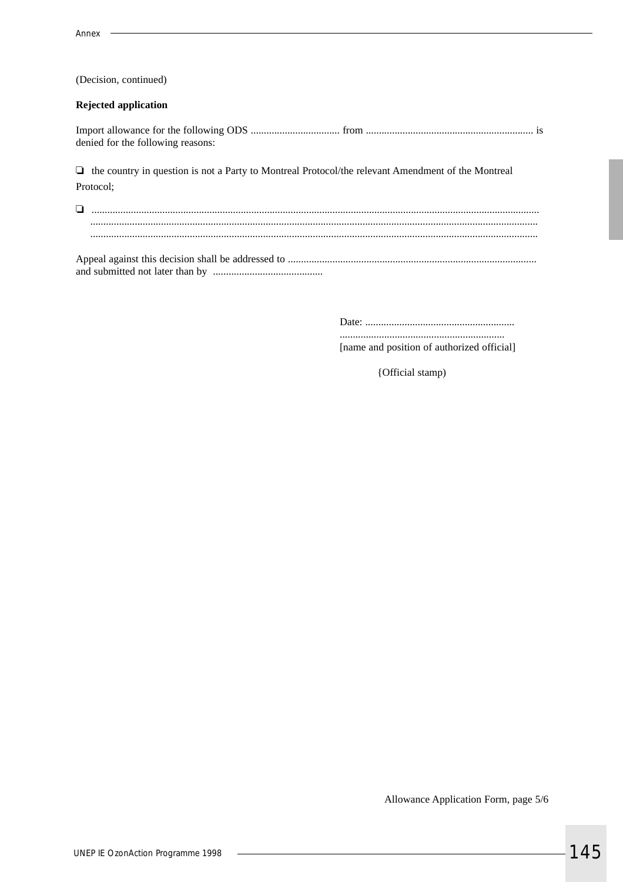(Decision, continued)

**Rejected application**

Import allowance for the following ODS .................................. from ............................................................... is denied for the following reasons:

❑ the country in question is not a Party to Montreal Protocol/the relevant Amendment of the Montreal Protocol;

❑ ........................................................................................................................................................................
........................................................................................................................................................................
........................................................................................................................................................................

Appeal against this decision shall be addressed to ............................................................................................. and submitted not later than by ..........................................

Date: .........................................................
...............................................................
[name and position of authorized official]

{Official stamp)

Allowance Application Form, page 5/6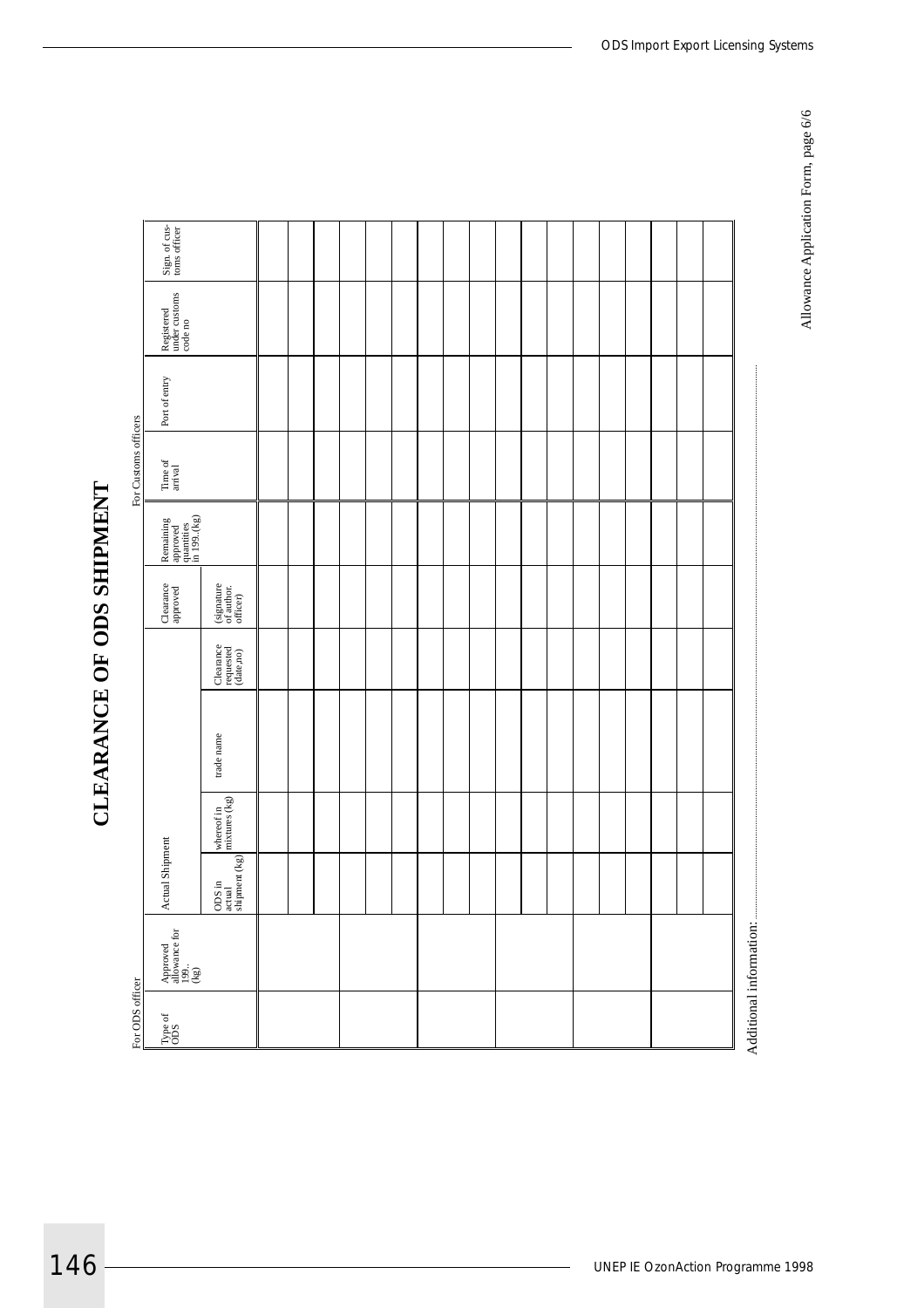# CLEARANCE OF ODS SHIPMENT

| For ODS officer | | For Customs officers | | | | | | | | | |
|---|---|---|---|---|---|---|---|---|---|---|---|
| Type of ODS | Approved allowance for 199.. (kg) | Actual Shipment | | | | Clearance approved | Remaining approved quantities in 199.(kg) | Time of arrival | Port of entry | Registered under customs code no | Sign. of customs officer |
| | | ODS in actual shipment (kg) | whereof in mixtures (kg) | trade name | Clearance requested (date,no) | (signature of author. officer) | | | | | |
| | | | | | | | | | | | |
| | | | | | | | | | | | |
| | | | | | | | | | | | |
| | | | | | | | | | | | |
| | | | | | | | | | | | |
| | | | | | | | | | | | |
| | | | | | | | | | | | |
| | | | | | | | | | | | |
| | | | | | | | | | | | |
| | | | | | | | | | | | |
| | | | | | | | | | | | |
| | | | | | | | | | | | |
| | | | | | | | | | | | |
| | | | | | | | | | | | |
| | | | | | | | | | | | |
| | | | | | | | | | | | |
| | | | | | | | | | | | |
| | | | | | | | | | | | |

Additional information:.........................................................................................................................

Allowance Application Form, page 6/6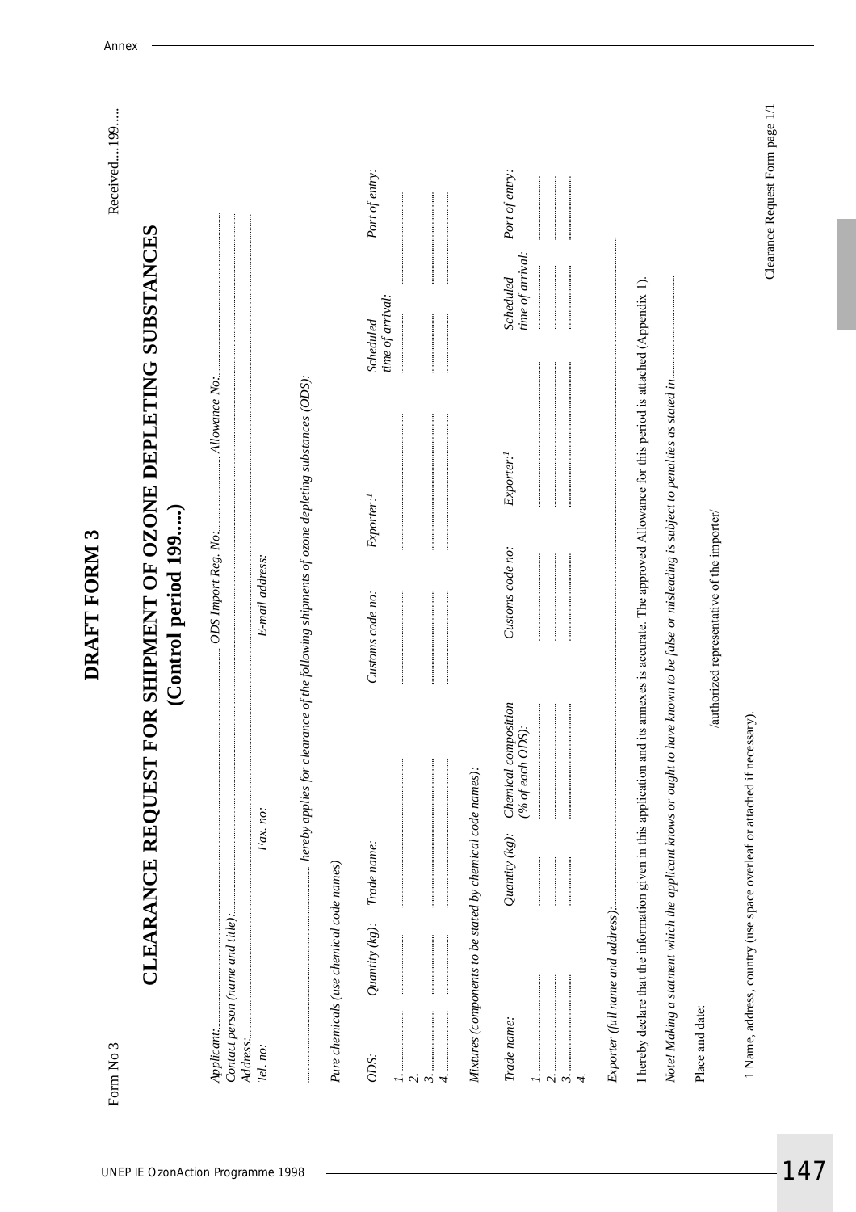Form No 3

Received....199.....

# DRAFT FORM 3

## CLEARANCE REQUEST FOR SHIPMENT OF OZONE DEPLETING SUBSTANCES

## (Control period 199.....)

*Applicant:* .................................................................. *ODS Import Reg. No:* .................. *Allowance No:* ..................................................

*Contact person (name and title):* ..................................................................................................................................................................

*Address:* ...............................................................................................................................................................................................

*Tel. no:* ................................ *Fax. no:* ................................ *E-mail address:* ..............................................................................................

.............................. *hereby applies for clearance of the following shipments of ozone depleting substances (ODS):*

*Pure chemicals (use chemical code names)*

| *ODS:* | *Quantity (kg):* | *Trade name:* | *Customs code no:* | *Exporter:*[1] | *Scheduled time of arrival:* | *Port of entry:* |
|---|---|---|---|---|---|---|
| *1.* .......... | .......... | .......... | .......... | .......... | .......... | .......... |
| *2.* .......... | .......... | .......... | .......... | .......... | .......... | .......... |
| *3.* .......... | .......... | .......... | .......... | .......... | .......... | .......... |
| *4.* .......... | .......... | .......... | .......... | .......... | .......... | .......... |

*Mixtures (components to be stated by chemical code names):*

| *Trade name:* | *Quantity (kg):* | *Chemical composition (% of each ODS):* | *Customs code no:* | *Exporter:*[1] | *Scheduled time of arrival:* | *Port of entry:* |
|---|---|---|---|---|---|---|
| *1.* .......... | .......... | .......... | .......... | .......... | .......... | .......... |
| *2.* .......... | .......... | .......... | .......... | .......... | .......... | .......... |
| *3.* .......... | .......... | .......... | .......... | .......... | .......... | .......... |
| *4.* .......... | .......... | .......... | .......... | .......... | .......... | .......... |

*Exporter (full name and address):* ...............................................................................................................................................

I hereby declare that the information given in this application and its annexes is accurate. The approved Allowance for this period is attached (Appendix 1).

*Note! Making a statment which the applicant knows or ought to have known to be false or misleading is subject to penalties as stated in* ..............................

Place and date: .............................................. ..........................................................

/authorized representative of the importer/

1 Name, address, country (use space overleaf or attached if necessary).

Clearance Request Form page 1/1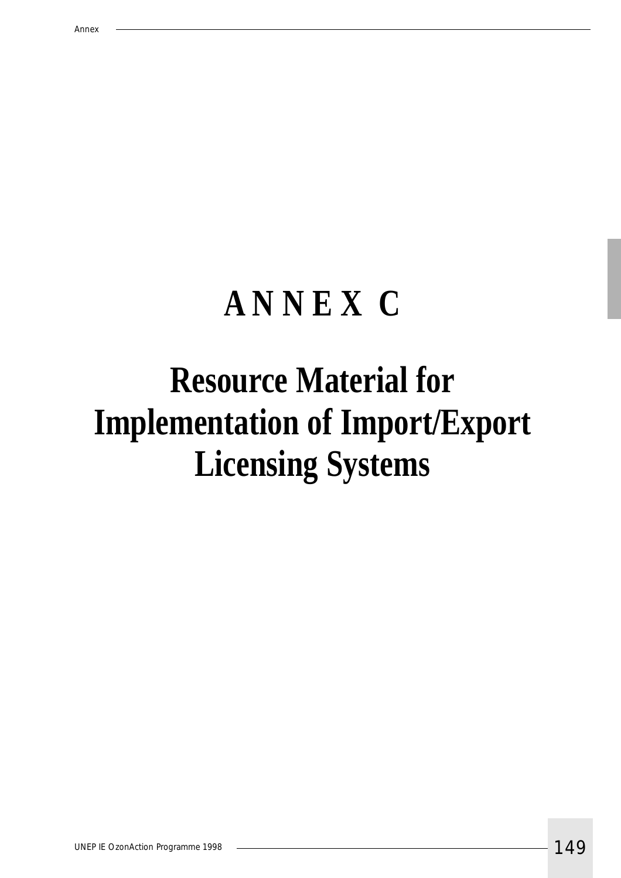# ANNEX C

# Resource Material for Implementation of Import/Export Licensing Systems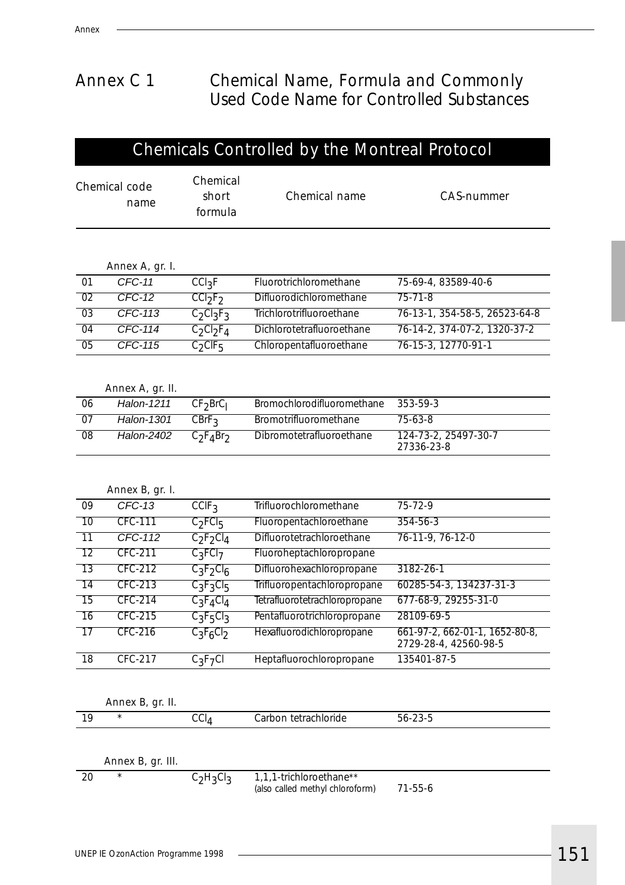# Annex C 1 Chemical Name, Formula and Commonly Used Code Name for Controlled Substances

## Chemicals Controlled by the Montreal Protocol

| | Chemical code name | Chemical short formula | Chemical name | CAS-nummer |
|---|---|---|---|---|
| | Annex A, gr. I. | | | |
| 01 | *CFC-11* | $CCl_3F$ | Fluorotrichloromethane | 75-69-4, 83589-40-6 |
| 02 | *CFC-12* | $CCl_2F_2$ | Difluorodichloromethane | 75-71-8 |
| 03 | *CFC-113* | $C_2Cl_3F_3$ | Trichlorotrifluoroethane | 76-13-1, 354-58-5, 26523-64-8 |
| 04 | *CFC-114* | $C_2Cl_2F_4$ | Dichlorotetrafluoroethane | 76-14-2, 374-07-2, 1320-37-2 |
| 05 | *CFC-115* | $C_2ClF_5$ | Chloropentafluoroethane | 76-15-3, 12770-91-1 |
| | Annex A, gr. II. | | | |
| 06 | *Halon-1211* | $CF_2BrCl$ | Bromochlorodifluoromethane | 353-59-3 |
| 07 | *Halon-1301* | $CBrF_3$ | Bromotrifluoromethane | 75-63-8 |
| 08 | *Halon-2402* | $C_2F_4Br_2$ | Dibromotetrafluoroethane | 124-73-2, 25497-30-7 27336-23-8 |
| | Annex B, gr. I. | | | |
| 09 | *CFC-13* | $CClF_3$ | Trifluorochloromethane | 75-72-9 |
| 10 | CFC-111 | $C_2FCl_5$ | Fluoropentachloroethane | 354-56-3 |
| 11 | *CFC-112* | $C_2F_2Cl_4$ | Difluorotetrachloroethane | 76-11-9, 76-12-0 |
| 12 | CFC-211 | $C_3FCl_7$ | Fluoroheptachloropropane | |
| 13 | CFC-212 | $C_3F_2Cl_6$ | Difluorohexachloropropane | 3182-26-1 |
| 14 | CFC-213 | $C_3F_3Cl_5$ | Trifluoropentachloropropane | 60285-54-3, 134237-31-3 |
| 15 | CFC-214 | $C_3F_4Cl_4$ | Tetrafluorotetrachloropropane | 677-68-9, 29255-31-0 |
| 16 | CFC-215 | $C_3F_5Cl_3$ | Pentafluorotrichloropropane | 28109-69-5 |
| 17 | CFC-216 | $C_3F_6Cl_2$ | Hexafluorodichloropropane | 661-97-2, 662-01-1, 1652-80-8, 2729-28-4, 42560-98-5 |
| 18 | CFC-217 | $C_3F_7Cl$ | Heptafluorochloropropane | 135401-87-5 |
| | Annex B, gr. II. | | | |
| 19 | * | $CCl_4$ | Carbon tetrachloride | 56-23-5 |
| | Annex B, gr. III. | | | |
| 20 | * | $C_2H_3Cl_3$ | 1,1,1-trichloroethane** (also called methyl chloroform) | 71-55-6 |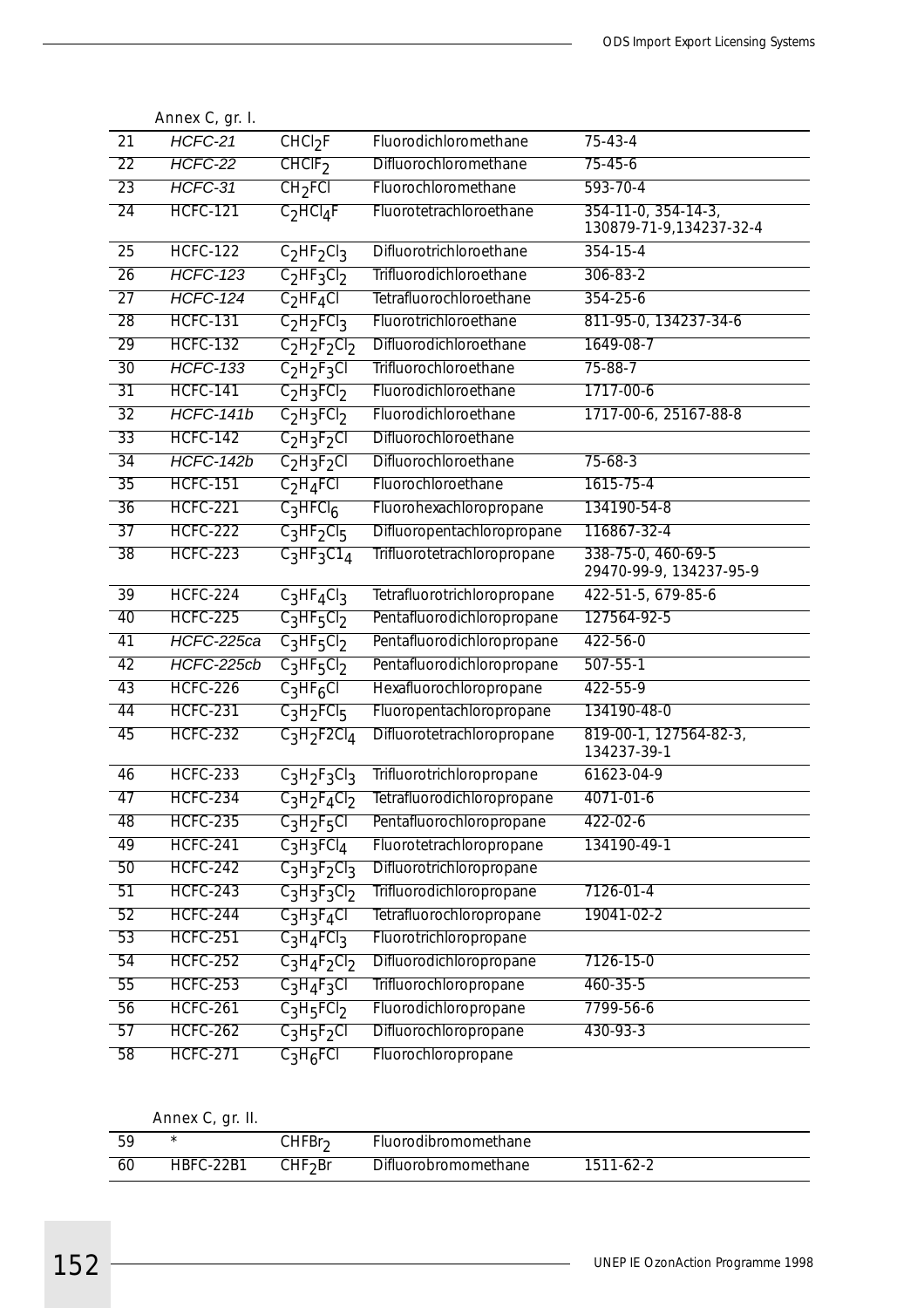Annex C, gr. I.

| | | | | |
|---|---|---|---|---|
| 21 | *HCFC-21* | $CHCl_2F$ | Fluorodichloromethane | 75-43-4 |
| 22 | *HCFC-22* | $CHClF_2$ | Difluorochloromethane | 75-45-6 |
| 23 | *HCFC-31* | $CH_2FCl$ | Fluorochloromethane | 593-70-4 |
| 24 | HCFC-121 | $C_2HCl_4F$ | Fluorotetrachloroethane | 354-11-0, 354-14-3, 130879-71-9,134237-32-4 |
| 25 | HCFC-122 | $C_2HF_2Cl_3$ | Difluorotrichloroethane | 354-15-4 |
| 26 | *HCFC-123* | $C_2HF_3Cl_2$ | Trifluorodichloroethane | 306-83-2 |
| 27 | *HCFC-124* | $C_2HF_4Cl$ | Tetrafluorochloroethane | 354-25-6 |
| 28 | HCFC-131 | $C_2H_2FCl_3$ | Fluorotrichloroethane | 811-95-0, 134237-34-6 |
| 29 | HCFC-132 | $C_2H_2F_2Cl_2$ | Difluorodichloroethane | 1649-08-7 |
| 30 | *HCFC-133* | $C_2H_2F_3Cl$ | Trifluorochloroethane | 75-88-7 |
| 31 | HCFC-141 | $C_2H_3FCl_2$ | Fluorodichloroethane | 1717-00-6 |
| 32 | *HCFC-141b* | $C_2H_3FCl_2$ | Fluorodichloroethane | 1717-00-6, 25167-88-8 |
| 33 | HCFC-142 | $C_2H_3F_2Cl$ | Difluorochloroethane | |
| 34 | *HCFC-142b* | $C_2H_3F_2Cl$ | Difluorochloroethane | 75-68-3 |
| 35 | HCFC-151 | $C_2H_4FCl$ | Fluorochloroethane | 1615-75-4 |
| 36 | HCFC-221 | $C_3HFCl_6$ | Fluorohexachloropropane | 134190-54-8 |
| 37 | HCFC-222 | $C_3HF_2Cl_5$ | Difluoropentachloropropane | 116867-32-4 |
| 38 | HCFC-223 | $C_3HF_3C1_4$ | Trifluorotetrachloropropane | 338-75-0, 460-69-5 29470-99-9, 134237-95-9 |
| 39 | HCFC-224 | $C_3HF_4Cl_3$ | Tetrafluorotrichloropropane | 422-51-5, 679-85-6 |
| 40 | HCFC-225 | $C_3HF_5Cl_2$ | Pentafluorodichloropropane | 127564-92-5 |
| 41 | *HCFC-225ca* | $C_3HF_5Cl_2$ | Pentafluorodichloropropane | 422-56-0 |
| 42 | *HCFC-225cb* | $C_3HF_5Cl_2$ | Pentafluorodichloropropane | 507-55-1 |
| 43 | HCFC-226 | $C_3HF_6Cl$ | Hexafluorochloropropane | 422-55-9 |
| 44 | HCFC-231 | $C_3H_2FCl_5$ | Fluoropentachloropropane | 134190-48-0 |
| 45 | HCFC-232 | $C_3H_2F2Cl_4$ | Difluorotetrachloropropane | 819-00-1, 127564-82-3, 134237-39-1 |
| 46 | HCFC-233 | $C_3H_2F_3Cl_3$ | Trifluorotrichloropropane | 61623-04-9 |
| 47 | HCFC-234 | $C_3H_2F_4Cl_2$ | Tetrafluorodichloropropane | 4071-01-6 |
| 48 | HCFC-235 | $C_3H_2F_5Cl$ | Pentafluorochloropropane | 422-02-6 |
| 49 | HCFC-241 | $C_3H_3FCl_4$ | Fluorotetrachloropropane | 134190-49-1 |
| 50 | HCFC-242 | $C_3H_3F_2Cl_3$ | Difluorotrichloropropane | |
| 51 | HCFC-243 | $C_3H_3F_3Cl_2$ | Trifluorodichloropropane | 7126-01-4 |
| 52 | HCFC-244 | $C_3H_3F_4Cl$ | Tetrafluorochloropropane | 19041-02-2 |
| 53 | HCFC-251 | $C_3H_4FCl_3$ | Fluorotrichloropropane | |
| 54 | HCFC-252 | $C_3H_4F_2Cl_2$ | Difluorodichloropropane | 7126-15-0 |
| 55 | HCFC-253 | $C_3H_4F_3Cl$ | Trifluorochloropropane | 460-35-5 |
| 56 | HCFC-261 | $C_3H_5FCl_2$ | Fluorodichloropropane | 7799-56-6 |
| 57 | HCFC-262 | $C_3H_5F_2Cl$ | Difluorochloropropane | 430-93-3 |
| 58 | HCFC-271 | $C_3H_6FCl$ | Fluorochloropropane | |

Annex C, gr. II.

| | | | | |
|---|---|---|---|---|
| 59 | * | $CHFBr_2$ | Fluorodibromomethane | |
| 60 | HBFC-22B1 | $CHF_2Br$ | Difluorobromomethane | 1511-62-2 |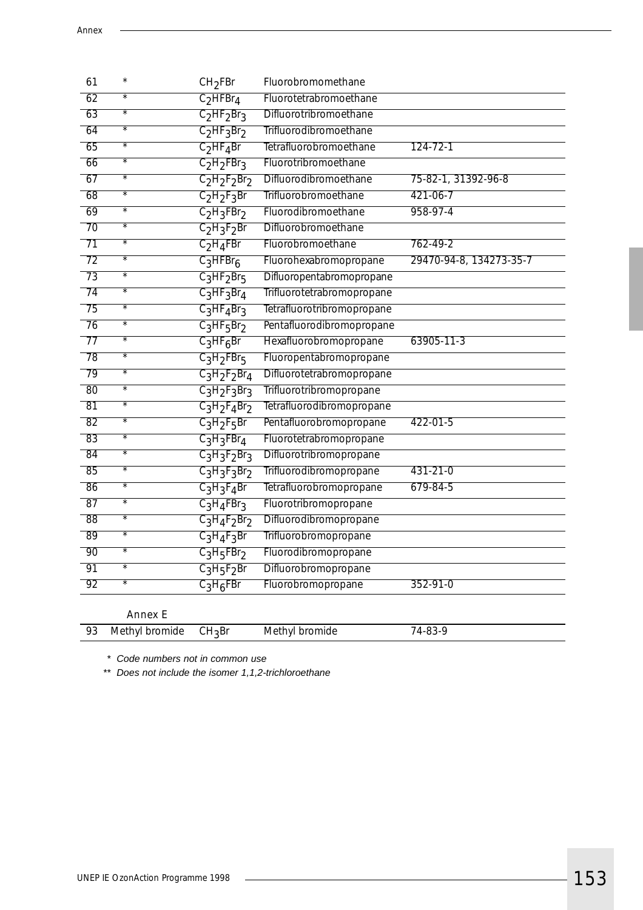| | | | | |
|---|---|---|---|---|
| 61 | * | $CH_2FBr$ | Fluorobromomethane | |
| 62 | * | $C_2HFBr_4$ | Fluorotetrabromoethane | |
| 63 | * | $C_2HF_2Br_3$ | Difluorotribromoethane | |
| 64 | * | $C_2HF_3Br_2$ | Trifluorodibromoethane | |
| 65 | * | $C_2HF_4Br$ | Tetrafluorobromoethane | 124-72-1 |
| 66 | * | $C_2H_2FBr_3$ | Fluorotribromoethane | |
| 67 | * | $C_2H_2F_2Br_2$ | Difluorodibromoethane | 75-82-1, 31392-96-8 |
| 68 | * | $C_2H_2F_3Br$ | Trifluorobromoethane | 421-06-7 |
| 69 | * | $C_2H_3FBr_2$ | Fluorodibromoethane | 958-97-4 |
| 70 | * | $C_2H_3F_2Br$ | Difluorobromoethane | |
| 71 | * | $C_2H_4FBr$ | Fluorobromoethane | 762-49-2 |
| 72 | * | $C_3HFBr_6$ | Fluorohexabromopropane | 29470-94-8, 134273-35-7 |
| 73 | * | $C_3HF_2Br_5$ | Difluoropentabromopropane | |
| 74 | * | $C_3HF_3Br_4$ | Trifluorotetrabromopropane | |
| 75 | * | $C_3HF_4Br_3$ | Tetrafluorotribromopropane | |
| 76 | * | $C_3HF_5Br_2$ | Pentafluorodibromopropane | |
| 77 | * | $C_3HF_6Br$ | Hexafluorobromopropane | 63905-11-3 |
| 78 | * | $C_3H_2FBr_5$ | Fluoropentabromopropane | |
| 79 | * | $C_3H_2F_2Br_4$ | Difluorotetrabromopropane | |
| 80 | * | $C_3H_2F_3Br_3$ | Trifluorotribromopropane | |
| 81 | * | $C_3H_2F_4Br_2$ | Tetrafluorodibromopropane | |
| 82 | * | $C_3H_2F_5Br$ | Pentafluorobromopropane | 422-01-5 |
| 83 | * | $C_3H_3FBr_4$ | Fluorotetrabromopropane | |
| 84 | * | $C_3H_3F_2Br_3$ | Difluorotribromopropane | |
| 85 | * | $C_3H_3F_3Br_2$ | Trifluorodibromopropane | 431-21-0 |
| 86 | * | $C_3H_3F_4Br$ | Tetrafluorobromopropane | 679-84-5 |
| 87 | * | $C_3H_4FBr_3$ | Fluorotribromopropane | |
| 88 | * | $C_3H_4F_2Br_2$ | Difluorodibromopropane | |
| 89 | * | $C_3H_4F_3Br$ | Trifluorobromopropane | |
| 90 | * | $C_3H_5FBr_2$ | Fluorodibromopropane | |
| 91 | * | $C_3H_5F_2Br$ | Difluorobromopropane | |
| 92 | * | $C_3H_6FBr$ | Fluorobromopropane | 352-91-0 |
| | Annex E | | | |
| 93 | Methyl bromide | $CH_3Br$ | Methyl bromide | 74-83-9 |

\* *Code numbers not in common use*

\*\* *Does not include the isomer 1,1,2-trichloroethane*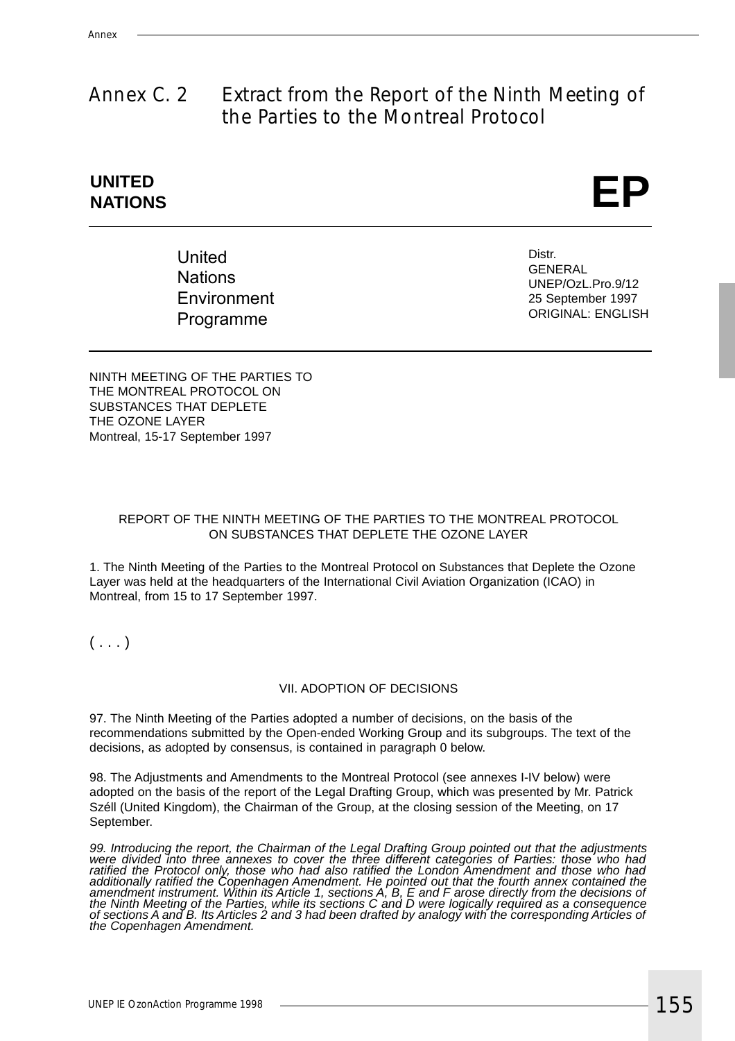# Annex C. 2 Extract from the Report of the Ninth Meeting of the Parties to the Montreal Protocol

**UNITED NATIONS** **EP**

United Nations Environment Programme

Distr.
GENERAL
UNEP/OzL.Pro.9/12
25 September 1997
ORIGINAL: ENGLISH

NINTH MEETING OF THE PARTIES TO
THE MONTREAL PROTOCOL ON
SUBSTANCES THAT DEPLETE
THE OZONE LAYER
Montreal, 15-17 September 1997

REPORT OF THE NINTH MEETING OF THE PARTIES TO THE MONTREAL PROTOCOL ON SUBSTANCES THAT DEPLETE THE OZONE LAYER

1. The Ninth Meeting of the Parties to the Montreal Protocol on Substances that Deplete the Ozone Layer was held at the headquarters of the International Civil Aviation Organization (ICAO) in Montreal, from 15 to 17 September 1997.

( . . . )

VII. ADOPTION OF DECISIONS

97. The Ninth Meeting of the Parties adopted a number of decisions, on the basis of the recommendations submitted by the Open-ended Working Group and its subgroups. The text of the decisions, as adopted by consensus, is contained in paragraph 0 below.

98. The Adjustments and Amendments to the Montreal Protocol (see annexes I-IV below) were adopted on the basis of the report of the Legal Drafting Group, which was presented by Mr. Patrick Széll (United Kingdom), the Chairman of the Group, at the closing session of the Meeting, on 17 September.

*99. Introducing the report, the Chairman of the Legal Drafting Group pointed out that the adjustments were divided into three annexes to cover the three different categories of Parties: those who had ratified the Protocol only, those who had also ratified the London Amendment and those who had additionally ratified the Copenhagen Amendment. He pointed out that the fourth annex contained the amendment instrument. Within its Article 1, sections A, B, E and F arose directly from the decisions of the Ninth Meeting of the Parties, while its sections C and D were logically required as a consequence of sections A and B. Its Articles 2 and 3 had been drafted by analogy with the corresponding Articles of the Copenhagen Amendment.*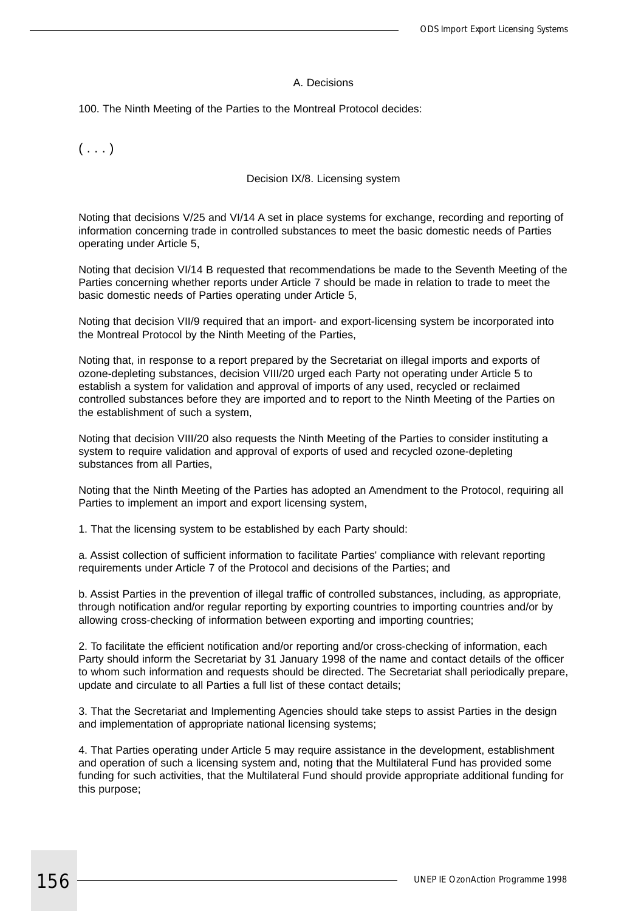### A. Decisions

100. The Ninth Meeting of the Parties to the Montreal Protocol decides:

( . . . )

#### Decision IX/8. Licensing system

Noting that decisions V/25 and VI/14 A set in place systems for exchange, recording and reporting of information concerning trade in controlled substances to meet the basic domestic needs of Parties operating under Article 5,

Noting that decision VI/14 B requested that recommendations be made to the Seventh Meeting of the Parties concerning whether reports under Article 7 should be made in relation to trade to meet the basic domestic needs of Parties operating under Article 5,

Noting that decision VII/9 required that an import- and export-licensing system be incorporated into the Montreal Protocol by the Ninth Meeting of the Parties,

Noting that, in response to a report prepared by the Secretariat on illegal imports and exports of ozone-depleting substances, decision VIII/20 urged each Party not operating under Article 5 to establish a system for validation and approval of imports of any used, recycled or reclaimed controlled substances before they are imported and to report to the Ninth Meeting of the Parties on the establishment of such a system,

Noting that decision VIII/20 also requests the Ninth Meeting of the Parties to consider instituting a system to require validation and approval of exports of used and recycled ozone-depleting substances from all Parties,

Noting that the Ninth Meeting of the Parties has adopted an Amendment to the Protocol, requiring all Parties to implement an import and export licensing system,

1. That the licensing system to be established by each Party should:

a. Assist collection of sufficient information to facilitate Parties' compliance with relevant reporting requirements under Article 7 of the Protocol and decisions of the Parties; and

b. Assist Parties in the prevention of illegal traffic of controlled substances, including, as appropriate, through notification and/or regular reporting by exporting countries to importing countries and/or by allowing cross-checking of information between exporting and importing countries;

2. To facilitate the efficient notification and/or reporting and/or cross-checking of information, each Party should inform the Secretariat by 31 January 1998 of the name and contact details of the officer to whom such information and requests should be directed. The Secretariat shall periodically prepare, update and circulate to all Parties a full list of these contact details;

3. That the Secretariat and Implementing Agencies should take steps to assist Parties in the design and implementation of appropriate national licensing systems;

4. That Parties operating under Article 5 may require assistance in the development, establishment and operation of such a licensing system and, noting that the Multilateral Fund has provided some funding for such activities, that the Multilateral Fund should provide appropriate additional funding for this purpose;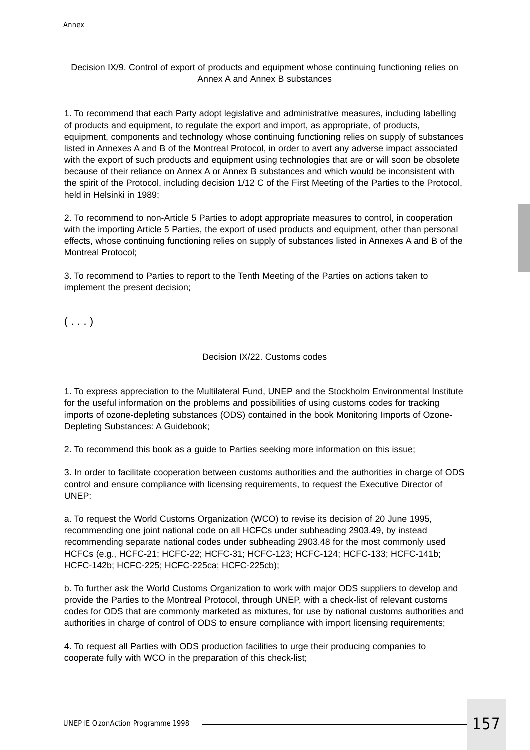## Decision IX/9. Control of export of products and equipment whose continuing functioning relies on Annex A and Annex B substances

1. To recommend that each Party adopt legislative and administrative measures, including labelling of products and equipment, to regulate the export and import, as appropriate, of products, equipment, components and technology whose continuing functioning relies on supply of substances listed in Annexes A and B of the Montreal Protocol, in order to avert any adverse impact associated with the export of such products and equipment using technologies that are or will soon be obsolete because of their reliance on Annex A or Annex B substances and which would be inconsistent with the spirit of the Protocol, including decision 1/12 C of the First Meeting of the Parties to the Protocol, held in Helsinki in 1989;

2. To recommend to non-Article 5 Parties to adopt appropriate measures to control, in cooperation with the importing Article 5 Parties, the export of used products and equipment, other than personal effects, whose continuing functioning relies on supply of substances listed in Annexes A and B of the Montreal Protocol;

3. To recommend to Parties to report to the Tenth Meeting of the Parties on actions taken to implement the present decision;

( . . . )

## Decision IX/22. Customs codes

1. To express appreciation to the Multilateral Fund, UNEP and the Stockholm Environmental Institute for the useful information on the problems and possibilities of using customs codes for tracking imports of ozone-depleting substances (ODS) contained in the book Monitoring Imports of Ozone-Depleting Substances: A Guidebook;

2. To recommend this book as a guide to Parties seeking more information on this issue;

3. In order to facilitate cooperation between customs authorities and the authorities in charge of ODS control and ensure compliance with licensing requirements, to request the Executive Director of UNEP:

a. To request the World Customs Organization (WCO) to revise its decision of 20 June 1995, recommending one joint national code on all HCFCs under subheading 2903.49, by instead recommending separate national codes under subheading 2903.48 for the most commonly used HCFCs (e.g., HCFC-21; HCFC-22; HCFC-31; HCFC-123; HCFC-124; HCFC-133; HCFC-141b; HCFC-142b; HCFC-225; HCFC-225ca; HCFC-225cb);

b. To further ask the World Customs Organization to work with major ODS suppliers to develop and provide the Parties to the Montreal Protocol, through UNEP, with a check-list of relevant customs codes for ODS that are commonly marketed as mixtures, for use by national customs authorities and authorities in charge of control of ODS to ensure compliance with import licensing requirements;

4. To request all Parties with ODS production facilities to urge their producing companies to cooperate fully with WCO in the preparation of this check-list;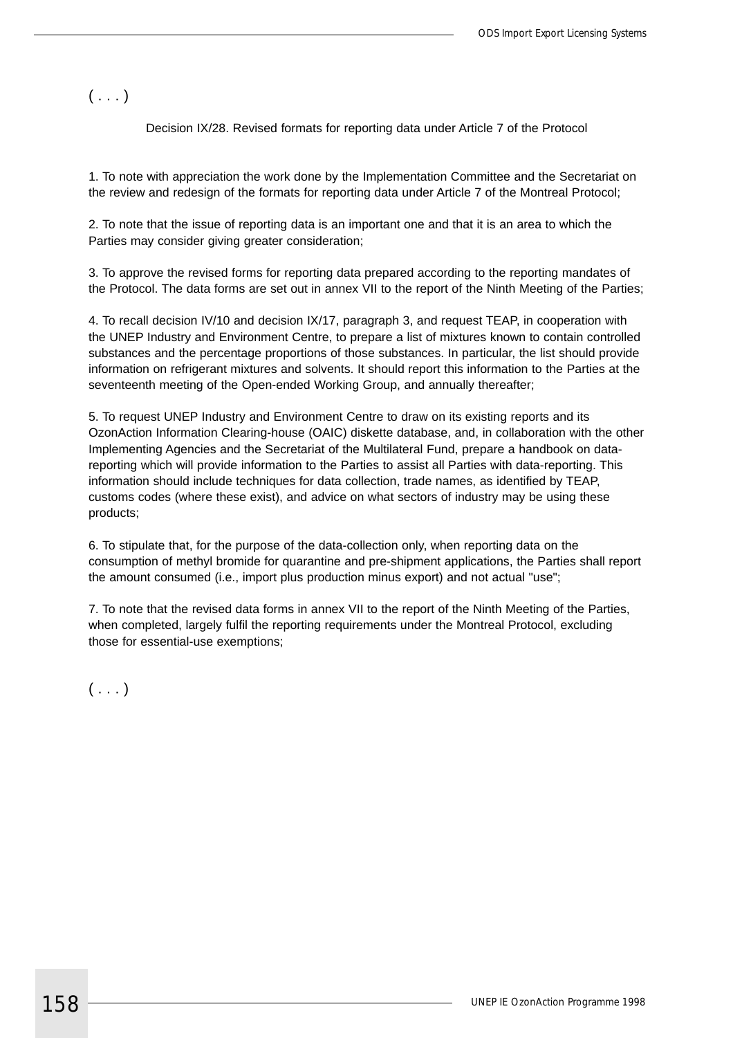( . . . )

Decision IX/28. Revised formats for reporting data under Article 7 of the Protocol

1. To note with appreciation the work done by the Implementation Committee and the Secretariat on the review and redesign of the formats for reporting data under Article 7 of the Montreal Protocol;

2. To note that the issue of reporting data is an important one and that it is an area to which the Parties may consider giving greater consideration;

3. To approve the revised forms for reporting data prepared according to the reporting mandates of the Protocol. The data forms are set out in annex VII to the report of the Ninth Meeting of the Parties;

4. To recall decision IV/10 and decision IX/17, paragraph 3, and request TEAP, in cooperation with the UNEP Industry and Environment Centre, to prepare a list of mixtures known to contain controlled substances and the percentage proportions of those substances. In particular, the list should provide information on refrigerant mixtures and solvents. It should report this information to the Parties at the seventeenth meeting of the Open-ended Working Group, and annually thereafter;

5. To request UNEP Industry and Environment Centre to draw on its existing reports and its OzonAction Information Clearing-house (OAIC) diskette database, and, in collaboration with the other Implementing Agencies and the Secretariat of the Multilateral Fund, prepare a handbook on data-reporting which will provide information to the Parties to assist all Parties with data-reporting. This information should include techniques for data collection, trade names, as identified by TEAP, customs codes (where these exist), and advice on what sectors of industry may be using these products;

6. To stipulate that, for the purpose of the data-collection only, when reporting data on the consumption of methyl bromide for quarantine and pre-shipment applications, the Parties shall report the amount consumed (i.e., import plus production minus export) and not actual "use";

7. To note that the revised data forms in annex VII to the report of the Ninth Meeting of the Parties, when completed, largely fulfil the reporting requirements under the Montreal Protocol, excluding those for essential-use exemptions;

( . . . )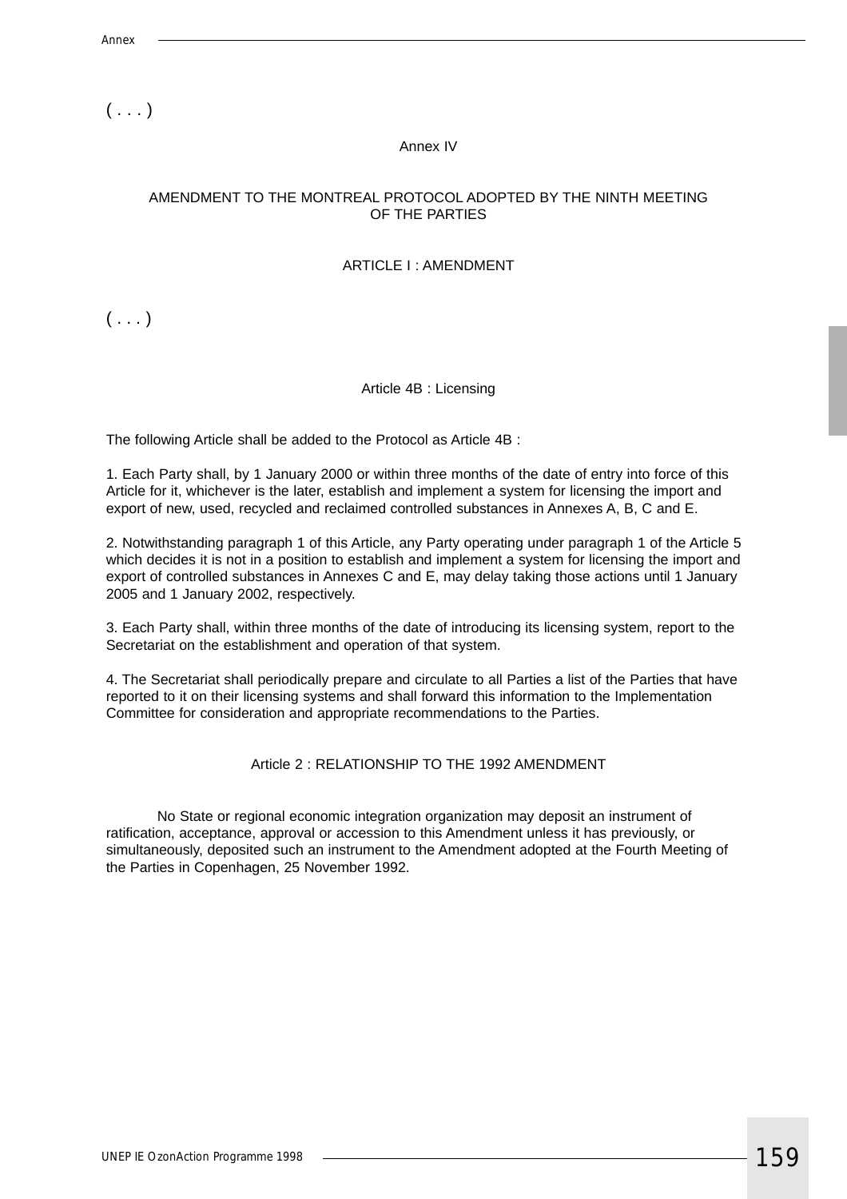( . . . )

## Annex IV

### AMENDMENT TO THE MONTREAL PROTOCOL ADOPTED BY THE NINTH MEETING OF THE PARTIES

### ARTICLE I : AMENDMENT

( . . . )

### Article 4B : Licensing

The following Article shall be added to the Protocol as Article 4B :

1. Each Party shall, by 1 January 2000 or within three months of the date of entry into force of this Article for it, whichever is the later, establish and implement a system for licensing the import and export of new, used, recycled and reclaimed controlled substances in Annexes A, B, C and E.

2. Notwithstanding paragraph 1 of this Article, any Party operating under paragraph 1 of the Article 5 which decides it is not in a position to establish and implement a system for licensing the import and export of controlled substances in Annexes C and E, may delay taking those actions until 1 January 2005 and 1 January 2002, respectively.

3. Each Party shall, within three months of the date of introducing its licensing system, report to the Secretariat on the establishment and operation of that system.

4. The Secretariat shall periodically prepare and circulate to all Parties a list of the Parties that have reported to it on their licensing systems and shall forward this information to the Implementation Committee for consideration and appropriate recommendations to the Parties.

### Article 2 : RELATIONSHIP TO THE 1992 AMENDMENT

No State or regional economic integration organization may deposit an instrument of ratification, acceptance, approval or accession to this Amendment unless it has previously, or simultaneously, deposited such an instrument to the Amendment adopted at the Fourth Meeting of the Parties in Copenhagen, 25 November 1992.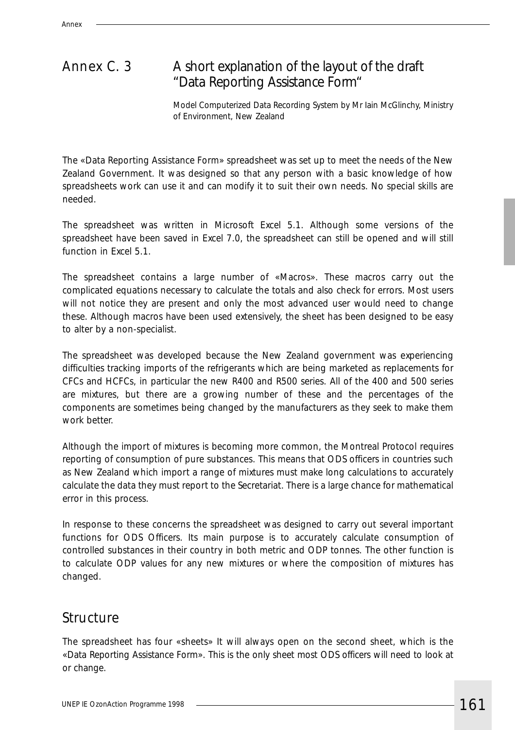# Annex C. 3 A short explanation of the layout of the draft "Data Reporting Assistance Form"

Model Computerized Data Recording System by Mr Iain McGlinchy, Ministry of Environment, New Zealand

The «Data Reporting Assistance Form» spreadsheet was set up to meet the needs of the New Zealand Government. It was designed so that any person with a basic knowledge of how spreadsheets work can use it and can modify it to suit their own needs. No special skills are needed.

The spreadsheet was written in Microsoft Excel 5.1. Although some versions of the spreadsheet have been saved in Excel 7.0, the spreadsheet can still be opened and will still function in Excel 5.1.

The spreadsheet contains a large number of «Macros». These macros carry out the complicated equations necessary to calculate the totals and also check for errors. Most users will not notice they are present and only the most advanced user would need to change these. Although macros have been used extensively, the sheet has been designed to be easy to alter by a non-specialist.

The spreadsheet was developed because the New Zealand government was experiencing difficulties tracking imports of the refrigerants which are being marketed as replacements for CFCs and HCFCs, in particular the new R400 and R500 series. All of the 400 and 500 series are mixtures, but there are a growing number of these and the percentages of the components are sometimes being changed by the manufacturers as they seek to make them work better.

Although the import of mixtures is becoming more common, the Montreal Protocol requires reporting of consumption of pure substances. This means that ODS officers in countries such as New Zealand which import a range of mixtures must make long calculations to accurately calculate the data they must report to the Secretariat. There is a large chance for mathematical error in this process.

In response to these concerns the spreadsheet was designed to carry out several important functions for ODS Officers. Its main purpose is to accurately calculate consumption of controlled substances in their country in both metric and ODP tonnes. The other function is to calculate ODP values for any new mixtures or where the composition of mixtures has changed.

## Structure

The spreadsheet has four «sheets» It will always open on the second sheet, which is the «Data Reporting Assistance Form». This is the only sheet most ODS officers will need to look at or change.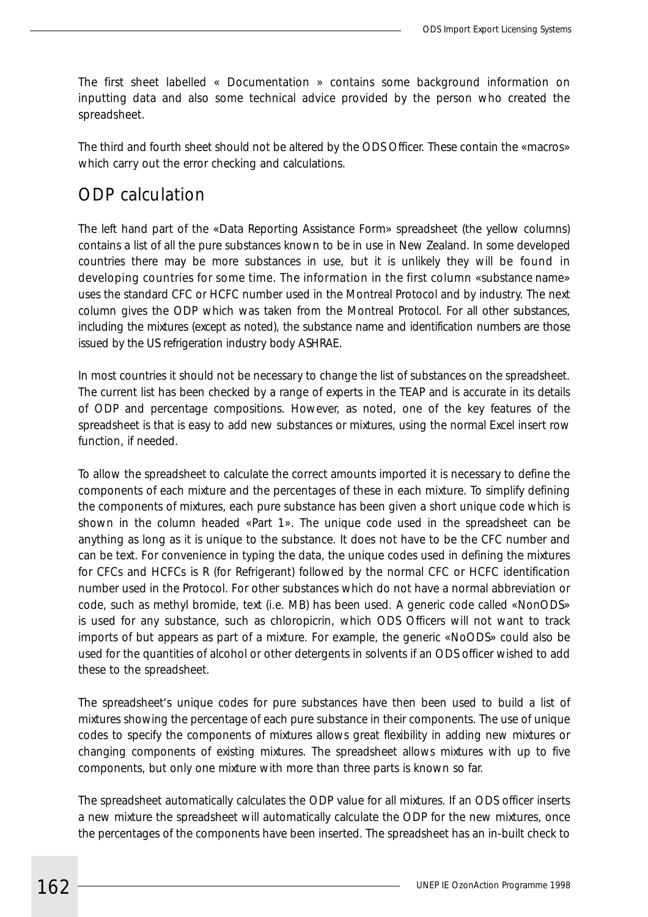The first sheet labelled « Documentation » contains some background information on inputting data and also some technical advice provided by the person who created the spreadsheet.

The third and fourth sheet should not be altered by the ODS Officer. These contain the «macros» which carry out the error checking and calculations.

## ODP calculation

The left hand part of the «Data Reporting Assistance Form» spreadsheet (the yellow columns) contains a list of all the pure substances known to be in use in New Zealand. In some developed countries there may be more substances in use, but it is unlikely they will be found in developing countries for some time. The information in the first column «substance name» uses the standard CFC or HCFC number used in the Montreal Protocol and by industry. The next column gives the ODP which was taken from the Montreal Protocol. For all other substances, including the mixtures (except as noted), the substance name and identification numbers are those issued by the US refrigeration industry body ASHRAE.

In most countries it should not be necessary to change the list of substances on the spreadsheet. The current list has been checked by a range of experts in the TEAP and is accurate in its details of ODP and percentage compositions. However, as noted, one of the key features of the spreadsheet is that is easy to add new substances or mixtures, using the normal Excel insert row function, if needed.

To allow the spreadsheet to calculate the correct amounts imported it is necessary to define the components of each mixture and the percentages of these in each mixture. To simplify defining the components of mixtures, each pure substance has been given a short unique code which is shown in the column headed «Part 1». The unique code used in the spreadsheet can be anything as long as it is unique to the substance. It does not have to be the CFC number and can be text. For convenience in typing the data, the unique codes used in defining the mixtures for CFCs and HCFCs is R (for Refrigerant) followed by the normal CFC or HCFC identification number used in the Protocol. For other substances which do not have a normal abbreviation or code, such as methyl bromide, text (i.e. MB) has been used. A generic code called «NonODS» is used for any substance, such as chloropicrin, which ODS Officers will not want to track imports of but appears as part of a mixture. For example, the generic «NoODS» could also be used for the quantities of alcohol or other detergents in solvents if an ODS officer wished to add these to the spreadsheet.

The spreadsheet's unique codes for pure substances have then been used to build a list of mixtures showing the percentage of each pure substance in their components. The use of unique codes to specify the components of mixtures allows great flexibility in adding new mixtures or changing components of existing mixtures. The spreadsheet allows mixtures with up to five components, but only one mixture with more than three parts is known so far.

The spreadsheet automatically calculates the ODP value for all mixtures. If an ODS officer inserts a new mixture the spreadsheet will automatically calculate the ODP for the new mixtures, once the percentages of the components have been inserted. The spreadsheet has an in-built check to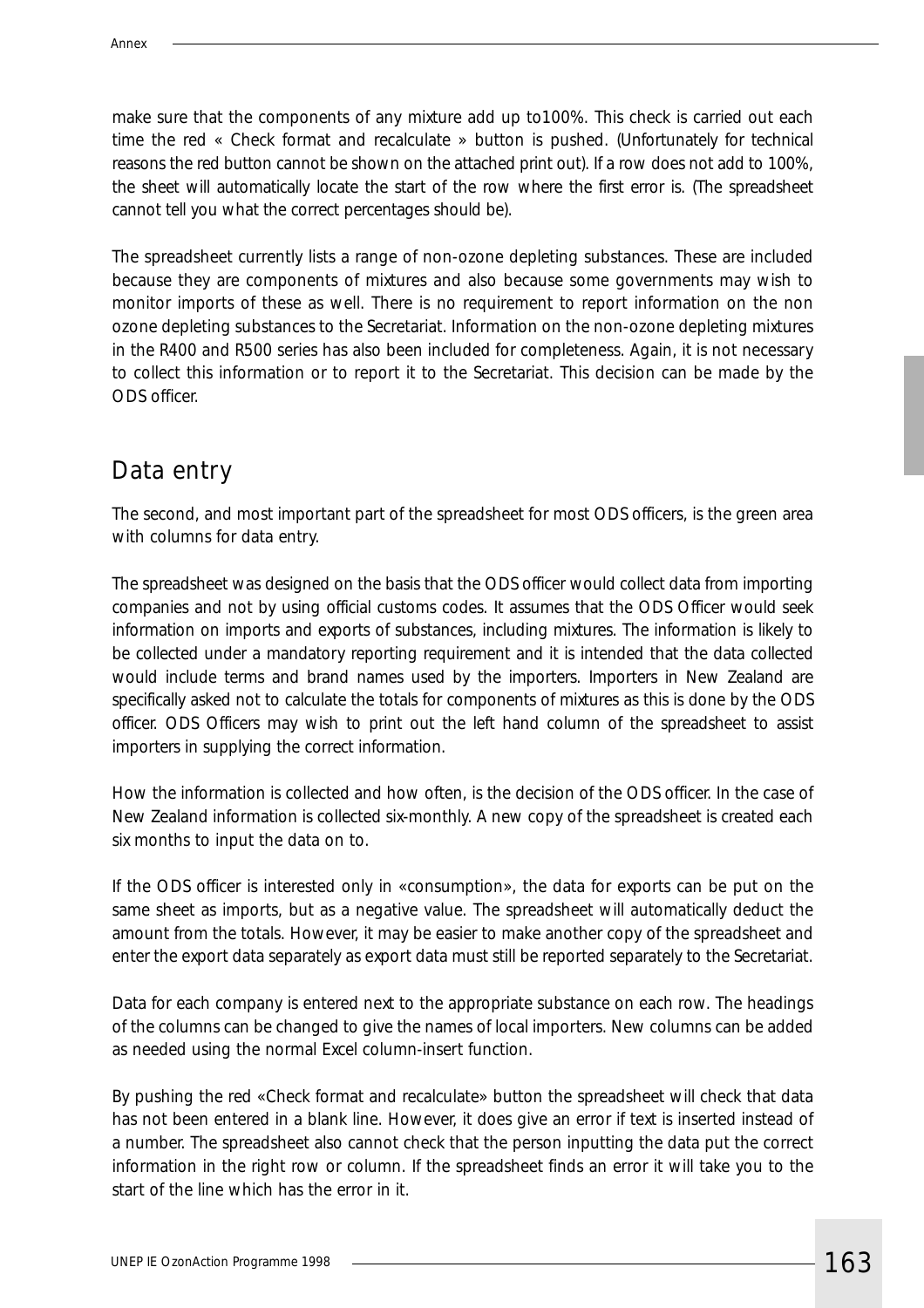make sure that the components of any mixture add up to100%. This check is carried out each time the red « Check format and recalculate » button is pushed. (Unfortunately for technical reasons the red button cannot be shown on the attached print out). If a row does not add to 100%, the sheet will automatically locate the start of the row where the first error is. (The spreadsheet cannot tell you what the correct percentages should be).

The spreadsheet currently lists a range of non-ozone depleting substances. These are included because they are components of mixtures and also because some governments may wish to monitor imports of these as well. There is no requirement to report information on the non ozone depleting substances to the Secretariat. Information on the non-ozone depleting mixtures in the R400 and R500 series has also been included for completeness. Again, it is not necessary to collect this information or to report it to the Secretariat. This decision can be made by the ODS officer.

## Data entry

The second, and most important part of the spreadsheet for most ODS officers, is the green area with columns for data entry.

The spreadsheet was designed on the basis that the ODS officer would collect data from importing companies and not by using official customs codes. It assumes that the ODS Officer would seek information on imports and exports of substances, including mixtures. The information is likely to be collected under a mandatory reporting requirement and it is intended that the data collected would include terms and brand names used by the importers. Importers in New Zealand are specifically asked not to calculate the totals for components of mixtures as this is done by the ODS officer. ODS Officers may wish to print out the left hand column of the spreadsheet to assist importers in supplying the correct information.

How the information is collected and how often, is the decision of the ODS officer. In the case of New Zealand information is collected six-monthly. A new copy of the spreadsheet is created each six months to input the data on to.

If the ODS officer is interested only in «consumption», the data for exports can be put on the same sheet as imports, but as a negative value. The spreadsheet will automatically deduct the amount from the totals. However, it may be easier to make another copy of the spreadsheet and enter the export data separately as export data must still be reported separately to the Secretariat.

Data for each company is entered next to the appropriate substance on each row. The headings of the columns can be changed to give the names of local importers. New columns can be added as needed using the normal Excel column-insert function.

By pushing the red «Check format and recalculate» button the spreadsheet will check that data has not been entered in a blank line. However, it does give an error if text is inserted instead of a number. The spreadsheet also cannot check that the person inputting the data put the correct information in the right row or column. If the spreadsheet finds an error it will take you to the start of the line which has the error in it.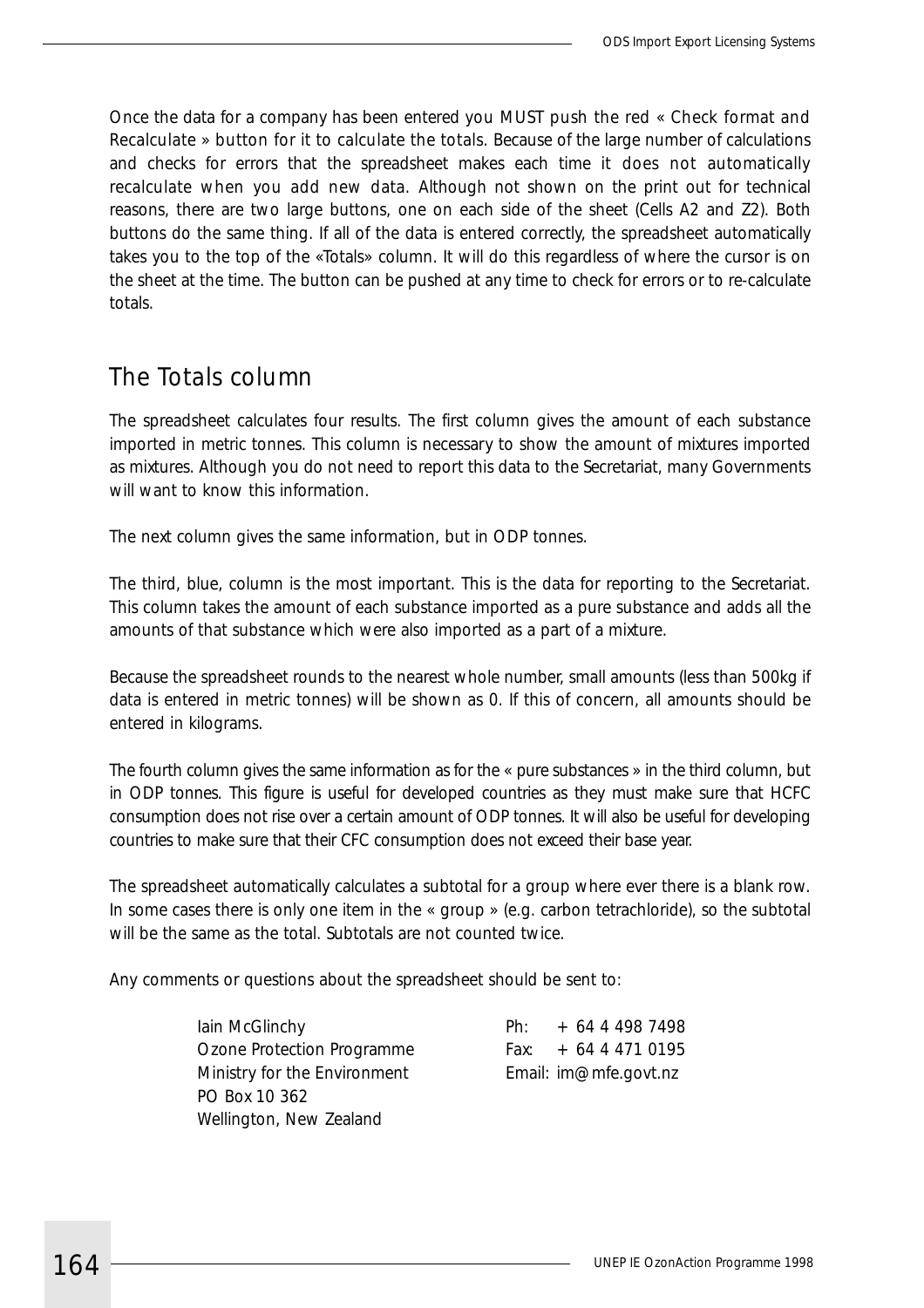Once the data for a company has been entered you MUST push the red « Check format and Recalculate » button for it to calculate the totals. Because of the large number of calculations and checks for errors that the spreadsheet makes each time it does not automatically recalculate when you add new data. Although not shown on the print out for technical reasons, there are two large buttons, one on each side of the sheet (Cells A2 and Z2). Both buttons do the same thing. If all of the data is entered correctly, the spreadsheet automatically takes you to the top of the «Totals» column. It will do this regardless of where the cursor is on the sheet at the time. The button can be pushed at any time to check for errors or to re-calculate totals.

## The Totals column

The spreadsheet calculates four results. The first column gives the amount of each substance imported in metric tonnes. This column is necessary to show the amount of mixtures imported as mixtures. Although you do not need to report this data to the Secretariat, many Governments will want to know this information.

The next column gives the same information, but in ODP tonnes.

The third, blue, column is the most important. This is the data for reporting to the Secretariat. This column takes the amount of each substance imported as a pure substance and adds all the amounts of that substance which were also imported as a part of a mixture.

Because the spreadsheet rounds to the nearest whole number, small amounts (less than 500kg if data is entered in metric tonnes) will be shown as 0. If this of concern, all amounts should be entered in kilograms.

The fourth column gives the same information as for the « pure substances » in the third column, but in ODP tonnes. This figure is useful for developed countries as they must make sure that HCFC consumption does not rise over a certain amount of ODP tonnes. It will also be useful for developing countries to make sure that their CFC consumption does not exceed their base year.

The spreadsheet automatically calculates a subtotal for a group where ever there is a blank row. In some cases there is only one item in the « group » (e.g. carbon tetrachloride), so the subtotal will be the same as the total. Subtotals are not counted twice.

Any comments or questions about the spreadsheet should be sent to:

Iain McGlinchy
Ozone Protection Programme
Ministry for the Environment
PO Box 10 362
Wellington, New Zealand

Ph: + 64 4 498 7498
Fax: + 64 4 471 0195
Email: im@mfe.govt.nz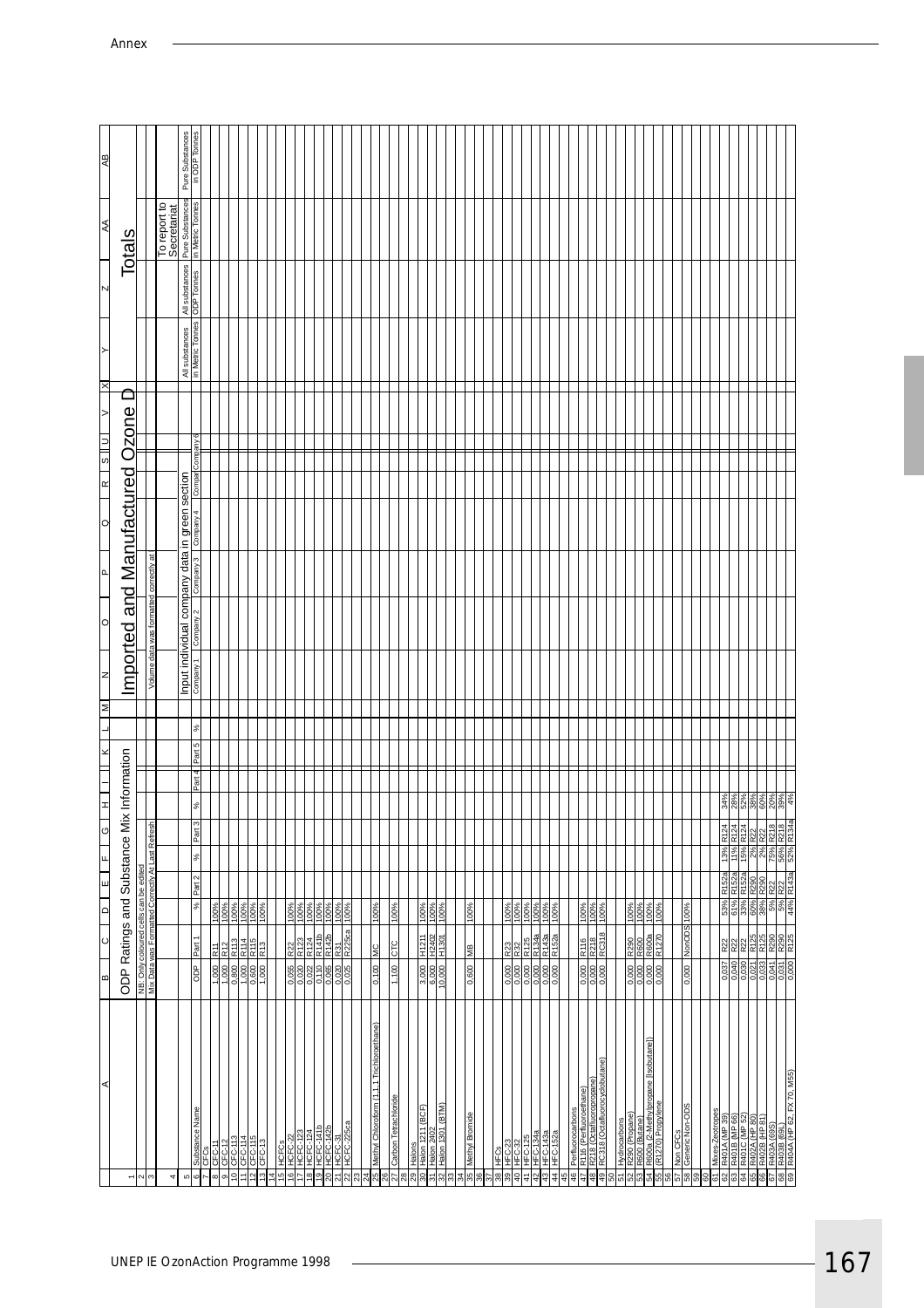| | A | B | C | D | E | F | G | H | I | J | K | L | M | N | O | P | Q | R | S | U | V | X | Y | Z | AA | AB |
|---|---|---|---|---|---|---|---|---|---|---|---|---|---|---|---|---|---|---|---|---|---|---|---|---|---|---|
| 1 | | ODP Ratings and Substance Mix Information | | | | | | | | | | | | Imported and Manufactured Ozone D | | | | | | | | | Totals | | | |
| 2 | | NB: Only coloured cells can be edited | | | | | | | | | | | | | | | | | | | | | | | | |
| 3 | | Mix Data was Formatted Correctly At Last Refresh | | | | | | | | | | | | Volume data was formatted correctly at | | | | | | | | | | | To report to Secretariat | |
| 4 | | | | | | | | | | | | | | | | | | | | | | | | | | |
| 5 | | | | | | | | | | | | | | Input individual company data in green section | | | | | | | | | All substances | All substances | Pure Substances | Pure Substances |
| 6 | Substance Name | ODP | Part 1 | % | Part 2 | % | Part 3 | % | Part 4 | Part 5 | % | | | Company 1 | Company 2 | Company 3 | Company 4 | Compa | Company 6 | | | | in Metric Tonnes | ODP Tonnes | in Metric Tonnes | in ODP Tonnes |
| 7 | CFCs | | | | | | | | | | | | | | | | | | | | | | | | | |
| 8 | CFC-11 | 1.000 | R11 | 100% | | | | | | | | | | | | | | | | | | | | | | |
| 9 | CFC-12 | 1.000 | R12 | 100% | | | | | | | | | | | | | | | | | | | | | | |
| 10 | CFC-113 | 0.800 | R113 | 100% | | | | | | | | | | | | | | | | | | | | | | |
| 11 | CFC-114 | 1.000 | R114 | 100% | | | | | | | | | | | | | | | | | | | | | | |
| 12 | CFC-115 | 0.600 | R115 | 100% | | | | | | | | | | | | | | | | | | | | | | |
| 13 | CFC-13 | 1.000 | R13 | 100% | | | | | | | | | | | | | | | | | | | | | | |
| 14 | | | | | | | | | | | | | | | | | | | | | | | | | | |
| 15 | HCFCs | | | | | | | | | | | | | | | | | | | | | | | | | |
| 16 | HCFC-22 | 0.055 | R22 | 100% | | | | | | | | | | | | | | | | | | | | | | |
| 17 | HCFC-123 | 0.020 | R123 | 100% | | | | | | | | | | | | | | | | | | | | | | |
| 18 | HCFC-124 | 0.022 | R124 | 100% | | | | | | | | | | | | | | | | | | | | | | |
| 19 | HCFC-141b | 0.110 | R141b | 100% | | | | | | | | | | | | | | | | | | | | | | |
| 20 | HCFC-142b | 0.065 | R142b | 100% | | | | | | | | | | | | | | | | | | | | | | |
| 21 | HCFC-31 | 0.020 | R31 | 100% | | | | | | | | | | | | | | | | | | | | | | |
| 22 | HCFC-225ca | 0.025 | R225ca | 100% | | | | | | | | | | | | | | | | | | | | | | |
| 23 | | | | | | | | | | | | | | | | | | | | | | | | | | |
| 24 | | | | | | | | | | | | | | | | | | | | | | | | | | |
| 25 | Methyl Chloroform (1,1,1 Trichloroethane) | 0.100 | MC | 100% | | | | | | | | | | | | | | | | | | | | | | |
| 26 | | | | | | | | | | | | | | | | | | | | | | | | | | |
| 27 | Carbon Tetrachloride | 1.100 | CTC | 100% | | | | | | | | | | | | | | | | | | | | | | |
| 28 | | | | | | | | | | | | | | | | | | | | | | | | | | |
| 29 | Halons | | | | | | | | | | | | | | | | | | | | | | | | | |
| 30 | Halon 1211 (BCF) | 3.000 | H1211 | 100% | | | | | | | | | | | | | | | | | | | | | | |
| 31 | Halon 2402 | 6.000 | H2402 | 100% | | | | | | | | | | | | | | | | | | | | | | |
| 32 | Halon 1301 (BTM) | 10.000 | H1301 | 100% | | | | | | | | | | | | | | | | | | | | | | |
| 33 | | | | | | | | | | | | | | | | | | | | | | | | | | |
| 34 | | | | | | | | | | | | | | | | | | | | | | | | | | |
| 35 | Methyl Bromide | 0.600 | MB | 100% | | | | | | | | | | | | | | | | | | | | | | |
| 36 | | | | | | | | | | | | | | | | | | | | | | | | | | |
| 37 | | | | | | | | | | | | | | | | | | | | | | | | | | |
| 38 | HFCs | | | | | | | | | | | | | | | | | | | | | | | | | |
| 39 | HFC-23 | 0.000 | R23 | 100% | | | | | | | | | | | | | | | | | | | | | | |
| 40 | HFC-32 | 0.000 | R32 | 100% | | | | | | | | | | | | | | | | | | | | | | |
| 41 | HFC-125 | 0.000 | R125 | 100% | | | | | | | | | | | | | | | | | | | | | | |
| 42 | HFC-134a | 0.000 | R134a | 100% | | | | | | | | | | | | | | | | | | | | | | |
| 43 | HFC-143a | 0.000 | R143a | 100% | | | | | | | | | | | | | | | | | | | | | | |
| 44 | HFC-152a | 0.000 | R152a | 100% | | | | | | | | | | | | | | | | | | | | | | |
| 45 | | | | | | | | | | | | | | | | | | | | | | | | | | |
| 46 | Perfluorocarbons | | | | | | | | | | | | | | | | | | | | | | | | | |
| 47 | R116 (Perfluoroethane) | 0.000 | R116 | 100% | | | | | | | | | | | | | | | | | | | | | | |
| 48 | R218 (Octafluoropropane) | 0.000 | R218 | 100% | | | | | | | | | | | | | | | | | | | | | | |
| 49 | RC318 (Octafluorocyclobutane) | 0.000 | RC318 | 100% | | | | | | | | | | | | | | | | | | | | | | |
| 50 | | | | | | | | | | | | | | | | | | | | | | | | | | |
| 51 | Hydrocarbons | | | | | | | | | | | | | | | | | | | | | | | | | |
| 52 | R290 (Propane) | 0.000 | R290 | 100% | | | | | | | | | | | | | | | | | | | | | | |
| 53 | R600 (Butane) | 0.000 | R600 | 100% | | | | | | | | | | | | | | | | | | | | | | |
| 54 | R600a (2-Methylpropane (Isobutane)) | 0.000 | R600a | 100% | | | | | | | | | | | | | | | | | | | | | | |
| 55 | (R1270) Propylene | 0.000 | R1270 | 100% | | | | | | | | | | | | | | | | | | | | | | |
| 56 | | | | | | | | | | | | | | | | | | | | | | | | | | |
| 57 | Non CFCs | | | | | | | | | | | | | | | | | | | | | | | | | |
| 58 | Generic Non-ODS | 0.000 | NonODS | 100% | | | | | | | | | | | | | | | | | | | | | | |
| 59 | | | | | | | | | | | | | | | | | | | | | | | | | | |
| 60 | | | | | | | | | | | | | | | | | | | | | | | | | | |
| 61 | Mixes-Zeotropes | | | | | | | | | | | | | | | | | | | | | | | | | |
| 62 | R401A (MP 39) | 0.037 | R22 | 53% | R152a | 13% | R124 | 34% | | | | | | | | | | | | | | | | | | |
| 63 | R401B (MP 66) | 0.040 | R22 | 61% | R152a | 11% | R124 | 28% | | | | | | | | | | | | | | | | | | |
| 64 | R401C (MP 52) | 0.030 | R22 | 33% | R152a | 15% | R124 | 52% | | | | | | | | | | | | | | | | | | |
| 65 | R402A (HP 80) | 0.021 | R125 | 60% | R290 | 2% | R22 | 38% | | | | | | | | | | | | | | | | | | |
| 66 | R402B (HP 81) | 0.033 | R125 | 38% | R290 | 2% | R22 | 60% | | | | | | | | | | | | | | | | | | |
| 67 | R403A (69S) | 0.041 | R290 | 5% | R22 | 75% | R218 | 20% | | | | | | | | | | | | | | | | | | |
| 68 | R403B (69L) | 0.031 | R290 | 5% | R22 | 56% | R218 | 39% | | | | | | | | | | | | | | | | | | |
| 69 | R404A (HP 62, FX 70, M55) | 0.000 | R125 | 44% | R143a | 52% | R134a | 4% | | | | | | | | | | | | | | | | | | |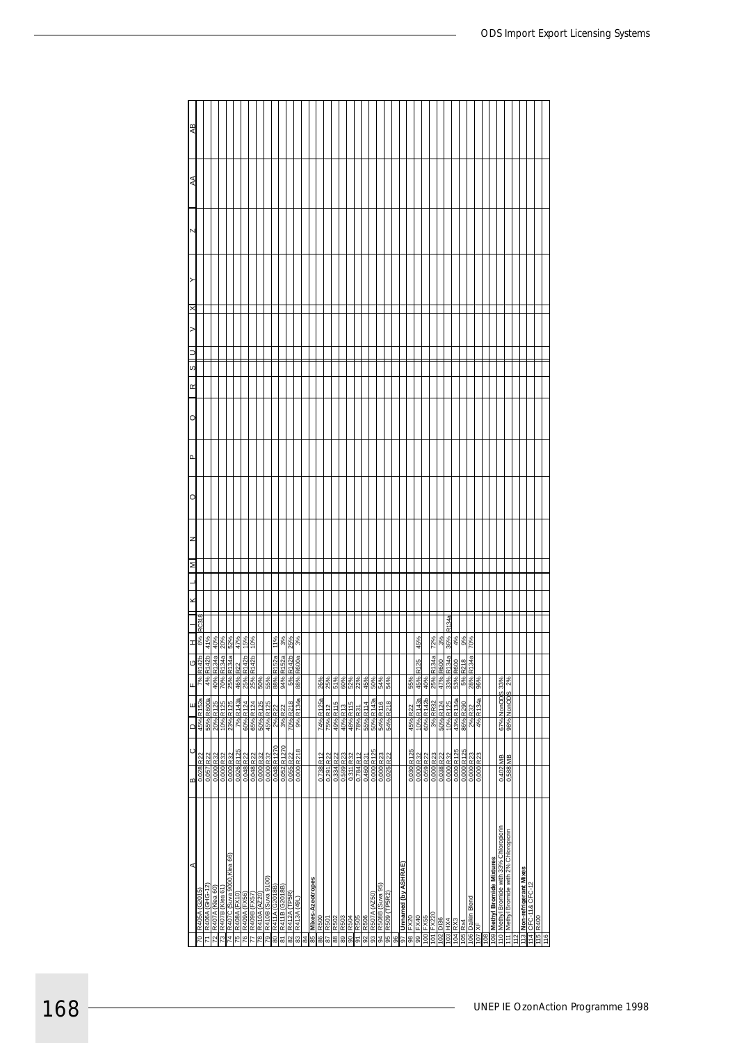| | A | B | C | D | E | F | G | H | I | K | L | M | N | O | P | Q | R | S | U | V | X | Y | Z | AA | AB |
|---|---|---|---|---|---|---|---|---|---|---|---|---|---|---|---|---|---|---|---|---|---|---|---|---|---|
| 70 | R405A (G2015) | 0.028 | R22 | 45% | R152a | 7% | R142b | 6% | RC318 | | | | | | | | | | | | | | | | |
| 71 | R406A (GHG-12) | 0.057 | R22 | 55% | R600a | 4% | R142b | 41% | | | | | | | | | | | | | | | | | |
| 72 | R407A (Klea 60) | 0.000 | R32 | 20% | R125 | 40% | R134a | 40% | | | | | | | | | | | | | | | | | |
| 73 | R407B (Klea 61) | 0.000 | R32 | 10% | R125 | 70% | R134a | 20% | | | | | | | | | | | | | | | | | |
| 74 | R407C (Suva 9000 Klea 66) | 0.000 | R32 | 23% | R125 | 25% | R134a | 52% | | | | | | | | | | | | | | | | | |
| 75 | R408A (FX10) | 0.026 | R125 | 7% | R143a | 46% | R22 | 47% | | | | | | | | | | | | | | | | | |
| 76 | R409A (FX56) | 0.048 | R22 | 60% | R124 | 25% | R142b | 15% | | | | | | | | | | | | | | | | | |
| 77 | R409B (FX57) | 0.048 | R22 | 65% | R124 | 25% | R142b | 10% | | | | | | | | | | | | | | | | | |
| 78 | R410A (AZ20) | 0.000 | R32 | 50% | R125 | 50% | | | | | | | | | | | | | | | | | | | |
| 79 | R410B (Suva 9100) | 0.000 | R32 | 45% | R125 | 55% | | | | | | | | | | | | | | | | | | | |
| 80 | R411A (G2018B) | 0.048 | R1270 | 2% | R22 | 88% | R152a | 11% | | | | | | | | | | | | | | | | | |
| 81 | R411B (G2018B) | 0.052 | R1270 | 3% | R22 | 94% | R152a | 3% | | | | | | | | | | | | | | | | | |
| 82 | R412A (TP5R) | 0.055 | R22 | 70% | R218 | 5% | R142b | 25% | | | | | | | | | | | | | | | | | |
| 83 | R413A (49L) | 0.000 | R218 | 9% | R134a | 88% | R600a | 3% | | | | | | | | | | | | | | | | | |
| 84 | | | | | | | | | | | | | | | | | | | | | | | | | |
| 85 | **Mixes-Azeotropes** | | | | | | | | | | | | | | | | | | | | | | | | |
| 86 | R500 | 0.738 | R12 | 74% | R125a | 26% | | | | | | | | | | | | | | | | | | | |
| 87 | R501 | 0.291 | R22 | 75% | R12 | 25% | | | | | | | | | | | | | | | | | | | |
| 88 | R502 | 0.334 | R22 | 49% | R115 | 51% | | | | | | | | | | | | | | | | | | | |
| 89 | R503 | 0.599 | R23 | 40% | R13 | 60% | | | | | | | | | | | | | | | | | | | |
| 90 | R504 | 0.311 | R32 | 48% | R115 | 52% | | | | | | | | | | | | | | | | | | | |
| 91 | R505 | 0.784 | R12 | 78% | R31 | 22% | | | | | | | | | | | | | | | | | | | |
| 92 | R506 | 0.460 | R31 | 55% | R114 | 45% | | | | | | | | | | | | | | | | | | | |
| 93 | R507A (AZ50) | 0.000 | R125 | 50% | R143a | 50% | | | | | | | | | | | | | | | | | | | |
| 94 | R508B (Suva 95) | 0.000 | R23 | 54% | R116 | 54% | | | | | | | | | | | | | | | | | | | |
| 95 | R509 (TP5R2) | 0.025 | R22 | 54% | R218 | 54% | | | | | | | | | | | | | | | | | | | |
| 96 | | | | | | | | | | | | | | | | | | | | | | | | | |
| 97 | **Unnamed (by ASHRAE)** | | | | | | | | | | | | | | | | | | | | | | | | |
| 98 | FX20 | 0.030 | R125 | 45% | R22 | 55% | | | | | | | | | | | | | | | | | | | |
| 99 | FX40 | 0.000 | R32 | 10% | R143a | 45% | R125 | 45% | | | | | | | | | | | | | | | | | |
| 100 | FX55 | 0.059 | R22 | 60% | R142b | 40% | | | | | | | | | | | | | | | | | | | |
| 101 | FX220 | 0.000 | R23 | 3% | RR32 | 25% | R134a | 72% | | | | | | | | | | | | | | | | | |
| 102 | D36 | 0.038 | R22 | 50% | R124 | 47% | R600 | 3% | | | | | | | | | | | | | | | | | |
| 103 | HX4 | 0.000 | R32 | 10% | R125 | 33% | R143a | 36% | R134a | | | | | | | | | | | | | | | | |
| 104 | RX3 | 0.000 | R125 | 43% | R134a | 53% | R600 | 4% | | | | | | | | | | | | | | | | | |
| 105 | Rx4 | 0.000 | R125 | 86% | R290 | 5% | R218 | 9% | | | | | | | | | | | | | | | | | |
| 106 | Daikin Blend | 0.000 | R23 | 2% | R32 | 28% | R134a | 70% | | | | | | | | | | | | | | | | | |
| 107 | XF | 0.000 | R23 | 4% | R134a | 96% | | | | | | | | | | | | | | | | | | | |
| 108 | | | | | | | | | | | | | | | | | | | | | | | | | |
| 109 | **Methyl Bromide Mixtures** | | | | | | | | | | | | | | | | | | | | | | | | |
| 110 | Methyl Bromide with 33% Chloropicrin | 0.402 | MB | 67% | NonODS | 33% | | | | | | | | | | | | | | | | | | | |
| 111 | Methyl Bromide with 2% Chloropicrin | 0.588 | MB | 98% | NonODS | 2% | | | | | | | | | | | | | | | | | | | |
| 112 | | | | | | | | | | | | | | | | | | | | | | | | | |
| 113 | **Non-refrigerant Mixes** | | | | | | | | | | | | | | | | | | | | | | | | |
| 114 | CFC-11& CFC-12 | | | | | | | | | | | | | | | | | | | | | | | | |
| 115 | R400 | | | | | | | | | | | | | | | | | | | | | | | | |
| 116 | | | | | | | | | | | | | | | | | | | | | | | | | |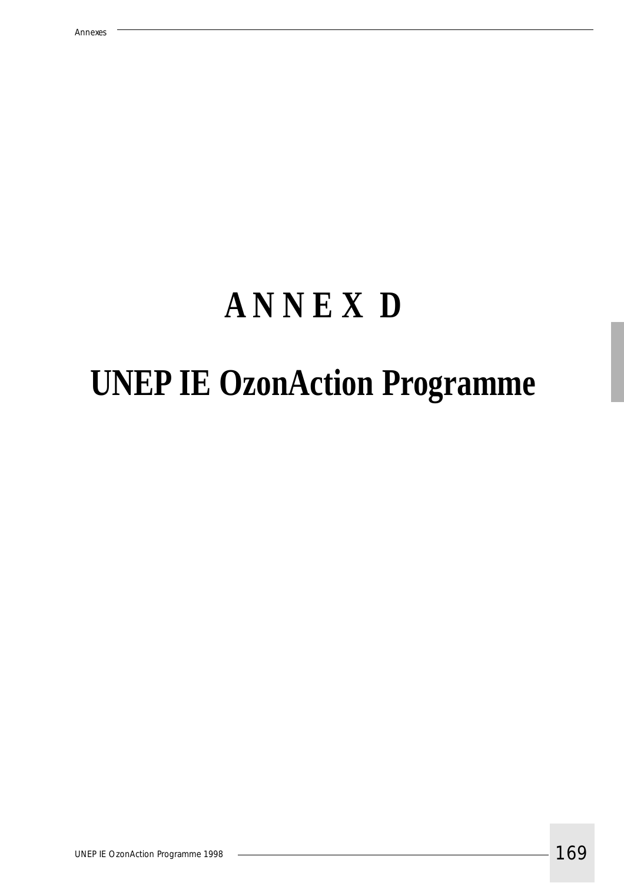# ANNEX D

# UNEP IE OzonAction Programme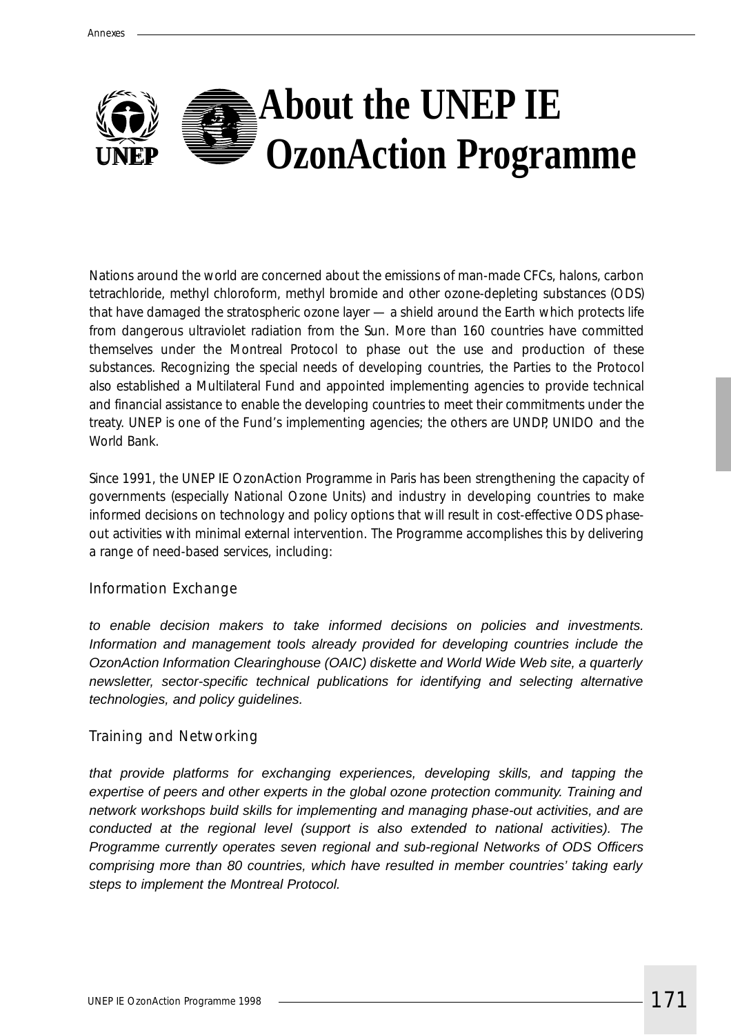# About the UNEP IE OzonAction Programme

Nations around the world are concerned about the emissions of man-made CFCs, halons, carbon tetrachloride, methyl chloroform, methyl bromide and other ozone-depleting substances (ODS) that have damaged the stratospheric ozone layer — a shield around the Earth which protects life from dangerous ultraviolet radiation from the Sun. More than 160 countries have committed themselves under the Montreal Protocol to phase out the use and production of these substances. Recognizing the special needs of developing countries, the Parties to the Protocol also established a Multilateral Fund and appointed implementing agencies to provide technical and financial assistance to enable the developing countries to meet their commitments under the treaty. UNEP is one of the Fund's implementing agencies; the others are UNDP, UNIDO and the World Bank.

Since 1991, the UNEP IE OzonAction Programme in Paris has been strengthening the capacity of governments (especially National Ozone Units) and industry in developing countries to make informed decisions on technology and policy options that will result in cost-effective ODS phase-out activities with minimal external intervention. The Programme accomplishes this by delivering a range of need-based services, including:

## Information Exchange

*to enable decision makers to take informed decisions on policies and investments. Information and management tools already provided for developing countries include the OzonAction Information Clearinghouse (OAIC) diskette and World Wide Web site, a quarterly newsletter, sector-specific technical publications for identifying and selecting alternative technologies, and policy guidelines.*

## Training and Networking

*that provide platforms for exchanging experiences, developing skills, and tapping the expertise of peers and other experts in the global ozone protection community. Training and network workshops build skills for implementing and managing phase-out activities, and are conducted at the regional level (support is also extended to national activities). The Programme currently operates seven regional and sub-regional Networks of ODS Officers comprising more than 80 countries, which have resulted in member countries' taking early steps to implement the Montreal Protocol.*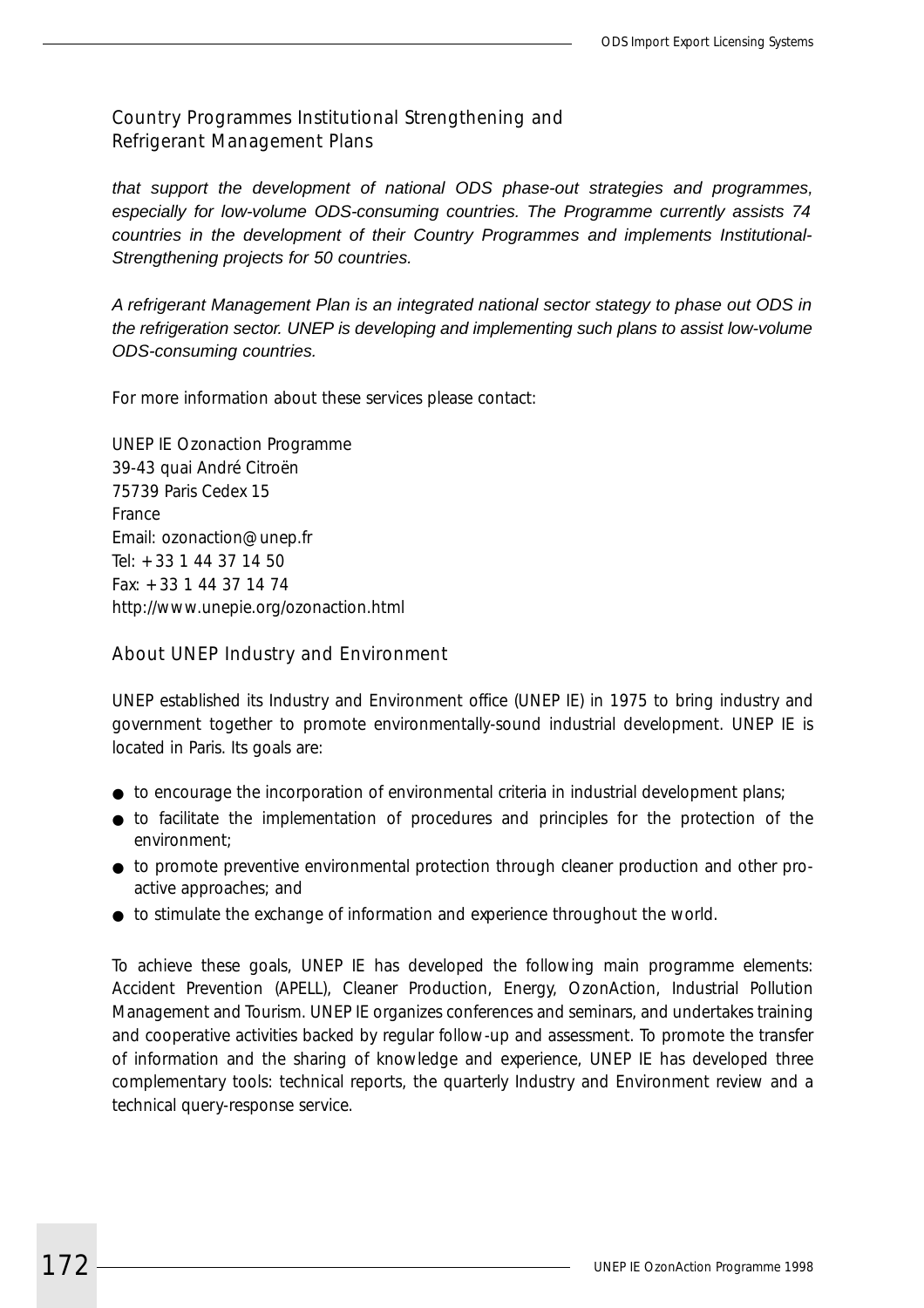### Country Programmes Institutional Strengthening and Refrigerant Management Plans

*that support the development of national ODS phase-out strategies and programmes, especially for low-volume ODS-consuming countries. The Programme currently assists 74 countries in the development of their Country Programmes and implements Institutional-Strengthening projects for 50 countries.*

*A refrigerant Management Plan is an integrated national sector stategy to phase out ODS in the refrigeration sector. UNEP is developing and implementing such plans to assist low-volume ODS-consuming countries.*

For more information about these services please contact:

UNEP IE Ozonaction Programme
39-43 quai André Citroën
75739 Paris Cedex 15
France
Email: ozonaction@unep.fr
Tel: +33 1 44 37 14 50
Fax: +33 1 44 37 14 74
http://www.unepie.org/ozonaction.html

### About UNEP Industry and Environment

UNEP established its Industry and Environment office (UNEP IE) in 1975 to bring industry and government together to promote environmentally-sound industrial development. UNEP IE is located in Paris. Its goals are:

- to encourage the incorporation of environmental criteria in industrial development plans;
- to facilitate the implementation of procedures and principles for the protection of the environment;
- to promote preventive environmental protection through cleaner production and other pro-active approaches; and
- to stimulate the exchange of information and experience throughout the world.

To achieve these goals, UNEP IE has developed the following main programme elements: Accident Prevention (APELL), Cleaner Production, Energy, OzonAction, Industrial Pollution Management and Tourism. UNEP IE organizes conferences and seminars, and undertakes training and cooperative activities backed by regular follow-up and assessment. To promote the transfer of information and the sharing of knowledge and experience, UNEP IE has developed three complementary tools: technical reports, the quarterly Industry and Environment review and a technical query-response service.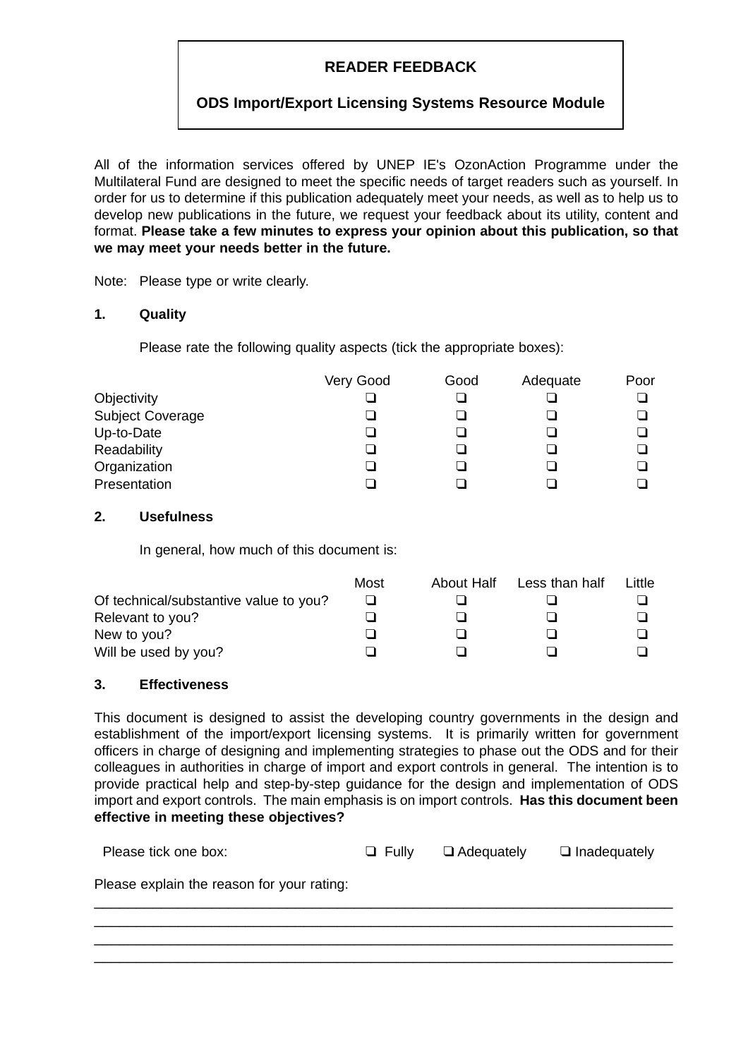**READER FEEDBACK**

**ODS Import/Export Licensing Systems Resource Module**

All of the information services offered by UNEP IE's OzonAction Programme under the Multilateral Fund are designed to meet the specific needs of target readers such as yourself. In order for us to determine if this publication adequately meet your needs, as well as to help us to develop new publications in the future, we request your feedback about its utility, content and format. **Please take a few minutes to express your opinion about this publication, so that we may meet your needs better in the future.**

Note: Please type or write clearly.

**1. Quality**

Please rate the following quality aspects (tick the appropriate boxes):

| | Very Good | Good | Adequate | Poor |
|---|---|---|---|---|
| Objectivity | ❑ | ❑ | ❑ | ❑ |
| Subject Coverage | ❑ | ❑ | ❑ | ❑ |
| Up-to-Date | ❑ | ❑ | ❑ | ❑ |
| Readability | ❑ | ❑ | ❑ | ❑ |
| Organization | ❑ | ❑ | ❑ | ❑ |
| Presentation | ❑ | ❑ | ❑ | ❑ |

**2. Usefulness**

In general, how much of this document is:

| | Most | About Half | Less than half | Little |
|---|---|---|---|---|
| Of technical/substantive value to you? | ❑ | ❑ | ❑ | ❑ |
| Relevant to you? | ❑ | ❑ | ❑ | ❑ |
| New to you? | ❑ | ❑ | ❑ | ❑ |
| Will be used by you? | ❑ | ❑ | ❑ | ❑ |

**3. Effectiveness**

This document is designed to assist the developing country governments in the design and establishment of the import/export licensing systems. It is primarily written for government officers in charge of designing and implementing strategies to phase out the ODS and for their colleagues in authorities in charge of import and export controls in general. The intention is to provide practical help and step-by-step guidance for the design and implementation of ODS import and export controls. The main emphasis is on import controls. **Has this document been effective in meeting these objectives?**

Please tick one box: ❑ Fully ❑ Adequately ❑ Inadequately

Please explain the reason for your rating:

\_\_\_\_\_\_\_\_\_\_\_\_\_\_\_\_\_\_\_\_\_\_\_\_\_\_\_\_\_\_\_\_\_\_\_\_\_\_\_\_\_\_\_\_\_\_\_\_\_\_\_\_\_\_\_\_\_\_\_\_\_\_\_\_\_\_\_\_\_\_\_\_

\_\_\_\_\_\_\_\_\_\_\_\_\_\_\_\_\_\_\_\_\_\_\_\_\_\_\_\_\_\_\_\_\_\_\_\_\_\_\_\_\_\_\_\_\_\_\_\_\_\_\_\_\_\_\_\_\_\_\_\_\_\_\_\_\_\_\_\_\_\_\_\_

\_\_\_\_\_\_\_\_\_\_\_\_\_\_\_\_\_\_\_\_\_\_\_\_\_\_\_\_\_\_\_\_\_\_\_\_\_\_\_\_\_\_\_\_\_\_\_\_\_\_\_\_\_\_\_\_\_\_\_\_\_\_\_\_\_\_\_\_\_\_\_\_

\_\_\_\_\_\_\_\_\_\_\_\_\_\_\_\_\_\_\_\_\_\_\_\_\_\_\_\_\_\_\_\_\_\_\_\_\_\_\_\_\_\_\_\_\_\_\_\_\_\_\_\_\_\_\_\_\_\_\_\_\_\_\_\_\_\_\_\_\_\_\_\_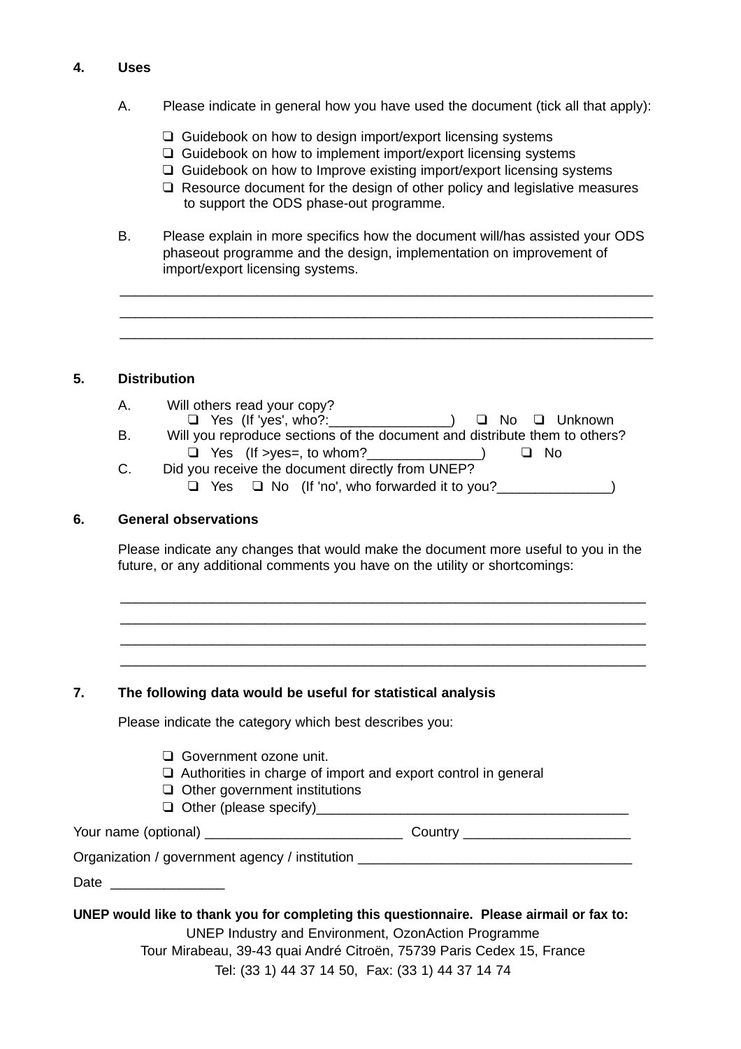**4. Uses**

A. Please indicate in general how you have used the document (tick all that apply):

- ❑ Guidebook on how to design import/export licensing systems
- ❑ Guidebook on how to implement import/export licensing systems
- ❑ Guidebook on how to Improve existing import/export licensing systems
- ❑ Resource document for the design of other policy and legislative measures to support the ODS phase-out programme.

B. Please explain in more specifics how the document will/has assisted your ODS phaseout programme and the design, implementation on improvement of import/export licensing systems.

_______________________________________________________________________

_______________________________________________________________________

_______________________________________________________________________

**5. Distribution**

A. Will others read your copy?
❑ Yes (If 'yes', who?:________________) ❑ No ❑ Unknown

B. Will you reproduce sections of the document and distribute them to others?
❑ Yes (If >yes=, to whom?_______________) ❑ No

C. Did you receive the document directly from UNEP?
❑ Yes ❑ No (If 'no', who forwarded it to you?_______________)

**6. General observations**

Please indicate any changes that would make the document more useful to you in the future, or any additional comments you have on the utility or shortcomings:

_______________________________________________________________________

_______________________________________________________________________

_______________________________________________________________________

_______________________________________________________________________

**7. The following data would be useful for statistical analysis**

Please indicate the category which best describes you:

- ❑ Government ozone unit.
- ❑ Authorities in charge of import and export control in general
- ❑ Other government institutions
- ❑ Other (please specify)_________________________________________

Your name (optional) __________________________ Country ______________________

Organization / government agency / institution ____________________________________

Date _______________

**UNEP would like to thank you for completing this questionnaire. Please airmail or fax to:**

UNEP Industry and Environment, OzonAction Programme
Tour Mirabeau, 39-43 quai André Citroën, 75739 Paris Cedex 15, France
Tel: (33 1) 44 37 14 50, Fax: (33 1) 44 37 14 74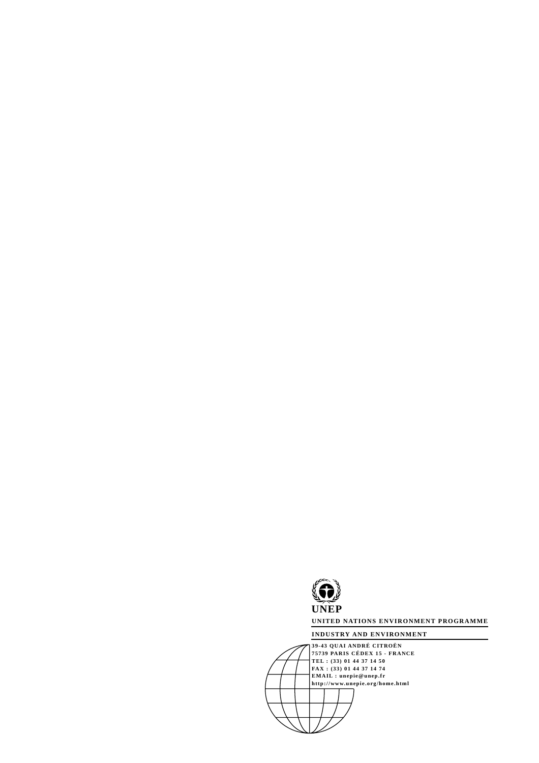**UNEP**

**UNITED NATIONS ENVIRONMENT PROGRAMME**

**INDUSTRY AND ENVIRONMENT**

**39-43 QUAI ANDRÉ CITROËN**
**75739 PARIS CÉDEX 15 - FRANCE**
**TEL : (33) 01 44 37 14 50**
**FAX : (33) 01 44 37 14 74**
**EMAIL : unepie@unep.fr**
**http://www.unepie.org/home.html**